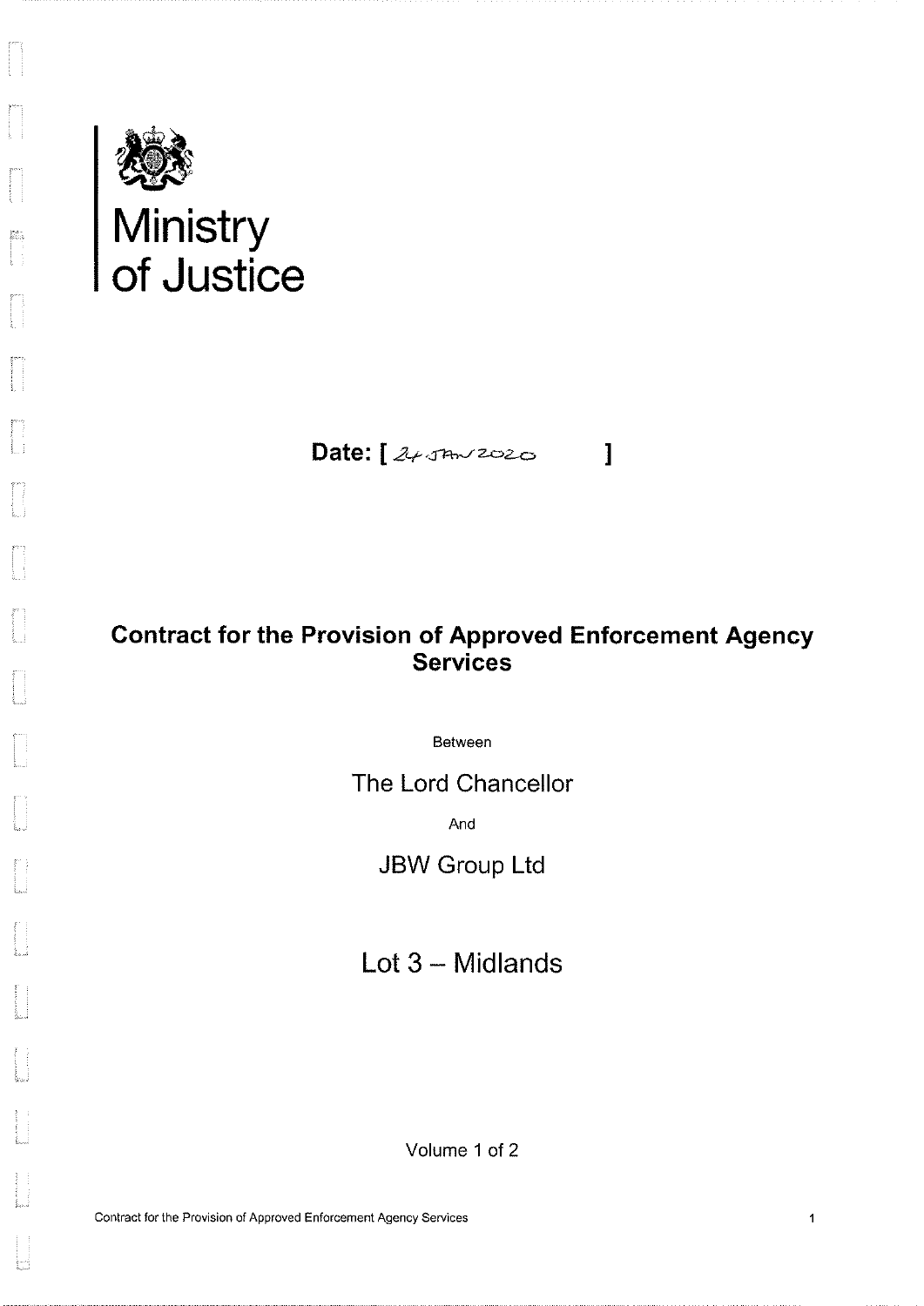Ministry of Justice

**Date: [ 24 JAN 2020 ]**

## Contract for the Provision of Approved Enforcement Agency Services

Between

The Lord Chancellor

And

JBW Group Ltd

Lot 3 – Midlands

Volume 1 of 2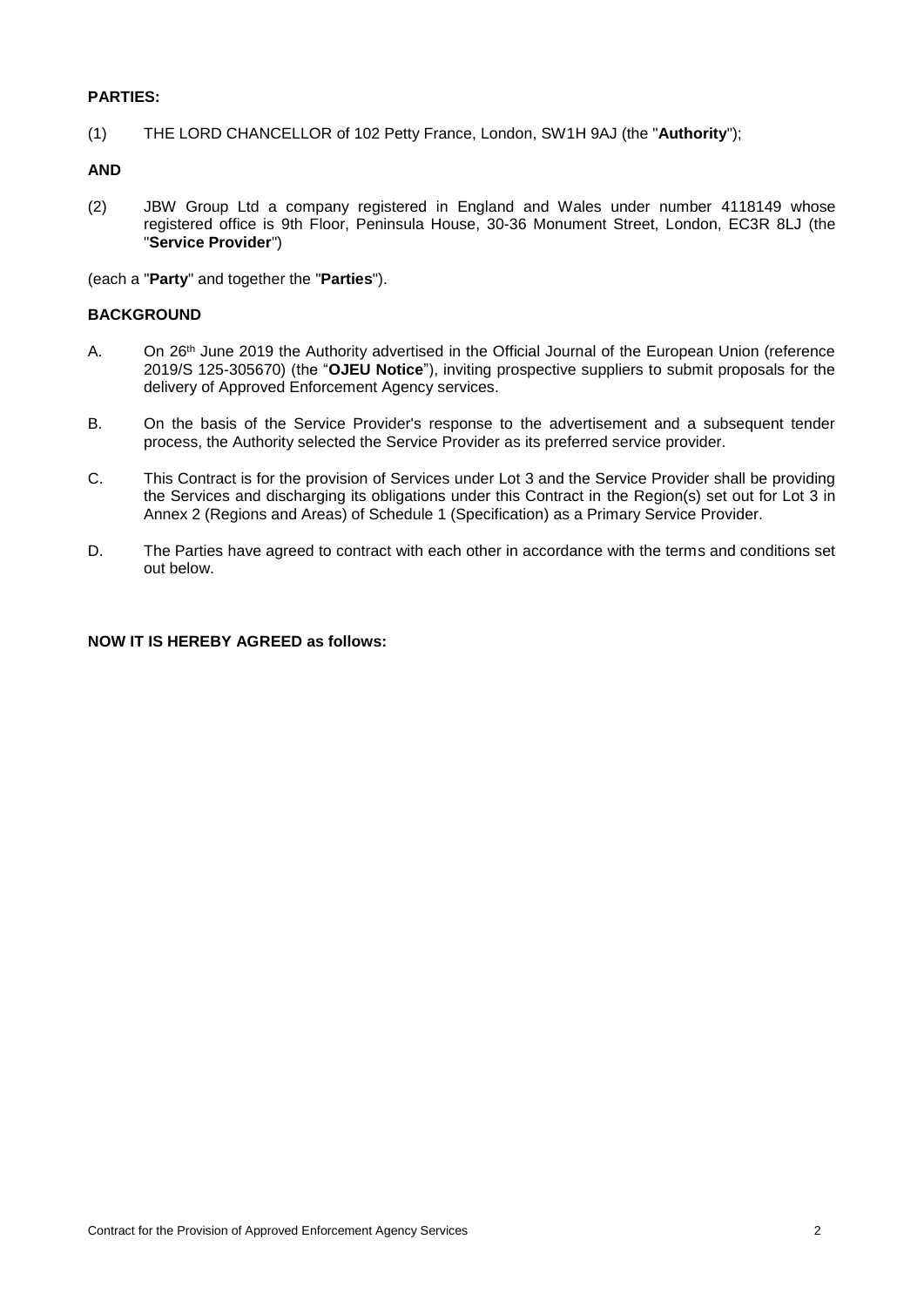**PARTIES:**

(1) THE LORD CHANCELLOR of 102 Petty France, London, SW1H 9AJ (the "**Authority**");

**AND**

(2) JBW Group Ltd a company registered in England and Wales under number 4118149 whose registered office is 9th Floor, Peninsula House, 30-36 Monument Street, London, EC3R 8LJ (the "**Service Provider**")

(each a "**Party**" and together the "**Parties**").

**BACKGROUND**

A. On 26th June 2019 the Authority advertised in the Official Journal of the European Union (reference 2019/S 125-305670) (the "**OJEU Notice**"), inviting prospective suppliers to submit proposals for the delivery of Approved Enforcement Agency services.

B. On the basis of the Service Provider's response to the advertisement and a subsequent tender process, the Authority selected the Service Provider as its preferred service provider.

C. This Contract is for the provision of Services under Lot 3 and the Service Provider shall be providing the Services and discharging its obligations under this Contract in the Region(s) set out for Lot 3 in Annex 2 (Regions and Areas) of Schedule 1 (Specification) as a Primary Service Provider.

D. The Parties have agreed to contract with each other in accordance with the terms and conditions set out below.

**NOW IT IS HEREBY AGREED as follows:**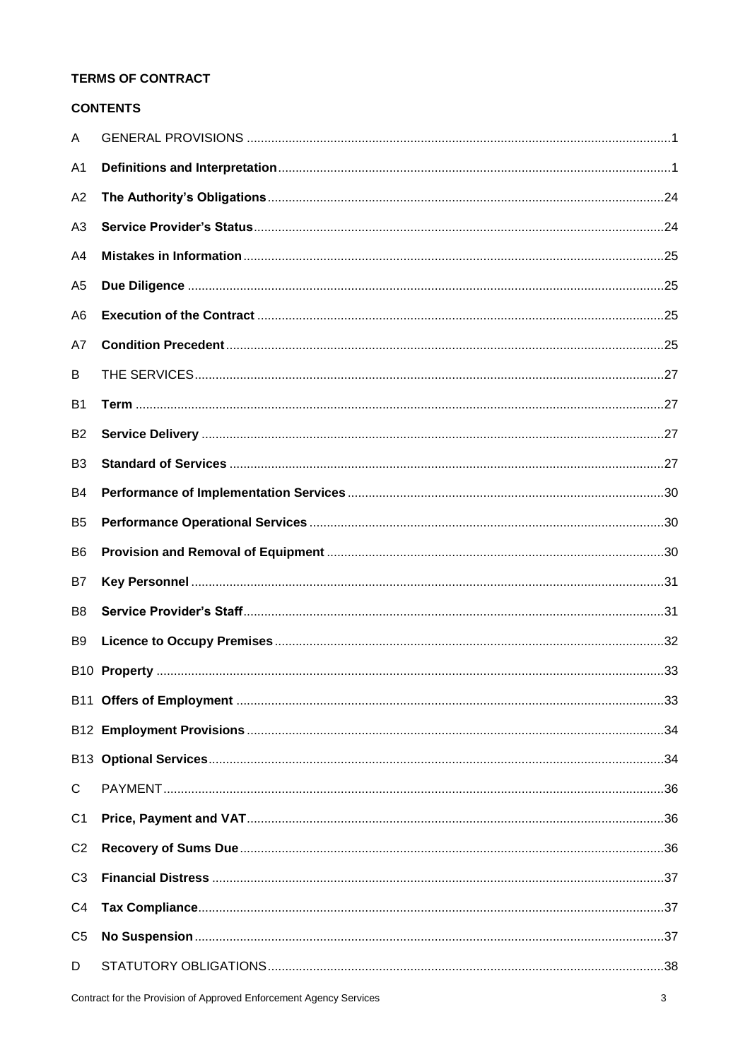**TERMS OF CONTRACT**

**CONTENTS**

| | | |
|---|---|---|
| A | GENERAL PROVISIONS | 1 |
| A1 | **Definitions and Interpretation** | 1 |
| A2 | **The Authority's Obligations** | 24 |
| A3 | **Service Provider's Status** | 24 |
| A4 | **Mistakes in Information** | 25 |
| A5 | **Due Diligence** | 25 |
| A6 | **Execution of the Contract** | 25 |
| A7 | **Condition Precedent** | 25 |
| B | THE SERVICES | 27 |
| B1 | **Term** | 27 |
| B2 | **Service Delivery** | 27 |
| B3 | **Standard of Services** | 27 |
| B4 | **Performance of Implementation Services** | 30 |
| B5 | **Performance Operational Services** | 30 |
| B6 | **Provision and Removal of Equipment** | 30 |
| B7 | **Key Personnel** | 31 |
| B8 | **Service Provider's Staff** | 31 |
| B9 | **Licence to Occupy Premises** | 32 |
| B10 | **Property** | 33 |
| B11 | **Offers of Employment** | 33 |
| B12 | **Employment Provisions** | 34 |
| B13 | **Optional Services** | 34 |
| C | PAYMENT | 36 |
| C1 | **Price, Payment and VAT** | 36 |
| C2 | **Recovery of Sums Due** | 36 |
| C3 | **Financial Distress** | 37 |
| C4 | **Tax Compliance** | 37 |
| C5 | **No Suspension** | 37 |
| D | STATUTORY OBLIGATIONS | 38 |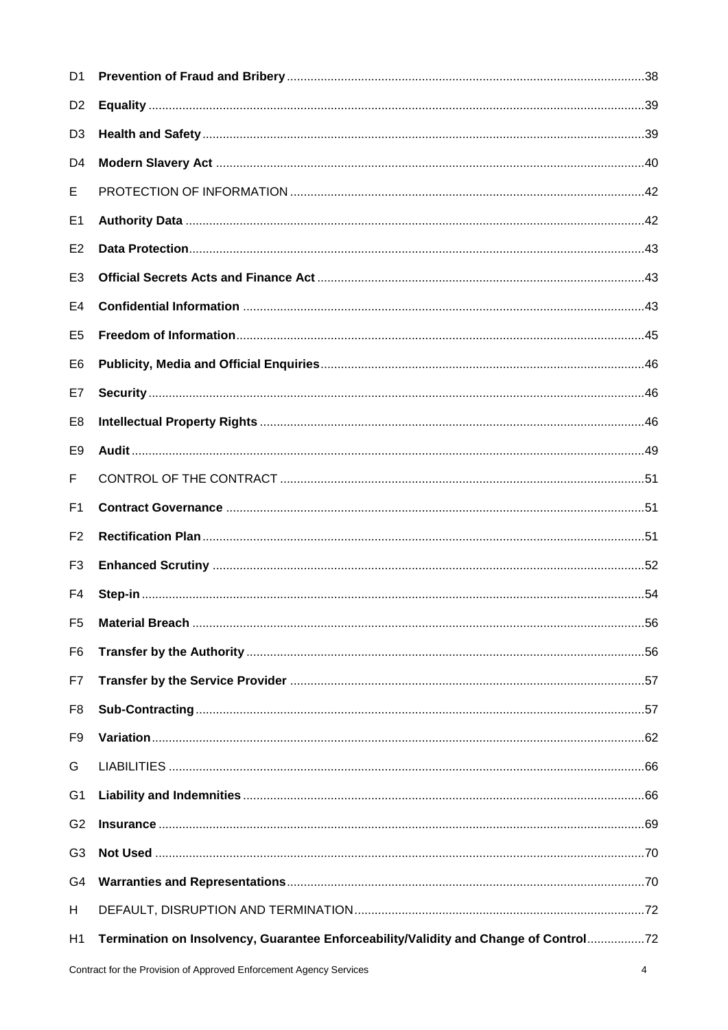| | | |
|---|---|---|
| D1 | **Prevention of Fraud and Bribery** | 38 |
| D2 | **Equality** | 39 |
| D3 | **Health and Safety** | 39 |
| D4 | **Modern Slavery Act** | 40 |
| E | PROTECTION OF INFORMATION | 42 |
| E1 | **Authority Data** | 42 |
| E2 | **Data Protection** | 43 |
| E3 | **Official Secrets Acts and Finance Act** | 43 |
| E4 | **Confidential Information** | 43 |
| E5 | **Freedom of Information** | 45 |
| E6 | **Publicity, Media and Official Enquiries** | 46 |
| E7 | **Security** | 46 |
| E8 | **Intellectual Property Rights** | 46 |
| E9 | **Audit** | 49 |
| F | CONTROL OF THE CONTRACT | 51 |
| F1 | **Contract Governance** | 51 |
| F2 | **Rectification Plan** | 51 |
| F3 | **Enhanced Scrutiny** | 52 |
| F4 | **Step-in** | 54 |
| F5 | **Material Breach** | 56 |
| F6 | **Transfer by the Authority** | 56 |
| F7 | **Transfer by the Service Provider** | 57 |
| F8 | **Sub-Contracting** | 57 |
| F9 | **Variation** | 62 |
| G | LIABILITIES | 66 |
| G1 | **Liability and Indemnities** | 66 |
| G2 | **Insurance** | 69 |
| G3 | **Not Used** | 70 |
| G4 | **Warranties and Representations** | 70 |
| H | DEFAULT, DISRUPTION AND TERMINATION | 72 |
| H1 | **Termination on Insolvency, Guarantee Enforceability/Validity and Change of Control** | 72 |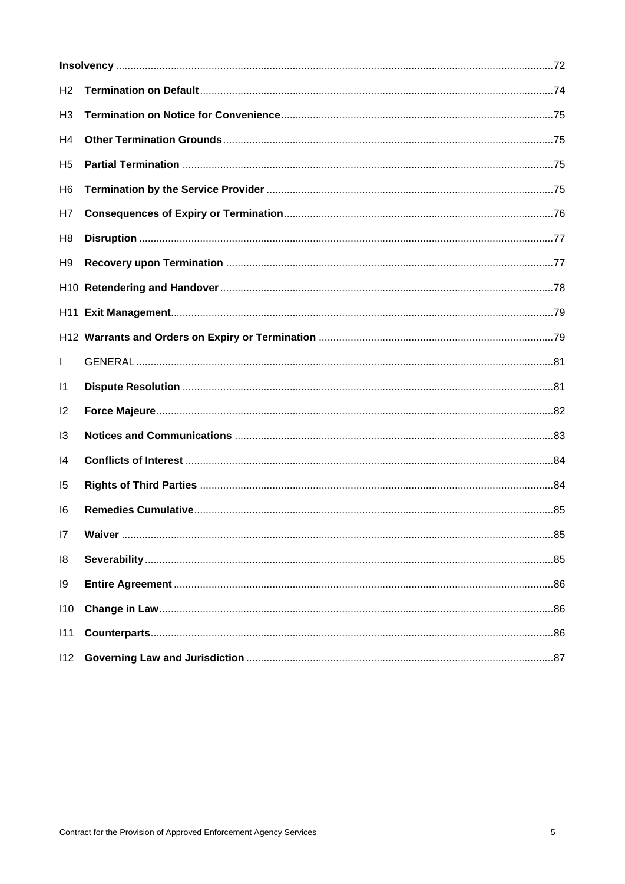**Insolvency** .....72

H2 **Termination on Default** .....74

H3 **Termination on Notice for Convenience** .....75

H4 **Other Termination Grounds** .....75

H5 **Partial Termination** .....75

H6 **Termination by the Service Provider** .....75

H7 **Consequences of Expiry or Termination** .....76

H8 **Disruption** .....77

H9 **Recovery upon Termination** .....77

H10 **Retendering and Handover** .....78

H11 **Exit Management** .....79

H12 **Warrants and Orders on Expiry or Termination** .....79

I GENERAL .....81

I1 **Dispute Resolution** .....81

I2 **Force Majeure** .....82

I3 **Notices and Communications** .....83

I4 **Conflicts of Interest** .....84

I5 **Rights of Third Parties** .....84

I6 **Remedies Cumulative** .....85

I7 **Waiver** .....85

I8 **Severability** .....85

I9 **Entire Agreement** .....86

I10 **Change in Law** .....86

I11 **Counterparts** .....86

I12 **Governing Law and Jurisdiction** .....87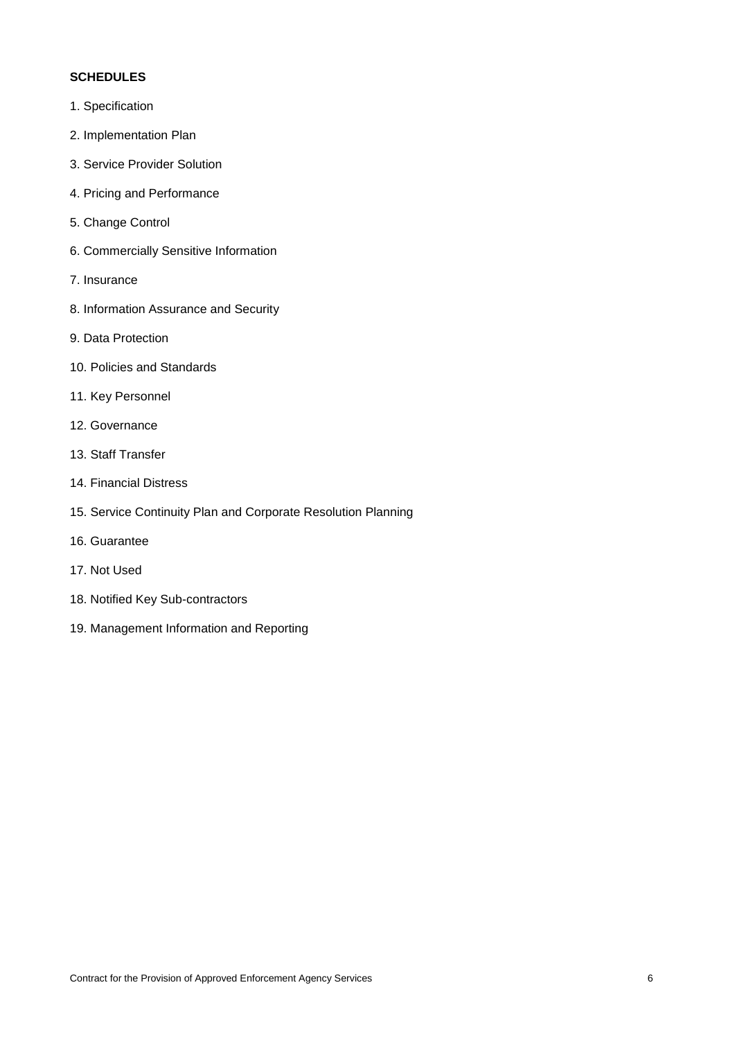**SCHEDULES**

1. Specification
2. Implementation Plan
3. Service Provider Solution
4. Pricing and Performance
5. Change Control
6. Commercially Sensitive Information
7. Insurance
8. Information Assurance and Security
9. Data Protection
10. Policies and Standards
11. Key Personnel
12. Governance
13. Staff Transfer
14. Financial Distress
15. Service Continuity Plan and Corporate Resolution Planning
16. Guarantee
17. Not Used
18. Notified Key Sub-contractors
19. Management Information and Reporting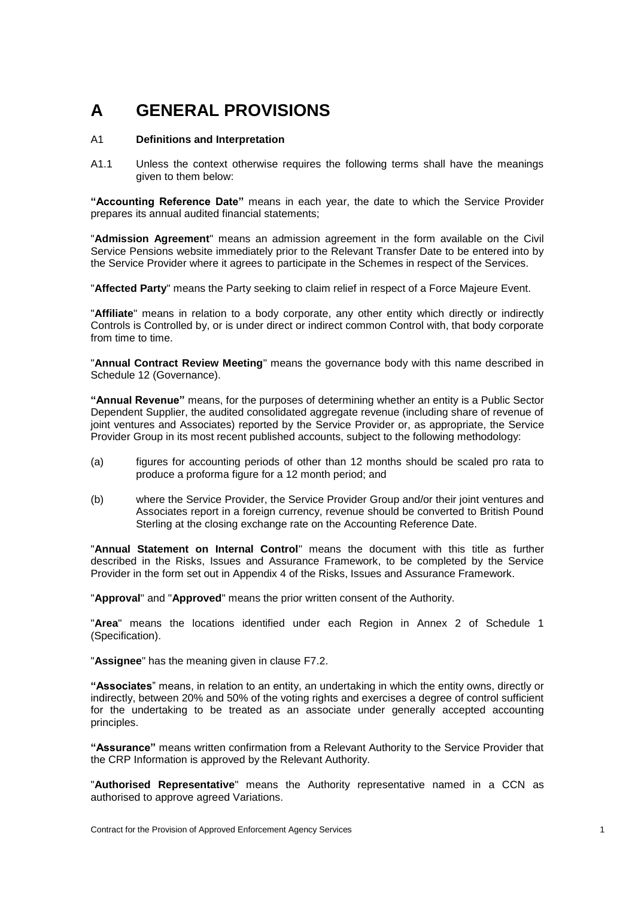# A GENERAL PROVISIONS

## A1 Definitions and Interpretation

A1.1 Unless the context otherwise requires the following terms shall have the meanings given to them below:

**"Accounting Reference Date"** means in each year, the date to which the Service Provider prepares its annual audited financial statements;

"**Admission Agreement**" means an admission agreement in the form available on the Civil Service Pensions website immediately prior to the Relevant Transfer Date to be entered into by the Service Provider where it agrees to participate in the Schemes in respect of the Services.

"**Affected Party**" means the Party seeking to claim relief in respect of a Force Majeure Event.

"**Affiliate**" means in relation to a body corporate, any other entity which directly or indirectly Controls is Controlled by, or is under direct or indirect common Control with, that body corporate from time to time.

"**Annual Contract Review Meeting**" means the governance body with this name described in Schedule 12 (Governance).

**"Annual Revenue"** means, for the purposes of determining whether an entity is a Public Sector Dependent Supplier, the audited consolidated aggregate revenue (including share of revenue of joint ventures and Associates) reported by the Service Provider or, as appropriate, the Service Provider Group in its most recent published accounts, subject to the following methodology:

(a) figures for accounting periods of other than 12 months should be scaled pro rata to produce a proforma figure for a 12 month period; and

(b) where the Service Provider, the Service Provider Group and/or their joint ventures and Associates report in a foreign currency, revenue should be converted to British Pound Sterling at the closing exchange rate on the Accounting Reference Date.

"**Annual Statement on Internal Control**" means the document with this title as further described in the Risks, Issues and Assurance Framework, to be completed by the Service Provider in the form set out in Appendix 4 of the Risks, Issues and Assurance Framework.

"**Approval**" and "**Approved**" means the prior written consent of the Authority.

"**Area**" means the locations identified under each Region in Annex 2 of Schedule 1 (Specification).

"**Assignee**" has the meaning given in clause F7.2.

**"Associates**" means, in relation to an entity, an undertaking in which the entity owns, directly or indirectly, between 20% and 50% of the voting rights and exercises a degree of control sufficient for the undertaking to be treated as an associate under generally accepted accounting principles.

**"Assurance"** means written confirmation from a Relevant Authority to the Service Provider that the CRP Information is approved by the Relevant Authority.

"**Authorised Representative**" means the Authority representative named in a CCN as authorised to approve agreed Variations.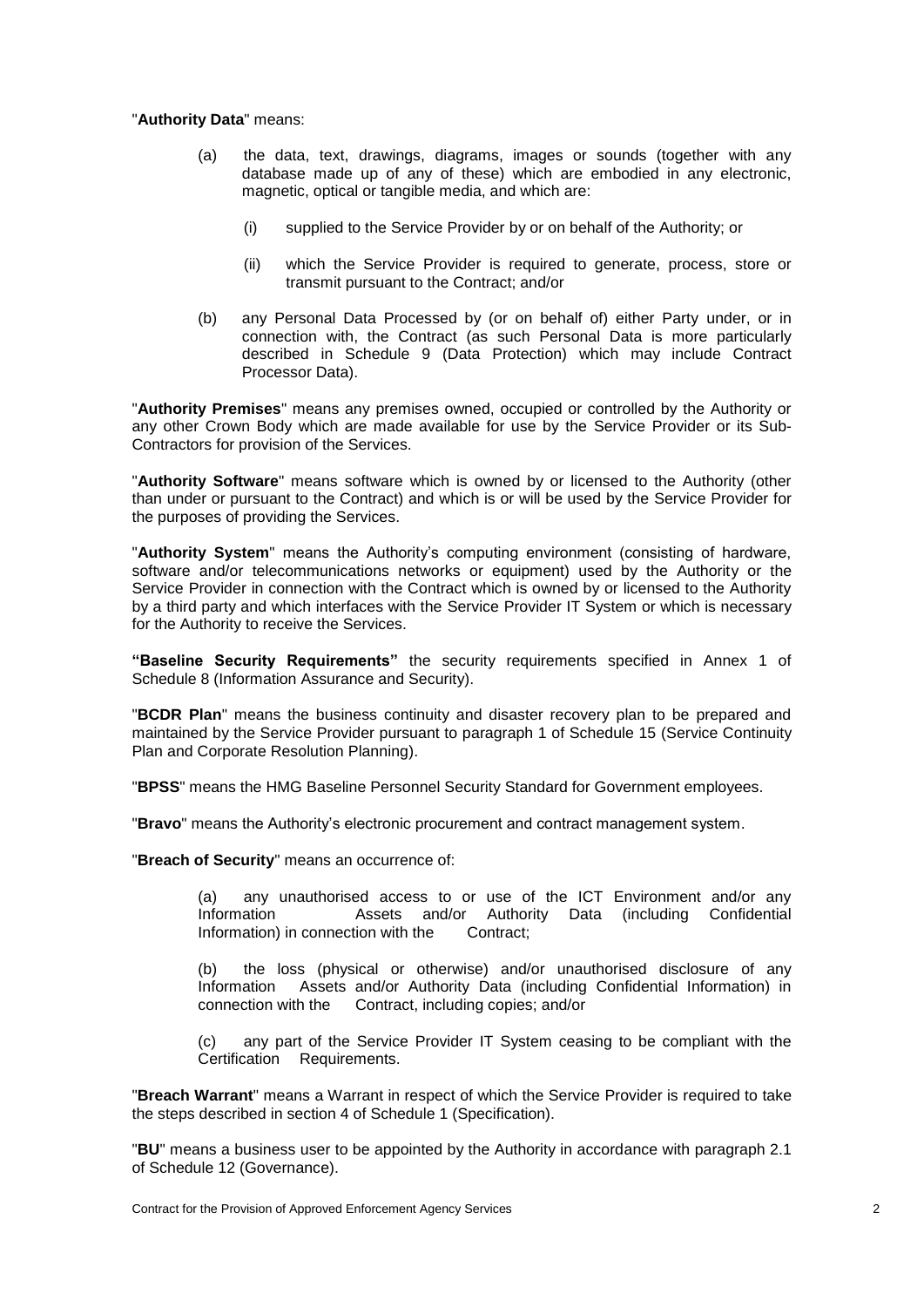"**Authority Data**" means:

(a) the data, text, drawings, diagrams, images or sounds (together with any database made up of any of these) which are embodied in any electronic, magnetic, optical or tangible media, and which are:

(i) supplied to the Service Provider by or on behalf of the Authority; or

(ii) which the Service Provider is required to generate, process, store or transmit pursuant to the Contract; and/or

(b) any Personal Data Processed by (or on behalf of) either Party under, or in connection with, the Contract (as such Personal Data is more particularly described in Schedule 9 (Data Protection) which may include Contract Processor Data).

"**Authority Premises**" means any premises owned, occupied or controlled by the Authority or any other Crown Body which are made available for use by the Service Provider or its Sub-Contractors for provision of the Services.

"**Authority Software**" means software which is owned by or licensed to the Authority (other than under or pursuant to the Contract) and which is or will be used by the Service Provider for the purposes of providing the Services.

"**Authority System**" means the Authority's computing environment (consisting of hardware, software and/or telecommunications networks or equipment) used by the Authority or the Service Provider in connection with the Contract which is owned by or licensed to the Authority by a third party and which interfaces with the Service Provider IT System or which is necessary for the Authority to receive the Services.

**"Baseline Security Requirements"** the security requirements specified in Annex 1 of Schedule 8 (Information Assurance and Security).

"**BCDR Plan**" means the business continuity and disaster recovery plan to be prepared and maintained by the Service Provider pursuant to paragraph 1 of Schedule 15 (Service Continuity Plan and Corporate Resolution Planning).

"**BPSS**" means the HMG Baseline Personnel Security Standard for Government employees.

"**Bravo**" means the Authority's electronic procurement and contract management system.

"**Breach of Security**" means an occurrence of:

(a) any unauthorised access to or use of the ICT Environment and/or any Information Assets and/or Authority Data (including Confidential Information) in connection with the Contract;

(b) the loss (physical or otherwise) and/or unauthorised disclosure of any Information Assets and/or Authority Data (including Confidential Information) in connection with the Contract, including copies; and/or

(c) any part of the Service Provider IT System ceasing to be compliant with the Certification Requirements.

"**Breach Warrant**" means a Warrant in respect of which the Service Provider is required to take the steps described in section 4 of Schedule 1 (Specification).

"**BU**" means a business user to be appointed by the Authority in accordance with paragraph 2.1 of Schedule 12 (Governance).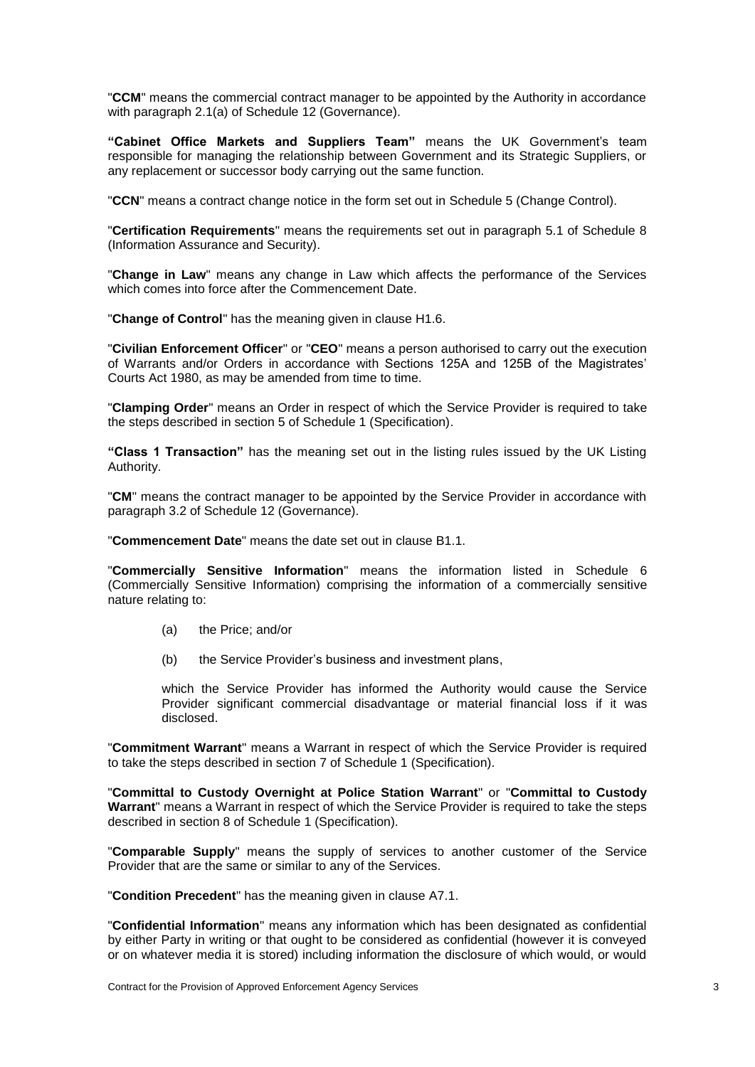"**CCM**" means the commercial contract manager to be appointed by the Authority in accordance with paragraph 2.1(a) of Schedule 12 (Governance).

**"Cabinet Office Markets and Suppliers Team"** means the UK Government's team responsible for managing the relationship between Government and its Strategic Suppliers, or any replacement or successor body carrying out the same function.

"**CCN**" means a contract change notice in the form set out in Schedule 5 (Change Control).

"**Certification Requirements**" means the requirements set out in paragraph 5.1 of Schedule 8 (Information Assurance and Security).

"**Change in Law**" means any change in Law which affects the performance of the Services which comes into force after the Commencement Date.

"**Change of Control**" has the meaning given in clause H1.6.

"**Civilian Enforcement Officer**" or "**CEO**" means a person authorised to carry out the execution of Warrants and/or Orders in accordance with Sections 125A and 125B of the Magistrates' Courts Act 1980, as may be amended from time to time.

"**Clamping Order**" means an Order in respect of which the Service Provider is required to take the steps described in section 5 of Schedule 1 (Specification).

**"Class 1 Transaction"** has the meaning set out in the listing rules issued by the UK Listing Authority.

"**CM**" means the contract manager to be appointed by the Service Provider in accordance with paragraph 3.2 of Schedule 12 (Governance).

"**Commencement Date**" means the date set out in clause B1.1.

"**Commercially Sensitive Information**" means the information listed in Schedule 6 (Commercially Sensitive Information) comprising the information of a commercially sensitive nature relating to:

(a) the Price; and/or

(b) the Service Provider's business and investment plans,

which the Service Provider has informed the Authority would cause the Service Provider significant commercial disadvantage or material financial loss if it was disclosed.

"**Commitment Warrant**" means a Warrant in respect of which the Service Provider is required to take the steps described in section 7 of Schedule 1 (Specification).

"**Committal to Custody Overnight at Police Station Warrant**" or "**Committal to Custody Warrant**" means a Warrant in respect of which the Service Provider is required to take the steps described in section 8 of Schedule 1 (Specification).

"**Comparable Supply**" means the supply of services to another customer of the Service Provider that are the same or similar to any of the Services.

"**Condition Precedent**" has the meaning given in clause A7.1.

"**Confidential Information**" means any information which has been designated as confidential by either Party in writing or that ought to be considered as confidential (however it is conveyed or on whatever media it is stored) including information the disclosure of which would, or would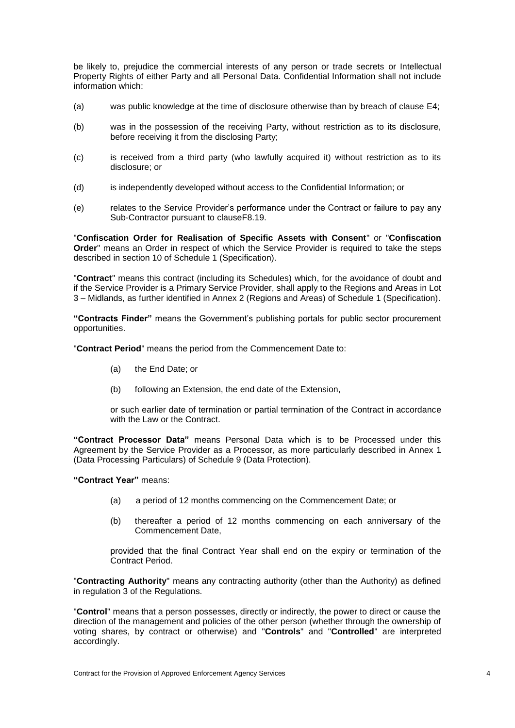be likely to, prejudice the commercial interests of any person or trade secrets or Intellectual Property Rights of either Party and all Personal Data. Confidential Information shall not include information which:

(a) was public knowledge at the time of disclosure otherwise than by breach of clause E4;

(b) was in the possession of the receiving Party, without restriction as to its disclosure, before receiving it from the disclosing Party;

(c) is received from a third party (who lawfully acquired it) without restriction as to its disclosure; or

(d) is independently developed without access to the Confidential Information; or

(e) relates to the Service Provider's performance under the Contract or failure to pay any Sub-Contractor pursuant to clauseF8.19.

"**Confiscation Order for Realisation of Specific Assets with Consent**" or "**Confiscation Order**" means an Order in respect of which the Service Provider is required to take the steps described in section 10 of Schedule 1 (Specification).

"**Contract**" means this contract (including its Schedules) which, for the avoidance of doubt and if the Service Provider is a Primary Service Provider, shall apply to the Regions and Areas in Lot 3 – Midlands, as further identified in Annex 2 (Regions and Areas) of Schedule 1 (Specification).

**"Contracts Finder"** means the Government's publishing portals for public sector procurement opportunities.

"**Contract Period**" means the period from the Commencement Date to:

(a) the End Date; or

(b) following an Extension, the end date of the Extension,

or such earlier date of termination or partial termination of the Contract in accordance with the Law or the Contract.

**"Contract Processor Data"** means Personal Data which is to be Processed under this Agreement by the Service Provider as a Processor, as more particularly described in Annex 1 (Data Processing Particulars) of Schedule 9 (Data Protection).

**"Contract Year"** means:

(a) a period of 12 months commencing on the Commencement Date; or

(b) thereafter a period of 12 months commencing on each anniversary of the Commencement Date,

provided that the final Contract Year shall end on the expiry or termination of the Contract Period.

"**Contracting Authority**" means any contracting authority (other than the Authority) as defined in regulation 3 of the Regulations.

"**Control**" means that a person possesses, directly or indirectly, the power to direct or cause the direction of the management and policies of the other person (whether through the ownership of voting shares, by contract or otherwise) and "**Controls**" and "**Controlled**" are interpreted accordingly.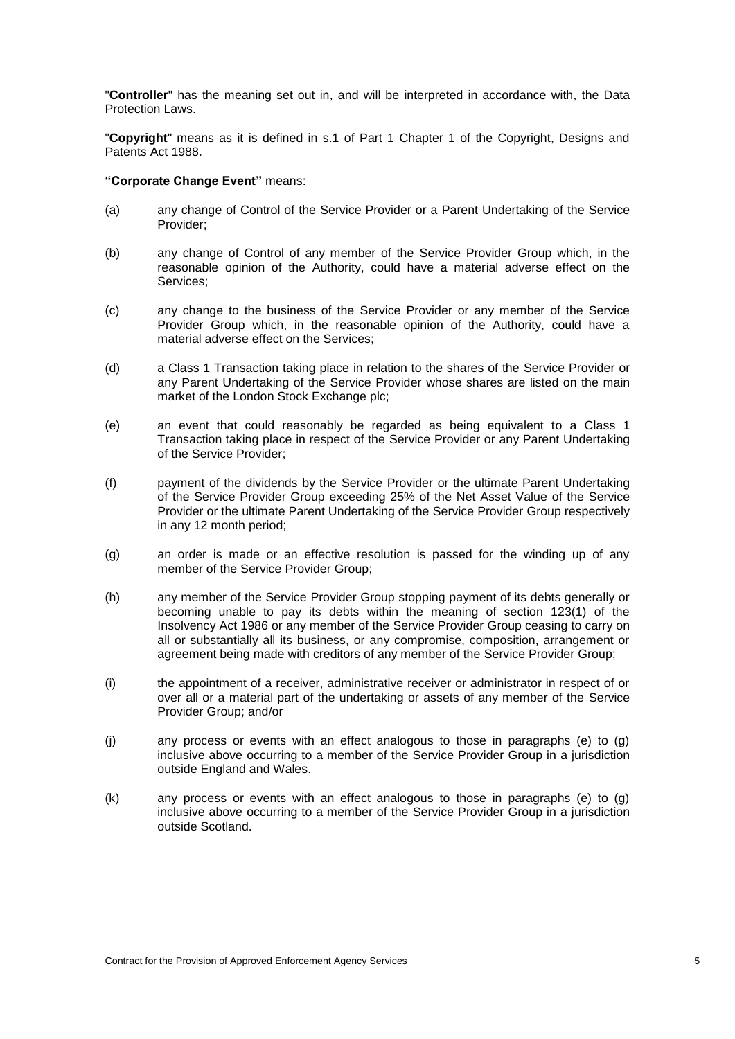"**Controller**" has the meaning set out in, and will be interpreted in accordance with, the Data Protection Laws.

"**Copyright**" means as it is defined in s.1 of Part 1 Chapter 1 of the Copyright, Designs and Patents Act 1988.

**"Corporate Change Event"** means:

(a) any change of Control of the Service Provider or a Parent Undertaking of the Service Provider;

(b) any change of Control of any member of the Service Provider Group which, in the reasonable opinion of the Authority, could have a material adverse effect on the Services;

(c) any change to the business of the Service Provider or any member of the Service Provider Group which, in the reasonable opinion of the Authority, could have a material adverse effect on the Services;

(d) a Class 1 Transaction taking place in relation to the shares of the Service Provider or any Parent Undertaking of the Service Provider whose shares are listed on the main market of the London Stock Exchange plc;

(e) an event that could reasonably be regarded as being equivalent to a Class 1 Transaction taking place in respect of the Service Provider or any Parent Undertaking of the Service Provider;

(f) payment of the dividends by the Service Provider or the ultimate Parent Undertaking of the Service Provider Group exceeding 25% of the Net Asset Value of the Service Provider or the ultimate Parent Undertaking of the Service Provider Group respectively in any 12 month period;

(g) an order is made or an effective resolution is passed for the winding up of any member of the Service Provider Group;

(h) any member of the Service Provider Group stopping payment of its debts generally or becoming unable to pay its debts within the meaning of section 123(1) of the Insolvency Act 1986 or any member of the Service Provider Group ceasing to carry on all or substantially all its business, or any compromise, composition, arrangement or agreement being made with creditors of any member of the Service Provider Group;

(i) the appointment of a receiver, administrative receiver or administrator in respect of or over all or a material part of the undertaking or assets of any member of the Service Provider Group; and/or

(j) any process or events with an effect analogous to those in paragraphs (e) to (g) inclusive above occurring to a member of the Service Provider Group in a jurisdiction outside England and Wales.

(k) any process or events with an effect analogous to those in paragraphs (e) to (g) inclusive above occurring to a member of the Service Provider Group in a jurisdiction outside Scotland.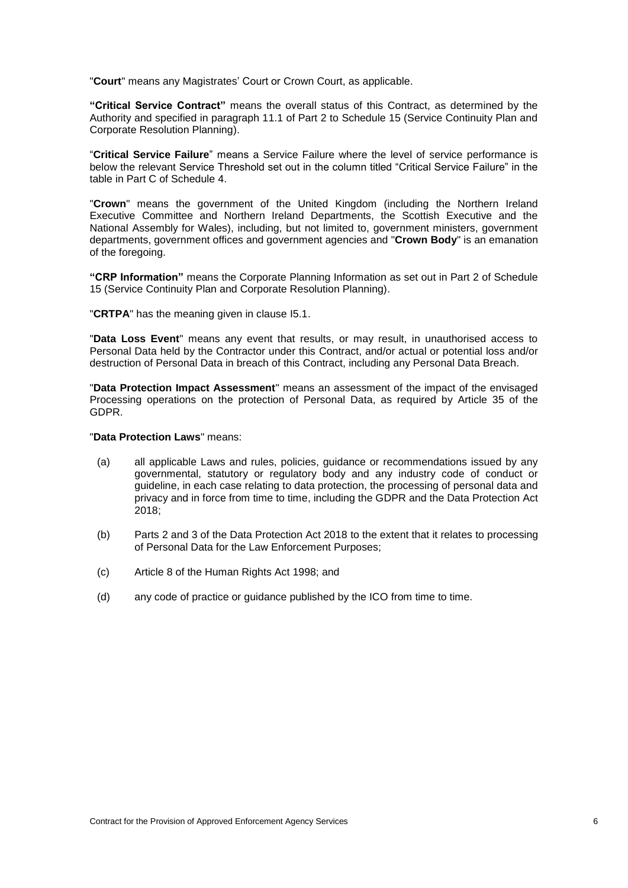"**Court**" means any Magistrates' Court or Crown Court, as applicable.

**"Critical Service Contract"** means the overall status of this Contract, as determined by the Authority and specified in paragraph 11.1 of Part 2 to Schedule 15 (Service Continuity Plan and Corporate Resolution Planning).

"**Critical Service Failure**" means a Service Failure where the level of service performance is below the relevant Service Threshold set out in the column titled "Critical Service Failure" in the table in Part C of Schedule 4.

"**Crown**" means the government of the United Kingdom (including the Northern Ireland Executive Committee and Northern Ireland Departments, the Scottish Executive and the National Assembly for Wales), including, but not limited to, government ministers, government departments, government offices and government agencies and "**Crown Body**" is an emanation of the foregoing.

**"CRP Information"** means the Corporate Planning Information as set out in Part 2 of Schedule 15 (Service Continuity Plan and Corporate Resolution Planning).

"**CRTPA**" has the meaning given in clause I5.1.

"**Data Loss Event**" means any event that results, or may result, in unauthorised access to Personal Data held by the Contractor under this Contract, and/or actual or potential loss and/or destruction of Personal Data in breach of this Contract, including any Personal Data Breach.

"**Data Protection Impact Assessment**" means an assessment of the impact of the envisaged Processing operations on the protection of Personal Data, as required by Article 35 of the GDPR.

"**Data Protection Laws**" means:

(a) all applicable Laws and rules, policies, guidance or recommendations issued by any governmental, statutory or regulatory body and any industry code of conduct or guideline, in each case relating to data protection, the processing of personal data and privacy and in force from time to time, including the GDPR and the Data Protection Act 2018;

(b) Parts 2 and 3 of the Data Protection Act 2018 to the extent that it relates to processing of Personal Data for the Law Enforcement Purposes;

(c) Article 8 of the Human Rights Act 1998; and

(d) any code of practice or guidance published by the ICO from time to time.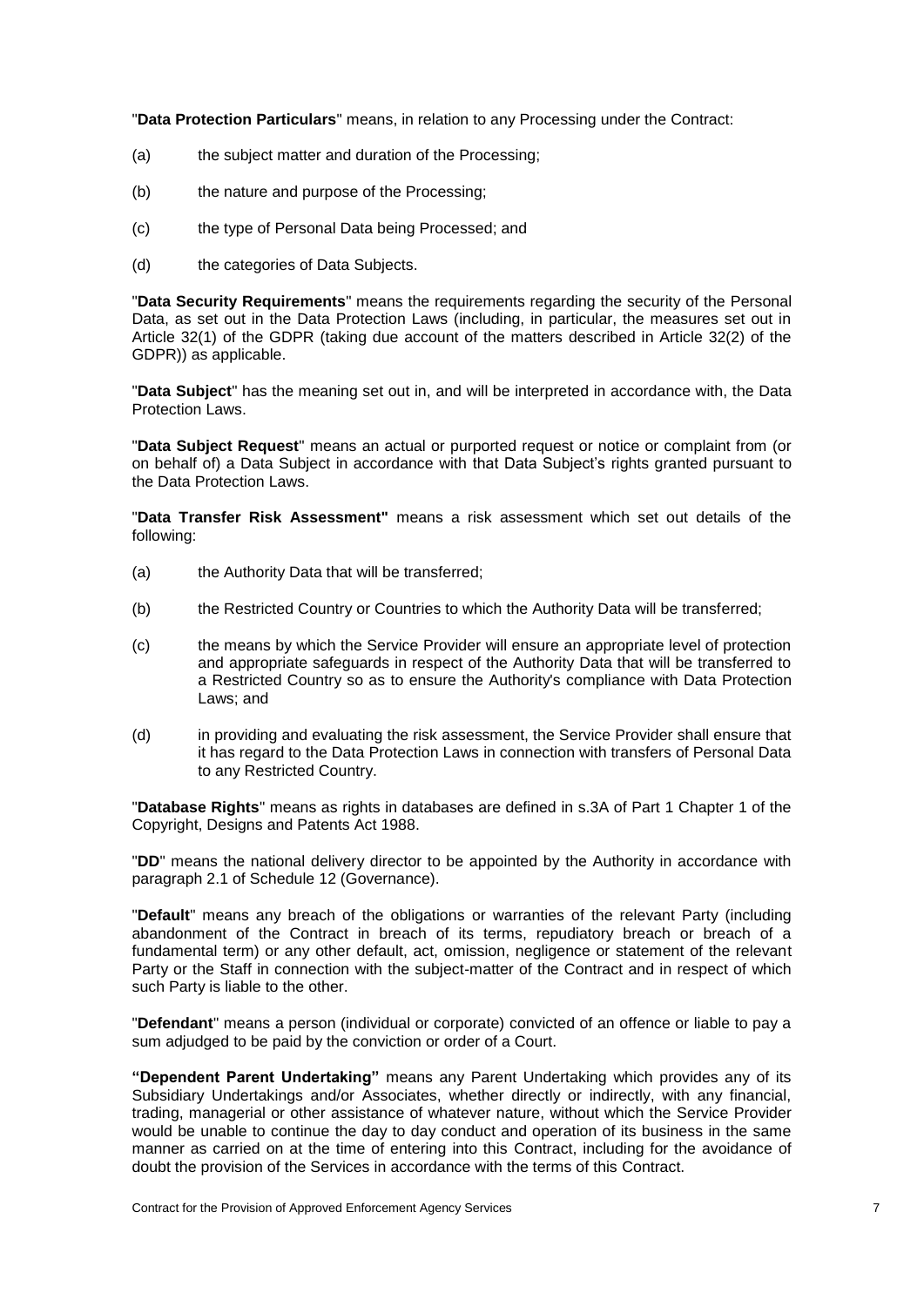"**Data Protection Particulars**" means, in relation to any Processing under the Contract:

(a) the subject matter and duration of the Processing;

(b) the nature and purpose of the Processing;

(c) the type of Personal Data being Processed; and

(d) the categories of Data Subjects.

"**Data Security Requirements**" means the requirements regarding the security of the Personal Data, as set out in the Data Protection Laws (including, in particular, the measures set out in Article 32(1) of the GDPR (taking due account of the matters described in Article 32(2) of the GDPR)) as applicable.

"**Data Subject**" has the meaning set out in, and will be interpreted in accordance with, the Data Protection Laws.

"**Data Subject Request**" means an actual or purported request or notice or complaint from (or on behalf of) a Data Subject in accordance with that Data Subject's rights granted pursuant to the Data Protection Laws.

"**Data Transfer Risk Assessment"** means a risk assessment which set out details of the following:

(a) the Authority Data that will be transferred;

(b) the Restricted Country or Countries to which the Authority Data will be transferred;

(c) the means by which the Service Provider will ensure an appropriate level of protection and appropriate safeguards in respect of the Authority Data that will be transferred to a Restricted Country so as to ensure the Authority's compliance with Data Protection Laws; and

(d) in providing and evaluating the risk assessment, the Service Provider shall ensure that it has regard to the Data Protection Laws in connection with transfers of Personal Data to any Restricted Country.

"**Database Rights**" means as rights in databases are defined in s.3A of Part 1 Chapter 1 of the Copyright, Designs and Patents Act 1988.

"**DD**" means the national delivery director to be appointed by the Authority in accordance with paragraph 2.1 of Schedule 12 (Governance).

"**Default**" means any breach of the obligations or warranties of the relevant Party (including abandonment of the Contract in breach of its terms, repudiatory breach or breach of a fundamental term) or any other default, act, omission, negligence or statement of the relevant Party or the Staff in connection with the subject-matter of the Contract and in respect of which such Party is liable to the other.

"**Defendant**" means a person (individual or corporate) convicted of an offence or liable to pay a sum adjudged to be paid by the conviction or order of a Court.

**"Dependent Parent Undertaking"** means any Parent Undertaking which provides any of its Subsidiary Undertakings and/or Associates, whether directly or indirectly, with any financial, trading, managerial or other assistance of whatever nature, without which the Service Provider would be unable to continue the day to day conduct and operation of its business in the same manner as carried on at the time of entering into this Contract, including for the avoidance of doubt the provision of the Services in accordance with the terms of this Contract.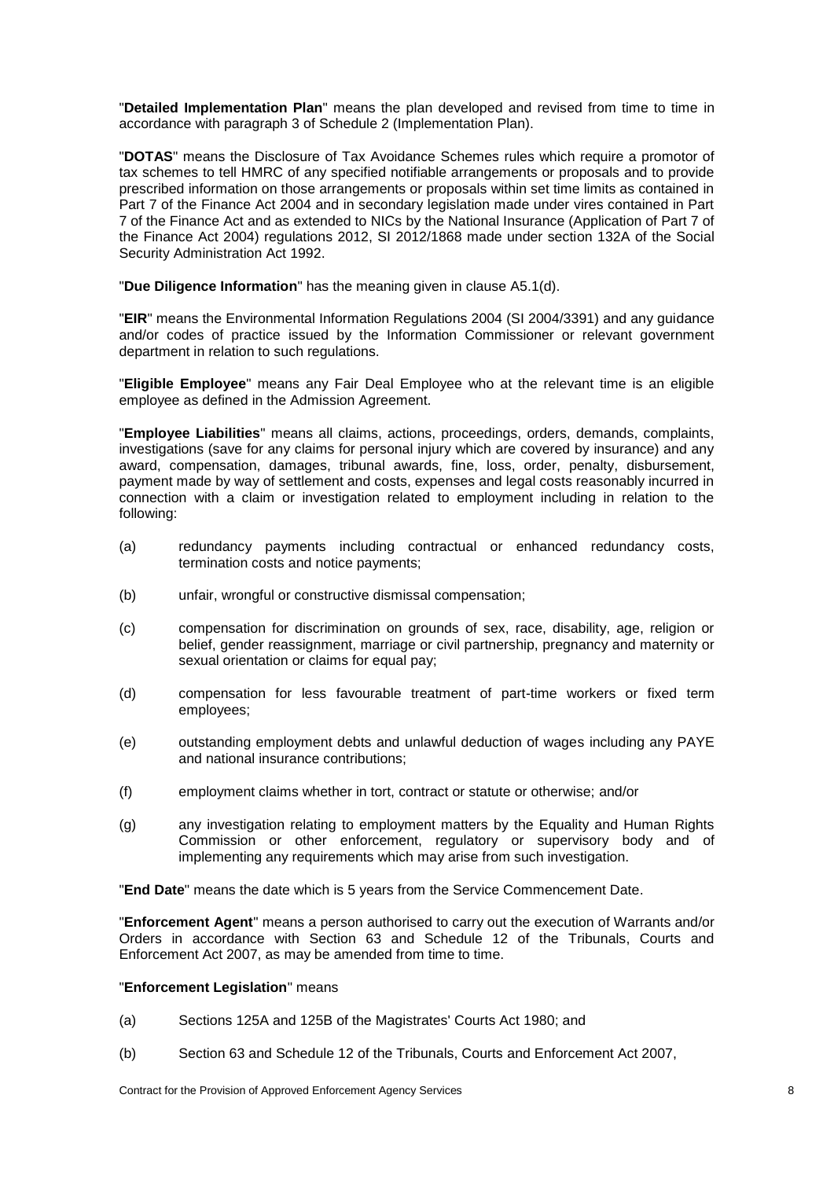"**Detailed Implementation Plan**" means the plan developed and revised from time to time in accordance with paragraph 3 of Schedule 2 (Implementation Plan).

"**DOTAS**" means the Disclosure of Tax Avoidance Schemes rules which require a promotor of tax schemes to tell HMRC of any specified notifiable arrangements or proposals and to provide prescribed information on those arrangements or proposals within set time limits as contained in Part 7 of the Finance Act 2004 and in secondary legislation made under vires contained in Part 7 of the Finance Act and as extended to NICs by the National Insurance (Application of Part 7 of the Finance Act 2004) regulations 2012, SI 2012/1868 made under section 132A of the Social Security Administration Act 1992.

"**Due Diligence Information**" has the meaning given in clause A5.1(d).

"**EIR**" means the Environmental Information Regulations 2004 (SI 2004/3391) and any guidance and/or codes of practice issued by the Information Commissioner or relevant government department in relation to such regulations.

"**Eligible Employee**" means any Fair Deal Employee who at the relevant time is an eligible employee as defined in the Admission Agreement.

"**Employee Liabilities**" means all claims, actions, proceedings, orders, demands, complaints, investigations (save for any claims for personal injury which are covered by insurance) and any award, compensation, damages, tribunal awards, fine, loss, order, penalty, disbursement, payment made by way of settlement and costs, expenses and legal costs reasonably incurred in connection with a claim or investigation related to employment including in relation to the following:

(a) redundancy payments including contractual or enhanced redundancy costs, termination costs and notice payments;

(b) unfair, wrongful or constructive dismissal compensation;

(c) compensation for discrimination on grounds of sex, race, disability, age, religion or belief, gender reassignment, marriage or civil partnership, pregnancy and maternity or sexual orientation or claims for equal pay;

(d) compensation for less favourable treatment of part-time workers or fixed term employees;

(e) outstanding employment debts and unlawful deduction of wages including any PAYE and national insurance contributions;

(f) employment claims whether in tort, contract or statute or otherwise; and/or

(g) any investigation relating to employment matters by the Equality and Human Rights Commission or other enforcement, regulatory or supervisory body and of implementing any requirements which may arise from such investigation.

"**End Date**" means the date which is 5 years from the Service Commencement Date.

"**Enforcement Agent**" means a person authorised to carry out the execution of Warrants and/or Orders in accordance with Section 63 and Schedule 12 of the Tribunals, Courts and Enforcement Act 2007, as may be amended from time to time.

"**Enforcement Legislation**" means

(a) Sections 125A and 125B of the Magistrates' Courts Act 1980; and

(b) Section 63 and Schedule 12 of the Tribunals, Courts and Enforcement Act 2007,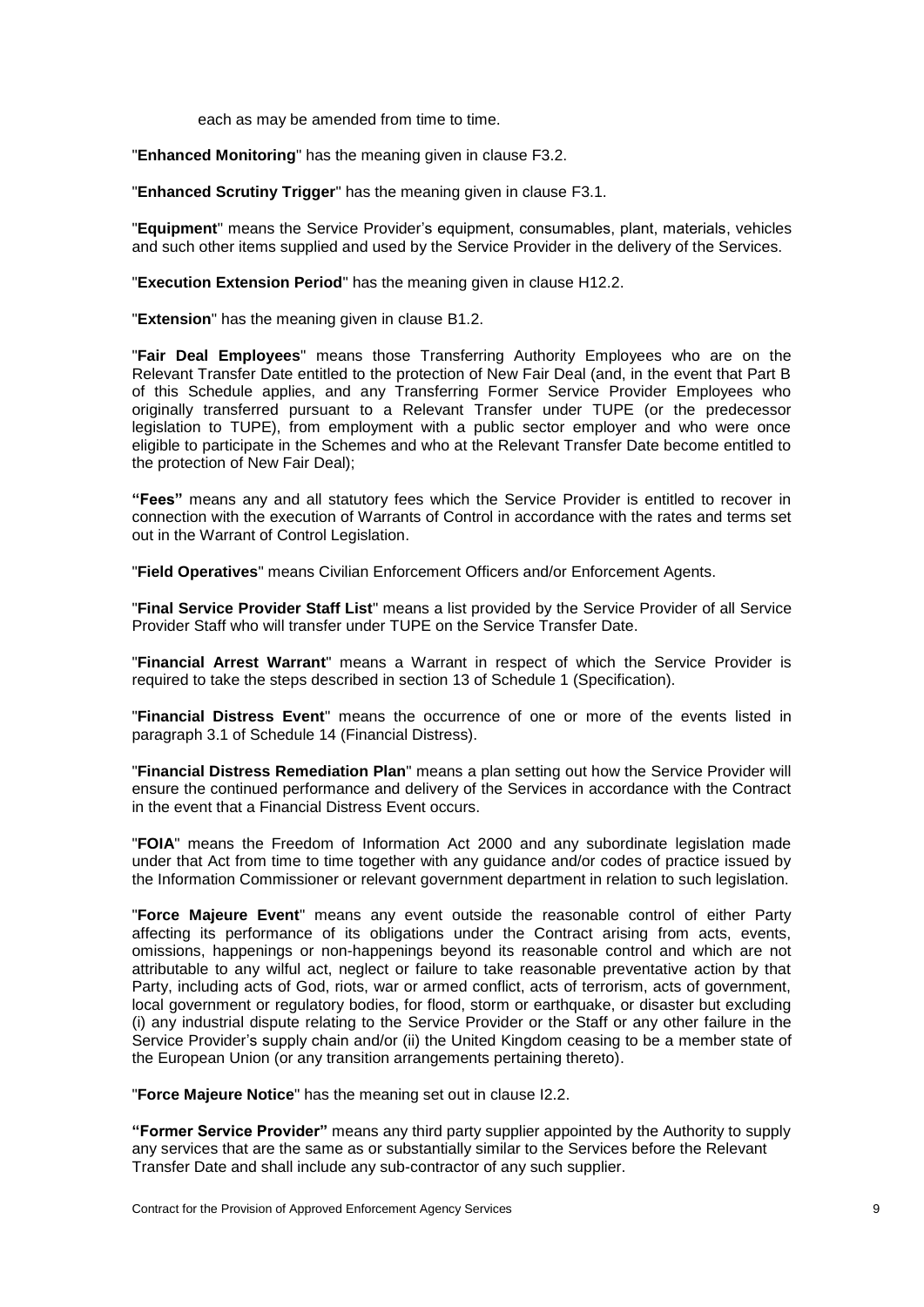each as may be amended from time to time.

"**Enhanced Monitoring**" has the meaning given in clause F3.2.

"**Enhanced Scrutiny Trigger**" has the meaning given in clause F3.1.

"**Equipment**" means the Service Provider's equipment, consumables, plant, materials, vehicles and such other items supplied and used by the Service Provider in the delivery of the Services.

"**Execution Extension Period**" has the meaning given in clause H12.2.

"**Extension**" has the meaning given in clause B1.2.

"**Fair Deal Employees**" means those Transferring Authority Employees who are on the Relevant Transfer Date entitled to the protection of New Fair Deal (and, in the event that Part B of this Schedule applies, and any Transferring Former Service Provider Employees who originally transferred pursuant to a Relevant Transfer under TUPE (or the predecessor legislation to TUPE), from employment with a public sector employer and who were once eligible to participate in the Schemes and who at the Relevant Transfer Date become entitled to the protection of New Fair Deal);

**"Fees"** means any and all statutory fees which the Service Provider is entitled to recover in connection with the execution of Warrants of Control in accordance with the rates and terms set out in the Warrant of Control Legislation.

"**Field Operatives**" means Civilian Enforcement Officers and/or Enforcement Agents.

"**Final Service Provider Staff List**" means a list provided by the Service Provider of all Service Provider Staff who will transfer under TUPE on the Service Transfer Date.

"**Financial Arrest Warrant**" means a Warrant in respect of which the Service Provider is required to take the steps described in section 13 of Schedule 1 (Specification).

"**Financial Distress Event**" means the occurrence of one or more of the events listed in paragraph 3.1 of Schedule 14 (Financial Distress).

"**Financial Distress Remediation Plan**" means a plan setting out how the Service Provider will ensure the continued performance and delivery of the Services in accordance with the Contract in the event that a Financial Distress Event occurs.

"**FOIA**" means the Freedom of Information Act 2000 and any subordinate legislation made under that Act from time to time together with any guidance and/or codes of practice issued by the Information Commissioner or relevant government department in relation to such legislation.

"**Force Majeure Event**" means any event outside the reasonable control of either Party affecting its performance of its obligations under the Contract arising from acts, events, omissions, happenings or non-happenings beyond its reasonable control and which are not attributable to any wilful act, neglect or failure to take reasonable preventative action by that Party, including acts of God, riots, war or armed conflict, acts of terrorism, acts of government, local government or regulatory bodies, for flood, storm or earthquake, or disaster but excluding (i) any industrial dispute relating to the Service Provider or the Staff or any other failure in the Service Provider's supply chain and/or (ii) the United Kingdom ceasing to be a member state of the European Union (or any transition arrangements pertaining thereto).

"**Force Majeure Notice**" has the meaning set out in clause I2.2.

**"Former Service Provider"** means any third party supplier appointed by the Authority to supply any services that are the same as or substantially similar to the Services before the Relevant Transfer Date and shall include any sub-contractor of any such supplier.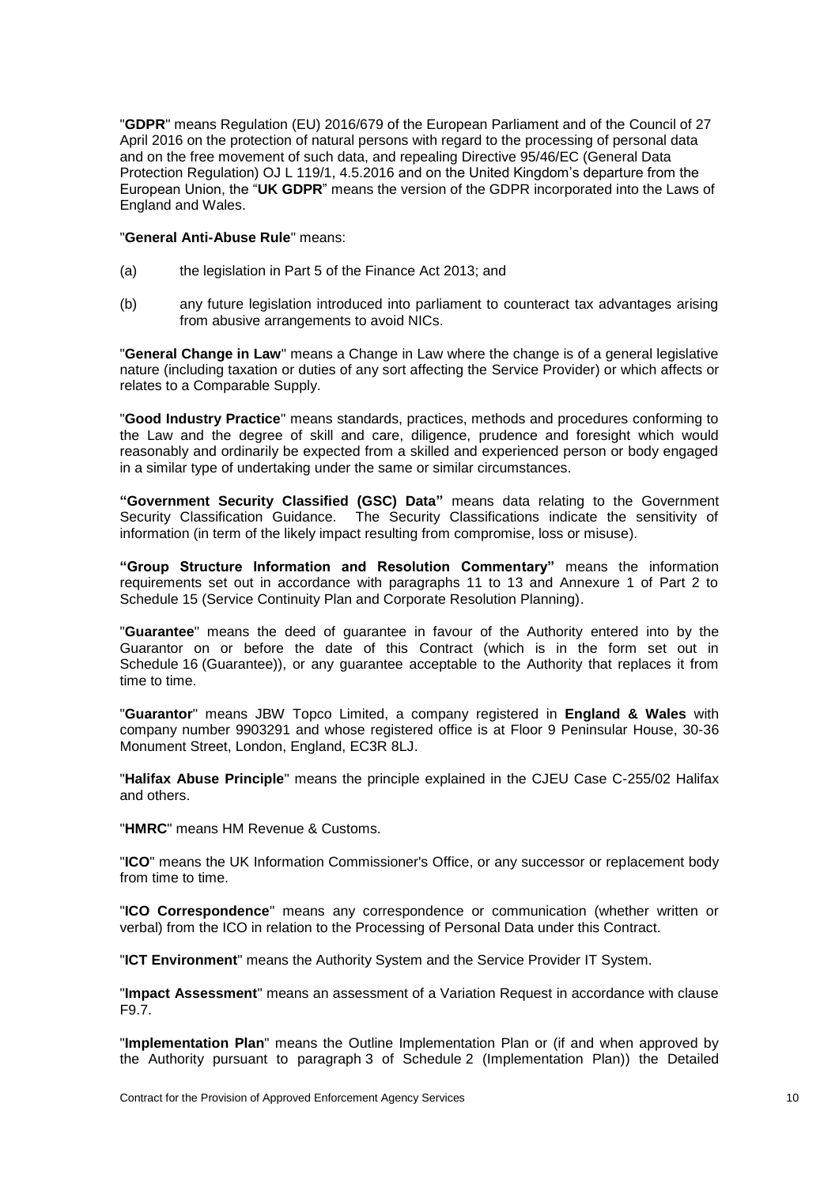"**GDPR**" means Regulation (EU) 2016/679 of the European Parliament and of the Council of 27 April 2016 on the protection of natural persons with regard to the processing of personal data and on the free movement of such data, and repealing Directive 95/46/EC (General Data Protection Regulation) OJ L 119/1, 4.5.2016 and on the United Kingdom's departure from the European Union, the "**UK GDPR**" means the version of the GDPR incorporated into the Laws of England and Wales.

"**General Anti-Abuse Rule**" means:

(a) the legislation in Part 5 of the Finance Act 2013; and

(b) any future legislation introduced into parliament to counteract tax advantages arising from abusive arrangements to avoid NICs.

"**General Change in Law**" means a Change in Law where the change is of a general legislative nature (including taxation or duties of any sort affecting the Service Provider) or which affects or relates to a Comparable Supply.

"**Good Industry Practice**" means standards, practices, methods and procedures conforming to the Law and the degree of skill and care, diligence, prudence and foresight which would reasonably and ordinarily be expected from a skilled and experienced person or body engaged in a similar type of undertaking under the same or similar circumstances.

**"Government Security Classified (GSC) Data"** means data relating to the Government Security Classification Guidance. The Security Classifications indicate the sensitivity of information (in term of the likely impact resulting from compromise, loss or misuse).

**"Group Structure Information and Resolution Commentary"** means the information requirements set out in accordance with paragraphs 11 to 13 and Annexure 1 of Part 2 to Schedule 15 (Service Continuity Plan and Corporate Resolution Planning).

"**Guarantee**" means the deed of guarantee in favour of the Authority entered into by the Guarantor on or before the date of this Contract (which is in the form set out in Schedule 16 (Guarantee)), or any guarantee acceptable to the Authority that replaces it from time to time.

"**Guarantor**" means JBW Topco Limited, a company registered in **England & Wales** with company number 9903291 and whose registered office is at Floor 9 Peninsular House, 30-36 Monument Street, London, England, EC3R 8LJ.

"**Halifax Abuse Principle**" means the principle explained in the CJEU Case C-255/02 Halifax and others.

"**HMRC**" means HM Revenue & Customs.

"**ICO**" means the UK Information Commissioner's Office, or any successor or replacement body from time to time.

"**ICO Correspondence**" means any correspondence or communication (whether written or verbal) from the ICO in relation to the Processing of Personal Data under this Contract.

"**ICT Environment**" means the Authority System and the Service Provider IT System.

"**Impact Assessment**" means an assessment of a Variation Request in accordance with clause F9.7.

"**Implementation Plan**" means the Outline Implementation Plan or (if and when approved by the Authority pursuant to paragraph 3 of Schedule 2 (Implementation Plan)) the Detailed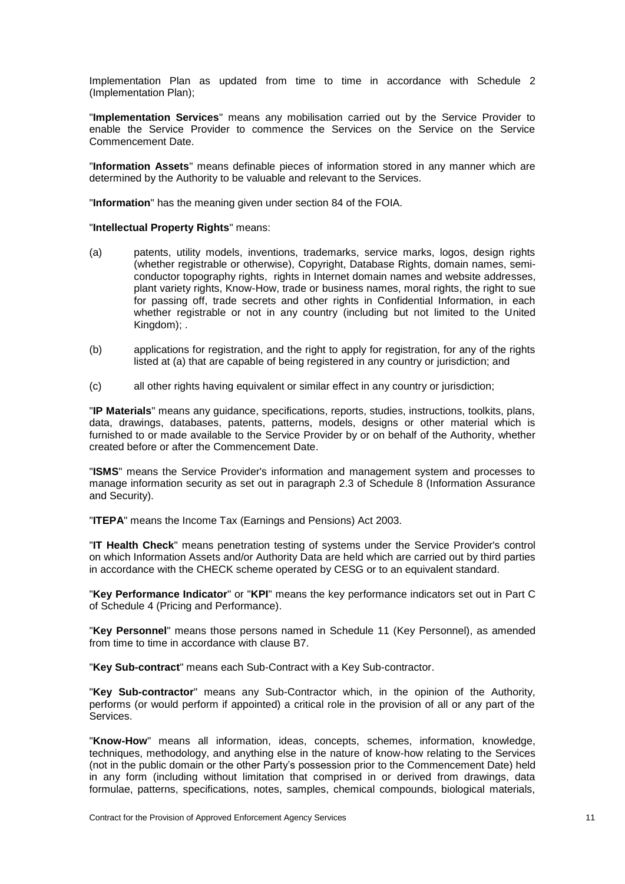Implementation Plan as updated from time to time in accordance with Schedule 2 (Implementation Plan);

"**Implementation Services**" means any mobilisation carried out by the Service Provider to enable the Service Provider to commence the Services on the Service on the Service Commencement Date.

"**Information Assets**" means definable pieces of information stored in any manner which are determined by the Authority to be valuable and relevant to the Services.

"**Information**" has the meaning given under section 84 of the FOIA.

"**Intellectual Property Rights**" means:

(a) patents, utility models, inventions, trademarks, service marks, logos, design rights (whether registrable or otherwise), Copyright, Database Rights, domain names, semi-conductor topography rights, rights in Internet domain names and website addresses, plant variety rights, Know-How, trade or business names, moral rights, the right to sue for passing off, trade secrets and other rights in Confidential Information, in each whether registrable or not in any country (including but not limited to the United Kingdom); .

(b) applications for registration, and the right to apply for registration, for any of the rights listed at (a) that are capable of being registered in any country or jurisdiction; and

(c) all other rights having equivalent or similar effect in any country or jurisdiction;

"**IP Materials**" means any guidance, specifications, reports, studies, instructions, toolkits, plans, data, drawings, databases, patents, patterns, models, designs or other material which is furnished to or made available to the Service Provider by or on behalf of the Authority, whether created before or after the Commencement Date.

"**ISMS**" means the Service Provider's information and management system and processes to manage information security as set out in paragraph 2.3 of Schedule 8 (Information Assurance and Security).

"**ITEPA**" means the Income Tax (Earnings and Pensions) Act 2003.

"**IT Health Check**" means penetration testing of systems under the Service Provider's control on which Information Assets and/or Authority Data are held which are carried out by third parties in accordance with the CHECK scheme operated by CESG or to an equivalent standard.

"**Key Performance Indicator**" or "**KPI**" means the key performance indicators set out in Part C of Schedule 4 (Pricing and Performance).

"**Key Personnel**" means those persons named in Schedule 11 (Key Personnel), as amended from time to time in accordance with clause B7.

"**Key Sub-contract**" means each Sub-Contract with a Key Sub-contractor.

"**Key Sub-contractor**" means any Sub-Contractor which, in the opinion of the Authority, performs (or would perform if appointed) a critical role in the provision of all or any part of the Services.

"**Know-How**" means all information, ideas, concepts, schemes, information, knowledge, techniques, methodology, and anything else in the nature of know-how relating to the Services (not in the public domain or the other Party's possession prior to the Commencement Date) held in any form (including without limitation that comprised in or derived from drawings, data formulae, patterns, specifications, notes, samples, chemical compounds, biological materials,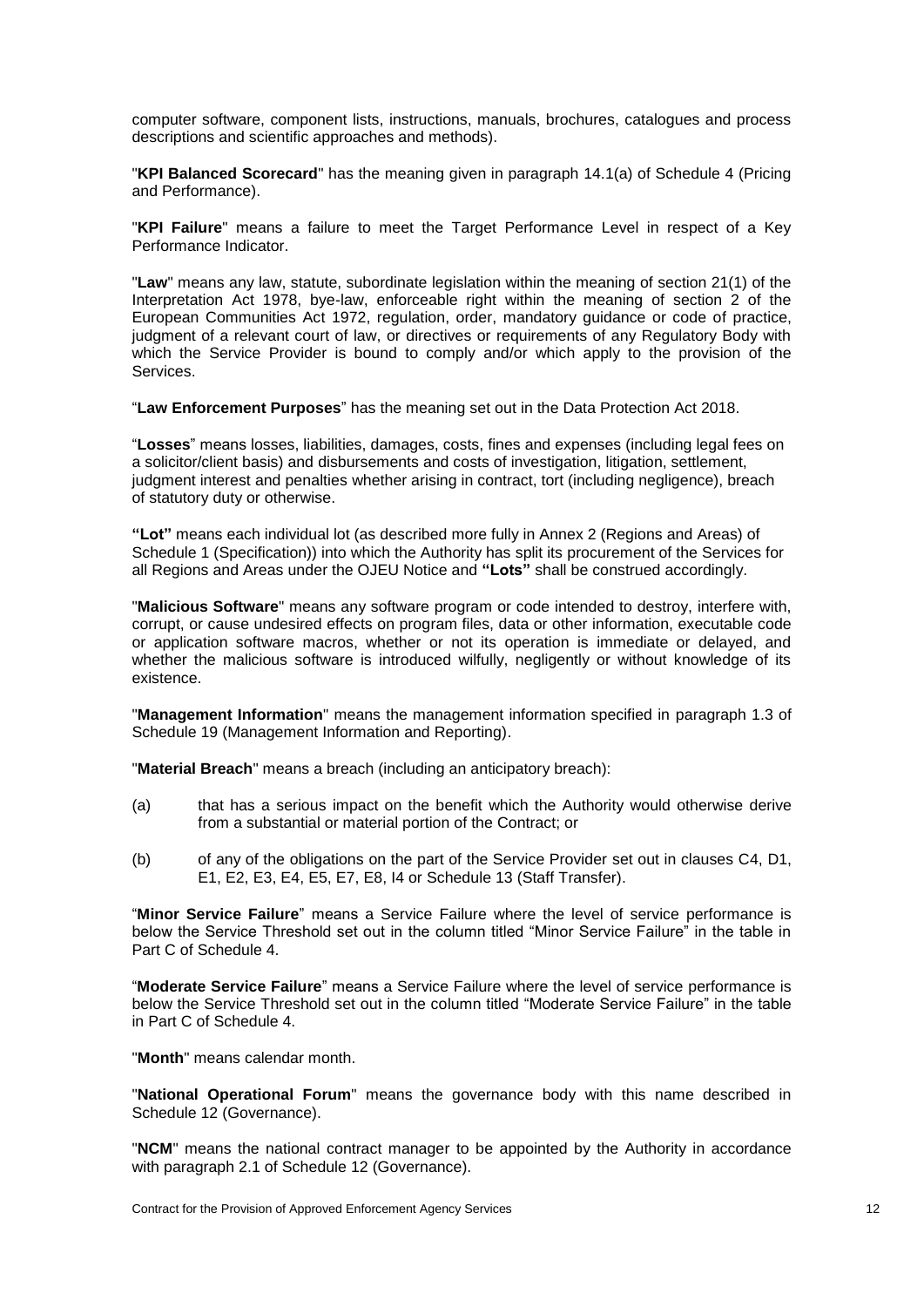computer software, component lists, instructions, manuals, brochures, catalogues and process descriptions and scientific approaches and methods).

"**KPI Balanced Scorecard**" has the meaning given in paragraph 14.1(a) of Schedule 4 (Pricing and Performance).

"**KPI Failure**" means a failure to meet the Target Performance Level in respect of a Key Performance Indicator.

"**Law**" means any law, statute, subordinate legislation within the meaning of section 21(1) of the Interpretation Act 1978, bye-law, enforceable right within the meaning of section 2 of the European Communities Act 1972, regulation, order, mandatory guidance or code of practice, judgment of a relevant court of law, or directives or requirements of any Regulatory Body with which the Service Provider is bound to comply and/or which apply to the provision of the Services.

"**Law Enforcement Purposes**" has the meaning set out in the Data Protection Act 2018.

"**Losses**" means losses, liabilities, damages, costs, fines and expenses (including legal fees on a solicitor/client basis) and disbursements and costs of investigation, litigation, settlement, judgment interest and penalties whether arising in contract, tort (including negligence), breach of statutory duty or otherwise.

**"Lot"** means each individual lot (as described more fully in Annex 2 (Regions and Areas) of Schedule 1 (Specification)) into which the Authority has split its procurement of the Services for all Regions and Areas under the OJEU Notice and **"Lots"** shall be construed accordingly.

"**Malicious Software**" means any software program or code intended to destroy, interfere with, corrupt, or cause undesired effects on program files, data or other information, executable code or application software macros, whether or not its operation is immediate or delayed, and whether the malicious software is introduced wilfully, negligently or without knowledge of its existence.

"**Management Information**" means the management information specified in paragraph 1.3 of Schedule 19 (Management Information and Reporting).

"**Material Breach**" means a breach (including an anticipatory breach):

(a) that has a serious impact on the benefit which the Authority would otherwise derive from a substantial or material portion of the Contract; or

(b) of any of the obligations on the part of the Service Provider set out in clauses C4, D1, E1, E2, E3, E4, E5, E7, E8, I4 or Schedule 13 (Staff Transfer).

"**Minor Service Failure**" means a Service Failure where the level of service performance is below the Service Threshold set out in the column titled "Minor Service Failure" in the table in Part C of Schedule 4.

"**Moderate Service Failure**" means a Service Failure where the level of service performance is below the Service Threshold set out in the column titled "Moderate Service Failure" in the table in Part C of Schedule 4.

"**Month**" means calendar month.

"**National Operational Forum**" means the governance body with this name described in Schedule 12 (Governance).

"**NCM**" means the national contract manager to be appointed by the Authority in accordance with paragraph 2.1 of Schedule 12 (Governance).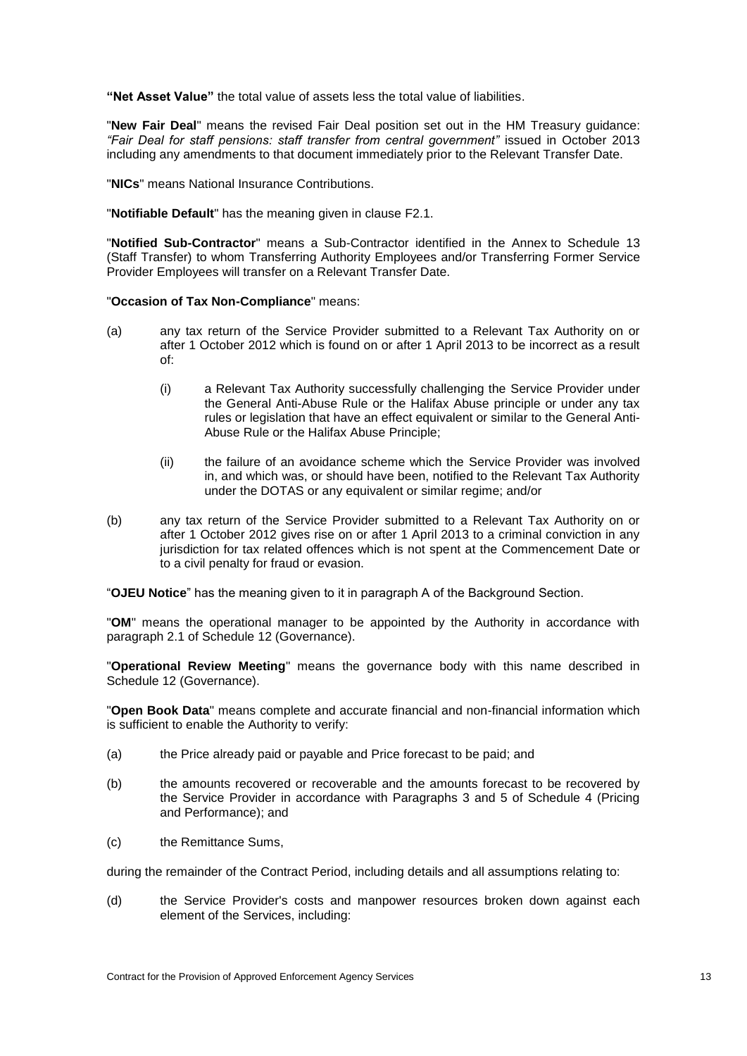**"Net Asset Value"** the total value of assets less the total value of liabilities.

"**New Fair Deal**" means the revised Fair Deal position set out in the HM Treasury guidance: *"Fair Deal for staff pensions: staff transfer from central government"* issued in October 2013 including any amendments to that document immediately prior to the Relevant Transfer Date.

"**NICs**" means National Insurance Contributions.

"**Notifiable Default**" has the meaning given in clause F2.1.

"**Notified Sub-Contractor**" means a Sub-Contractor identified in the Annex to Schedule 13 (Staff Transfer) to whom Transferring Authority Employees and/or Transferring Former Service Provider Employees will transfer on a Relevant Transfer Date.

"**Occasion of Tax Non-Compliance**" means:

(a) any tax return of the Service Provider submitted to a Relevant Tax Authority on or after 1 October 2012 which is found on or after 1 April 2013 to be incorrect as a result of:

  (i) a Relevant Tax Authority successfully challenging the Service Provider under the General Anti-Abuse Rule or the Halifax Abuse principle or under any tax rules or legislation that have an effect equivalent or similar to the General Anti-Abuse Rule or the Halifax Abuse Principle;

  (ii) the failure of an avoidance scheme which the Service Provider was involved in, and which was, or should have been, notified to the Relevant Tax Authority under the DOTAS or any equivalent or similar regime; and/or

(b) any tax return of the Service Provider submitted to a Relevant Tax Authority on or after 1 October 2012 gives rise on or after 1 April 2013 to a criminal conviction in any jurisdiction for tax related offences which is not spent at the Commencement Date or to a civil penalty for fraud or evasion.

"**OJEU Notice**" has the meaning given to it in paragraph A of the Background Section.

"**OM**" means the operational manager to be appointed by the Authority in accordance with paragraph 2.1 of Schedule 12 (Governance).

"**Operational Review Meeting**" means the governance body with this name described in Schedule 12 (Governance).

"**Open Book Data**" means complete and accurate financial and non-financial information which is sufficient to enable the Authority to verify:

(a) the Price already paid or payable and Price forecast to be paid; and

(b) the amounts recovered or recoverable and the amounts forecast to be recovered by the Service Provider in accordance with Paragraphs 3 and 5 of Schedule 4 (Pricing and Performance); and

(c) the Remittance Sums,

during the remainder of the Contract Period, including details and all assumptions relating to:

(d) the Service Provider's costs and manpower resources broken down against each element of the Services, including: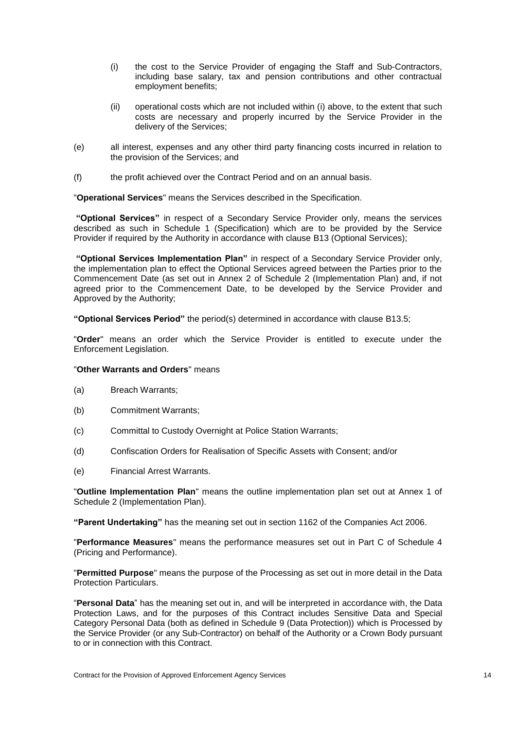(i) the cost to the Service Provider of engaging the Staff and Sub-Contractors, including base salary, tax and pension contributions and other contractual employment benefits;

(ii) operational costs which are not included within (i) above, to the extent that such costs are necessary and properly incurred by the Service Provider in the delivery of the Services;

(e) all interest, expenses and any other third party financing costs incurred in relation to the provision of the Services; and

(f) the profit achieved over the Contract Period and on an annual basis.

"**Operational Services**" means the Services described in the Specification.

**"Optional Services"** in respect of a Secondary Service Provider only, means the services described as such in Schedule 1 (Specification) which are to be provided by the Service Provider if required by the Authority in accordance with clause B13 (Optional Services);

**"Optional Services Implementation Plan"** in respect of a Secondary Service Provider only, the implementation plan to effect the Optional Services agreed between the Parties prior to the Commencement Date (as set out in Annex 2 of Schedule 2 (Implementation Plan) and, if not agreed prior to the Commencement Date, to be developed by the Service Provider and Approved by the Authority;

**"Optional Services Period"** the period(s) determined in accordance with clause B13.5;

"**Order**" means an order which the Service Provider is entitled to execute under the Enforcement Legislation.

"**Other Warrants and Orders**" means

(a) Breach Warrants;

(b) Commitment Warrants;

(c) Committal to Custody Overnight at Police Station Warrants;

(d) Confiscation Orders for Realisation of Specific Assets with Consent; and/or

(e) Financial Arrest Warrants.

"**Outline Implementation Plan**" means the outline implementation plan set out at Annex 1 of Schedule 2 (Implementation Plan).

**"Parent Undertaking"** has the meaning set out in section 1162 of the Companies Act 2006.

"**Performance Measures**" means the performance measures set out in Part C of Schedule 4 (Pricing and Performance).

"**Permitted Purpose**" means the purpose of the Processing as set out in more detail in the Data Protection Particulars.

"**Personal Data**" has the meaning set out in, and will be interpreted in accordance with, the Data Protection Laws, and for the purposes of this Contract includes Sensitive Data and Special Category Personal Data (both as defined in Schedule 9 (Data Protection)) which is Processed by the Service Provider (or any Sub-Contractor) on behalf of the Authority or a Crown Body pursuant to or in connection with this Contract.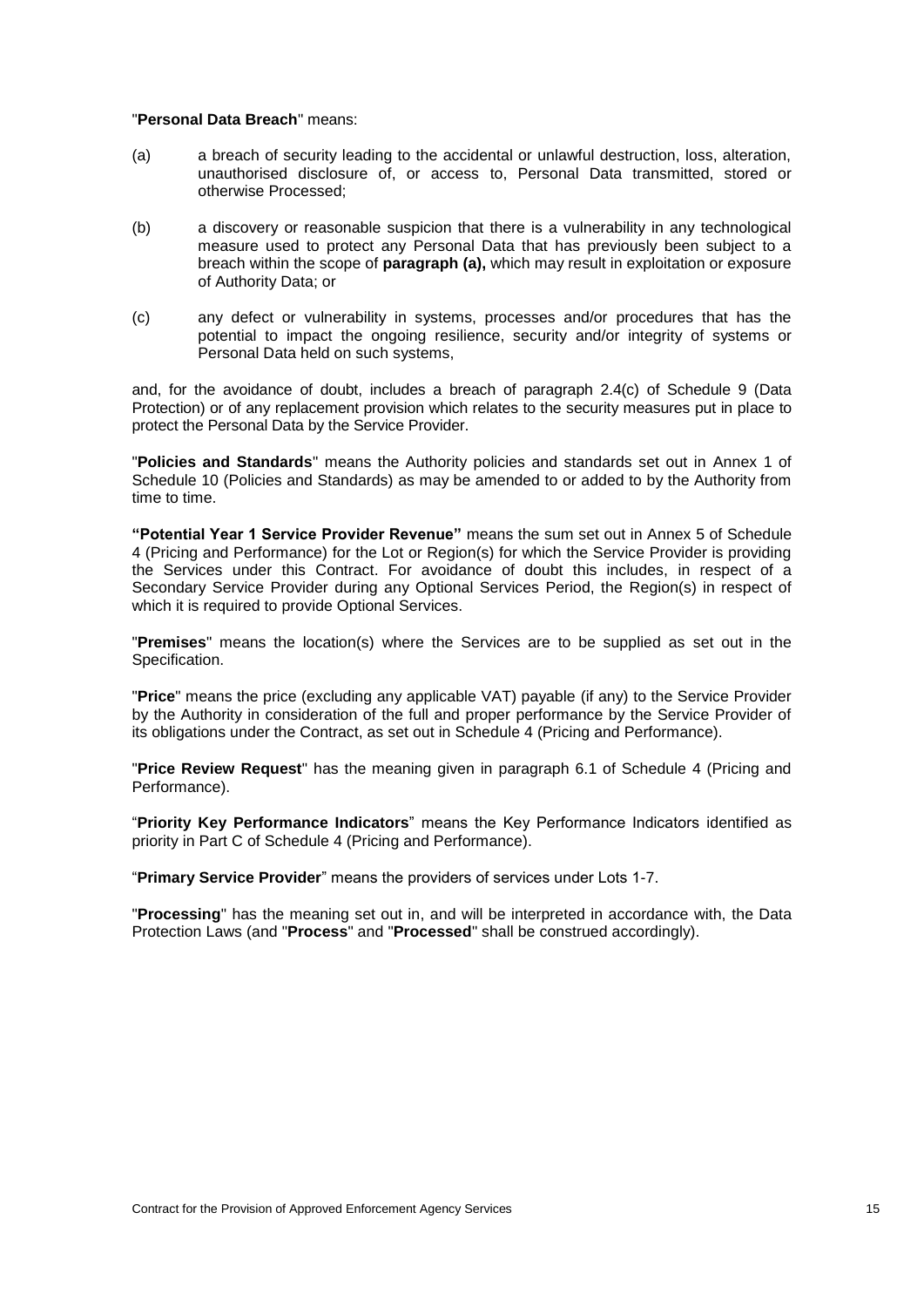"**Personal Data Breach**" means:

(a) a breach of security leading to the accidental or unlawful destruction, loss, alteration, unauthorised disclosure of, or access to, Personal Data transmitted, stored or otherwise Processed;

(b) a discovery or reasonable suspicion that there is a vulnerability in any technological measure used to protect any Personal Data that has previously been subject to a breach within the scope of **paragraph (a),** which may result in exploitation or exposure of Authority Data; or

(c) any defect or vulnerability in systems, processes and/or procedures that has the potential to impact the ongoing resilience, security and/or integrity of systems or Personal Data held on such systems,

and, for the avoidance of doubt, includes a breach of paragraph 2.4(c) of Schedule 9 (Data Protection) or of any replacement provision which relates to the security measures put in place to protect the Personal Data by the Service Provider.

"**Policies and Standards**" means the Authority policies and standards set out in Annex 1 of Schedule 10 (Policies and Standards) as may be amended to or added to by the Authority from time to time.

**"Potential Year 1 Service Provider Revenue"** means the sum set out in Annex 5 of Schedule 4 (Pricing and Performance) for the Lot or Region(s) for which the Service Provider is providing the Services under this Contract. For avoidance of doubt this includes, in respect of a Secondary Service Provider during any Optional Services Period, the Region(s) in respect of which it is required to provide Optional Services.

"**Premises**" means the location(s) where the Services are to be supplied as set out in the Specification.

"**Price**" means the price (excluding any applicable VAT) payable (if any) to the Service Provider by the Authority in consideration of the full and proper performance by the Service Provider of its obligations under the Contract, as set out in Schedule 4 (Pricing and Performance).

"**Price Review Request**" has the meaning given in paragraph 6.1 of Schedule 4 (Pricing and Performance).

"**Priority Key Performance Indicators**" means the Key Performance Indicators identified as priority in Part C of Schedule 4 (Pricing and Performance).

"**Primary Service Provider**" means the providers of services under Lots 1-7.

"**Processing**" has the meaning set out in, and will be interpreted in accordance with, the Data Protection Laws (and "**Process**" and "**Processed**" shall be construed accordingly).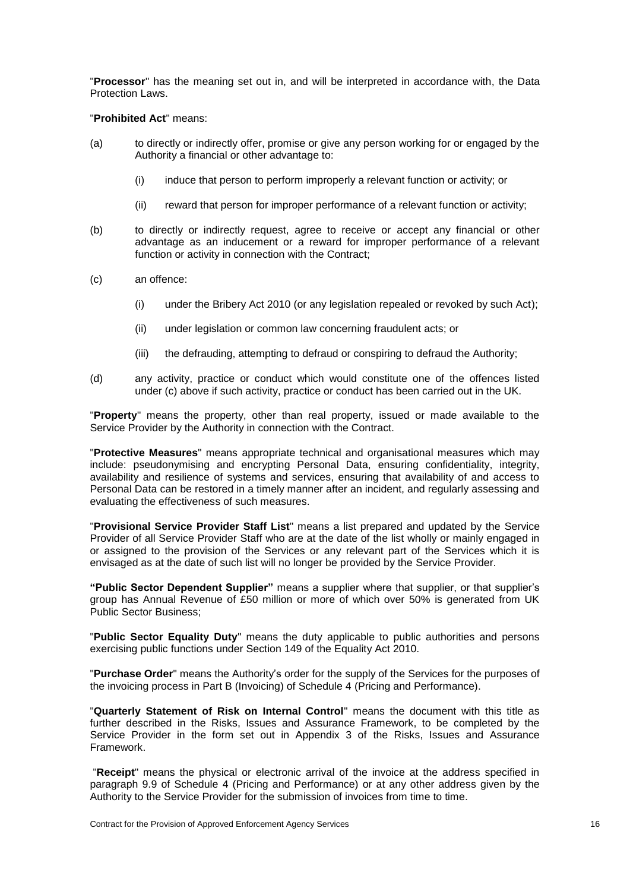"**Processor**" has the meaning set out in, and will be interpreted in accordance with, the Data Protection Laws.

"**Prohibited Act**" means:

(a) to directly or indirectly offer, promise or give any person working for or engaged by the Authority a financial or other advantage to:

   (i) induce that person to perform improperly a relevant function or activity; or

   (ii) reward that person for improper performance of a relevant function or activity;

(b) to directly or indirectly request, agree to receive or accept any financial or other advantage as an inducement or a reward for improper performance of a relevant function or activity in connection with the Contract;

(c) an offence:

   (i) under the Bribery Act 2010 (or any legislation repealed or revoked by such Act);

   (ii) under legislation or common law concerning fraudulent acts; or

   (iii) the defrauding, attempting to defraud or conspiring to defraud the Authority;

(d) any activity, practice or conduct which would constitute one of the offences listed under (c) above if such activity, practice or conduct has been carried out in the UK.

"**Property**" means the property, other than real property, issued or made available to the Service Provider by the Authority in connection with the Contract.

"**Protective Measures**" means appropriate technical and organisational measures which may include: pseudonymising and encrypting Personal Data, ensuring confidentiality, integrity, availability and resilience of systems and services, ensuring that availability of and access to Personal Data can be restored in a timely manner after an incident, and regularly assessing and evaluating the effectiveness of such measures.

"**Provisional Service Provider Staff List**" means a list prepared and updated by the Service Provider of all Service Provider Staff who are at the date of the list wholly or mainly engaged in or assigned to the provision of the Services or any relevant part of the Services which it is envisaged as at the date of such list will no longer be provided by the Service Provider.

**"Public Sector Dependent Supplier"** means a supplier where that supplier, or that supplier's group has Annual Revenue of £50 million or more of which over 50% is generated from UK Public Sector Business;

"**Public Sector Equality Duty**" means the duty applicable to public authorities and persons exercising public functions under Section 149 of the Equality Act 2010.

"**Purchase Order**" means the Authority's order for the supply of the Services for the purposes of the invoicing process in Part B (Invoicing) of Schedule 4 (Pricing and Performance).

"**Quarterly Statement of Risk on Internal Control**" means the document with this title as further described in the Risks, Issues and Assurance Framework, to be completed by the Service Provider in the form set out in Appendix 3 of the Risks, Issues and Assurance Framework.

"**Receipt**" means the physical or electronic arrival of the invoice at the address specified in paragraph 9.9 of Schedule 4 (Pricing and Performance) or at any other address given by the Authority to the Service Provider for the submission of invoices from time to time.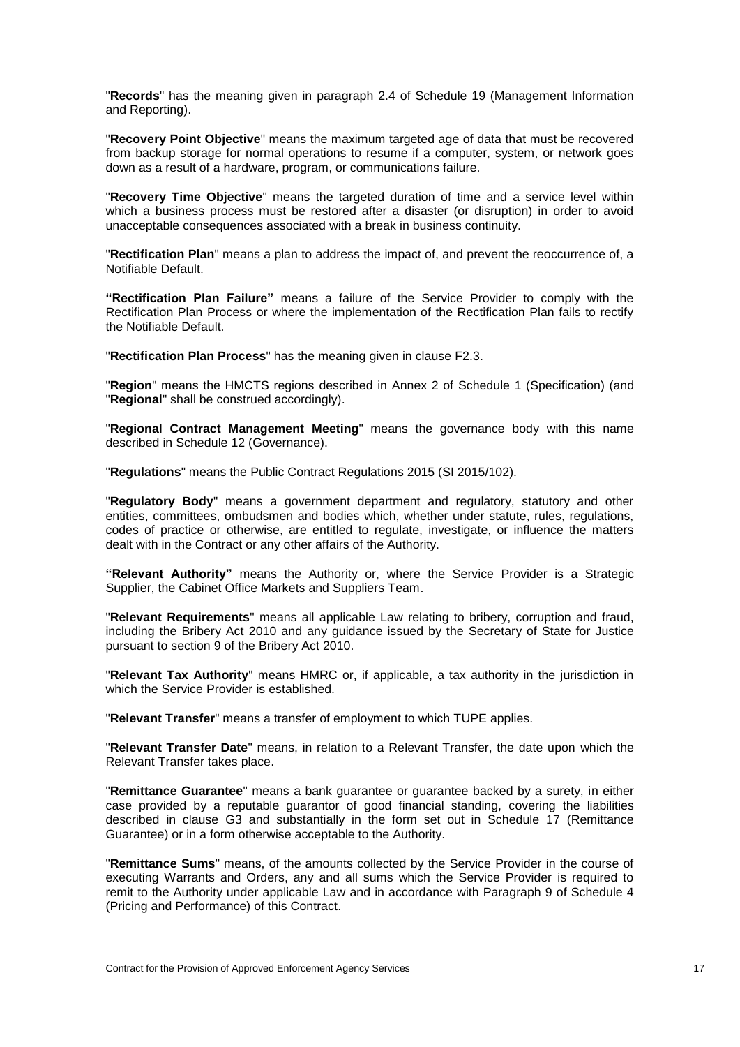"**Records**" has the meaning given in paragraph 2.4 of Schedule 19 (Management Information and Reporting).

"**Recovery Point Objective**" means the maximum targeted age of data that must be recovered from backup storage for normal operations to resume if a computer, system, or network goes down as a result of a hardware, program, or communications failure.

"**Recovery Time Objective**" means the targeted duration of time and a service level within which a business process must be restored after a disaster (or disruption) in order to avoid unacceptable consequences associated with a break in business continuity.

"**Rectification Plan**" means a plan to address the impact of, and prevent the reoccurrence of, a Notifiable Default.

**"Rectification Plan Failure"** means a failure of the Service Provider to comply with the Rectification Plan Process or where the implementation of the Rectification Plan fails to rectify the Notifiable Default.

"**Rectification Plan Process**" has the meaning given in clause F2.3.

"**Region**" means the HMCTS regions described in Annex 2 of Schedule 1 (Specification) (and "**Regional**" shall be construed accordingly).

"**Regional Contract Management Meeting**" means the governance body with this name described in Schedule 12 (Governance).

"**Regulations**" means the Public Contract Regulations 2015 (SI 2015/102).

"**Regulatory Body**" means a government department and regulatory, statutory and other entities, committees, ombudsmen and bodies which, whether under statute, rules, regulations, codes of practice or otherwise, are entitled to regulate, investigate, or influence the matters dealt with in the Contract or any other affairs of the Authority.

**"Relevant Authority"** means the Authority or, where the Service Provider is a Strategic Supplier, the Cabinet Office Markets and Suppliers Team.

"**Relevant Requirements**" means all applicable Law relating to bribery, corruption and fraud, including the Bribery Act 2010 and any guidance issued by the Secretary of State for Justice pursuant to section 9 of the Bribery Act 2010.

"**Relevant Tax Authority**" means HMRC or, if applicable, a tax authority in the jurisdiction in which the Service Provider is established.

"**Relevant Transfer**" means a transfer of employment to which TUPE applies.

"**Relevant Transfer Date**" means, in relation to a Relevant Transfer, the date upon which the Relevant Transfer takes place.

"**Remittance Guarantee**" means a bank guarantee or guarantee backed by a surety, in either case provided by a reputable guarantor of good financial standing, covering the liabilities described in clause G3 and substantially in the form set out in Schedule 17 (Remittance Guarantee) or in a form otherwise acceptable to the Authority.

"**Remittance Sums**" means, of the amounts collected by the Service Provider in the course of executing Warrants and Orders, any and all sums which the Service Provider is required to remit to the Authority under applicable Law and in accordance with Paragraph 9 of Schedule 4 (Pricing and Performance) of this Contract.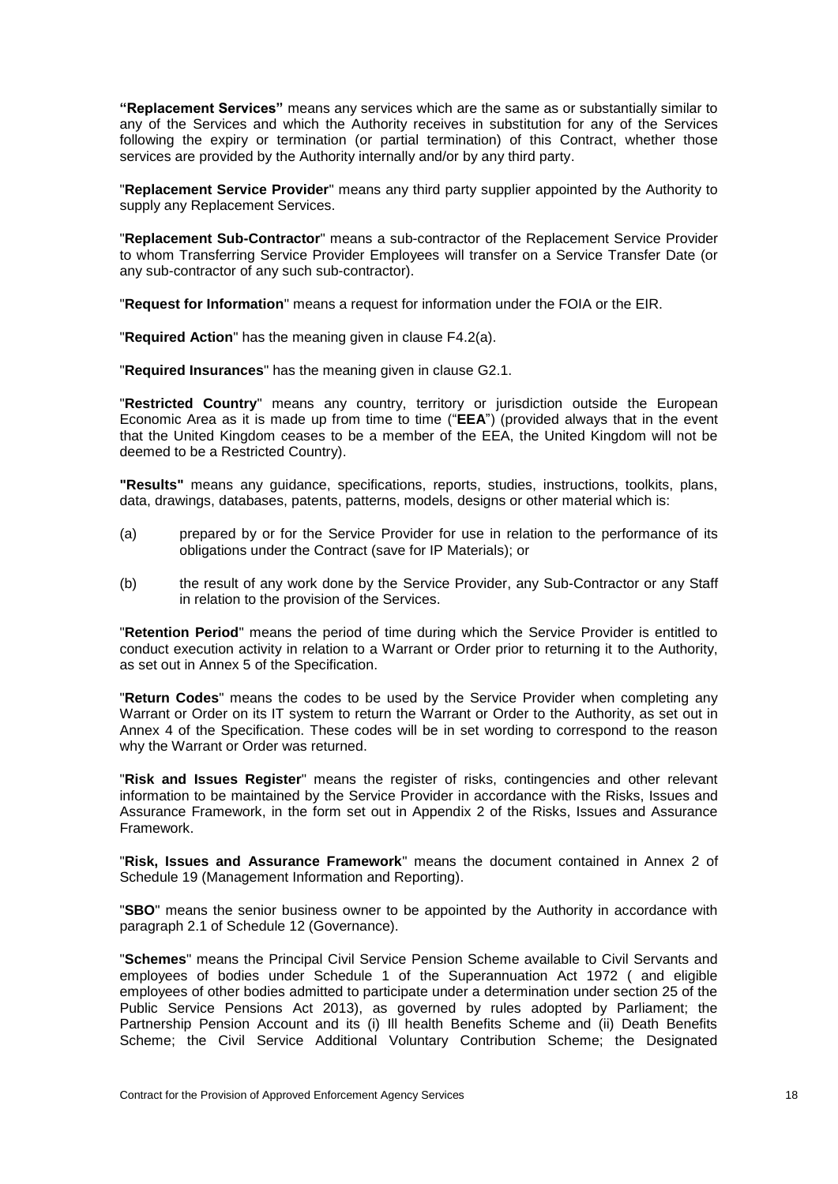**"Replacement Services"** means any services which are the same as or substantially similar to any of the Services and which the Authority receives in substitution for any of the Services following the expiry or termination (or partial termination) of this Contract, whether those services are provided by the Authority internally and/or by any third party.

"**Replacement Service Provider**" means any third party supplier appointed by the Authority to supply any Replacement Services.

"**Replacement Sub-Contractor**" means a sub-contractor of the Replacement Service Provider to whom Transferring Service Provider Employees will transfer on a Service Transfer Date (or any sub-contractor of any such sub-contractor).

"**Request for Information**" means a request for information under the FOIA or the EIR.

"**Required Action**" has the meaning given in clause F4.2(a).

"**Required Insurances**" has the meaning given in clause G2.1.

"**Restricted Country**" means any country, territory or jurisdiction outside the European Economic Area as it is made up from time to time ("**EEA**") (provided always that in the event that the United Kingdom ceases to be a member of the EEA, the United Kingdom will not be deemed to be a Restricted Country).

**"Results"** means any guidance, specifications, reports, studies, instructions, toolkits, plans, data, drawings, databases, patents, patterns, models, designs or other material which is:

(a) prepared by or for the Service Provider for use in relation to the performance of its obligations under the Contract (save for IP Materials); or

(b) the result of any work done by the Service Provider, any Sub-Contractor or any Staff in relation to the provision of the Services.

"**Retention Period**" means the period of time during which the Service Provider is entitled to conduct execution activity in relation to a Warrant or Order prior to returning it to the Authority, as set out in Annex 5 of the Specification.

"**Return Codes**" means the codes to be used by the Service Provider when completing any Warrant or Order on its IT system to return the Warrant or Order to the Authority, as set out in Annex 4 of the Specification. These codes will be in set wording to correspond to the reason why the Warrant or Order was returned.

"**Risk and Issues Register**" means the register of risks, contingencies and other relevant information to be maintained by the Service Provider in accordance with the Risks, Issues and Assurance Framework, in the form set out in Appendix 2 of the Risks, Issues and Assurance Framework.

"**Risk, Issues and Assurance Framework**" means the document contained in Annex 2 of Schedule 19 (Management Information and Reporting).

"**SBO**" means the senior business owner to be appointed by the Authority in accordance with paragraph 2.1 of Schedule 12 (Governance).

"**Schemes**" means the Principal Civil Service Pension Scheme available to Civil Servants and employees of bodies under Schedule 1 of the Superannuation Act 1972 ( and eligible employees of other bodies admitted to participate under a determination under section 25 of the Public Service Pensions Act 2013), as governed by rules adopted by Parliament; the Partnership Pension Account and its (i) Ill health Benefits Scheme and (ii) Death Benefits Scheme; the Civil Service Additional Voluntary Contribution Scheme; the Designated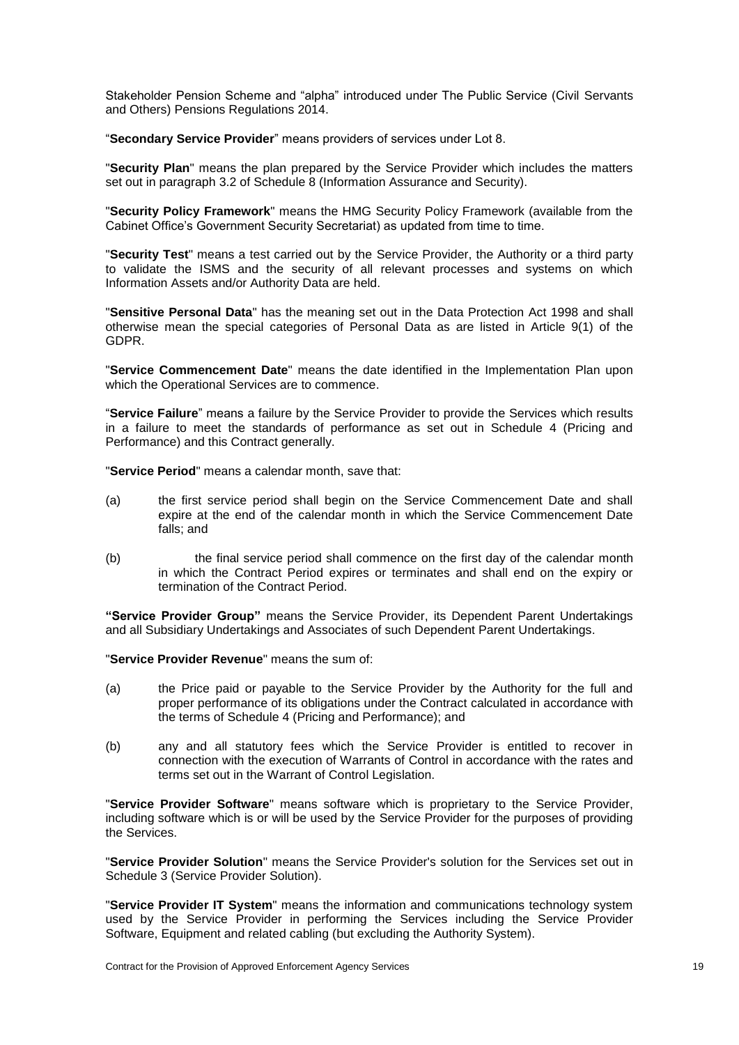Stakeholder Pension Scheme and "alpha" introduced under The Public Service (Civil Servants and Others) Pensions Regulations 2014.

"**Secondary Service Provider**" means providers of services under Lot 8.

"**Security Plan**" means the plan prepared by the Service Provider which includes the matters set out in paragraph 3.2 of Schedule 8 (Information Assurance and Security).

"**Security Policy Framework**" means the HMG Security Policy Framework (available from the Cabinet Office's Government Security Secretariat) as updated from time to time.

"**Security Test**" means a test carried out by the Service Provider, the Authority or a third party to validate the ISMS and the security of all relevant processes and systems on which Information Assets and/or Authority Data are held.

"**Sensitive Personal Data**" has the meaning set out in the Data Protection Act 1998 and shall otherwise mean the special categories of Personal Data as are listed in Article 9(1) of the GDPR.

"**Service Commencement Date**" means the date identified in the Implementation Plan upon which the Operational Services are to commence.

"**Service Failure**" means a failure by the Service Provider to provide the Services which results in a failure to meet the standards of performance as set out in Schedule 4 (Pricing and Performance) and this Contract generally.

"**Service Period**" means a calendar month, save that:

(a) the first service period shall begin on the Service Commencement Date and shall expire at the end of the calendar month in which the Service Commencement Date falls; and

(b) the final service period shall commence on the first day of the calendar month in which the Contract Period expires or terminates and shall end on the expiry or termination of the Contract Period.

**"Service Provider Group"** means the Service Provider, its Dependent Parent Undertakings and all Subsidiary Undertakings and Associates of such Dependent Parent Undertakings.

"**Service Provider Revenue**" means the sum of:

(a) the Price paid or payable to the Service Provider by the Authority for the full and proper performance of its obligations under the Contract calculated in accordance with the terms of Schedule 4 (Pricing and Performance); and

(b) any and all statutory fees which the Service Provider is entitled to recover in connection with the execution of Warrants of Control in accordance with the rates and terms set out in the Warrant of Control Legislation.

"**Service Provider Software**" means software which is proprietary to the Service Provider, including software which is or will be used by the Service Provider for the purposes of providing the Services.

"**Service Provider Solution**" means the Service Provider's solution for the Services set out in Schedule 3 (Service Provider Solution).

"**Service Provider IT System**" means the information and communications technology system used by the Service Provider in performing the Services including the Service Provider Software, Equipment and related cabling (but excluding the Authority System).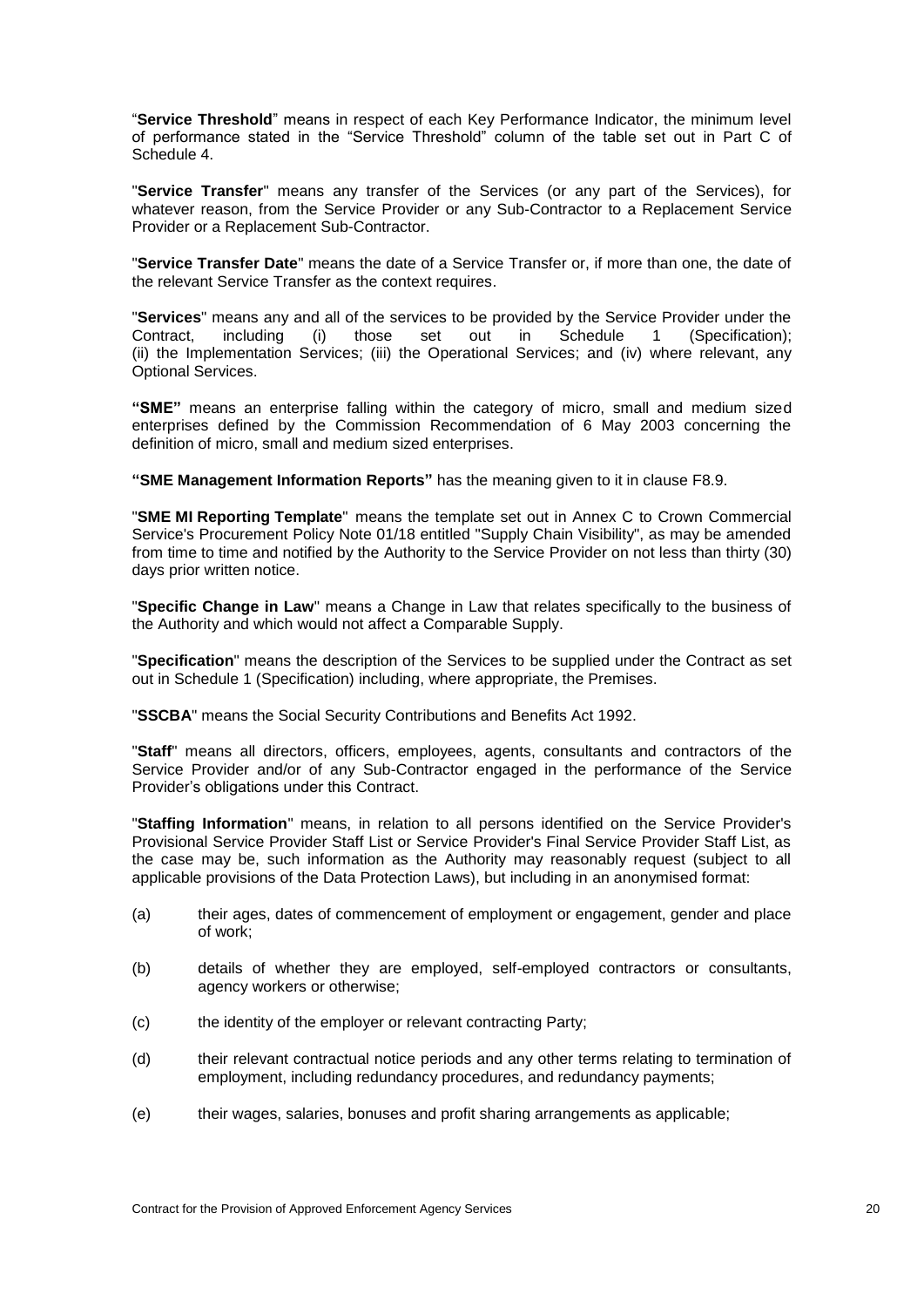"**Service Threshold**" means in respect of each Key Performance Indicator, the minimum level of performance stated in the "Service Threshold" column of the table set out in Part C of Schedule 4.

"**Service Transfer**" means any transfer of the Services (or any part of the Services), for whatever reason, from the Service Provider or any Sub-Contractor to a Replacement Service Provider or a Replacement Sub-Contractor.

"**Service Transfer Date**" means the date of a Service Transfer or, if more than one, the date of the relevant Service Transfer as the context requires.

"**Services**" means any and all of the services to be provided by the Service Provider under the Contract, including (i) those set out in Schedule 1 (Specification); (ii) the Implementation Services; (iii) the Operational Services; and (iv) where relevant, any Optional Services.

**"SME"** means an enterprise falling within the category of micro, small and medium sized enterprises defined by the Commission Recommendation of 6 May 2003 concerning the definition of micro, small and medium sized enterprises.

**"SME Management Information Reports"** has the meaning given to it in clause F8.9.

"**SME MI Reporting Template**" means the template set out in Annex C to Crown Commercial Service's Procurement Policy Note 01/18 entitled "Supply Chain Visibility", as may be amended from time to time and notified by the Authority to the Service Provider on not less than thirty (30) days prior written notice.

"**Specific Change in Law**" means a Change in Law that relates specifically to the business of the Authority and which would not affect a Comparable Supply.

"**Specification**" means the description of the Services to be supplied under the Contract as set out in Schedule 1 (Specification) including, where appropriate, the Premises.

"**SSCBA**" means the Social Security Contributions and Benefits Act 1992.

"**Staff**" means all directors, officers, employees, agents, consultants and contractors of the Service Provider and/or of any Sub-Contractor engaged in the performance of the Service Provider's obligations under this Contract.

"**Staffing Information**" means, in relation to all persons identified on the Service Provider's Provisional Service Provider Staff List or Service Provider's Final Service Provider Staff List, as the case may be, such information as the Authority may reasonably request (subject to all applicable provisions of the Data Protection Laws), but including in an anonymised format:

(a) their ages, dates of commencement of employment or engagement, gender and place of work;

(b) details of whether they are employed, self-employed contractors or consultants, agency workers or otherwise;

(c) the identity of the employer or relevant contracting Party;

(d) their relevant contractual notice periods and any other terms relating to termination of employment, including redundancy procedures, and redundancy payments;

(e) their wages, salaries, bonuses and profit sharing arrangements as applicable;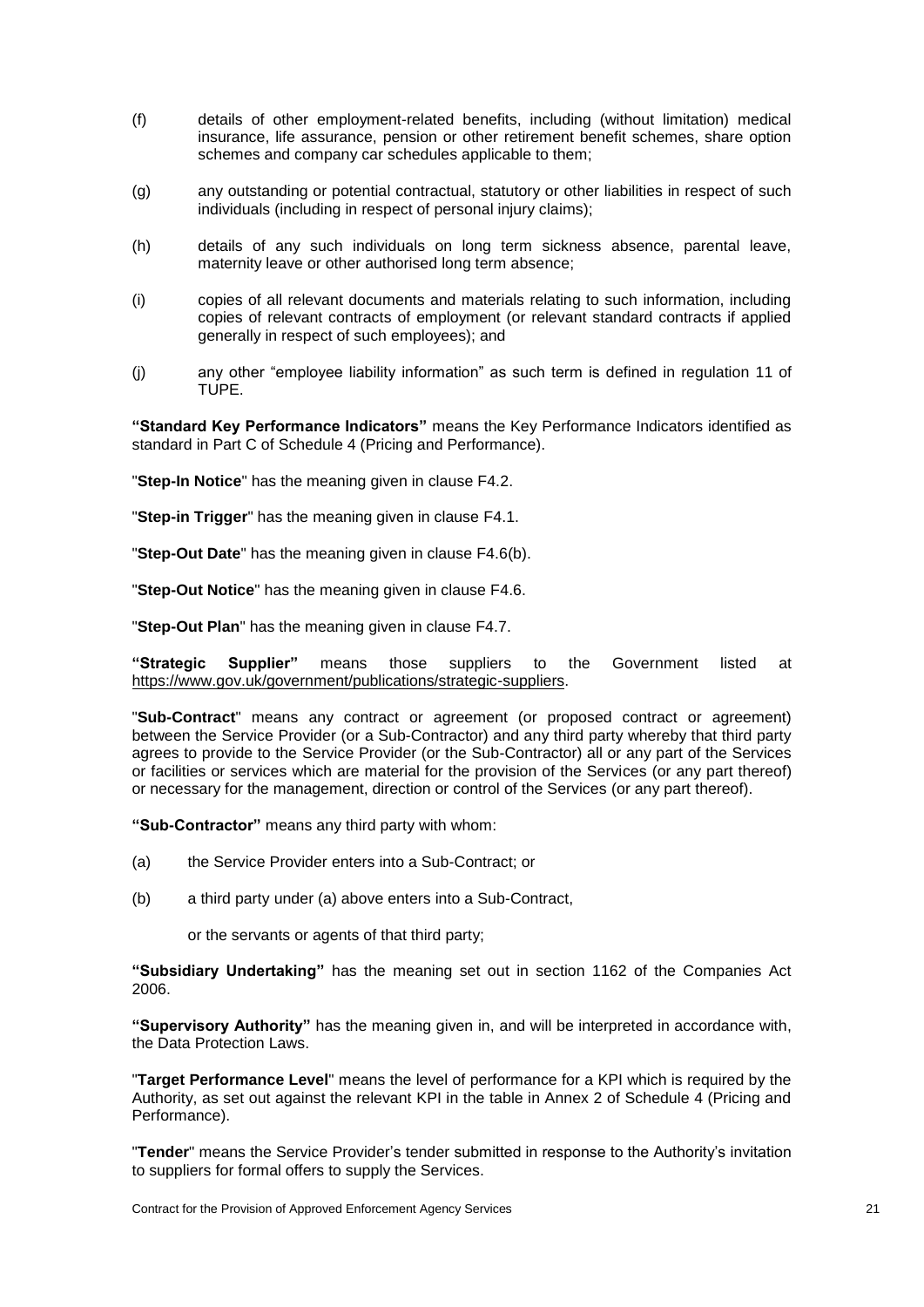(f) details of other employment-related benefits, including (without limitation) medical insurance, life assurance, pension or other retirement benefit schemes, share option schemes and company car schedules applicable to them;

(g) any outstanding or potential contractual, statutory or other liabilities in respect of such individuals (including in respect of personal injury claims);

(h) details of any such individuals on long term sickness absence, parental leave, maternity leave or other authorised long term absence;

(i) copies of all relevant documents and materials relating to such information, including copies of relevant contracts of employment (or relevant standard contracts if applied generally in respect of such employees); and

(j) any other "employee liability information" as such term is defined in regulation 11 of TUPE.

**"Standard Key Performance Indicators"** means the Key Performance Indicators identified as standard in Part C of Schedule 4 (Pricing and Performance).

"**Step-In Notice**" has the meaning given in clause F4.2.

"**Step-in Trigger**" has the meaning given in clause F4.1.

"**Step-Out Date**" has the meaning given in clause F4.6(b).

"**Step-Out Notice**" has the meaning given in clause F4.6.

"**Step-Out Plan**" has the meaning given in clause F4.7.

**"Strategic Supplier"** means those suppliers to the Government listed at https://www.gov.uk/government/publications/strategic-suppliers.

"**Sub-Contract**" means any contract or agreement (or proposed contract or agreement) between the Service Provider (or a Sub-Contractor) and any third party whereby that third party agrees to provide to the Service Provider (or the Sub-Contractor) all or any part of the Services or facilities or services which are material for the provision of the Services (or any part thereof) or necessary for the management, direction or control of the Services (or any part thereof).

**"Sub-Contractor"** means any third party with whom:

(a) the Service Provider enters into a Sub-Contract; or

(b) a third party under (a) above enters into a Sub-Contract,

or the servants or agents of that third party;

**"Subsidiary Undertaking"** has the meaning set out in section 1162 of the Companies Act 2006.

**"Supervisory Authority"** has the meaning given in, and will be interpreted in accordance with, the Data Protection Laws.

"**Target Performance Level**" means the level of performance for a KPI which is required by the Authority, as set out against the relevant KPI in the table in Annex 2 of Schedule 4 (Pricing and Performance).

"**Tender**" means the Service Provider's tender submitted in response to the Authority's invitation to suppliers for formal offers to supply the Services.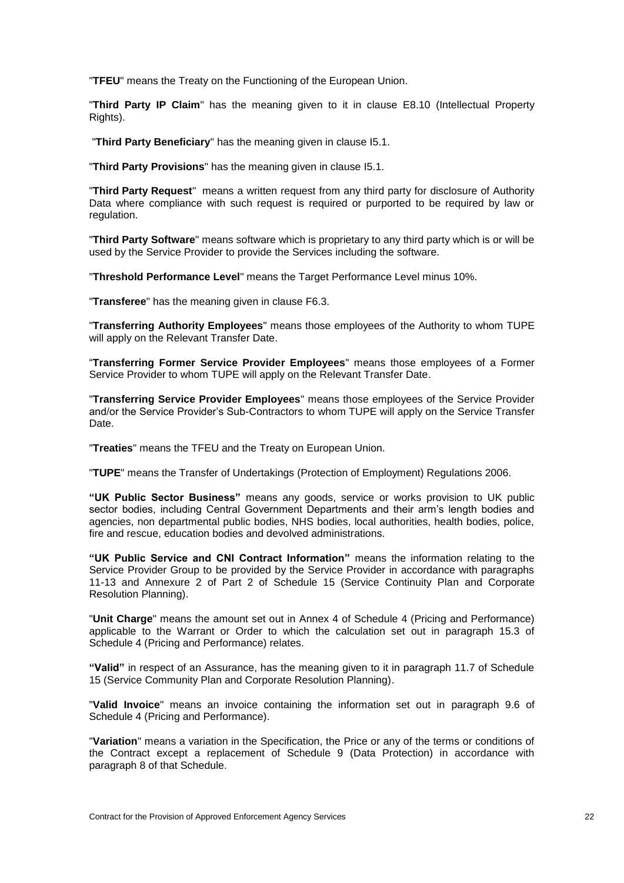"**TFEU**" means the Treaty on the Functioning of the European Union.

"**Third Party IP Claim**" has the meaning given to it in clause E8.10 (Intellectual Property Rights).

"**Third Party Beneficiary**" has the meaning given in clause I5.1.

"**Third Party Provisions**" has the meaning given in clause I5.1.

"**Third Party Request**" means a written request from any third party for disclosure of Authority Data where compliance with such request is required or purported to be required by law or regulation.

"**Third Party Software**" means software which is proprietary to any third party which is or will be used by the Service Provider to provide the Services including the software.

"**Threshold Performance Level**" means the Target Performance Level minus 10%.

"**Transferee**" has the meaning given in clause F6.3.

"**Transferring Authority Employees**" means those employees of the Authority to whom TUPE will apply on the Relevant Transfer Date.

"**Transferring Former Service Provider Employees**" means those employees of a Former Service Provider to whom TUPE will apply on the Relevant Transfer Date.

"**Transferring Service Provider Employees**" means those employees of the Service Provider and/or the Service Provider's Sub-Contractors to whom TUPE will apply on the Service Transfer Date.

"**Treaties**" means the TFEU and the Treaty on European Union.

"**TUPE**" means the Transfer of Undertakings (Protection of Employment) Regulations 2006.

**"UK Public Sector Business"** means any goods, service or works provision to UK public sector bodies, including Central Government Departments and their arm's length bodies and agencies, non departmental public bodies, NHS bodies, local authorities, health bodies, police, fire and rescue, education bodies and devolved administrations.

**"UK Public Service and CNI Contract Information"** means the information relating to the Service Provider Group to be provided by the Service Provider in accordance with paragraphs 11-13 and Annexure 2 of Part 2 of Schedule 15 (Service Continuity Plan and Corporate Resolution Planning).

"**Unit Charge**" means the amount set out in Annex 4 of Schedule 4 (Pricing and Performance) applicable to the Warrant or Order to which the calculation set out in paragraph 15.3 of Schedule 4 (Pricing and Performance) relates.

**"Valid"** in respect of an Assurance, has the meaning given to it in paragraph 11.7 of Schedule 15 (Service Community Plan and Corporate Resolution Planning).

"**Valid Invoice**" means an invoice containing the information set out in paragraph 9.6 of Schedule 4 (Pricing and Performance).

"**Variation**" means a variation in the Specification, the Price or any of the terms or conditions of the Contract except a replacement of Schedule 9 (Data Protection) in accordance with paragraph 8 of that Schedule.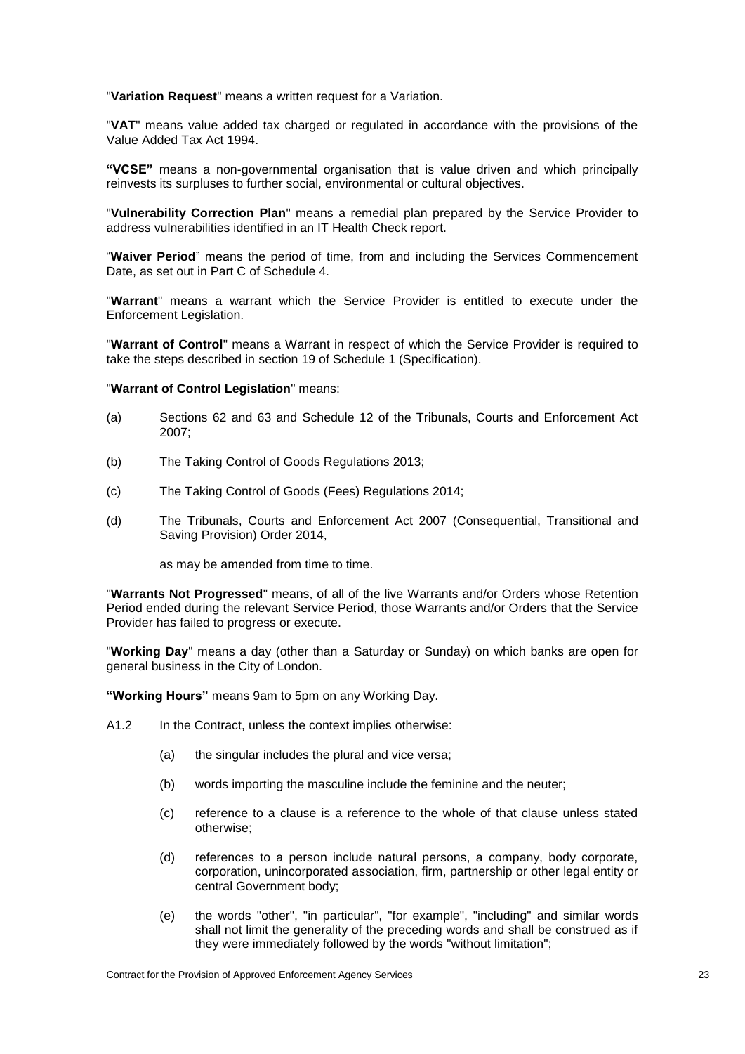"**Variation Request**" means a written request for a Variation.

"**VAT**" means value added tax charged or regulated in accordance with the provisions of the Value Added Tax Act 1994.

**"VCSE"** means a non-governmental organisation that is value driven and which principally reinvests its surpluses to further social, environmental or cultural objectives.

"**Vulnerability Correction Plan**" means a remedial plan prepared by the Service Provider to address vulnerabilities identified in an IT Health Check report.

"**Waiver Period**" means the period of time, from and including the Services Commencement Date, as set out in Part C of Schedule 4.

"**Warrant**" means a warrant which the Service Provider is entitled to execute under the Enforcement Legislation.

"**Warrant of Control**" means a Warrant in respect of which the Service Provider is required to take the steps described in section 19 of Schedule 1 (Specification).

"**Warrant of Control Legislation**" means:

(a) Sections 62 and 63 and Schedule 12 of the Tribunals, Courts and Enforcement Act 2007;

(b) The Taking Control of Goods Regulations 2013;

(c) The Taking Control of Goods (Fees) Regulations 2014;

(d) The Tribunals, Courts and Enforcement Act 2007 (Consequential, Transitional and Saving Provision) Order 2014,

as may be amended from time to time.

"**Warrants Not Progressed**" means, of all of the live Warrants and/or Orders whose Retention Period ended during the relevant Service Period, those Warrants and/or Orders that the Service Provider has failed to progress or execute.

"**Working Day**" means a day (other than a Saturday or Sunday) on which banks are open for general business in the City of London.

**"Working Hours"** means 9am to 5pm on any Working Day.

A1.2 In the Contract, unless the context implies otherwise:

(a) the singular includes the plural and vice versa;

(b) words importing the masculine include the feminine and the neuter;

(c) reference to a clause is a reference to the whole of that clause unless stated otherwise;

(d) references to a person include natural persons, a company, body corporate, corporation, unincorporated association, firm, partnership or other legal entity or central Government body;

(e) the words "other", "in particular", "for example", "including" and similar words shall not limit the generality of the preceding words and shall be construed as if they were immediately followed by the words "without limitation";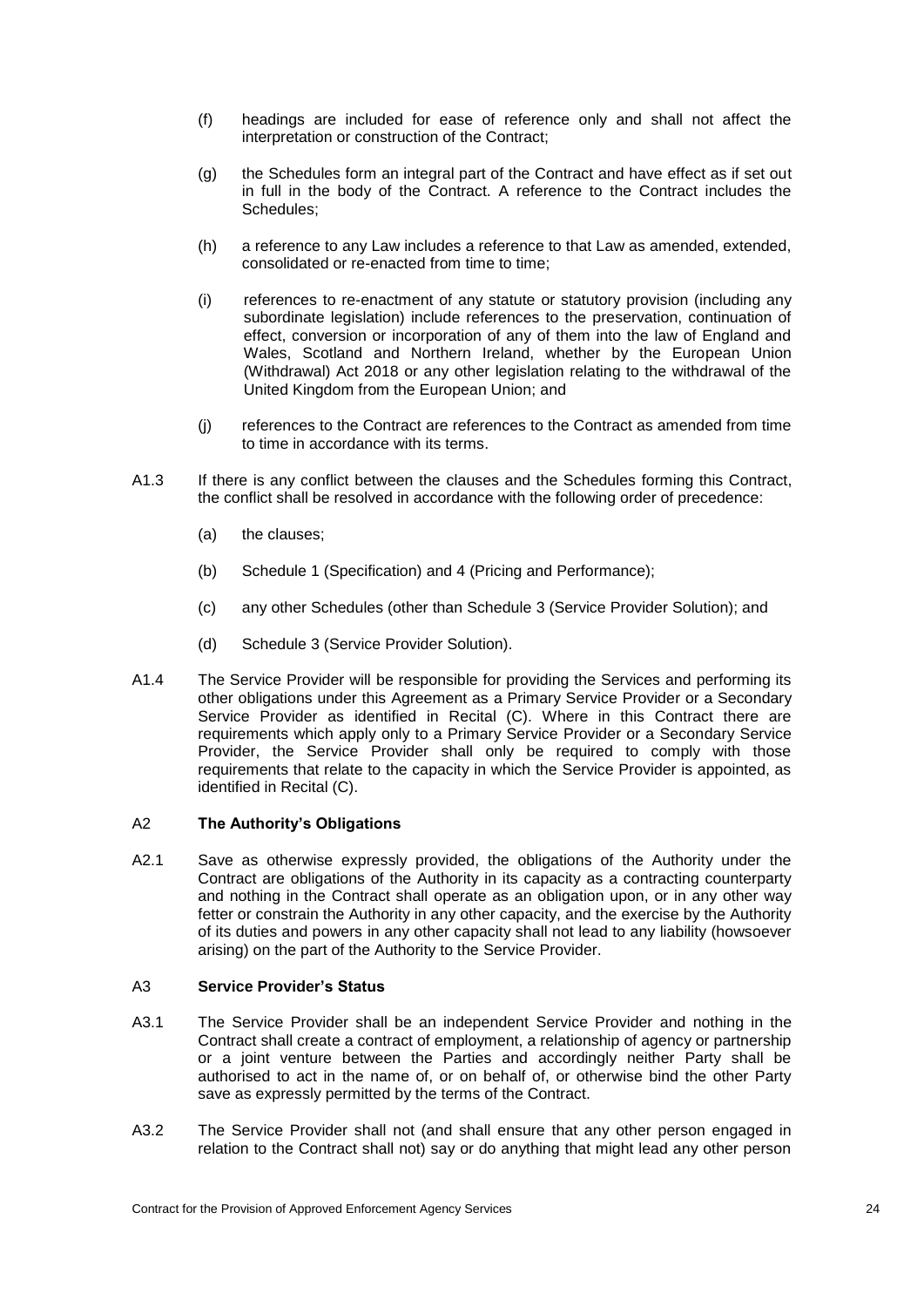(f) headings are included for ease of reference only and shall not affect the interpretation or construction of the Contract;

(g) the Schedules form an integral part of the Contract and have effect as if set out in full in the body of the Contract. A reference to the Contract includes the Schedules;

(h) a reference to any Law includes a reference to that Law as amended, extended, consolidated or re-enacted from time to time;

(i) references to re-enactment of any statute or statutory provision (including any subordinate legislation) include references to the preservation, continuation of effect, conversion or incorporation of any of them into the law of England and Wales, Scotland and Northern Ireland, whether by the European Union (Withdrawal) Act 2018 or any other legislation relating to the withdrawal of the United Kingdom from the European Union; and

(j) references to the Contract are references to the Contract as amended from time to time in accordance with its terms.

A1.3 If there is any conflict between the clauses and the Schedules forming this Contract, the conflict shall be resolved in accordance with the following order of precedence:

(a) the clauses;

(b) Schedule 1 (Specification) and 4 (Pricing and Performance);

(c) any other Schedules (other than Schedule 3 (Service Provider Solution); and

(d) Schedule 3 (Service Provider Solution).

A1.4 The Service Provider will be responsible for providing the Services and performing its other obligations under this Agreement as a Primary Service Provider or a Secondary Service Provider as identified in Recital (C). Where in this Contract there are requirements which apply only to a Primary Service Provider or a Secondary Service Provider, the Service Provider shall only be required to comply with those requirements that relate to the capacity in which the Service Provider is appointed, as identified in Recital (C).

## A2 **The Authority's Obligations**

A2.1 Save as otherwise expressly provided, the obligations of the Authority under the Contract are obligations of the Authority in its capacity as a contracting counterparty and nothing in the Contract shall operate as an obligation upon, or in any other way fetter or constrain the Authority in any other capacity, and the exercise by the Authority of its duties and powers in any other capacity shall not lead to any liability (howsoever arising) on the part of the Authority to the Service Provider.

## A3 **Service Provider's Status**

A3.1 The Service Provider shall be an independent Service Provider and nothing in the Contract shall create a contract of employment, a relationship of agency or partnership or a joint venture between the Parties and accordingly neither Party shall be authorised to act in the name of, or on behalf of, or otherwise bind the other Party save as expressly permitted by the terms of the Contract.

A3.2 The Service Provider shall not (and shall ensure that any other person engaged in relation to the Contract shall not) say or do anything that might lead any other person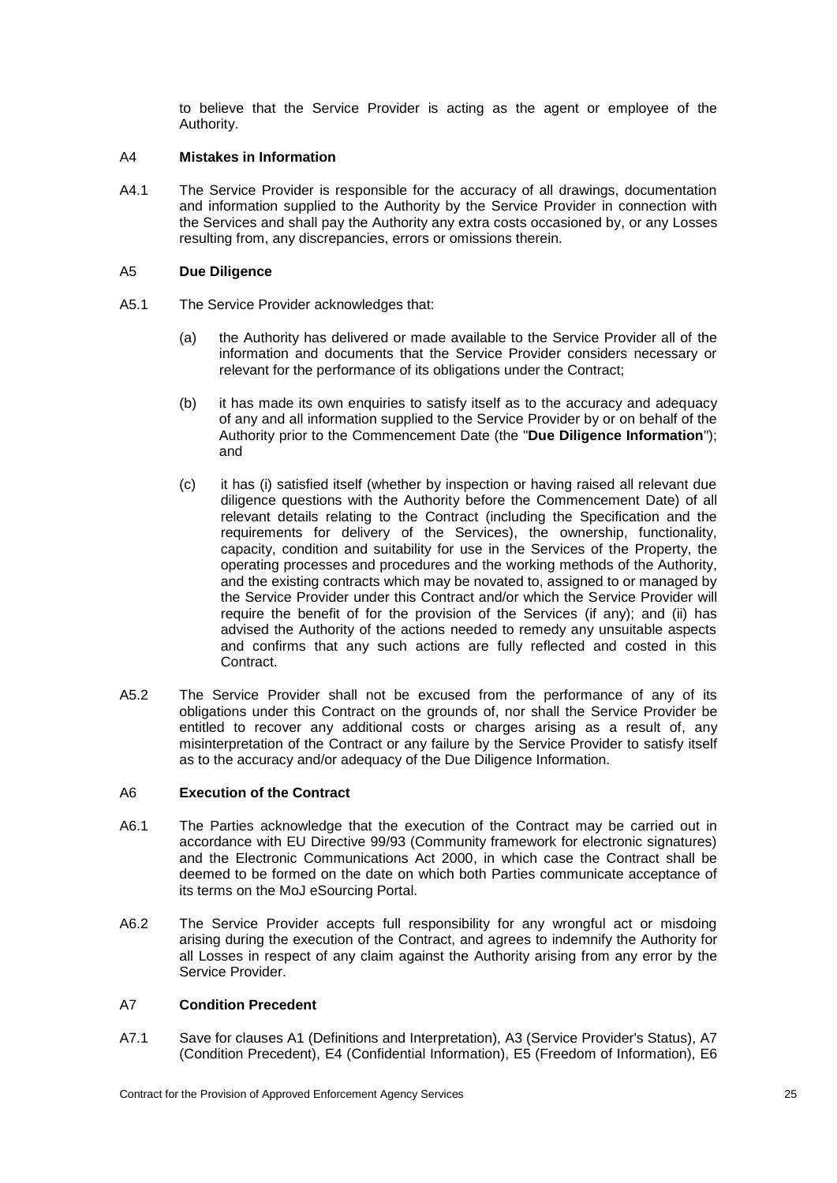to believe that the Service Provider is acting as the agent or employee of the Authority.

### A4 Mistakes in Information

A4.1 The Service Provider is responsible for the accuracy of all drawings, documentation and information supplied to the Authority by the Service Provider in connection with the Services and shall pay the Authority any extra costs occasioned by, or any Losses resulting from, any discrepancies, errors or omissions therein.

### A5 Due Diligence

A5.1 The Service Provider acknowledges that:

(a) the Authority has delivered or made available to the Service Provider all of the information and documents that the Service Provider considers necessary or relevant for the performance of its obligations under the Contract;

(b) it has made its own enquiries to satisfy itself as to the accuracy and adequacy of any and all information supplied to the Service Provider by or on behalf of the Authority prior to the Commencement Date (the "**Due Diligence Information**"); and

(c) it has (i) satisfied itself (whether by inspection or having raised all relevant due diligence questions with the Authority before the Commencement Date) of all relevant details relating to the Contract (including the Specification and the requirements for delivery of the Services), the ownership, functionality, capacity, condition and suitability for use in the Services of the Property, the operating processes and procedures and the working methods of the Authority, and the existing contracts which may be novated to, assigned to or managed by the Service Provider under this Contract and/or which the Service Provider will require the benefit of for the provision of the Services (if any); and (ii) has advised the Authority of the actions needed to remedy any unsuitable aspects and confirms that any such actions are fully reflected and costed in this Contract.

A5.2 The Service Provider shall not be excused from the performance of any of its obligations under this Contract on the grounds of, nor shall the Service Provider be entitled to recover any additional costs or charges arising as a result of, any misinterpretation of the Contract or any failure by the Service Provider to satisfy itself as to the accuracy and/or adequacy of the Due Diligence Information.

### A6 Execution of the Contract

A6.1 The Parties acknowledge that the execution of the Contract may be carried out in accordance with EU Directive 99/93 (Community framework for electronic signatures) and the Electronic Communications Act 2000, in which case the Contract shall be deemed to be formed on the date on which both Parties communicate acceptance of its terms on the MoJ eSourcing Portal.

A6.2 The Service Provider accepts full responsibility for any wrongful act or misdoing arising during the execution of the Contract, and agrees to indemnify the Authority for all Losses in respect of any claim against the Authority arising from any error by the Service Provider.

### A7 Condition Precedent

A7.1 Save for clauses A1 (Definitions and Interpretation), A3 (Service Provider's Status), A7 (Condition Precedent), E4 (Confidential Information), E5 (Freedom of Information), E6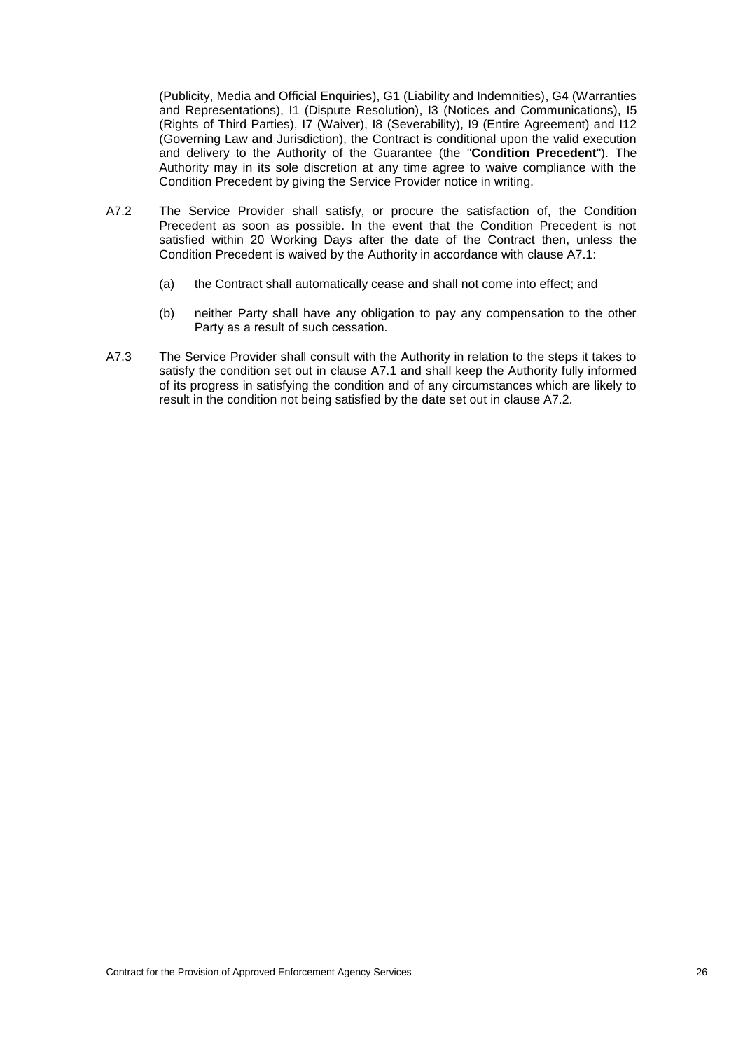(Publicity, Media and Official Enquiries), G1 (Liability and Indemnities), G4 (Warranties and Representations), I1 (Dispute Resolution), I3 (Notices and Communications), I5 (Rights of Third Parties), I7 (Waiver), I8 (Severability), I9 (Entire Agreement) and I12 (Governing Law and Jurisdiction), the Contract is conditional upon the valid execution and delivery to the Authority of the Guarantee (the "**Condition Precedent**"). The Authority may in its sole discretion at any time agree to waive compliance with the Condition Precedent by giving the Service Provider notice in writing.

A7.2 The Service Provider shall satisfy, or procure the satisfaction of, the Condition Precedent as soon as possible. In the event that the Condition Precedent is not satisfied within 20 Working Days after the date of the Contract then, unless the Condition Precedent is waived by the Authority in accordance with clause A7.1:

(a) the Contract shall automatically cease and shall not come into effect; and

(b) neither Party shall have any obligation to pay any compensation to the other Party as a result of such cessation.

A7.3 The Service Provider shall consult with the Authority in relation to the steps it takes to satisfy the condition set out in clause A7.1 and shall keep the Authority fully informed of its progress in satisfying the condition and of any circumstances which are likely to result in the condition not being satisfied by the date set out in clause A7.2.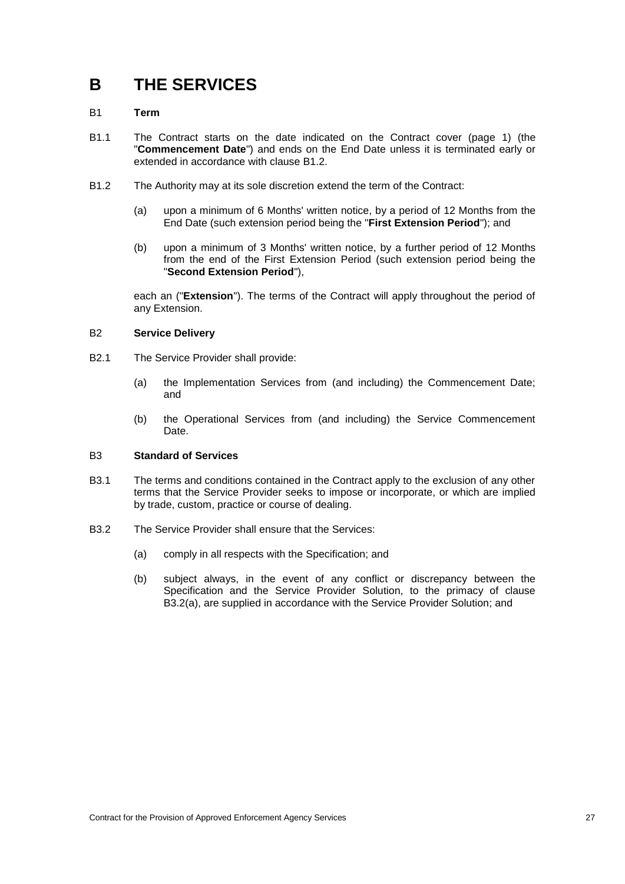# B THE SERVICES

B1 **Term**

B1.1 The Contract starts on the date indicated on the Contract cover (page 1) (the "**Commencement Date**") and ends on the End Date unless it is terminated early or extended in accordance with clause B1.2.

B1.2 The Authority may at its sole discretion extend the term of the Contract:

(a) upon a minimum of 6 Months' written notice, by a period of 12 Months from the End Date (such extension period being the "**First Extension Period**"); and

(b) upon a minimum of 3 Months' written notice, by a further period of 12 Months from the end of the First Extension Period (such extension period being the "**Second Extension Period**"),

each an ("**Extension**"). The terms of the Contract will apply throughout the period of any Extension.

B2 **Service Delivery**

B2.1 The Service Provider shall provide:

(a) the Implementation Services from (and including) the Commencement Date; and

(b) the Operational Services from (and including) the Service Commencement Date.

B3 **Standard of Services**

B3.1 The terms and conditions contained in the Contract apply to the exclusion of any other terms that the Service Provider seeks to impose or incorporate, or which are implied by trade, custom, practice or course of dealing.

B3.2 The Service Provider shall ensure that the Services:

(a) comply in all respects with the Specification; and

(b) subject always, in the event of any conflict or discrepancy between the Specification and the Service Provider Solution, to the primacy of clause B3.2(a), are supplied in accordance with the Service Provider Solution; and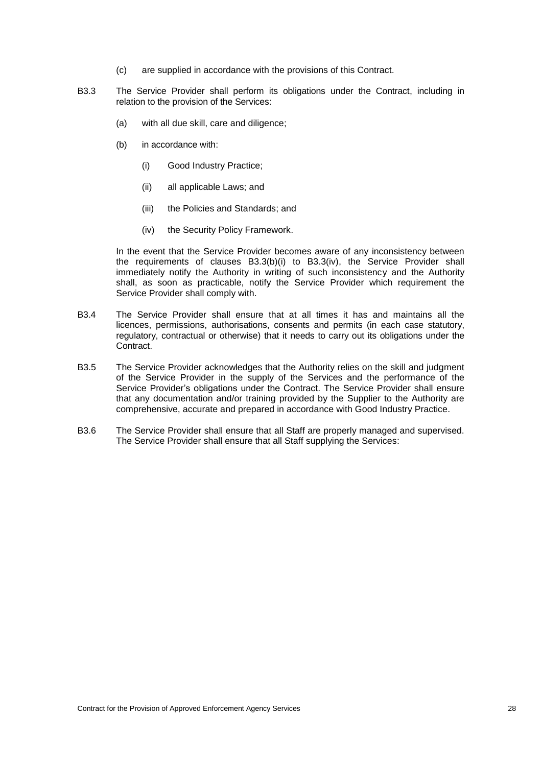(c) are supplied in accordance with the provisions of this Contract.

B3.3 The Service Provider shall perform its obligations under the Contract, including in relation to the provision of the Services:

(a) with all due skill, care and diligence;

(b) in accordance with:

(i) Good Industry Practice;

(ii) all applicable Laws; and

(iii) the Policies and Standards; and

(iv) the Security Policy Framework.

In the event that the Service Provider becomes aware of any inconsistency between the requirements of clauses B3.3(b)(i) to B3.3(iv), the Service Provider shall immediately notify the Authority in writing of such inconsistency and the Authority shall, as soon as practicable, notify the Service Provider which requirement the Service Provider shall comply with.

B3.4 The Service Provider shall ensure that at all times it has and maintains all the licences, permissions, authorisations, consents and permits (in each case statutory, regulatory, contractual or otherwise) that it needs to carry out its obligations under the Contract.

B3.5 The Service Provider acknowledges that the Authority relies on the skill and judgment of the Service Provider in the supply of the Services and the performance of the Service Provider's obligations under the Contract. The Service Provider shall ensure that any documentation and/or training provided by the Supplier to the Authority are comprehensive, accurate and prepared in accordance with Good Industry Practice.

B3.6 The Service Provider shall ensure that all Staff are properly managed and supervised. The Service Provider shall ensure that all Staff supplying the Services: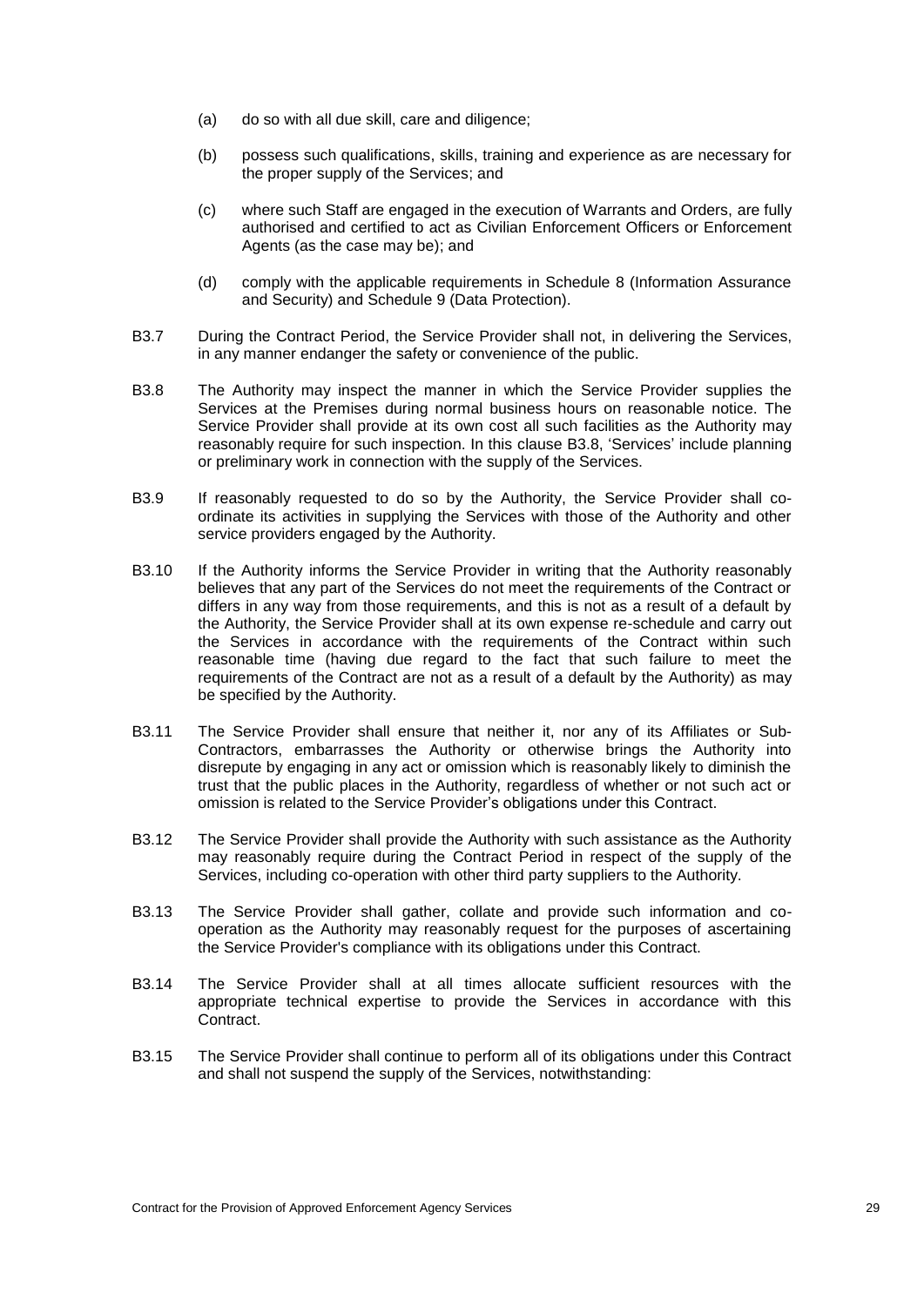(a) do so with all due skill, care and diligence;

(b) possess such qualifications, skills, training and experience as are necessary for the proper supply of the Services; and

(c) where such Staff are engaged in the execution of Warrants and Orders, are fully authorised and certified to act as Civilian Enforcement Officers or Enforcement Agents (as the case may be); and

(d) comply with the applicable requirements in Schedule 8 (Information Assurance and Security) and Schedule 9 (Data Protection).

B3.7 During the Contract Period, the Service Provider shall not, in delivering the Services, in any manner endanger the safety or convenience of the public.

B3.8 The Authority may inspect the manner in which the Service Provider supplies the Services at the Premises during normal business hours on reasonable notice. The Service Provider shall provide at its own cost all such facilities as the Authority may reasonably require for such inspection. In this clause B3.8, 'Services' include planning or preliminary work in connection with the supply of the Services.

B3.9 If reasonably requested to do so by the Authority, the Service Provider shall co-ordinate its activities in supplying the Services with those of the Authority and other service providers engaged by the Authority.

B3.10 If the Authority informs the Service Provider in writing that the Authority reasonably believes that any part of the Services do not meet the requirements of the Contract or differs in any way from those requirements, and this is not as a result of a default by the Authority, the Service Provider shall at its own expense re-schedule and carry out the Services in accordance with the requirements of the Contract within such reasonable time (having due regard to the fact that such failure to meet the requirements of the Contract are not as a result of a default by the Authority) as may be specified by the Authority.

B3.11 The Service Provider shall ensure that neither it, nor any of its Affiliates or Sub-Contractors, embarrasses the Authority or otherwise brings the Authority into disrepute by engaging in any act or omission which is reasonably likely to diminish the trust that the public places in the Authority, regardless of whether or not such act or omission is related to the Service Provider's obligations under this Contract.

B3.12 The Service Provider shall provide the Authority with such assistance as the Authority may reasonably require during the Contract Period in respect of the supply of the Services, including co-operation with other third party suppliers to the Authority.

B3.13 The Service Provider shall gather, collate and provide such information and co-operation as the Authority may reasonably request for the purposes of ascertaining the Service Provider's compliance with its obligations under this Contract.

B3.14 The Service Provider shall at all times allocate sufficient resources with the appropriate technical expertise to provide the Services in accordance with this Contract.

B3.15 The Service Provider shall continue to perform all of its obligations under this Contract and shall not suspend the supply of the Services, notwithstanding: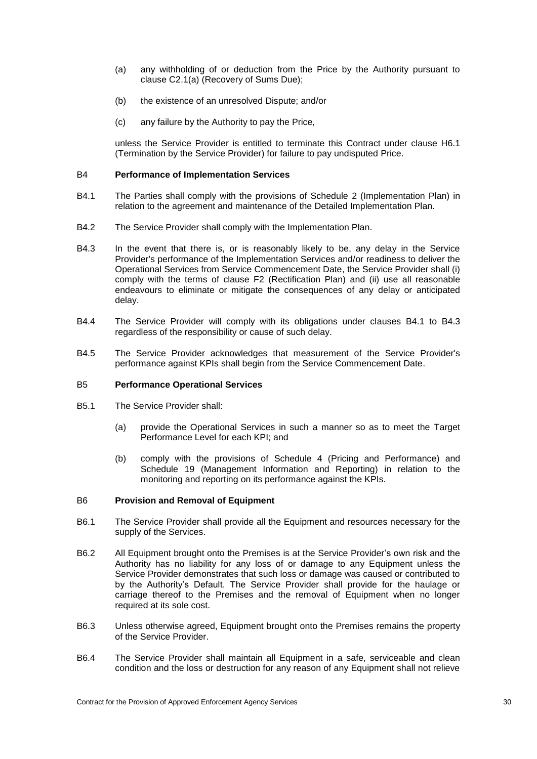(a) any withholding of or deduction from the Price by the Authority pursuant to clause C2.1(a) (Recovery of Sums Due);

(b) the existence of an unresolved Dispute; and/or

(c) any failure by the Authority to pay the Price,

unless the Service Provider is entitled to terminate this Contract under clause H6.1 (Termination by the Service Provider) for failure to pay undisputed Price.

## B4 Performance of Implementation Services

B4.1 The Parties shall comply with the provisions of Schedule 2 (Implementation Plan) in relation to the agreement and maintenance of the Detailed Implementation Plan.

B4.2 The Service Provider shall comply with the Implementation Plan.

B4.3 In the event that there is, or is reasonably likely to be, any delay in the Service Provider's performance of the Implementation Services and/or readiness to deliver the Operational Services from Service Commencement Date, the Service Provider shall (i) comply with the terms of clause F2 (Rectification Plan) and (ii) use all reasonable endeavours to eliminate or mitigate the consequences of any delay or anticipated delay.

B4.4 The Service Provider will comply with its obligations under clauses B4.1 to B4.3 regardless of the responsibility or cause of such delay.

B4.5 The Service Provider acknowledges that measurement of the Service Provider's performance against KPIs shall begin from the Service Commencement Date.

## B5 Performance Operational Services

B5.1 The Service Provider shall:

(a) provide the Operational Services in such a manner so as to meet the Target Performance Level for each KPI; and

(b) comply with the provisions of Schedule 4 (Pricing and Performance) and Schedule 19 (Management Information and Reporting) in relation to the monitoring and reporting on its performance against the KPIs.

## B6 Provision and Removal of Equipment

B6.1 The Service Provider shall provide all the Equipment and resources necessary for the supply of the Services.

B6.2 All Equipment brought onto the Premises is at the Service Provider's own risk and the Authority has no liability for any loss of or damage to any Equipment unless the Service Provider demonstrates that such loss or damage was caused or contributed to by the Authority's Default. The Service Provider shall provide for the haulage or carriage thereof to the Premises and the removal of Equipment when no longer required at its sole cost.

B6.3 Unless otherwise agreed, Equipment brought onto the Premises remains the property of the Service Provider.

B6.4 The Service Provider shall maintain all Equipment in a safe, serviceable and clean condition and the loss or destruction for any reason of any Equipment shall not relieve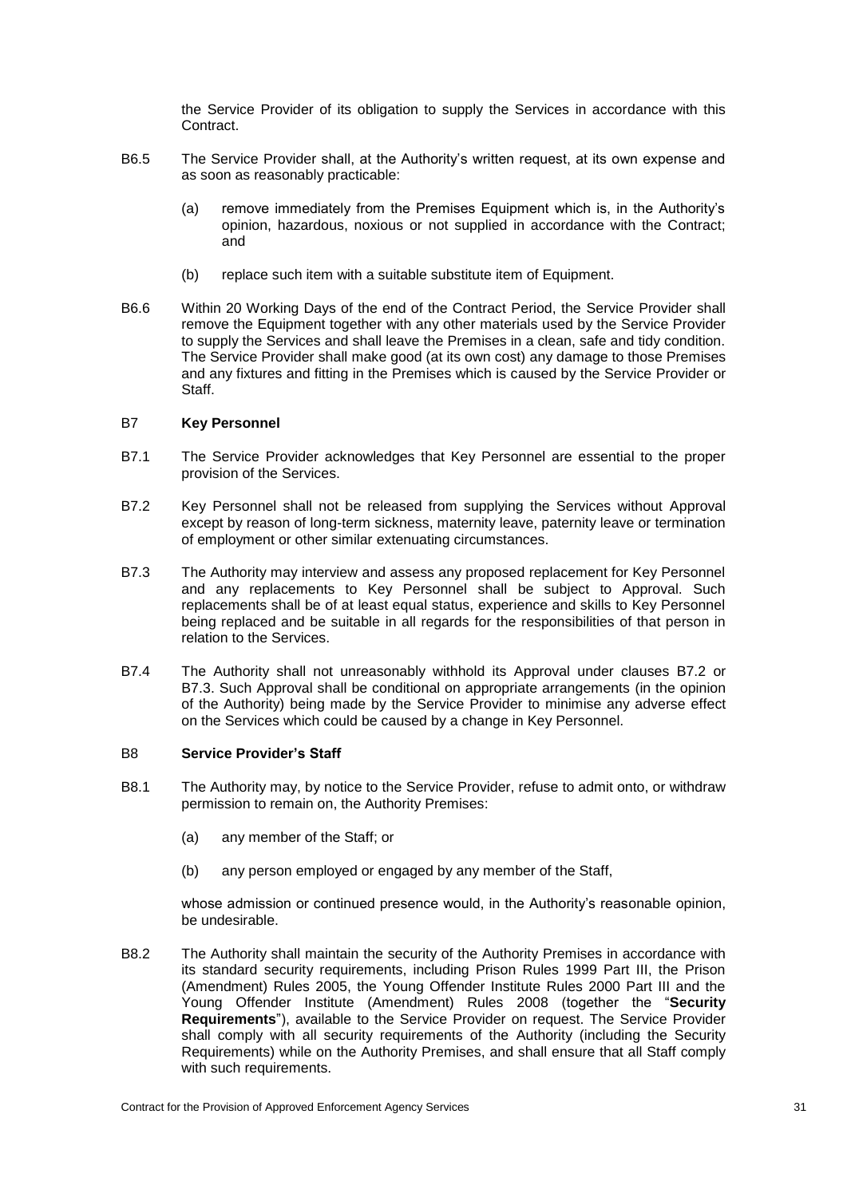the Service Provider of its obligation to supply the Services in accordance with this Contract.

B6.5 The Service Provider shall, at the Authority's written request, at its own expense and as soon as reasonably practicable:

(a) remove immediately from the Premises Equipment which is, in the Authority's opinion, hazardous, noxious or not supplied in accordance with the Contract; and

(b) replace such item with a suitable substitute item of Equipment.

B6.6 Within 20 Working Days of the end of the Contract Period, the Service Provider shall remove the Equipment together with any other materials used by the Service Provider to supply the Services and shall leave the Premises in a clean, safe and tidy condition. The Service Provider shall make good (at its own cost) any damage to those Premises and any fixtures and fitting in the Premises which is caused by the Service Provider or Staff.

### B7 Key Personnel

B7.1 The Service Provider acknowledges that Key Personnel are essential to the proper provision of the Services.

B7.2 Key Personnel shall not be released from supplying the Services without Approval except by reason of long-term sickness, maternity leave, paternity leave or termination of employment or other similar extenuating circumstances.

B7.3 The Authority may interview and assess any proposed replacement for Key Personnel and any replacements to Key Personnel shall be subject to Approval. Such replacements shall be of at least equal status, experience and skills to Key Personnel being replaced and be suitable in all regards for the responsibilities of that person in relation to the Services.

B7.4 The Authority shall not unreasonably withhold its Approval under clauses B7.2 or B7.3. Such Approval shall be conditional on appropriate arrangements (in the opinion of the Authority) being made by the Service Provider to minimise any adverse effect on the Services which could be caused by a change in Key Personnel.

### B8 Service Provider's Staff

B8.1 The Authority may, by notice to the Service Provider, refuse to admit onto, or withdraw permission to remain on, the Authority Premises:

(a) any member of the Staff; or

(b) any person employed or engaged by any member of the Staff,

whose admission or continued presence would, in the Authority's reasonable opinion, be undesirable.

B8.2 The Authority shall maintain the security of the Authority Premises in accordance with its standard security requirements, including Prison Rules 1999 Part III, the Prison (Amendment) Rules 2005, the Young Offender Institute Rules 2000 Part III and the Young Offender Institute (Amendment) Rules 2008 (together the "**Security Requirements**"), available to the Service Provider on request. The Service Provider shall comply with all security requirements of the Authority (including the Security Requirements) while on the Authority Premises, and shall ensure that all Staff comply with such requirements.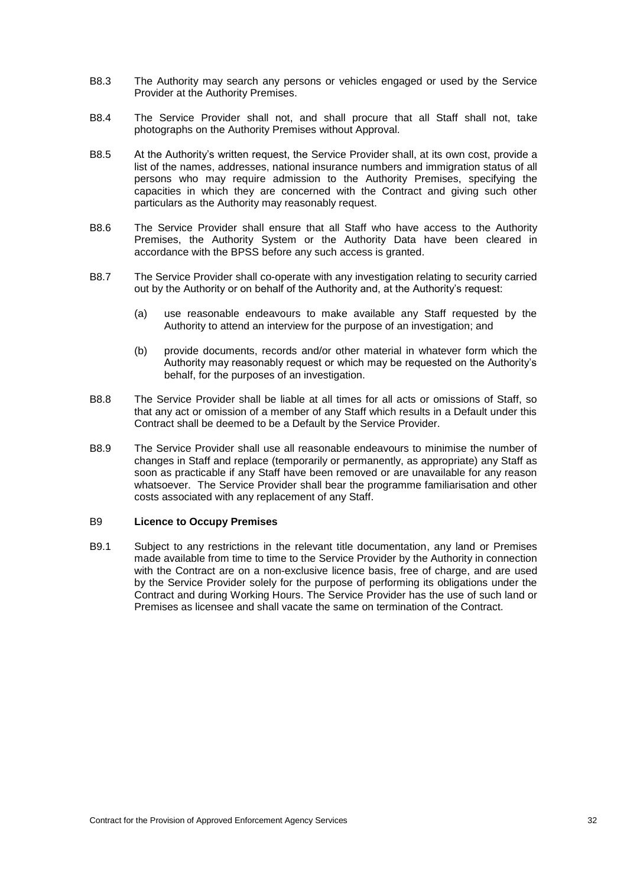B8.3 The Authority may search any persons or vehicles engaged or used by the Service Provider at the Authority Premises.

B8.4 The Service Provider shall not, and shall procure that all Staff shall not, take photographs on the Authority Premises without Approval.

B8.5 At the Authority's written request, the Service Provider shall, at its own cost, provide a list of the names, addresses, national insurance numbers and immigration status of all persons who may require admission to the Authority Premises, specifying the capacities in which they are concerned with the Contract and giving such other particulars as the Authority may reasonably request.

B8.6 The Service Provider shall ensure that all Staff who have access to the Authority Premises, the Authority System or the Authority Data have been cleared in accordance with the BPSS before any such access is granted.

B8.7 The Service Provider shall co-operate with any investigation relating to security carried out by the Authority or on behalf of the Authority and, at the Authority's request:

(a) use reasonable endeavours to make available any Staff requested by the Authority to attend an interview for the purpose of an investigation; and

(b) provide documents, records and/or other material in whatever form which the Authority may reasonably request or which may be requested on the Authority's behalf, for the purposes of an investigation.

B8.8 The Service Provider shall be liable at all times for all acts or omissions of Staff, so that any act or omission of a member of any Staff which results in a Default under this Contract shall be deemed to be a Default by the Service Provider.

B8.9 The Service Provider shall use all reasonable endeavours to minimise the number of changes in Staff and replace (temporarily or permanently, as appropriate) any Staff as soon as practicable if any Staff have been removed or are unavailable for any reason whatsoever. The Service Provider shall bear the programme familiarisation and other costs associated with any replacement of any Staff.

### B9 **Licence to Occupy Premises**

B9.1 Subject to any restrictions in the relevant title documentation, any land or Premises made available from time to time to the Service Provider by the Authority in connection with the Contract are on a non-exclusive licence basis, free of charge, and are used by the Service Provider solely for the purpose of performing its obligations under the Contract and during Working Hours. The Service Provider has the use of such land or Premises as licensee and shall vacate the same on termination of the Contract.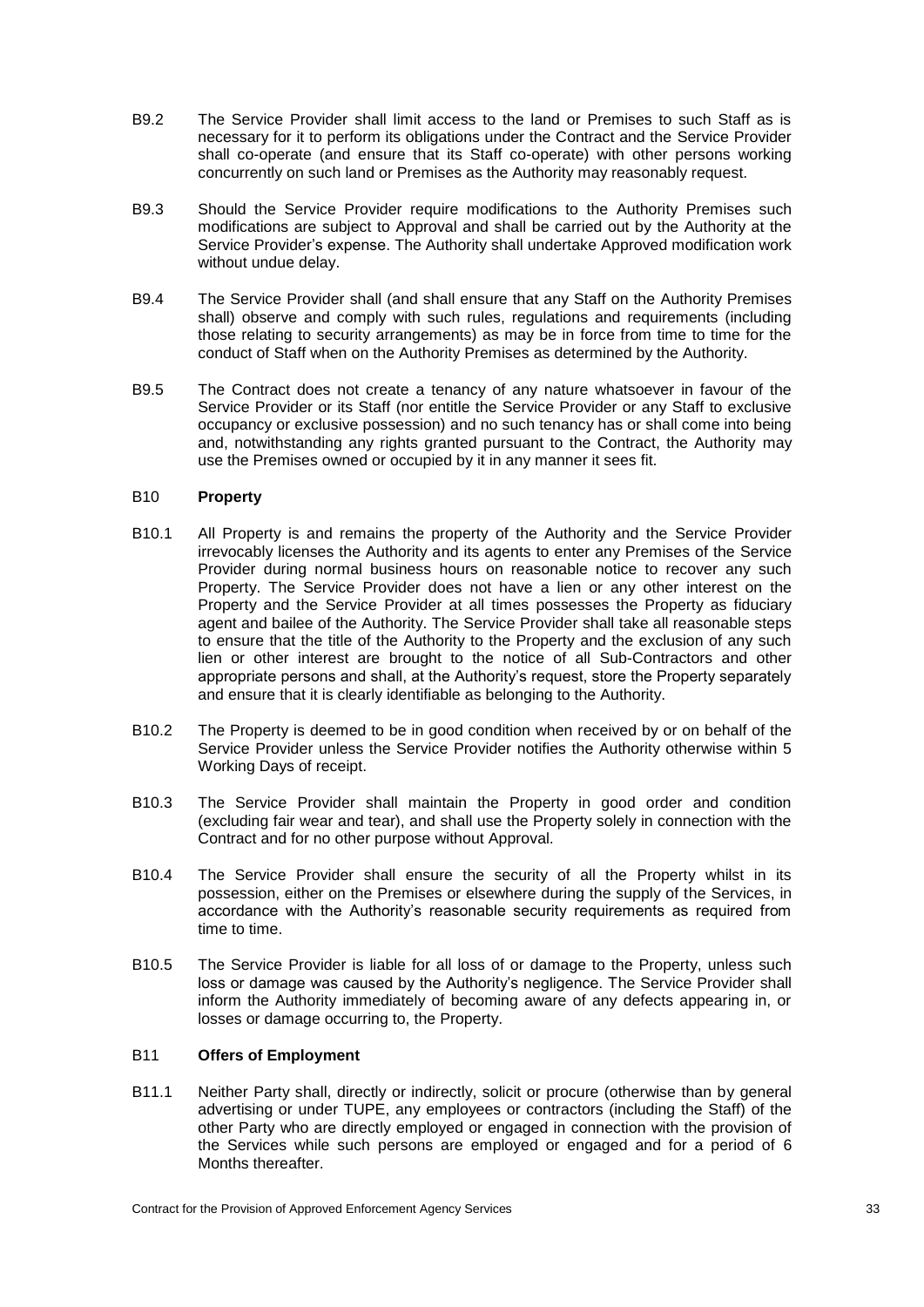B9.2 The Service Provider shall limit access to the land or Premises to such Staff as is necessary for it to perform its obligations under the Contract and the Service Provider shall co-operate (and ensure that its Staff co-operate) with other persons working concurrently on such land or Premises as the Authority may reasonably request.

B9.3 Should the Service Provider require modifications to the Authority Premises such modifications are subject to Approval and shall be carried out by the Authority at the Service Provider's expense. The Authority shall undertake Approved modification work without undue delay.

B9.4 The Service Provider shall (and shall ensure that any Staff on the Authority Premises shall) observe and comply with such rules, regulations and requirements (including those relating to security arrangements) as may be in force from time to time for the conduct of Staff when on the Authority Premises as determined by the Authority.

B9.5 The Contract does not create a tenancy of any nature whatsoever in favour of the Service Provider or its Staff (nor entitle the Service Provider or any Staff to exclusive occupancy or exclusive possession) and no such tenancy has or shall come into being and, notwithstanding any rights granted pursuant to the Contract, the Authority may use the Premises owned or occupied by it in any manner it sees fit.

## B10 **Property**

B10.1 All Property is and remains the property of the Authority and the Service Provider irrevocably licenses the Authority and its agents to enter any Premises of the Service Provider during normal business hours on reasonable notice to recover any such Property. The Service Provider does not have a lien or any other interest on the Property and the Service Provider at all times possesses the Property as fiduciary agent and bailee of the Authority. The Service Provider shall take all reasonable steps to ensure that the title of the Authority to the Property and the exclusion of any such lien or other interest are brought to the notice of all Sub-Contractors and other appropriate persons and shall, at the Authority's request, store the Property separately and ensure that it is clearly identifiable as belonging to the Authority.

B10.2 The Property is deemed to be in good condition when received by or on behalf of the Service Provider unless the Service Provider notifies the Authority otherwise within 5 Working Days of receipt.

B10.3 The Service Provider shall maintain the Property in good order and condition (excluding fair wear and tear), and shall use the Property solely in connection with the Contract and for no other purpose without Approval.

B10.4 The Service Provider shall ensure the security of all the Property whilst in its possession, either on the Premises or elsewhere during the supply of the Services, in accordance with the Authority's reasonable security requirements as required from time to time.

B10.5 The Service Provider is liable for all loss of or damage to the Property, unless such loss or damage was caused by the Authority's negligence. The Service Provider shall inform the Authority immediately of becoming aware of any defects appearing in, or losses or damage occurring to, the Property.

## B11 **Offers of Employment**

B11.1 Neither Party shall, directly or indirectly, solicit or procure (otherwise than by general advertising or under TUPE, any employees or contractors (including the Staff) of the other Party who are directly employed or engaged in connection with the provision of the Services while such persons are employed or engaged and for a period of 6 Months thereafter.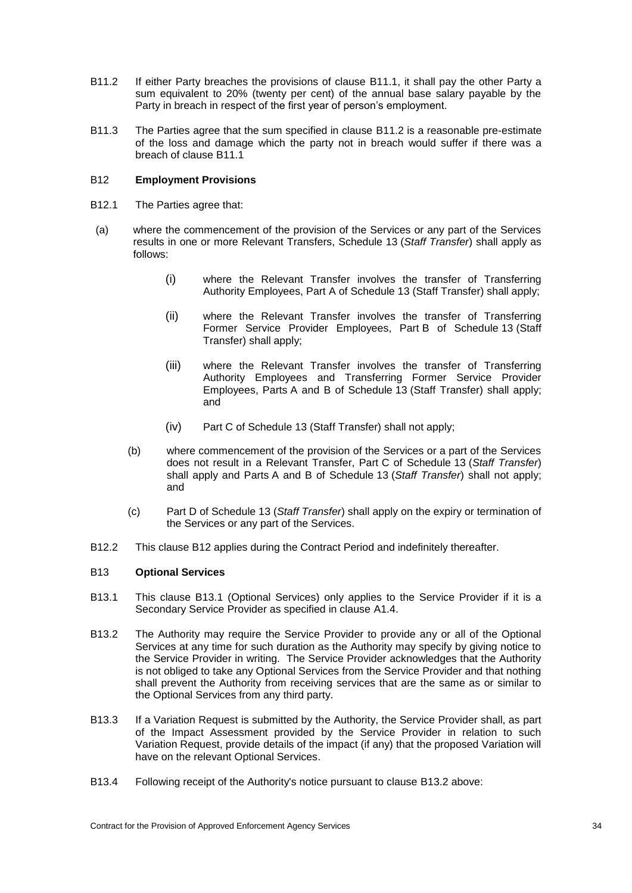B11.2 If either Party breaches the provisions of clause B11.1, it shall pay the other Party a sum equivalent to 20% (twenty per cent) of the annual base salary payable by the Party in breach in respect of the first year of person's employment.

B11.3 The Parties agree that the sum specified in clause B11.2 is a reasonable pre-estimate of the loss and damage which the party not in breach would suffer if there was a breach of clause B11.1

## B12 Employment Provisions

B12.1 The Parties agree that:

(a) where the commencement of the provision of the Services or any part of the Services results in one or more Relevant Transfers, Schedule 13 (*Staff Transfer*) shall apply as follows:

(i) where the Relevant Transfer involves the transfer of Transferring Authority Employees, Part A of Schedule 13 (Staff Transfer) shall apply;

(ii) where the Relevant Transfer involves the transfer of Transferring Former Service Provider Employees, Part B of Schedule 13 (Staff Transfer) shall apply;

(iii) where the Relevant Transfer involves the transfer of Transferring Authority Employees and Transferring Former Service Provider Employees, Parts A and B of Schedule 13 (Staff Transfer) shall apply; and

(iv) Part C of Schedule 13 (Staff Transfer) shall not apply;

(b) where commencement of the provision of the Services or a part of the Services does not result in a Relevant Transfer, Part C of Schedule 13 (*Staff Transfer*) shall apply and Parts A and B of Schedule 13 (*Staff Transfer*) shall not apply; and

(c) Part D of Schedule 13 (*Staff Transfer*) shall apply on the expiry or termination of the Services or any part of the Services.

B12.2 This clause B12 applies during the Contract Period and indefinitely thereafter.

## B13 Optional Services

B13.1 This clause B13.1 (Optional Services) only applies to the Service Provider if it is a Secondary Service Provider as specified in clause A1.4.

B13.2 The Authority may require the Service Provider to provide any or all of the Optional Services at any time for such duration as the Authority may specify by giving notice to the Service Provider in writing. The Service Provider acknowledges that the Authority is not obliged to take any Optional Services from the Service Provider and that nothing shall prevent the Authority from receiving services that are the same as or similar to the Optional Services from any third party.

B13.3 If a Variation Request is submitted by the Authority, the Service Provider shall, as part of the Impact Assessment provided by the Service Provider in relation to such Variation Request, provide details of the impact (if any) that the proposed Variation will have on the relevant Optional Services.

B13.4 Following receipt of the Authority's notice pursuant to clause B13.2 above: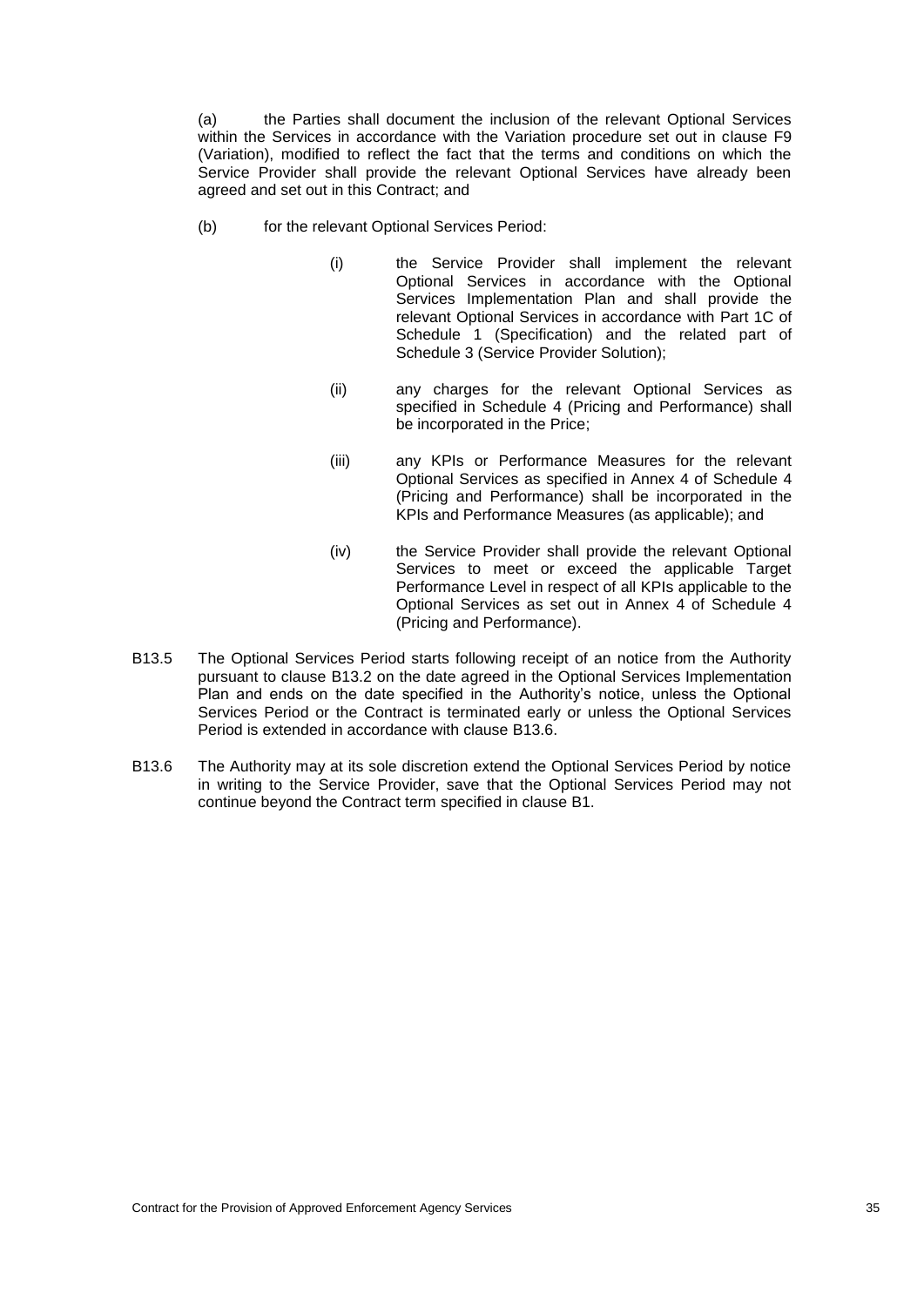(a) the Parties shall document the inclusion of the relevant Optional Services within the Services in accordance with the Variation procedure set out in clause F9 (Variation), modified to reflect the fact that the terms and conditions on which the Service Provider shall provide the relevant Optional Services have already been agreed and set out in this Contract; and

(b) for the relevant Optional Services Period:

(i) the Service Provider shall implement the relevant Optional Services in accordance with the Optional Services Implementation Plan and shall provide the relevant Optional Services in accordance with Part 1C of Schedule 1 (Specification) and the related part of Schedule 3 (Service Provider Solution);

(ii) any charges for the relevant Optional Services as specified in Schedule 4 (Pricing and Performance) shall be incorporated in the Price;

(iii) any KPIs or Performance Measures for the relevant Optional Services as specified in Annex 4 of Schedule 4 (Pricing and Performance) shall be incorporated in the KPIs and Performance Measures (as applicable); and

(iv) the Service Provider shall provide the relevant Optional Services to meet or exceed the applicable Target Performance Level in respect of all KPIs applicable to the Optional Services as set out in Annex 4 of Schedule 4 (Pricing and Performance).

B13.5 The Optional Services Period starts following receipt of an notice from the Authority pursuant to clause B13.2 on the date agreed in the Optional Services Implementation Plan and ends on the date specified in the Authority's notice, unless the Optional Services Period or the Contract is terminated early or unless the Optional Services Period is extended in accordance with clause B13.6.

B13.6 The Authority may at its sole discretion extend the Optional Services Period by notice in writing to the Service Provider, save that the Optional Services Period may not continue beyond the Contract term specified in clause B1.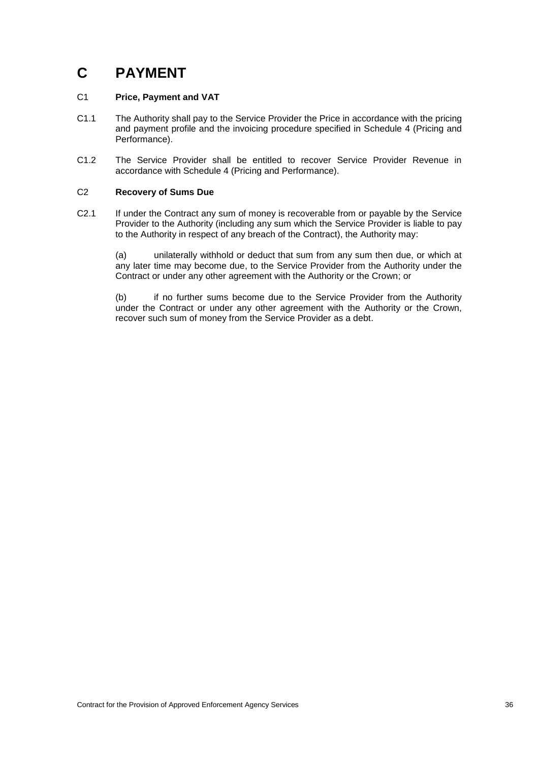# C PAYMENT

## C1 Price, Payment and VAT

C1.1 The Authority shall pay to the Service Provider the Price in accordance with the pricing and payment profile and the invoicing procedure specified in Schedule 4 (Pricing and Performance).

C1.2 The Service Provider shall be entitled to recover Service Provider Revenue in accordance with Schedule 4 (Pricing and Performance).

## C2 Recovery of Sums Due

C2.1 If under the Contract any sum of money is recoverable from or payable by the Service Provider to the Authority (including any sum which the Service Provider is liable to pay to the Authority in respect of any breach of the Contract), the Authority may:

(a) unilaterally withhold or deduct that sum from any sum then due, or which at any later time may become due, to the Service Provider from the Authority under the Contract or under any other agreement with the Authority or the Crown; or

(b) if no further sums become due to the Service Provider from the Authority under the Contract or under any other agreement with the Authority or the Crown, recover such sum of money from the Service Provider as a debt.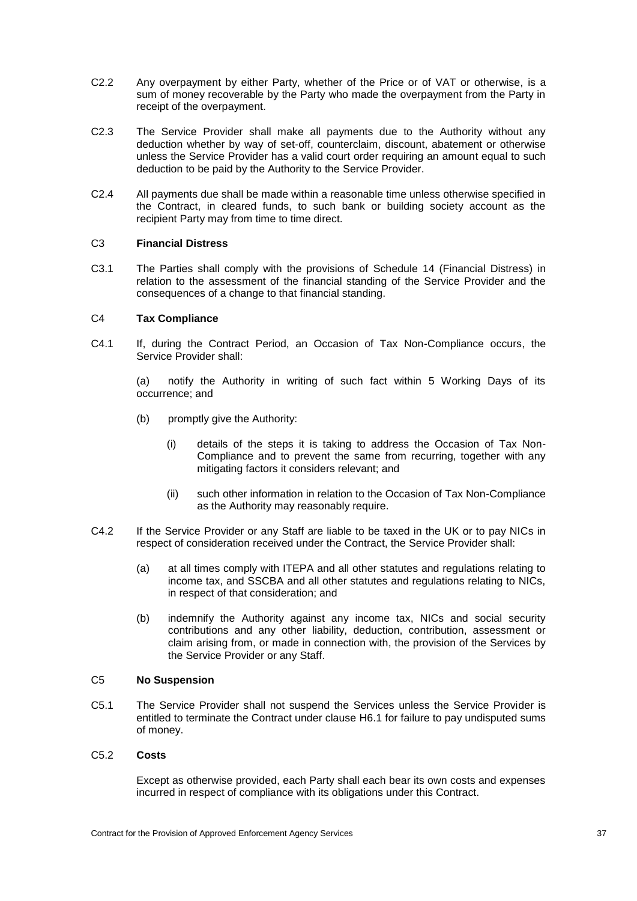C2.2 Any overpayment by either Party, whether of the Price or of VAT or otherwise, is a sum of money recoverable by the Party who made the overpayment from the Party in receipt of the overpayment.

C2.3 The Service Provider shall make all payments due to the Authority without any deduction whether by way of set-off, counterclaim, discount, abatement or otherwise unless the Service Provider has a valid court order requiring an amount equal to such deduction to be paid by the Authority to the Service Provider.

C2.4 All payments due shall be made within a reasonable time unless otherwise specified in the Contract, in cleared funds, to such bank or building society account as the recipient Party may from time to time direct.

C3 **Financial Distress**

C3.1 The Parties shall comply with the provisions of Schedule 14 (Financial Distress) in relation to the assessment of the financial standing of the Service Provider and the consequences of a change to that financial standing.

C4 **Tax Compliance**

C4.1 If, during the Contract Period, an Occasion of Tax Non-Compliance occurs, the Service Provider shall:

(a) notify the Authority in writing of such fact within 5 Working Days of its occurrence; and

(b) promptly give the Authority:

(i) details of the steps it is taking to address the Occasion of Tax Non-Compliance and to prevent the same from recurring, together with any mitigating factors it considers relevant; and

(ii) such other information in relation to the Occasion of Tax Non-Compliance as the Authority may reasonably require.

C4.2 If the Service Provider or any Staff are liable to be taxed in the UK or to pay NICs in respect of consideration received under the Contract, the Service Provider shall:

(a) at all times comply with ITEPA and all other statutes and regulations relating to income tax, and SSCBA and all other statutes and regulations relating to NICs, in respect of that consideration; and

(b) indemnify the Authority against any income tax, NICs and social security contributions and any other liability, deduction, contribution, assessment or claim arising from, or made in connection with, the provision of the Services by the Service Provider or any Staff.

C5 **No Suspension**

C5.1 The Service Provider shall not suspend the Services unless the Service Provider is entitled to terminate the Contract under clause H6.1 for failure to pay undisputed sums of money.

C5.2 **Costs**

Except as otherwise provided, each Party shall each bear its own costs and expenses incurred in respect of compliance with its obligations under this Contract.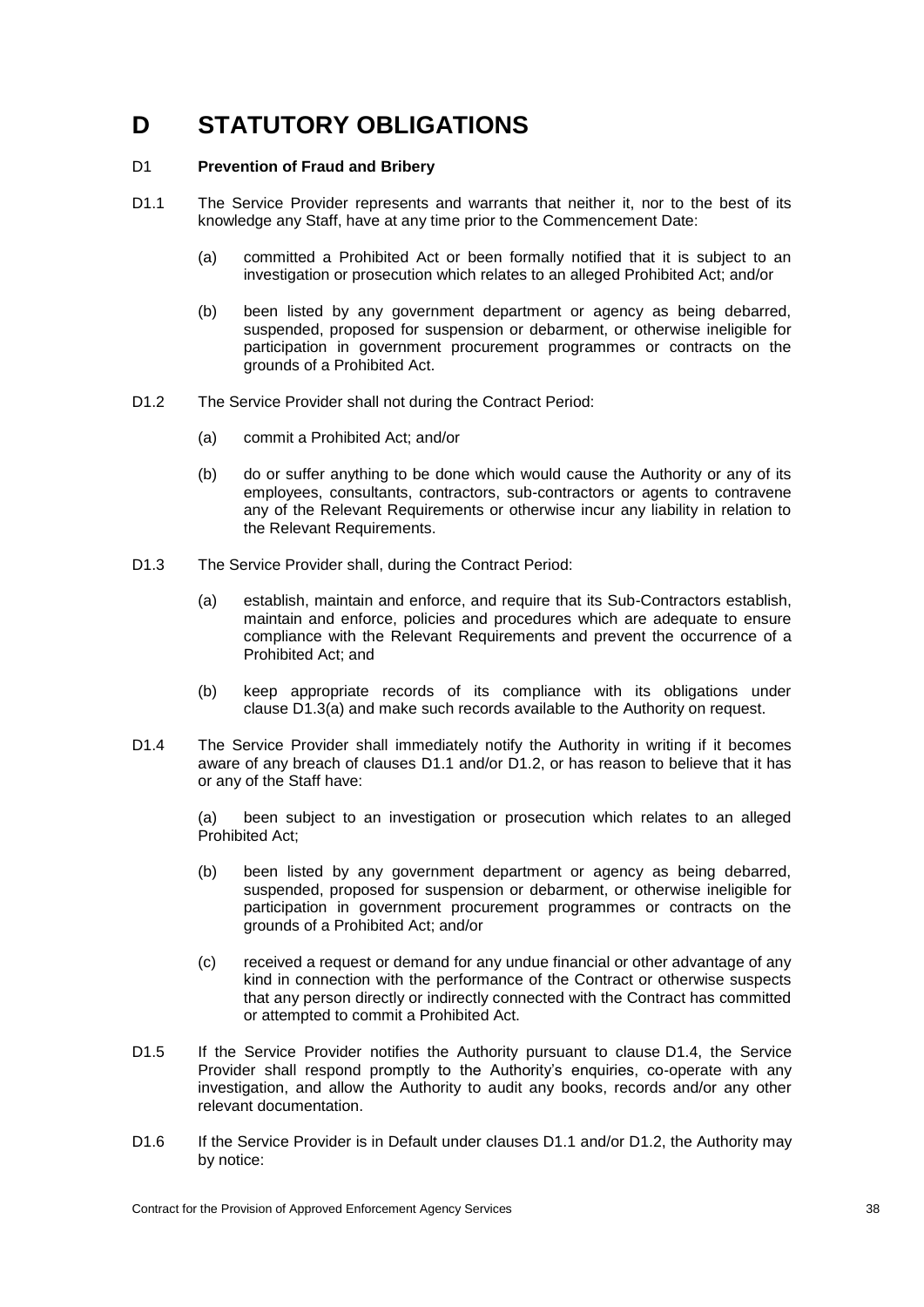# D STATUTORY OBLIGATIONS

## D1 Prevention of Fraud and Bribery

D1.1 The Service Provider represents and warrants that neither it, nor to the best of its knowledge any Staff, have at any time prior to the Commencement Date:

(a) committed a Prohibited Act or been formally notified that it is subject to an investigation or prosecution which relates to an alleged Prohibited Act; and/or

(b) been listed by any government department or agency as being debarred, suspended, proposed for suspension or debarment, or otherwise ineligible for participation in government procurement programmes or contracts on the grounds of a Prohibited Act.

D1.2 The Service Provider shall not during the Contract Period:

(a) commit a Prohibited Act; and/or

(b) do or suffer anything to be done which would cause the Authority or any of its employees, consultants, contractors, sub-contractors or agents to contravene any of the Relevant Requirements or otherwise incur any liability in relation to the Relevant Requirements.

D1.3 The Service Provider shall, during the Contract Period:

(a) establish, maintain and enforce, and require that its Sub-Contractors establish, maintain and enforce, policies and procedures which are adequate to ensure compliance with the Relevant Requirements and prevent the occurrence of a Prohibited Act; and

(b) keep appropriate records of its compliance with its obligations under clause D1.3(a) and make such records available to the Authority on request.

D1.4 The Service Provider shall immediately notify the Authority in writing if it becomes aware of any breach of clauses D1.1 and/or D1.2, or has reason to believe that it has or any of the Staff have:

(a) been subject to an investigation or prosecution which relates to an alleged Prohibited Act;

(b) been listed by any government department or agency as being debarred, suspended, proposed for suspension or debarment, or otherwise ineligible for participation in government procurement programmes or contracts on the grounds of a Prohibited Act; and/or

(c) received a request or demand for any undue financial or other advantage of any kind in connection with the performance of the Contract or otherwise suspects that any person directly or indirectly connected with the Contract has committed or attempted to commit a Prohibited Act.

D1.5 If the Service Provider notifies the Authority pursuant to clause D1.4, the Service Provider shall respond promptly to the Authority's enquiries, co-operate with any investigation, and allow the Authority to audit any books, records and/or any other relevant documentation.

D1.6 If the Service Provider is in Default under clauses D1.1 and/or D1.2, the Authority may by notice: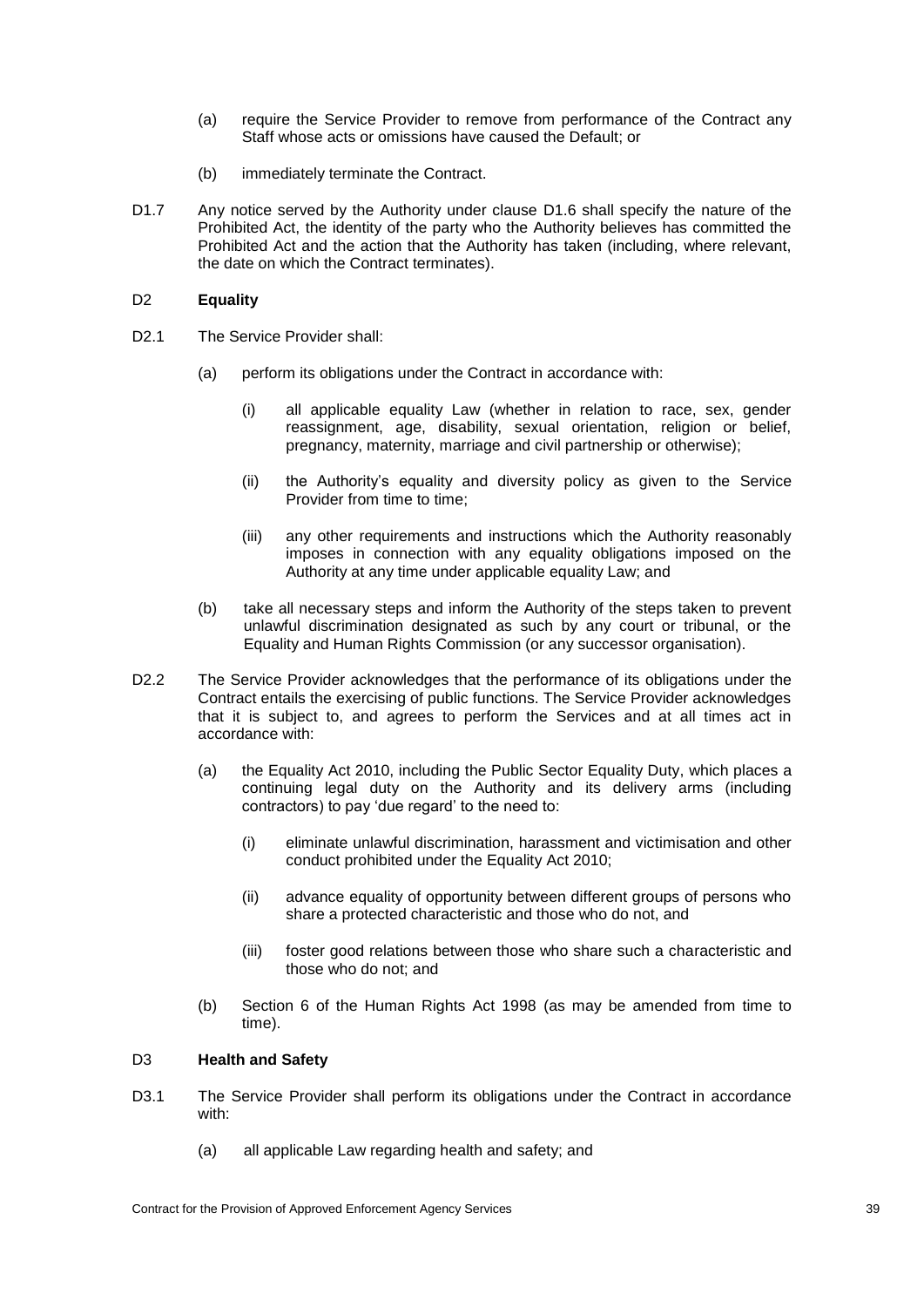(a) require the Service Provider to remove from performance of the Contract any Staff whose acts or omissions have caused the Default; or

(b) immediately terminate the Contract.

D1.7 Any notice served by the Authority under clause D1.6 shall specify the nature of the Prohibited Act, the identity of the party who the Authority believes has committed the Prohibited Act and the action that the Authority has taken (including, where relevant, the date on which the Contract terminates).

## D2 Equality

D2.1 The Service Provider shall:

(a) perform its obligations under the Contract in accordance with:

(i) all applicable equality Law (whether in relation to race, sex, gender reassignment, age, disability, sexual orientation, religion or belief, pregnancy, maternity, marriage and civil partnership or otherwise);

(ii) the Authority's equality and diversity policy as given to the Service Provider from time to time;

(iii) any other requirements and instructions which the Authority reasonably imposes in connection with any equality obligations imposed on the Authority at any time under applicable equality Law; and

(b) take all necessary steps and inform the Authority of the steps taken to prevent unlawful discrimination designated as such by any court or tribunal, or the Equality and Human Rights Commission (or any successor organisation).

D2.2 The Service Provider acknowledges that the performance of its obligations under the Contract entails the exercising of public functions. The Service Provider acknowledges that it is subject to, and agrees to perform the Services and at all times act in accordance with:

(a) the Equality Act 2010, including the Public Sector Equality Duty, which places a continuing legal duty on the Authority and its delivery arms (including contractors) to pay 'due regard' to the need to:

(i) eliminate unlawful discrimination, harassment and victimisation and other conduct prohibited under the Equality Act 2010;

(ii) advance equality of opportunity between different groups of persons who share a protected characteristic and those who do not, and

(iii) foster good relations between those who share such a characteristic and those who do not; and

(b) Section 6 of the Human Rights Act 1998 (as may be amended from time to time).

## D3 Health and Safety

D3.1 The Service Provider shall perform its obligations under the Contract in accordance with:

(a) all applicable Law regarding health and safety; and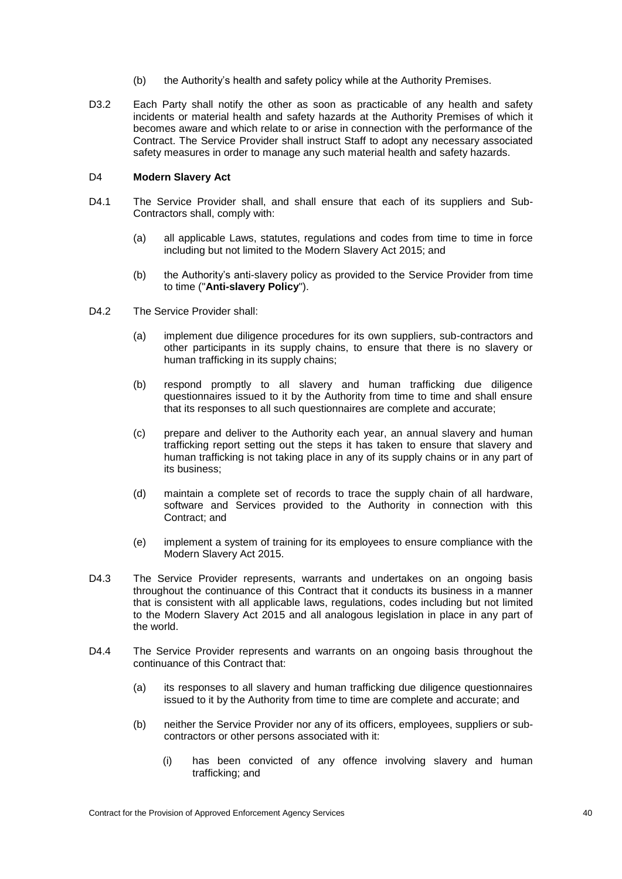(b) the Authority's health and safety policy while at the Authority Premises.

D3.2 Each Party shall notify the other as soon as practicable of any health and safety incidents or material health and safety hazards at the Authority Premises of which it becomes aware and which relate to or arise in connection with the performance of the Contract. The Service Provider shall instruct Staff to adopt any necessary associated safety measures in order to manage any such material health and safety hazards.

## D4 **Modern Slavery Act**

D4.1 The Service Provider shall, and shall ensure that each of its suppliers and Sub-Contractors shall, comply with:

(a) all applicable Laws, statutes, regulations and codes from time to time in force including but not limited to the Modern Slavery Act 2015; and

(b) the Authority's anti-slavery policy as provided to the Service Provider from time to time ("**Anti-slavery Policy**").

D4.2 The Service Provider shall:

(a) implement due diligence procedures for its own suppliers, sub-contractors and other participants in its supply chains, to ensure that there is no slavery or human trafficking in its supply chains;

(b) respond promptly to all slavery and human trafficking due diligence questionnaires issued to it by the Authority from time to time and shall ensure that its responses to all such questionnaires are complete and accurate;

(c) prepare and deliver to the Authority each year, an annual slavery and human trafficking report setting out the steps it has taken to ensure that slavery and human trafficking is not taking place in any of its supply chains or in any part of its business;

(d) maintain a complete set of records to trace the supply chain of all hardware, software and Services provided to the Authority in connection with this Contract; and

(e) implement a system of training for its employees to ensure compliance with the Modern Slavery Act 2015.

D4.3 The Service Provider represents, warrants and undertakes on an ongoing basis throughout the continuance of this Contract that it conducts its business in a manner that is consistent with all applicable laws, regulations, codes including but not limited to the Modern Slavery Act 2015 and all analogous legislation in place in any part of the world.

D4.4 The Service Provider represents and warrants on an ongoing basis throughout the continuance of this Contract that:

(a) its responses to all slavery and human trafficking due diligence questionnaires issued to it by the Authority from time to time are complete and accurate; and

(b) neither the Service Provider nor any of its officers, employees, suppliers or sub-contractors or other persons associated with it:

(i) has been convicted of any offence involving slavery and human trafficking; and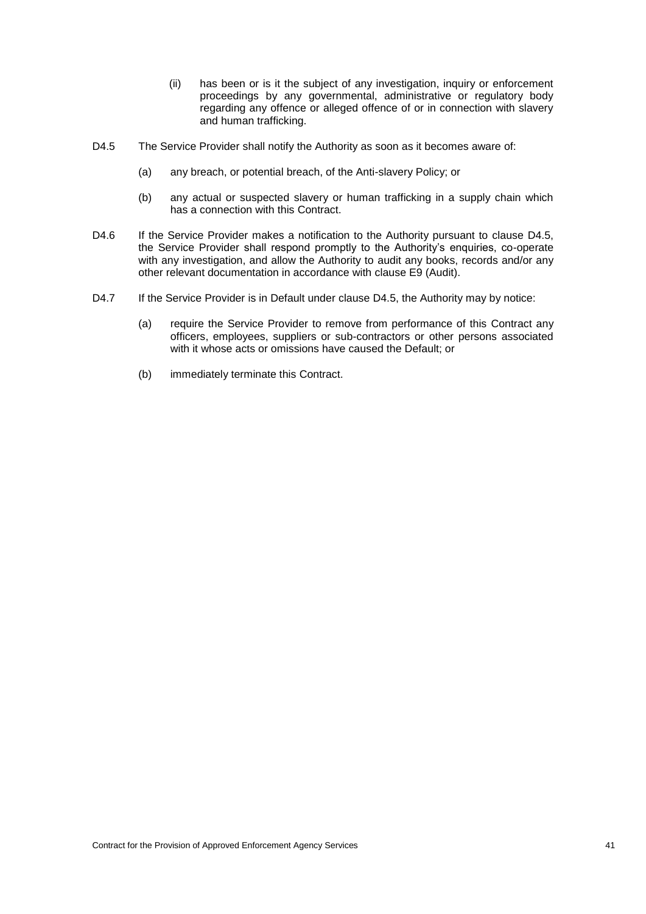(ii) has been or is it the subject of any investigation, inquiry or enforcement proceedings by any governmental, administrative or regulatory body regarding any offence or alleged offence of or in connection with slavery and human trafficking.

D4.5 The Service Provider shall notify the Authority as soon as it becomes aware of:

(a) any breach, or potential breach, of the Anti-slavery Policy; or

(b) any actual or suspected slavery or human trafficking in a supply chain which has a connection with this Contract.

D4.6 If the Service Provider makes a notification to the Authority pursuant to clause D4.5, the Service Provider shall respond promptly to the Authority's enquiries, co-operate with any investigation, and allow the Authority to audit any books, records and/or any other relevant documentation in accordance with clause E9 (Audit).

D4.7 If the Service Provider is in Default under clause D4.5, the Authority may by notice:

(a) require the Service Provider to remove from performance of this Contract any officers, employees, suppliers or sub-contractors or other persons associated with it whose acts or omissions have caused the Default; or

(b) immediately terminate this Contract.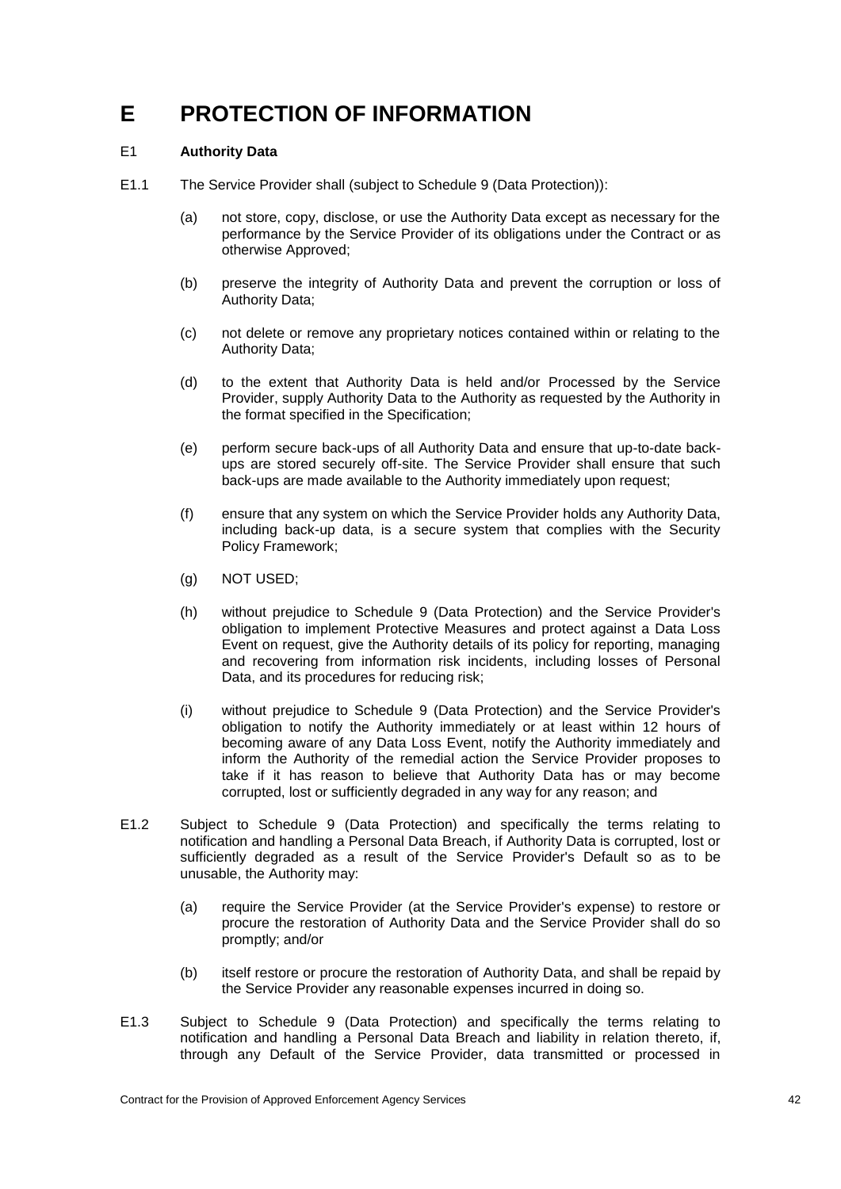# E PROTECTION OF INFORMATION

## E1 Authority Data

E1.1 The Service Provider shall (subject to Schedule 9 (Data Protection)):

(a) not store, copy, disclose, or use the Authority Data except as necessary for the performance by the Service Provider of its obligations under the Contract or as otherwise Approved;

(b) preserve the integrity of Authority Data and prevent the corruption or loss of Authority Data;

(c) not delete or remove any proprietary notices contained within or relating to the Authority Data;

(d) to the extent that Authority Data is held and/or Processed by the Service Provider, supply Authority Data to the Authority as requested by the Authority in the format specified in the Specification;

(e) perform secure back-ups of all Authority Data and ensure that up-to-date back-ups are stored securely off-site. The Service Provider shall ensure that such back-ups are made available to the Authority immediately upon request;

(f) ensure that any system on which the Service Provider holds any Authority Data, including back-up data, is a secure system that complies with the Security Policy Framework;

(g) NOT USED;

(h) without prejudice to Schedule 9 (Data Protection) and the Service Provider's obligation to implement Protective Measures and protect against a Data Loss Event on request, give the Authority details of its policy for reporting, managing and recovering from information risk incidents, including losses of Personal Data, and its procedures for reducing risk;

(i) without prejudice to Schedule 9 (Data Protection) and the Service Provider's obligation to notify the Authority immediately or at least within 12 hours of becoming aware of any Data Loss Event, notify the Authority immediately and inform the Authority of the remedial action the Service Provider proposes to take if it has reason to believe that Authority Data has or may become corrupted, lost or sufficiently degraded in any way for any reason; and

E1.2 Subject to Schedule 9 (Data Protection) and specifically the terms relating to notification and handling a Personal Data Breach, if Authority Data is corrupted, lost or sufficiently degraded as a result of the Service Provider's Default so as to be unusable, the Authority may:

(a) require the Service Provider (at the Service Provider's expense) to restore or procure the restoration of Authority Data and the Service Provider shall do so promptly; and/or

(b) itself restore or procure the restoration of Authority Data, and shall be repaid by the Service Provider any reasonable expenses incurred in doing so.

E1.3 Subject to Schedule 9 (Data Protection) and specifically the terms relating to notification and handling a Personal Data Breach and liability in relation thereto, if, through any Default of the Service Provider, data transmitted or processed in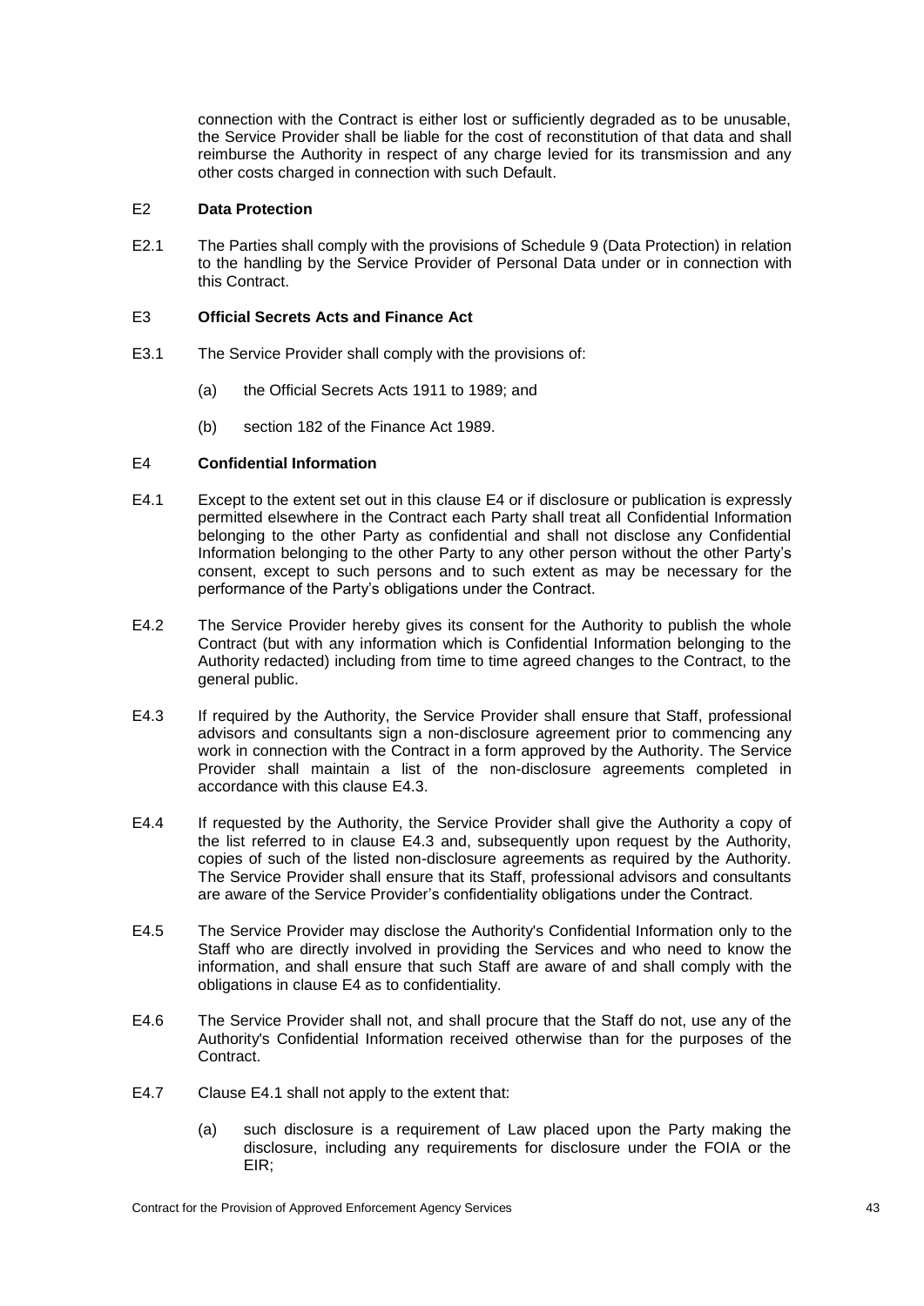connection with the Contract is either lost or sufficiently degraded as to be unusable, the Service Provider shall be liable for the cost of reconstitution of that data and shall reimburse the Authority in respect of any charge levied for its transmission and any other costs charged in connection with such Default.

E2 **Data Protection**

E2.1 The Parties shall comply with the provisions of Schedule 9 (Data Protection) in relation to the handling by the Service Provider of Personal Data under or in connection with this Contract.

E3 **Official Secrets Acts and Finance Act**

E3.1 The Service Provider shall comply with the provisions of:

(a) the Official Secrets Acts 1911 to 1989; and

(b) section 182 of the Finance Act 1989.

E4 **Confidential Information**

E4.1 Except to the extent set out in this clause E4 or if disclosure or publication is expressly permitted elsewhere in the Contract each Party shall treat all Confidential Information belonging to the other Party as confidential and shall not disclose any Confidential Information belonging to the other Party to any other person without the other Party's consent, except to such persons and to such extent as may be necessary for the performance of the Party's obligations under the Contract.

E4.2 The Service Provider hereby gives its consent for the Authority to publish the whole Contract (but with any information which is Confidential Information belonging to the Authority redacted) including from time to time agreed changes to the Contract, to the general public.

E4.3 If required by the Authority, the Service Provider shall ensure that Staff, professional advisors and consultants sign a non-disclosure agreement prior to commencing any work in connection with the Contract in a form approved by the Authority. The Service Provider shall maintain a list of the non-disclosure agreements completed in accordance with this clause E4.3.

E4.4 If requested by the Authority, the Service Provider shall give the Authority a copy of the list referred to in clause E4.3 and, subsequently upon request by the Authority, copies of such of the listed non-disclosure agreements as required by the Authority. The Service Provider shall ensure that its Staff, professional advisors and consultants are aware of the Service Provider's confidentiality obligations under the Contract.

E4.5 The Service Provider may disclose the Authority's Confidential Information only to the Staff who are directly involved in providing the Services and who need to know the information, and shall ensure that such Staff are aware of and shall comply with the obligations in clause E4 as to confidentiality.

E4.6 The Service Provider shall not, and shall procure that the Staff do not, use any of the Authority's Confidential Information received otherwise than for the purposes of the Contract.

E4.7 Clause E4.1 shall not apply to the extent that:

(a) such disclosure is a requirement of Law placed upon the Party making the disclosure, including any requirements for disclosure under the FOIA or the EIR;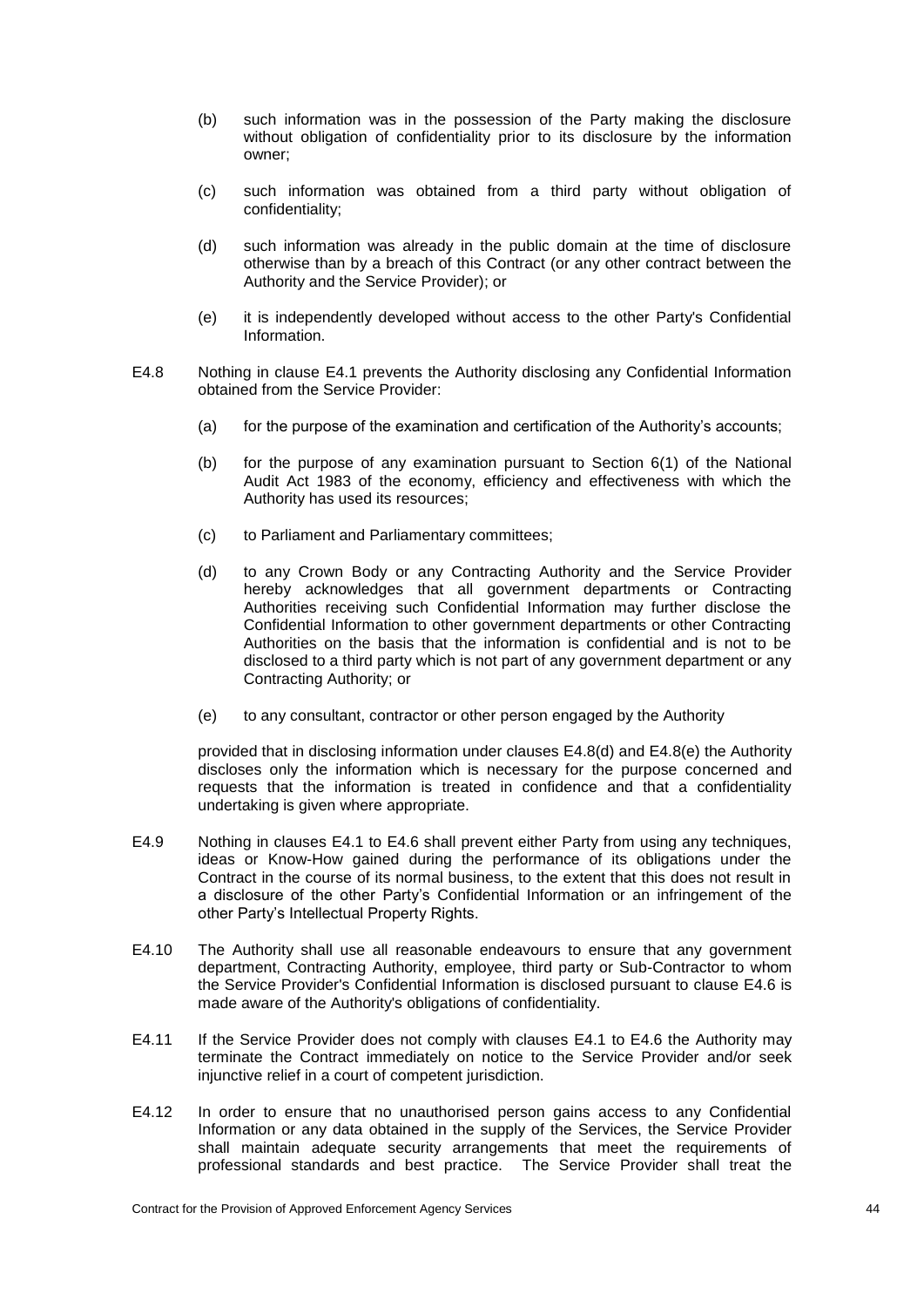(b) such information was in the possession of the Party making the disclosure without obligation of confidentiality prior to its disclosure by the information owner;

(c) such information was obtained from a third party without obligation of confidentiality;

(d) such information was already in the public domain at the time of disclosure otherwise than by a breach of this Contract (or any other contract between the Authority and the Service Provider); or

(e) it is independently developed without access to the other Party's Confidential Information.

E4.8 Nothing in clause E4.1 prevents the Authority disclosing any Confidential Information obtained from the Service Provider:

(a) for the purpose of the examination and certification of the Authority's accounts;

(b) for the purpose of any examination pursuant to Section 6(1) of the National Audit Act 1983 of the economy, efficiency and effectiveness with which the Authority has used its resources;

(c) to Parliament and Parliamentary committees;

(d) to any Crown Body or any Contracting Authority and the Service Provider hereby acknowledges that all government departments or Contracting Authorities receiving such Confidential Information may further disclose the Confidential Information to other government departments or other Contracting Authorities on the basis that the information is confidential and is not to be disclosed to a third party which is not part of any government department or any Contracting Authority; or

(e) to any consultant, contractor or other person engaged by the Authority

provided that in disclosing information under clauses E4.8(d) and E4.8(e) the Authority discloses only the information which is necessary for the purpose concerned and requests that the information is treated in confidence and that a confidentiality undertaking is given where appropriate.

E4.9 Nothing in clauses E4.1 to E4.6 shall prevent either Party from using any techniques, ideas or Know-How gained during the performance of its obligations under the Contract in the course of its normal business, to the extent that this does not result in a disclosure of the other Party's Confidential Information or an infringement of the other Party's Intellectual Property Rights.

E4.10 The Authority shall use all reasonable endeavours to ensure that any government department, Contracting Authority, employee, third party or Sub-Contractor to whom the Service Provider's Confidential Information is disclosed pursuant to clause E4.6 is made aware of the Authority's obligations of confidentiality.

E4.11 If the Service Provider does not comply with clauses E4.1 to E4.6 the Authority may terminate the Contract immediately on notice to the Service Provider and/or seek injunctive relief in a court of competent jurisdiction.

E4.12 In order to ensure that no unauthorised person gains access to any Confidential Information or any data obtained in the supply of the Services, the Service Provider shall maintain adequate security arrangements that meet the requirements of professional standards and best practice. The Service Provider shall treat the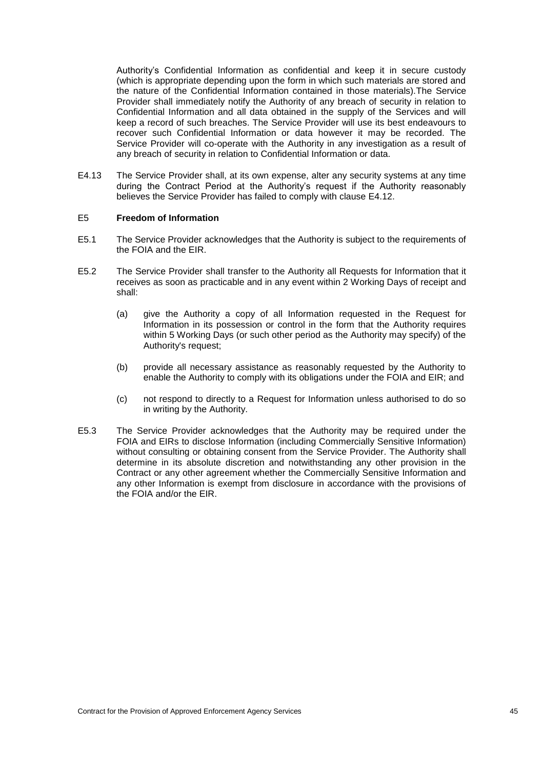Authority's Confidential Information as confidential and keep it in secure custody (which is appropriate depending upon the form in which such materials are stored and the nature of the Confidential Information contained in those materials).The Service Provider shall immediately notify the Authority of any breach of security in relation to Confidential Information and all data obtained in the supply of the Services and will keep a record of such breaches. The Service Provider will use its best endeavours to recover such Confidential Information or data however it may be recorded. The Service Provider will co-operate with the Authority in any investigation as a result of any breach of security in relation to Confidential Information or data.

E4.13 The Service Provider shall, at its own expense, alter any security systems at any time during the Contract Period at the Authority's request if the Authority reasonably believes the Service Provider has failed to comply with clause E4.12.

E5 **Freedom of Information**

E5.1 The Service Provider acknowledges that the Authority is subject to the requirements of the FOIA and the EIR.

E5.2 The Service Provider shall transfer to the Authority all Requests for Information that it receives as soon as practicable and in any event within 2 Working Days of receipt and shall:

(a) give the Authority a copy of all Information requested in the Request for Information in its possession or control in the form that the Authority requires within 5 Working Days (or such other period as the Authority may specify) of the Authority's request;

(b) provide all necessary assistance as reasonably requested by the Authority to enable the Authority to comply with its obligations under the FOIA and EIR; and

(c) not respond to directly to a Request for Information unless authorised to do so in writing by the Authority.

E5.3 The Service Provider acknowledges that the Authority may be required under the FOIA and EIRs to disclose Information (including Commercially Sensitive Information) without consulting or obtaining consent from the Service Provider. The Authority shall determine in its absolute discretion and notwithstanding any other provision in the Contract or any other agreement whether the Commercially Sensitive Information and any other Information is exempt from disclosure in accordance with the provisions of the FOIA and/or the EIR.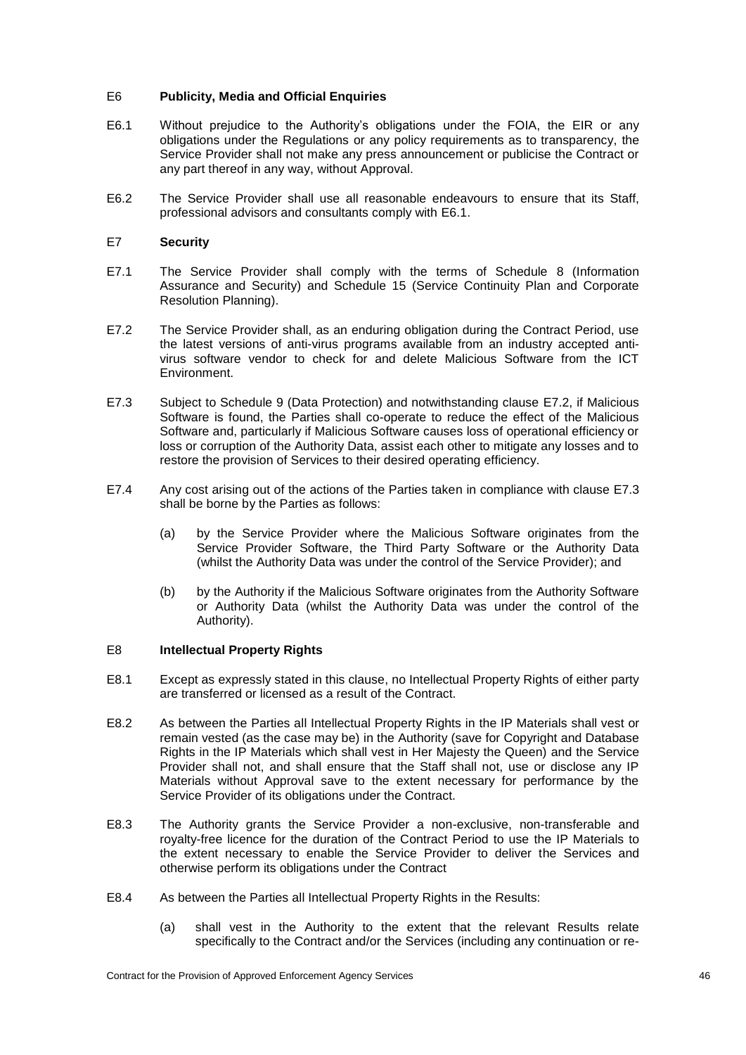## E6 Publicity, Media and Official Enquiries

E6.1 Without prejudice to the Authority's obligations under the FOIA, the EIR or any obligations under the Regulations or any policy requirements as to transparency, the Service Provider shall not make any press announcement or publicise the Contract or any part thereof in any way, without Approval.

E6.2 The Service Provider shall use all reasonable endeavours to ensure that its Staff, professional advisors and consultants comply with E6.1.

## E7 Security

E7.1 The Service Provider shall comply with the terms of Schedule 8 (Information Assurance and Security) and Schedule 15 (Service Continuity Plan and Corporate Resolution Planning).

E7.2 The Service Provider shall, as an enduring obligation during the Contract Period, use the latest versions of anti-virus programs available from an industry accepted anti-virus software vendor to check for and delete Malicious Software from the ICT Environment.

E7.3 Subject to Schedule 9 (Data Protection) and notwithstanding clause E7.2, if Malicious Software is found, the Parties shall co-operate to reduce the effect of the Malicious Software and, particularly if Malicious Software causes loss of operational efficiency or loss or corruption of the Authority Data, assist each other to mitigate any losses and to restore the provision of Services to their desired operating efficiency.

E7.4 Any cost arising out of the actions of the Parties taken in compliance with clause E7.3 shall be borne by the Parties as follows:

(a) by the Service Provider where the Malicious Software originates from the Service Provider Software, the Third Party Software or the Authority Data (whilst the Authority Data was under the control of the Service Provider); and

(b) by the Authority if the Malicious Software originates from the Authority Software or Authority Data (whilst the Authority Data was under the control of the Authority).

## E8 Intellectual Property Rights

E8.1 Except as expressly stated in this clause, no Intellectual Property Rights of either party are transferred or licensed as a result of the Contract.

E8.2 As between the Parties all Intellectual Property Rights in the IP Materials shall vest or remain vested (as the case may be) in the Authority (save for Copyright and Database Rights in the IP Materials which shall vest in Her Majesty the Queen) and the Service Provider shall not, and shall ensure that the Staff shall not, use or disclose any IP Materials without Approval save to the extent necessary for performance by the Service Provider of its obligations under the Contract.

E8.3 The Authority grants the Service Provider a non-exclusive, non-transferable and royalty-free licence for the duration of the Contract Period to use the IP Materials to the extent necessary to enable the Service Provider to deliver the Services and otherwise perform its obligations under the Contract

E8.4 As between the Parties all Intellectual Property Rights in the Results:

(a) shall vest in the Authority to the extent that the relevant Results relate specifically to the Contract and/or the Services (including any continuation or re-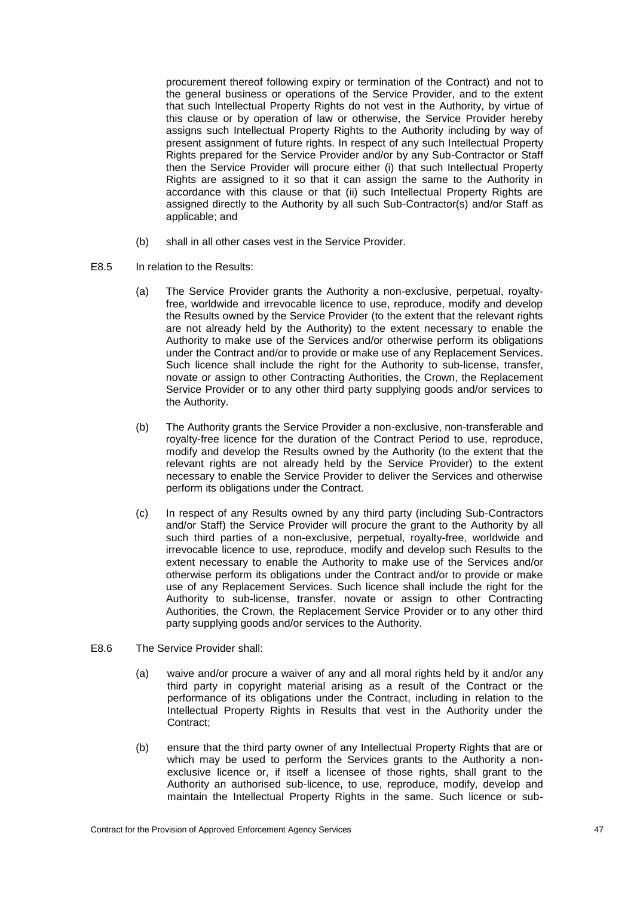procurement thereof following expiry or termination of the Contract) and not to the general business or operations of the Service Provider, and to the extent that such Intellectual Property Rights do not vest in the Authority, by virtue of this clause or by operation of law or otherwise, the Service Provider hereby assigns such Intellectual Property Rights to the Authority including by way of present assignment of future rights. In respect of any such Intellectual Property Rights prepared for the Service Provider and/or by any Sub-Contractor or Staff then the Service Provider will procure either (i) that such Intellectual Property Rights are assigned to it so that it can assign the same to the Authority in accordance with this clause or that (ii) such Intellectual Property Rights are assigned directly to the Authority by all such Sub-Contractor(s) and/or Staff as applicable; and

(b) shall in all other cases vest in the Service Provider.

E8.5 In relation to the Results:

(a) The Service Provider grants the Authority a non-exclusive, perpetual, royalty-free, worldwide and irrevocable licence to use, reproduce, modify and develop the Results owned by the Service Provider (to the extent that the relevant rights are not already held by the Authority) to the extent necessary to enable the Authority to make use of the Services and/or otherwise perform its obligations under the Contract and/or to provide or make use of any Replacement Services. Such licence shall include the right for the Authority to sub-license, transfer, novate or assign to other Contracting Authorities, the Crown, the Replacement Service Provider or to any other third party supplying goods and/or services to the Authority.

(b) The Authority grants the Service Provider a non-exclusive, non-transferable and royalty-free licence for the duration of the Contract Period to use, reproduce, modify and develop the Results owned by the Authority (to the extent that the relevant rights are not already held by the Service Provider) to the extent necessary to enable the Service Provider to deliver the Services and otherwise perform its obligations under the Contract.

(c) In respect of any Results owned by any third party (including Sub-Contractors and/or Staff) the Service Provider will procure the grant to the Authority by all such third parties of a non-exclusive, perpetual, royalty-free, worldwide and irrevocable licence to use, reproduce, modify and develop such Results to the extent necessary to enable the Authority to make use of the Services and/or otherwise perform its obligations under the Contract and/or to provide or make use of any Replacement Services. Such licence shall include the right for the Authority to sub-license, transfer, novate or assign to other Contracting Authorities, the Crown, the Replacement Service Provider or to any other third party supplying goods and/or services to the Authority.

E8.6 The Service Provider shall:

(a) waive and/or procure a waiver of any and all moral rights held by it and/or any third party in copyright material arising as a result of the Contract or the performance of its obligations under the Contract, including in relation to the Intellectual Property Rights in Results that vest in the Authority under the Contract;

(b) ensure that the third party owner of any Intellectual Property Rights that are or which may be used to perform the Services grants to the Authority a non-exclusive licence or, if itself a licensee of those rights, shall grant to the Authority an authorised sub-licence, to use, reproduce, modify, develop and maintain the Intellectual Property Rights in the same. Such licence or sub-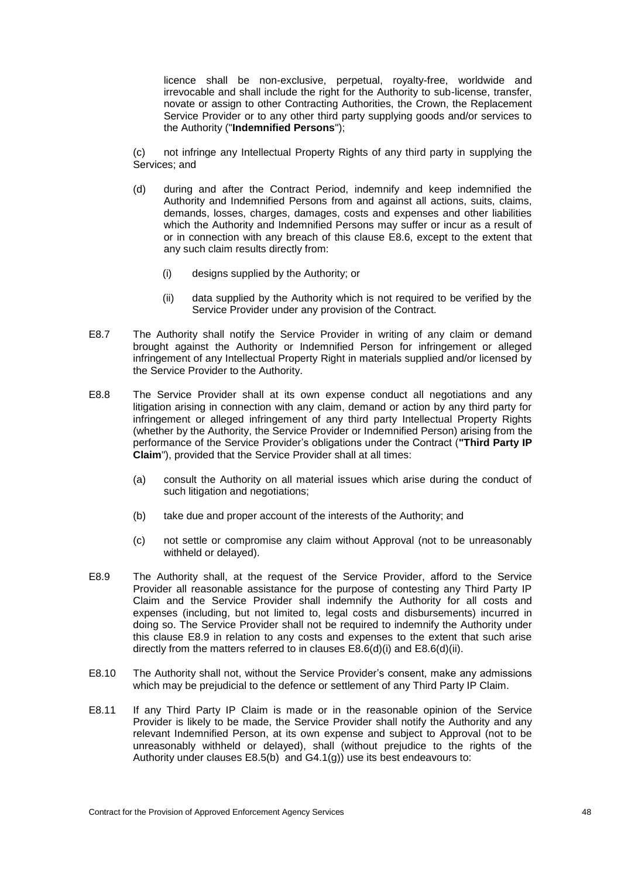licence shall be non-exclusive, perpetual, royalty-free, worldwide and irrevocable and shall include the right for the Authority to sub-license, transfer, novate or assign to other Contracting Authorities, the Crown, the Replacement Service Provider or to any other third party supplying goods and/or services to the Authority ("**Indemnified Persons**");

(c) not infringe any Intellectual Property Rights of any third party in supplying the Services; and

(d) during and after the Contract Period, indemnify and keep indemnified the Authority and Indemnified Persons from and against all actions, suits, claims, demands, losses, charges, damages, costs and expenses and other liabilities which the Authority and Indemnified Persons may suffer or incur as a result of or in connection with any breach of this clause E8.6, except to the extent that any such claim results directly from:

  (i) designs supplied by the Authority; or

  (ii) data supplied by the Authority which is not required to be verified by the Service Provider under any provision of the Contract.

E8.7 The Authority shall notify the Service Provider in writing of any claim or demand brought against the Authority or Indemnified Person for infringement or alleged infringement of any Intellectual Property Right in materials supplied and/or licensed by the Service Provider to the Authority.

E8.8 The Service Provider shall at its own expense conduct all negotiations and any litigation arising in connection with any claim, demand or action by any third party for infringement or alleged infringement of any third party Intellectual Property Rights (whether by the Authority, the Service Provider or Indemnified Person) arising from the performance of the Service Provider's obligations under the Contract (**"Third Party IP Claim**"), provided that the Service Provider shall at all times:

(a) consult the Authority on all material issues which arise during the conduct of such litigation and negotiations;

(b) take due and proper account of the interests of the Authority; and

(c) not settle or compromise any claim without Approval (not to be unreasonably withheld or delayed).

E8.9 The Authority shall, at the request of the Service Provider, afford to the Service Provider all reasonable assistance for the purpose of contesting any Third Party IP Claim and the Service Provider shall indemnify the Authority for all costs and expenses (including, but not limited to, legal costs and disbursements) incurred in doing so. The Service Provider shall not be required to indemnify the Authority under this clause E8.9 in relation to any costs and expenses to the extent that such arise directly from the matters referred to in clauses E8.6(d)(i) and E8.6(d)(ii).

E8.10 The Authority shall not, without the Service Provider's consent, make any admissions which may be prejudicial to the defence or settlement of any Third Party IP Claim.

E8.11 If any Third Party IP Claim is made or in the reasonable opinion of the Service Provider is likely to be made, the Service Provider shall notify the Authority and any relevant Indemnified Person, at its own expense and subject to Approval (not to be unreasonably withheld or delayed), shall (without prejudice to the rights of the Authority under clauses E8.5(b) and G4.1(g)) use its best endeavours to: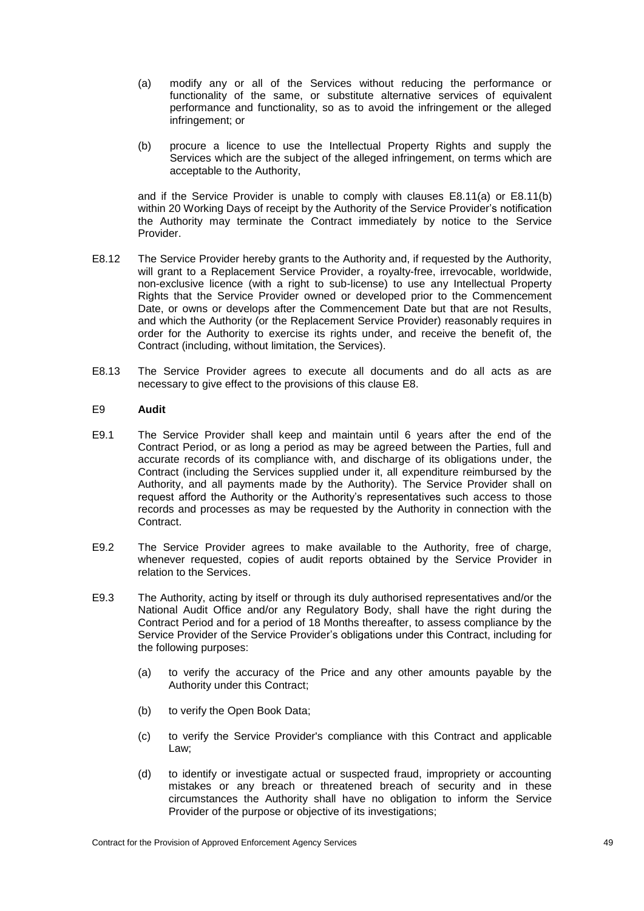(a) modify any or all of the Services without reducing the performance or functionality of the same, or substitute alternative services of equivalent performance and functionality, so as to avoid the infringement or the alleged infringement; or

(b) procure a licence to use the Intellectual Property Rights and supply the Services which are the subject of the alleged infringement, on terms which are acceptable to the Authority,

and if the Service Provider is unable to comply with clauses E8.11(a) or E8.11(b) within 20 Working Days of receipt by the Authority of the Service Provider's notification the Authority may terminate the Contract immediately by notice to the Service Provider.

E8.12 The Service Provider hereby grants to the Authority and, if requested by the Authority, will grant to a Replacement Service Provider, a royalty-free, irrevocable, worldwide, non-exclusive licence (with a right to sub-license) to use any Intellectual Property Rights that the Service Provider owned or developed prior to the Commencement Date, or owns or develops after the Commencement Date but that are not Results, and which the Authority (or the Replacement Service Provider) reasonably requires in order for the Authority to exercise its rights under, and receive the benefit of, the Contract (including, without limitation, the Services).

E8.13 The Service Provider agrees to execute all documents and do all acts as are necessary to give effect to the provisions of this clause E8.

E9 **Audit**

E9.1 The Service Provider shall keep and maintain until 6 years after the end of the Contract Period, or as long a period as may be agreed between the Parties, full and accurate records of its compliance with, and discharge of its obligations under, the Contract (including the Services supplied under it, all expenditure reimbursed by the Authority, and all payments made by the Authority). The Service Provider shall on request afford the Authority or the Authority's representatives such access to those records and processes as may be requested by the Authority in connection with the Contract.

E9.2 The Service Provider agrees to make available to the Authority, free of charge, whenever requested, copies of audit reports obtained by the Service Provider in relation to the Services.

E9.3 The Authority, acting by itself or through its duly authorised representatives and/or the National Audit Office and/or any Regulatory Body, shall have the right during the Contract Period and for a period of 18 Months thereafter, to assess compliance by the Service Provider of the Service Provider's obligations under this Contract, including for the following purposes:

(a) to verify the accuracy of the Price and any other amounts payable by the Authority under this Contract;

(b) to verify the Open Book Data;

(c) to verify the Service Provider's compliance with this Contract and applicable Law;

(d) to identify or investigate actual or suspected fraud, impropriety or accounting mistakes or any breach or threatened breach of security and in these circumstances the Authority shall have no obligation to inform the Service Provider of the purpose or objective of its investigations;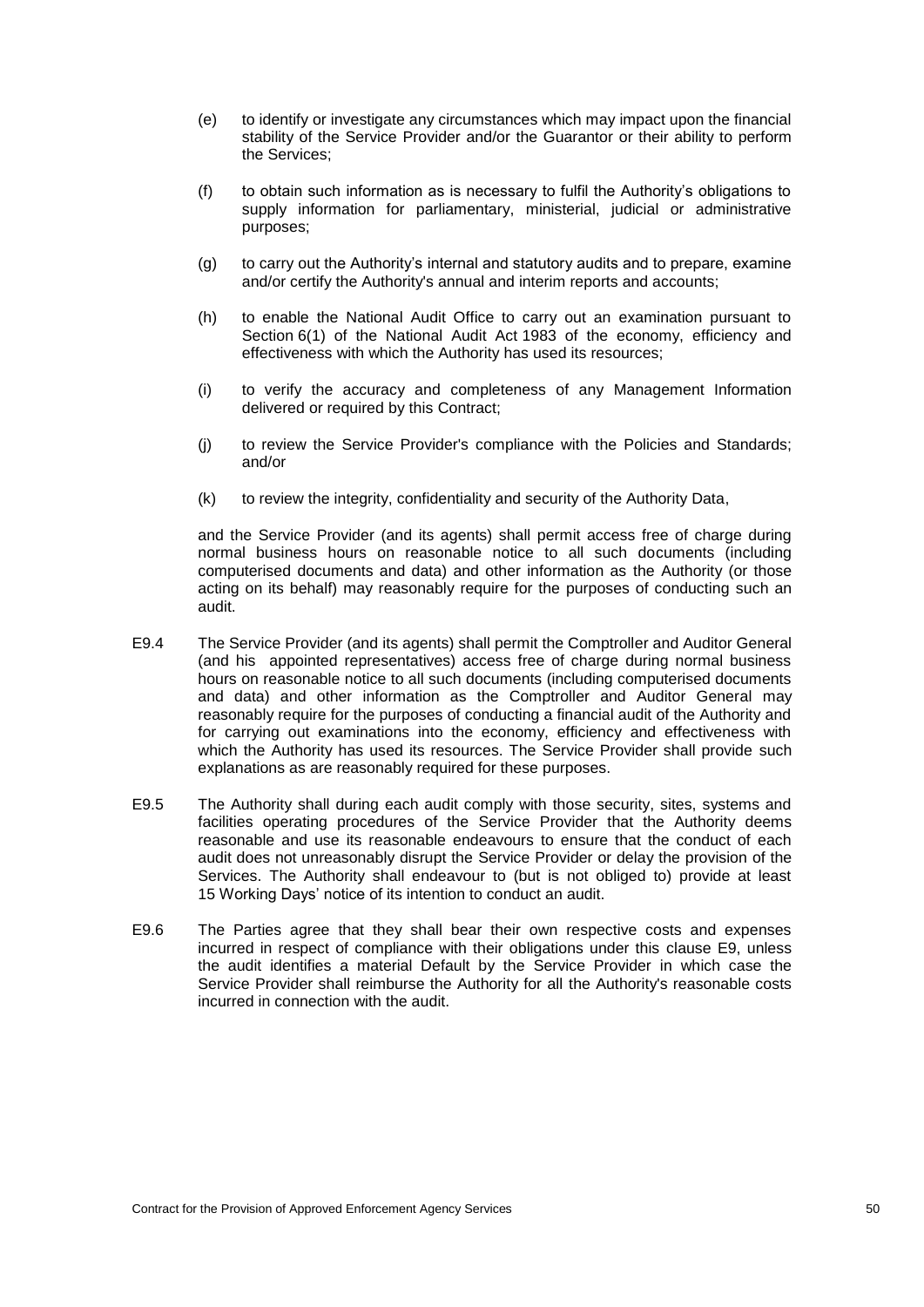(e) to identify or investigate any circumstances which may impact upon the financial stability of the Service Provider and/or the Guarantor or their ability to perform the Services;

(f) to obtain such information as is necessary to fulfil the Authority's obligations to supply information for parliamentary, ministerial, judicial or administrative purposes;

(g) to carry out the Authority's internal and statutory audits and to prepare, examine and/or certify the Authority's annual and interim reports and accounts;

(h) to enable the National Audit Office to carry out an examination pursuant to Section 6(1) of the National Audit Act 1983 of the economy, efficiency and effectiveness with which the Authority has used its resources;

(i) to verify the accuracy and completeness of any Management Information delivered or required by this Contract;

(j) to review the Service Provider's compliance with the Policies and Standards; and/or

(k) to review the integrity, confidentiality and security of the Authority Data,

and the Service Provider (and its agents) shall permit access free of charge during normal business hours on reasonable notice to all such documents (including computerised documents and data) and other information as the Authority (or those acting on its behalf) may reasonably require for the purposes of conducting such an audit.

E9.4 The Service Provider (and its agents) shall permit the Comptroller and Auditor General (and his appointed representatives) access free of charge during normal business hours on reasonable notice to all such documents (including computerised documents and data) and other information as the Comptroller and Auditor General may reasonably require for the purposes of conducting a financial audit of the Authority and for carrying out examinations into the economy, efficiency and effectiveness with which the Authority has used its resources. The Service Provider shall provide such explanations as are reasonably required for these purposes.

E9.5 The Authority shall during each audit comply with those security, sites, systems and facilities operating procedures of the Service Provider that the Authority deems reasonable and use its reasonable endeavours to ensure that the conduct of each audit does not unreasonably disrupt the Service Provider or delay the provision of the Services. The Authority shall endeavour to (but is not obliged to) provide at least 15 Working Days' notice of its intention to conduct an audit.

E9.6 The Parties agree that they shall bear their own respective costs and expenses incurred in respect of compliance with their obligations under this clause E9, unless the audit identifies a material Default by the Service Provider in which case the Service Provider shall reimburse the Authority for all the Authority's reasonable costs incurred in connection with the audit.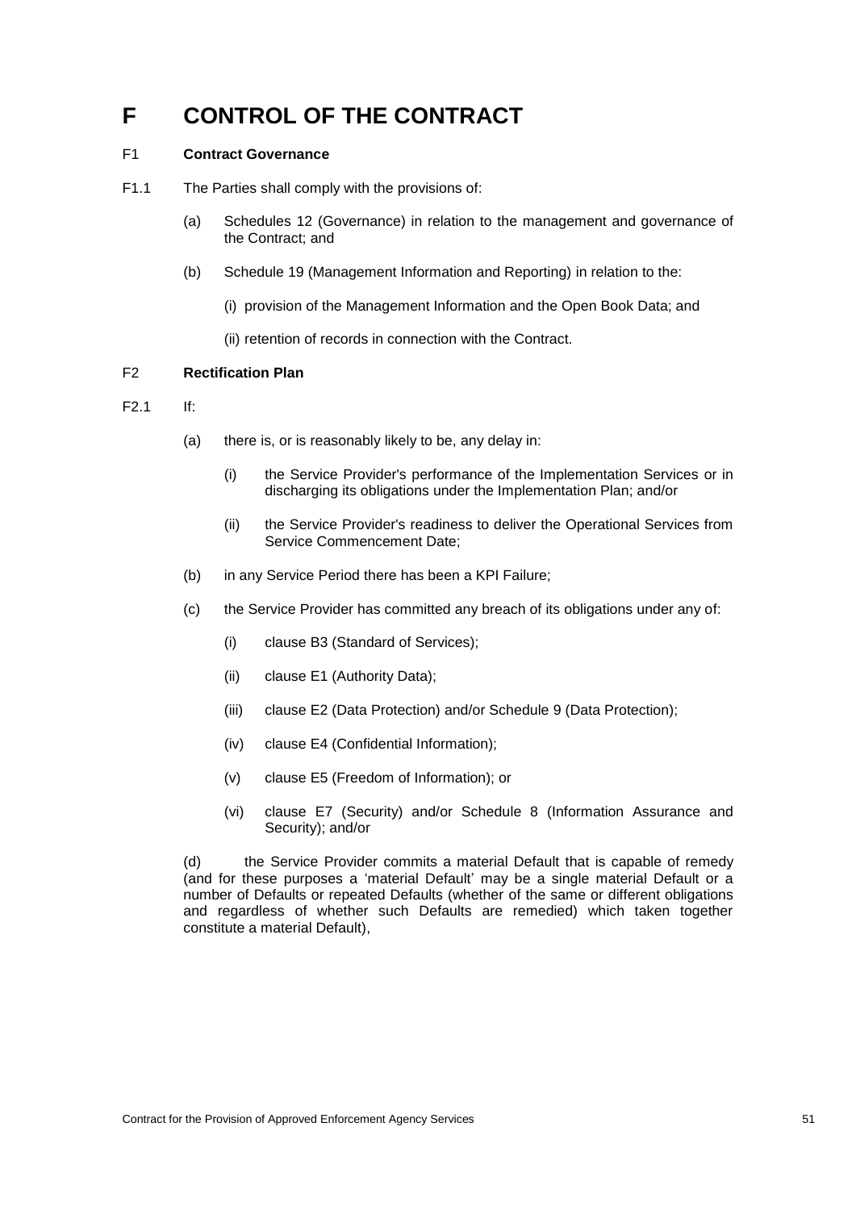# F CONTROL OF THE CONTRACT

F1 **Contract Governance**

F1.1 The Parties shall comply with the provisions of:

(a) Schedules 12 (Governance) in relation to the management and governance of the Contract; and

(b) Schedule 19 (Management Information and Reporting) in relation to the:

(i) provision of the Management Information and the Open Book Data; and

(ii) retention of records in connection with the Contract.

F2 **Rectification Plan**

F2.1 If:

(a) there is, or is reasonably likely to be, any delay in:

(i) the Service Provider's performance of the Implementation Services or in discharging its obligations under the Implementation Plan; and/or

(ii) the Service Provider's readiness to deliver the Operational Services from Service Commencement Date;

(b) in any Service Period there has been a KPI Failure;

(c) the Service Provider has committed any breach of its obligations under any of:

(i) clause B3 (Standard of Services);

(ii) clause E1 (Authority Data);

(iii) clause E2 (Data Protection) and/or Schedule 9 (Data Protection);

(iv) clause E4 (Confidential Information);

(v) clause E5 (Freedom of Information); or

(vi) clause E7 (Security) and/or Schedule 8 (Information Assurance and Security); and/or

(d) the Service Provider commits a material Default that is capable of remedy (and for these purposes a 'material Default' may be a single material Default or a number of Defaults or repeated Defaults (whether of the same or different obligations and regardless of whether such Defaults are remedied) which taken together constitute a material Default),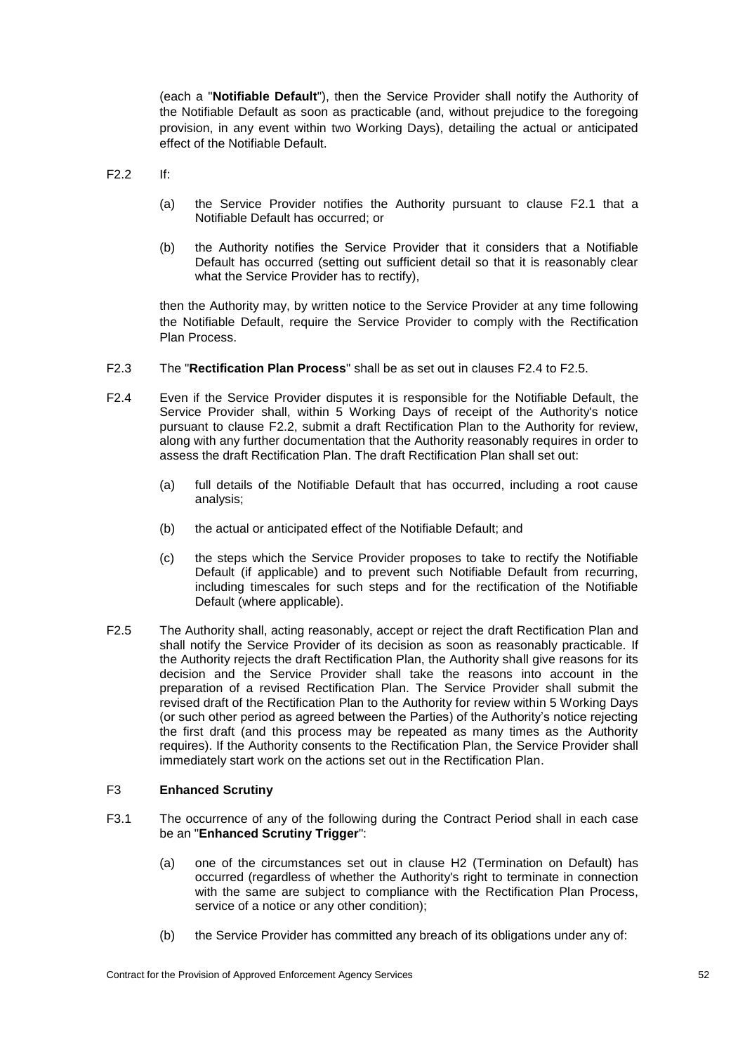(each a "**Notifiable Default**"), then the Service Provider shall notify the Authority of the Notifiable Default as soon as practicable (and, without prejudice to the foregoing provision, in any event within two Working Days), detailing the actual or anticipated effect of the Notifiable Default.

F2.2 If:

(a) the Service Provider notifies the Authority pursuant to clause F2.1 that a Notifiable Default has occurred; or

(b) the Authority notifies the Service Provider that it considers that a Notifiable Default has occurred (setting out sufficient detail so that it is reasonably clear what the Service Provider has to rectify),

then the Authority may, by written notice to the Service Provider at any time following the Notifiable Default, require the Service Provider to comply with the Rectification Plan Process.

F2.3 The "**Rectification Plan Process**" shall be as set out in clauses F2.4 to F2.5.

F2.4 Even if the Service Provider disputes it is responsible for the Notifiable Default, the Service Provider shall, within 5 Working Days of receipt of the Authority's notice pursuant to clause F2.2, submit a draft Rectification Plan to the Authority for review, along with any further documentation that the Authority reasonably requires in order to assess the draft Rectification Plan. The draft Rectification Plan shall set out:

(a) full details of the Notifiable Default that has occurred, including a root cause analysis;

(b) the actual or anticipated effect of the Notifiable Default; and

(c) the steps which the Service Provider proposes to take to rectify the Notifiable Default (if applicable) and to prevent such Notifiable Default from recurring, including timescales for such steps and for the rectification of the Notifiable Default (where applicable).

F2.5 The Authority shall, acting reasonably, accept or reject the draft Rectification Plan and shall notify the Service Provider of its decision as soon as reasonably practicable. If the Authority rejects the draft Rectification Plan, the Authority shall give reasons for its decision and the Service Provider shall take the reasons into account in the preparation of a revised Rectification Plan. The Service Provider shall submit the revised draft of the Rectification Plan to the Authority for review within 5 Working Days (or such other period as agreed between the Parties) of the Authority's notice rejecting the first draft (and this process may be repeated as many times as the Authority requires). If the Authority consents to the Rectification Plan, the Service Provider shall immediately start work on the actions set out in the Rectification Plan.

## F3 Enhanced Scrutiny

F3.1 The occurrence of any of the following during the Contract Period shall in each case be an "**Enhanced Scrutiny Trigger**":

(a) one of the circumstances set out in clause H2 (Termination on Default) has occurred (regardless of whether the Authority's right to terminate in connection with the same are subject to compliance with the Rectification Plan Process, service of a notice or any other condition);

(b) the Service Provider has committed any breach of its obligations under any of: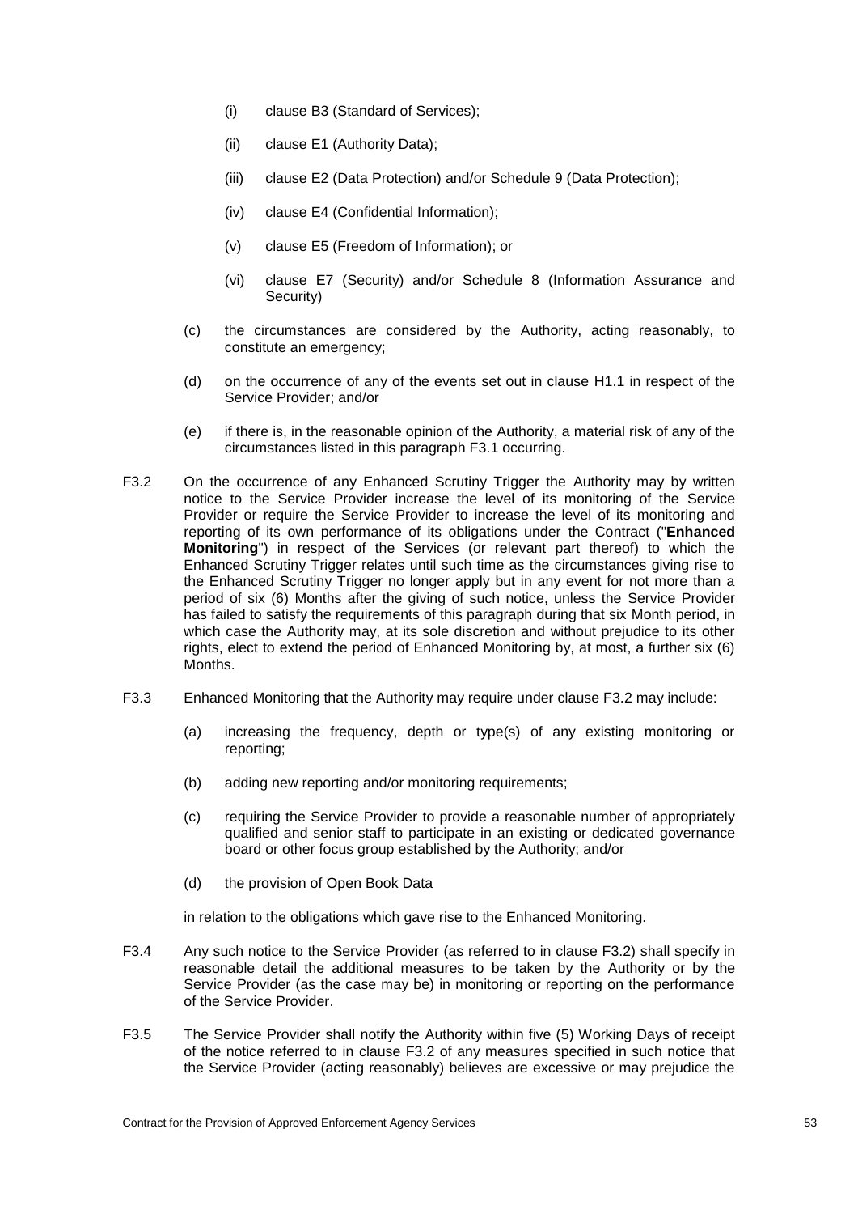(i) clause B3 (Standard of Services);

(ii) clause E1 (Authority Data);

(iii) clause E2 (Data Protection) and/or Schedule 9 (Data Protection);

(iv) clause E4 (Confidential Information);

(v) clause E5 (Freedom of Information); or

(vi) clause E7 (Security) and/or Schedule 8 (Information Assurance and Security)

(c) the circumstances are considered by the Authority, acting reasonably, to constitute an emergency;

(d) on the occurrence of any of the events set out in clause H1.1 in respect of the Service Provider; and/or

(e) if there is, in the reasonable opinion of the Authority, a material risk of any of the circumstances listed in this paragraph F3.1 occurring.

F3.2 On the occurrence of any Enhanced Scrutiny Trigger the Authority may by written notice to the Service Provider increase the level of its monitoring of the Service Provider or require the Service Provider to increase the level of its monitoring and reporting of its own performance of its obligations under the Contract ("**Enhanced Monitoring**") in respect of the Services (or relevant part thereof) to which the Enhanced Scrutiny Trigger relates until such time as the circumstances giving rise to the Enhanced Scrutiny Trigger no longer apply but in any event for not more than a period of six (6) Months after the giving of such notice, unless the Service Provider has failed to satisfy the requirements of this paragraph during that six Month period, in which case the Authority may, at its sole discretion and without prejudice to its other rights, elect to extend the period of Enhanced Monitoring by, at most, a further six (6) Months.

F3.3 Enhanced Monitoring that the Authority may require under clause F3.2 may include:

(a) increasing the frequency, depth or type(s) of any existing monitoring or reporting;

(b) adding new reporting and/or monitoring requirements;

(c) requiring the Service Provider to provide a reasonable number of appropriately qualified and senior staff to participate in an existing or dedicated governance board or other focus group established by the Authority; and/or

(d) the provision of Open Book Data

in relation to the obligations which gave rise to the Enhanced Monitoring.

F3.4 Any such notice to the Service Provider (as referred to in clause F3.2) shall specify in reasonable detail the additional measures to be taken by the Authority or by the Service Provider (as the case may be) in monitoring or reporting on the performance of the Service Provider.

F3.5 The Service Provider shall notify the Authority within five (5) Working Days of receipt of the notice referred to in clause F3.2 of any measures specified in such notice that the Service Provider (acting reasonably) believes are excessive or may prejudice the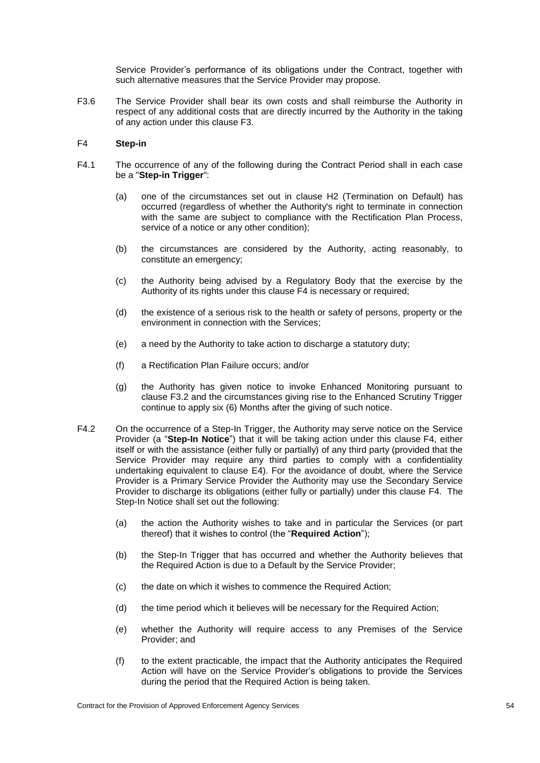Service Provider's performance of its obligations under the Contract, together with such alternative measures that the Service Provider may propose.

F3.6 The Service Provider shall bear its own costs and shall reimburse the Authority in respect of any additional costs that are directly incurred by the Authority in the taking of any action under this clause F3.

## F4 **Step-in**

F4.1 The occurrence of any of the following during the Contract Period shall in each case be a "**Step-in Trigger**":

- (a) one of the circumstances set out in clause H2 (Termination on Default) has occurred (regardless of whether the Authority's right to terminate in connection with the same are subject to compliance with the Rectification Plan Process, service of a notice or any other condition);
- (b) the circumstances are considered by the Authority, acting reasonably, to constitute an emergency;
- (c) the Authority being advised by a Regulatory Body that the exercise by the Authority of its rights under this clause F4 is necessary or required;
- (d) the existence of a serious risk to the health or safety of persons, property or the environment in connection with the Services;
- (e) a need by the Authority to take action to discharge a statutory duty;
- (f) a Rectification Plan Failure occurs; and/or
- (g) the Authority has given notice to invoke Enhanced Monitoring pursuant to clause F3.2 and the circumstances giving rise to the Enhanced Scrutiny Trigger continue to apply six (6) Months after the giving of such notice.

F4.2 On the occurrence of a Step-In Trigger, the Authority may serve notice on the Service Provider (a "**Step-In Notice**") that it will be taking action under this clause F4, either itself or with the assistance (either fully or partially) of any third party (provided that the Service Provider may require any third parties to comply with a confidentiality undertaking equivalent to clause E4). For the avoidance of doubt, where the Service Provider is a Primary Service Provider the Authority may use the Secondary Service Provider to discharge its obligations (either fully or partially) under this clause F4. The Step-In Notice shall set out the following:

- (a) the action the Authority wishes to take and in particular the Services (or part thereof) that it wishes to control (the "**Required Action**");
- (b) the Step-In Trigger that has occurred and whether the Authority believes that the Required Action is due to a Default by the Service Provider;
- (c) the date on which it wishes to commence the Required Action;
- (d) the time period which it believes will be necessary for the Required Action;
- (e) whether the Authority will require access to any Premises of the Service Provider; and
- (f) to the extent practicable, the impact that the Authority anticipates the Required Action will have on the Service Provider's obligations to provide the Services during the period that the Required Action is being taken.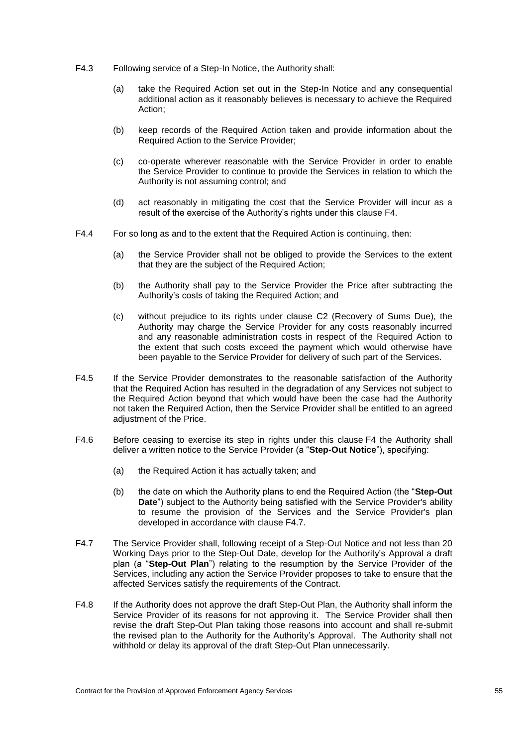F4.3 Following service of a Step-In Notice, the Authority shall:

(a) take the Required Action set out in the Step-In Notice and any consequential additional action as it reasonably believes is necessary to achieve the Required Action;

(b) keep records of the Required Action taken and provide information about the Required Action to the Service Provider;

(c) co-operate wherever reasonable with the Service Provider in order to enable the Service Provider to continue to provide the Services in relation to which the Authority is not assuming control; and

(d) act reasonably in mitigating the cost that the Service Provider will incur as a result of the exercise of the Authority's rights under this clause F4.

F4.4 For so long as and to the extent that the Required Action is continuing, then:

(a) the Service Provider shall not be obliged to provide the Services to the extent that they are the subject of the Required Action;

(b) the Authority shall pay to the Service Provider the Price after subtracting the Authority's costs of taking the Required Action; and

(c) without prejudice to its rights under clause C2 (Recovery of Sums Due), the Authority may charge the Service Provider for any costs reasonably incurred and any reasonable administration costs in respect of the Required Action to the extent that such costs exceed the payment which would otherwise have been payable to the Service Provider for delivery of such part of the Services.

F4.5 If the Service Provider demonstrates to the reasonable satisfaction of the Authority that the Required Action has resulted in the degradation of any Services not subject to the Required Action beyond that which would have been the case had the Authority not taken the Required Action, then the Service Provider shall be entitled to an agreed adjustment of the Price.

F4.6 Before ceasing to exercise its step in rights under this clause F4 the Authority shall deliver a written notice to the Service Provider (a "**Step-Out Notice**"), specifying:

(a) the Required Action it has actually taken; and

(b) the date on which the Authority plans to end the Required Action (the "**Step-Out Date**") subject to the Authority being satisfied with the Service Provider's ability to resume the provision of the Services and the Service Provider's plan developed in accordance with clause F4.7.

F4.7 The Service Provider shall, following receipt of a Step-Out Notice and not less than 20 Working Days prior to the Step-Out Date, develop for the Authority's Approval a draft plan (a "**Step-Out Plan**") relating to the resumption by the Service Provider of the Services, including any action the Service Provider proposes to take to ensure that the affected Services satisfy the requirements of the Contract.

F4.8 If the Authority does not approve the draft Step-Out Plan, the Authority shall inform the Service Provider of its reasons for not approving it. The Service Provider shall then revise the draft Step-Out Plan taking those reasons into account and shall re-submit the revised plan to the Authority for the Authority's Approval. The Authority shall not withhold or delay its approval of the draft Step-Out Plan unnecessarily.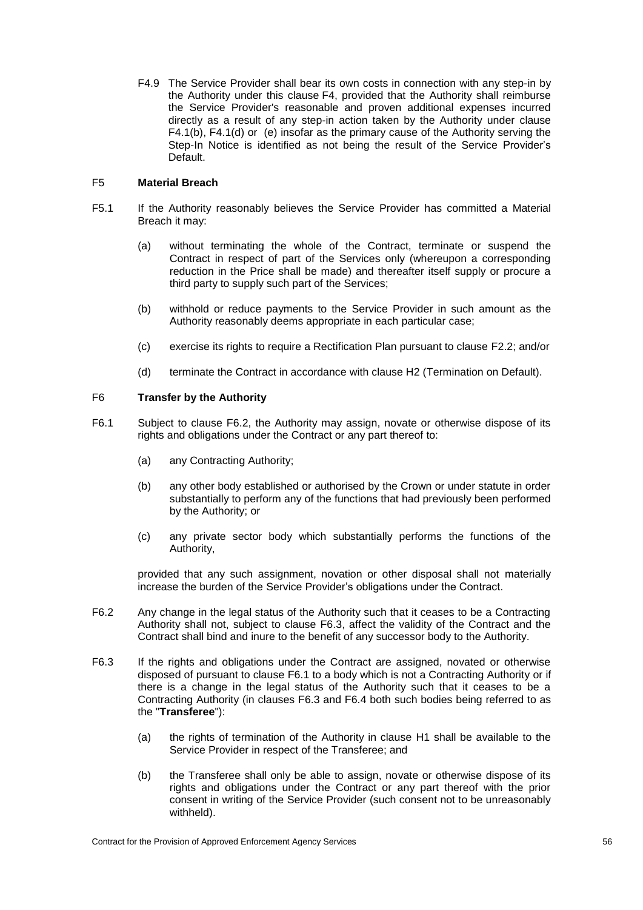F4.9 The Service Provider shall bear its own costs in connection with any step-in by the Authority under this clause F4, provided that the Authority shall reimburse the Service Provider's reasonable and proven additional expenses incurred directly as a result of any step-in action taken by the Authority under clause F4.1(b), F4.1(d) or (e) insofar as the primary cause of the Authority serving the Step-In Notice is identified as not being the result of the Service Provider's Default.

## F5 Material Breach

F5.1 If the Authority reasonably believes the Service Provider has committed a Material Breach it may:

(a) without terminating the whole of the Contract, terminate or suspend the Contract in respect of part of the Services only (whereupon a corresponding reduction in the Price shall be made) and thereafter itself supply or procure a third party to supply such part of the Services;

(b) withhold or reduce payments to the Service Provider in such amount as the Authority reasonably deems appropriate in each particular case;

(c) exercise its rights to require a Rectification Plan pursuant to clause F2.2; and/or

(d) terminate the Contract in accordance with clause H2 (Termination on Default).

## F6 Transfer by the Authority

F6.1 Subject to clause F6.2, the Authority may assign, novate or otherwise dispose of its rights and obligations under the Contract or any part thereof to:

(a) any Contracting Authority;

(b) any other body established or authorised by the Crown or under statute in order substantially to perform any of the functions that had previously been performed by the Authority; or

(c) any private sector body which substantially performs the functions of the Authority,

provided that any such assignment, novation or other disposal shall not materially increase the burden of the Service Provider's obligations under the Contract.

F6.2 Any change in the legal status of the Authority such that it ceases to be a Contracting Authority shall not, subject to clause F6.3, affect the validity of the Contract and the Contract shall bind and inure to the benefit of any successor body to the Authority.

F6.3 If the rights and obligations under the Contract are assigned, novated or otherwise disposed of pursuant to clause F6.1 to a body which is not a Contracting Authority or if there is a change in the legal status of the Authority such that it ceases to be a Contracting Authority (in clauses F6.3 and F6.4 both such bodies being referred to as the "**Transferee**"):

(a) the rights of termination of the Authority in clause H1 shall be available to the Service Provider in respect of the Transferee; and

(b) the Transferee shall only be able to assign, novate or otherwise dispose of its rights and obligations under the Contract or any part thereof with the prior consent in writing of the Service Provider (such consent not to be unreasonably withheld).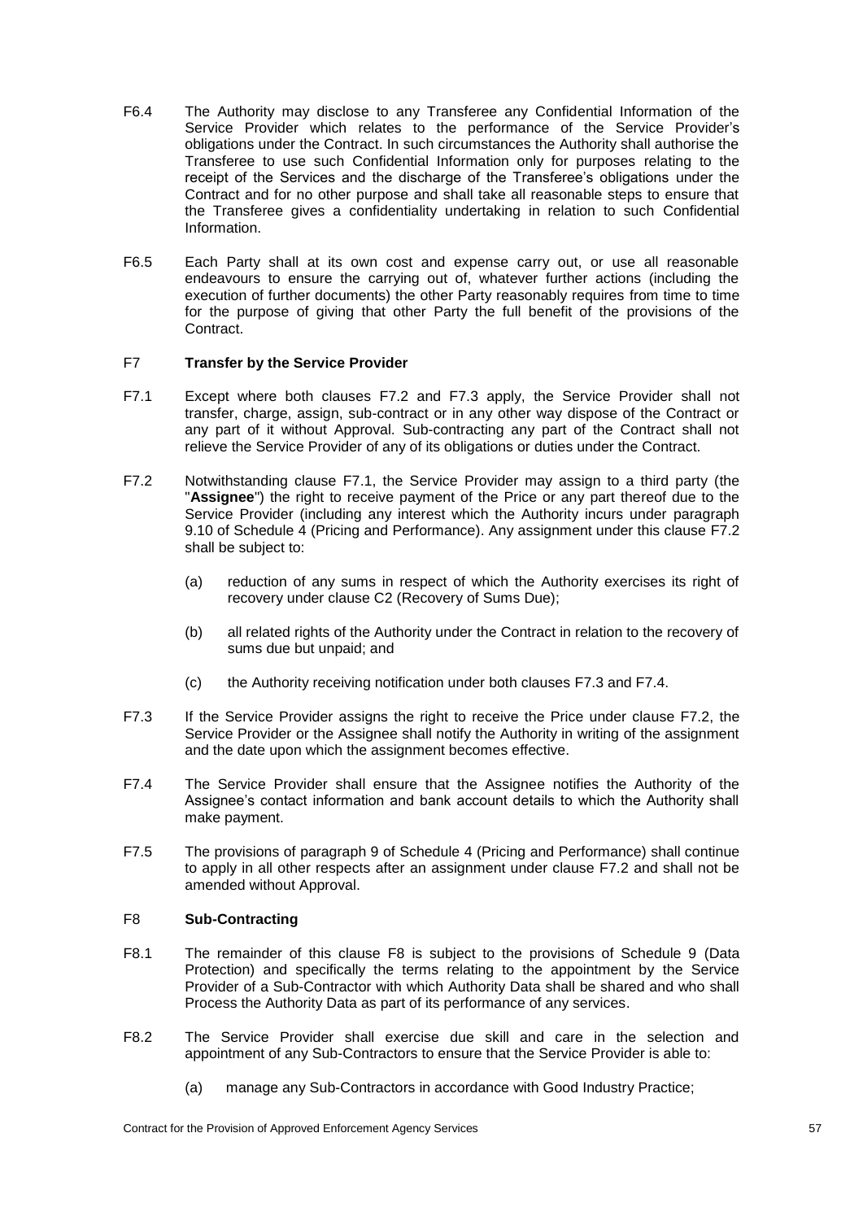F6.4 The Authority may disclose to any Transferee any Confidential Information of the Service Provider which relates to the performance of the Service Provider's obligations under the Contract. In such circumstances the Authority shall authorise the Transferee to use such Confidential Information only for purposes relating to the receipt of the Services and the discharge of the Transferee's obligations under the Contract and for no other purpose and shall take all reasonable steps to ensure that the Transferee gives a confidentiality undertaking in relation to such Confidential Information.

F6.5 Each Party shall at its own cost and expense carry out, or use all reasonable endeavours to ensure the carrying out of, whatever further actions (including the execution of further documents) the other Party reasonably requires from time to time for the purpose of giving that other Party the full benefit of the provisions of the Contract.

## F7 **Transfer by the Service Provider**

F7.1 Except where both clauses F7.2 and F7.3 apply, the Service Provider shall not transfer, charge, assign, sub-contract or in any other way dispose of the Contract or any part of it without Approval. Sub-contracting any part of the Contract shall not relieve the Service Provider of any of its obligations or duties under the Contract.

F7.2 Notwithstanding clause F7.1, the Service Provider may assign to a third party (the "**Assignee**") the right to receive payment of the Price or any part thereof due to the Service Provider (including any interest which the Authority incurs under paragraph 9.10 of Schedule 4 (Pricing and Performance). Any assignment under this clause F7.2 shall be subject to:

(a) reduction of any sums in respect of which the Authority exercises its right of recovery under clause C2 (Recovery of Sums Due);

(b) all related rights of the Authority under the Contract in relation to the recovery of sums due but unpaid; and

(c) the Authority receiving notification under both clauses F7.3 and F7.4.

F7.3 If the Service Provider assigns the right to receive the Price under clause F7.2, the Service Provider or the Assignee shall notify the Authority in writing of the assignment and the date upon which the assignment becomes effective.

F7.4 The Service Provider shall ensure that the Assignee notifies the Authority of the Assignee's contact information and bank account details to which the Authority shall make payment.

F7.5 The provisions of paragraph 9 of Schedule 4 (Pricing and Performance) shall continue to apply in all other respects after an assignment under clause F7.2 and shall not be amended without Approval.

## F8 **Sub-Contracting**

F8.1 The remainder of this clause F8 is subject to the provisions of Schedule 9 (Data Protection) and specifically the terms relating to the appointment by the Service Provider of a Sub-Contractor with which Authority Data shall be shared and who shall Process the Authority Data as part of its performance of any services.

F8.2 The Service Provider shall exercise due skill and care in the selection and appointment of any Sub-Contractors to ensure that the Service Provider is able to:

(a) manage any Sub-Contractors in accordance with Good Industry Practice;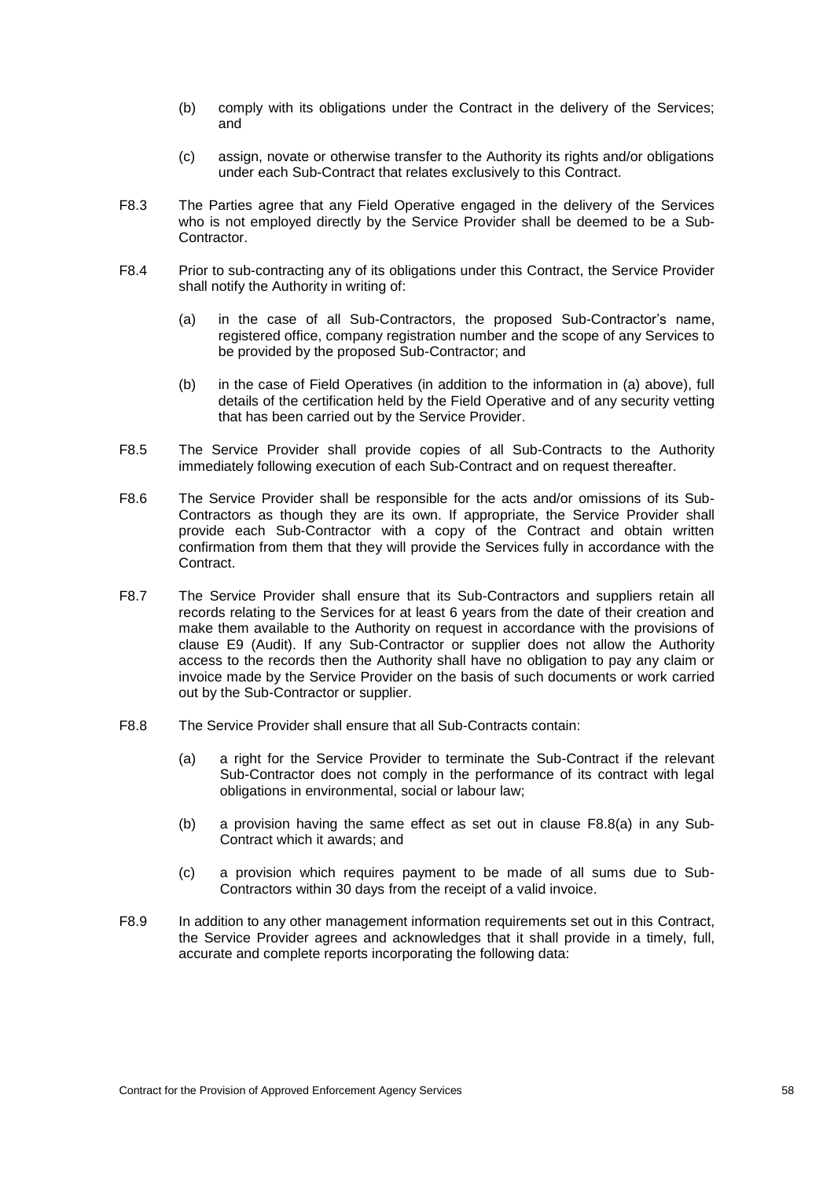(b) comply with its obligations under the Contract in the delivery of the Services; and

(c) assign, novate or otherwise transfer to the Authority its rights and/or obligations under each Sub-Contract that relates exclusively to this Contract.

F8.3 The Parties agree that any Field Operative engaged in the delivery of the Services who is not employed directly by the Service Provider shall be deemed to be a Sub-Contractor.

F8.4 Prior to sub-contracting any of its obligations under this Contract, the Service Provider shall notify the Authority in writing of:

(a) in the case of all Sub-Contractors, the proposed Sub-Contractor's name, registered office, company registration number and the scope of any Services to be provided by the proposed Sub-Contractor; and

(b) in the case of Field Operatives (in addition to the information in (a) above), full details of the certification held by the Field Operative and of any security vetting that has been carried out by the Service Provider.

F8.5 The Service Provider shall provide copies of all Sub-Contracts to the Authority immediately following execution of each Sub-Contract and on request thereafter.

F8.6 The Service Provider shall be responsible for the acts and/or omissions of its Sub-Contractors as though they are its own. If appropriate, the Service Provider shall provide each Sub-Contractor with a copy of the Contract and obtain written confirmation from them that they will provide the Services fully in accordance with the Contract.

F8.7 The Service Provider shall ensure that its Sub-Contractors and suppliers retain all records relating to the Services for at least 6 years from the date of their creation and make them available to the Authority on request in accordance with the provisions of clause E9 (Audit). If any Sub-Contractor or supplier does not allow the Authority access to the records then the Authority shall have no obligation to pay any claim or invoice made by the Service Provider on the basis of such documents or work carried out by the Sub-Contractor or supplier.

F8.8 The Service Provider shall ensure that all Sub-Contracts contain:

(a) a right for the Service Provider to terminate the Sub-Contract if the relevant Sub-Contractor does not comply in the performance of its contract with legal obligations in environmental, social or labour law;

(b) a provision having the same effect as set out in clause F8.8(a) in any Sub-Contract which it awards; and

(c) a provision which requires payment to be made of all sums due to Sub-Contractors within 30 days from the receipt of a valid invoice.

F8.9 In addition to any other management information requirements set out in this Contract, the Service Provider agrees and acknowledges that it shall provide in a timely, full, accurate and complete reports incorporating the following data: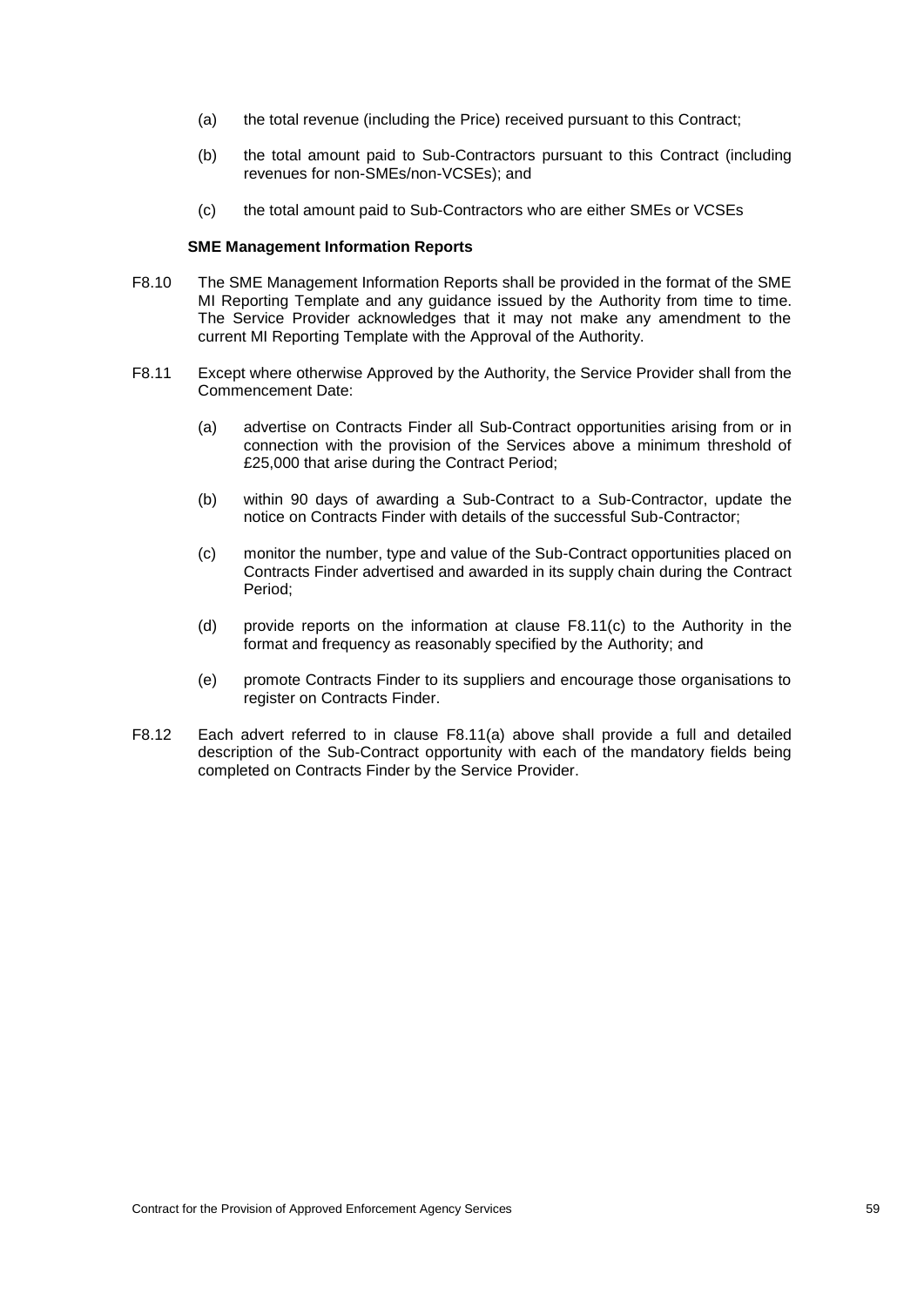(a) the total revenue (including the Price) received pursuant to this Contract;

(b) the total amount paid to Sub-Contractors pursuant to this Contract (including revenues for non-SMEs/non-VCSEs); and

(c) the total amount paid to Sub-Contractors who are either SMEs or VCSEs

**SME Management Information Reports**

F8.10 The SME Management Information Reports shall be provided in the format of the SME MI Reporting Template and any guidance issued by the Authority from time to time. The Service Provider acknowledges that it may not make any amendment to the current MI Reporting Template with the Approval of the Authority.

F8.11 Except where otherwise Approved by the Authority, the Service Provider shall from the Commencement Date:

(a) advertise on Contracts Finder all Sub-Contract opportunities arising from or in connection with the provision of the Services above a minimum threshold of £25,000 that arise during the Contract Period;

(b) within 90 days of awarding a Sub-Contract to a Sub-Contractor, update the notice on Contracts Finder with details of the successful Sub-Contractor;

(c) monitor the number, type and value of the Sub-Contract opportunities placed on Contracts Finder advertised and awarded in its supply chain during the Contract Period;

(d) provide reports on the information at clause F8.11(c) to the Authority in the format and frequency as reasonably specified by the Authority; and

(e) promote Contracts Finder to its suppliers and encourage those organisations to register on Contracts Finder.

F8.12 Each advert referred to in clause F8.11(a) above shall provide a full and detailed description of the Sub-Contract opportunity with each of the mandatory fields being completed on Contracts Finder by the Service Provider.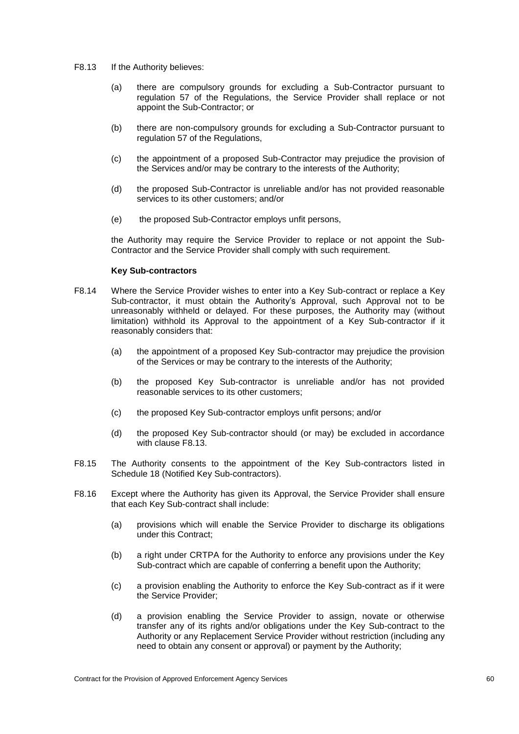F8.13 If the Authority believes:

(a) there are compulsory grounds for excluding a Sub-Contractor pursuant to regulation 57 of the Regulations, the Service Provider shall replace or not appoint the Sub-Contractor; or

(b) there are non-compulsory grounds for excluding a Sub-Contractor pursuant to regulation 57 of the Regulations,

(c) the appointment of a proposed Sub-Contractor may prejudice the provision of the Services and/or may be contrary to the interests of the Authority;

(d) the proposed Sub-Contractor is unreliable and/or has not provided reasonable services to its other customers; and/or

(e) the proposed Sub-Contractor employs unfit persons,

the Authority may require the Service Provider to replace or not appoint the Sub-Contractor and the Service Provider shall comply with such requirement.

**Key Sub-contractors**

F8.14 Where the Service Provider wishes to enter into a Key Sub-contract or replace a Key Sub-contractor, it must obtain the Authority's Approval, such Approval not to be unreasonably withheld or delayed. For these purposes, the Authority may (without limitation) withhold its Approval to the appointment of a Key Sub-contractor if it reasonably considers that:

(a) the appointment of a proposed Key Sub-contractor may prejudice the provision of the Services or may be contrary to the interests of the Authority;

(b) the proposed Key Sub-contractor is unreliable and/or has not provided reasonable services to its other customers;

(c) the proposed Key Sub-contractor employs unfit persons; and/or

(d) the proposed Key Sub-contractor should (or may) be excluded in accordance with clause F8.13.

F8.15 The Authority consents to the appointment of the Key Sub-contractors listed in Schedule 18 (Notified Key Sub-contractors).

F8.16 Except where the Authority has given its Approval, the Service Provider shall ensure that each Key Sub-contract shall include:

(a) provisions which will enable the Service Provider to discharge its obligations under this Contract;

(b) a right under CRTPA for the Authority to enforce any provisions under the Key Sub-contract which are capable of conferring a benefit upon the Authority;

(c) a provision enabling the Authority to enforce the Key Sub-contract as if it were the Service Provider;

(d) a provision enabling the Service Provider to assign, novate or otherwise transfer any of its rights and/or obligations under the Key Sub-contract to the Authority or any Replacement Service Provider without restriction (including any need to obtain any consent or approval) or payment by the Authority;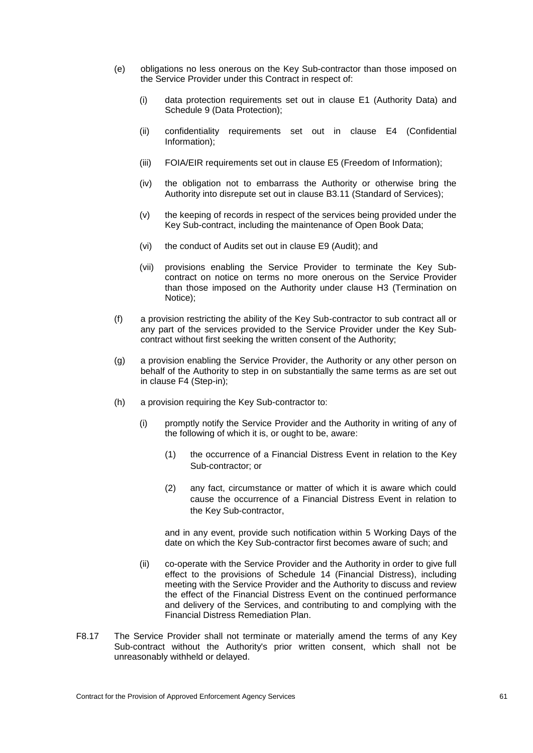(e) obligations no less onerous on the Key Sub-contractor than those imposed on the Service Provider under this Contract in respect of:

    (i) data protection requirements set out in clause E1 (Authority Data) and Schedule 9 (Data Protection);

    (ii) confidentiality requirements set out in clause E4 (Confidential Information);

    (iii) FOIA/EIR requirements set out in clause E5 (Freedom of Information);

    (iv) the obligation not to embarrass the Authority or otherwise bring the Authority into disrepute set out in clause B3.11 (Standard of Services);

    (v) the keeping of records in respect of the services being provided under the Key Sub-contract, including the maintenance of Open Book Data;

    (vi) the conduct of Audits set out in clause E9 (Audit); and

    (vii) provisions enabling the Service Provider to terminate the Key Sub-contract on notice on terms no more onerous on the Service Provider than those imposed on the Authority under clause H3 (Termination on Notice);

(f) a provision restricting the ability of the Key Sub-contractor to sub contract all or any part of the services provided to the Service Provider under the Key Sub-contract without first seeking the written consent of the Authority;

(g) a provision enabling the Service Provider, the Authority or any other person on behalf of the Authority to step in on substantially the same terms as are set out in clause F4 (Step-in);

(h) a provision requiring the Key Sub-contractor to:

    (i) promptly notify the Service Provider and the Authority in writing of any of the following of which it is, or ought to be, aware:

        (1) the occurrence of a Financial Distress Event in relation to the Key Sub-contractor; or

        (2) any fact, circumstance or matter of which it is aware which could cause the occurrence of a Financial Distress Event in relation to the Key Sub-contractor,

    and in any event, provide such notification within 5 Working Days of the date on which the Key Sub-contractor first becomes aware of such; and

    (ii) co-operate with the Service Provider and the Authority in order to give full effect to the provisions of Schedule 14 (Financial Distress), including meeting with the Service Provider and the Authority to discuss and review the effect of the Financial Distress Event on the continued performance and delivery of the Services, and contributing to and complying with the Financial Distress Remediation Plan.

F8.17 The Service Provider shall not terminate or materially amend the terms of any Key Sub-contract without the Authority's prior written consent, which shall not be unreasonably withheld or delayed.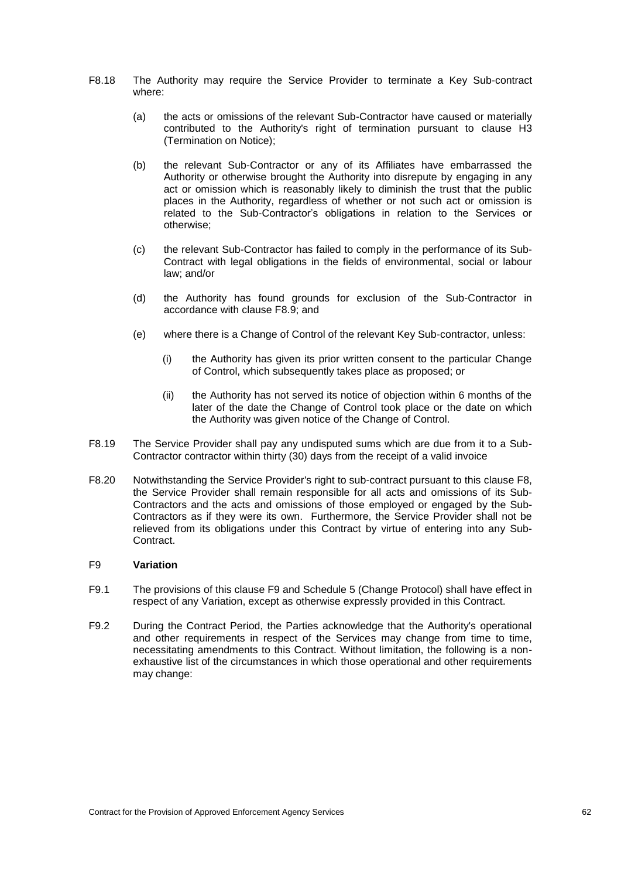F8.18 The Authority may require the Service Provider to terminate a Key Sub-contract where:

(a) the acts or omissions of the relevant Sub-Contractor have caused or materially contributed to the Authority's right of termination pursuant to clause H3 (Termination on Notice);

(b) the relevant Sub-Contractor or any of its Affiliates have embarrassed the Authority or otherwise brought the Authority into disrepute by engaging in any act or omission which is reasonably likely to diminish the trust that the public places in the Authority, regardless of whether or not such act or omission is related to the Sub-Contractor's obligations in relation to the Services or otherwise;

(c) the relevant Sub-Contractor has failed to comply in the performance of its Sub-Contract with legal obligations in the fields of environmental, social or labour law; and/or

(d) the Authority has found grounds for exclusion of the Sub-Contractor in accordance with clause F8.9; and

(e) where there is a Change of Control of the relevant Key Sub-contractor, unless:

(i) the Authority has given its prior written consent to the particular Change of Control, which subsequently takes place as proposed; or

(ii) the Authority has not served its notice of objection within 6 months of the later of the date the Change of Control took place or the date on which the Authority was given notice of the Change of Control.

F8.19 The Service Provider shall pay any undisputed sums which are due from it to a Sub-Contractor contractor within thirty (30) days from the receipt of a valid invoice

F8.20 Notwithstanding the Service Provider's right to sub-contract pursuant to this clause F8, the Service Provider shall remain responsible for all acts and omissions of its Sub-Contractors and the acts and omissions of those employed or engaged by the Sub-Contractors as if they were its own. Furthermore, the Service Provider shall not be relieved from its obligations under this Contract by virtue of entering into any Sub-Contract.

## F9 **Variation**

F9.1 The provisions of this clause F9 and Schedule 5 (Change Protocol) shall have effect in respect of any Variation, except as otherwise expressly provided in this Contract.

F9.2 During the Contract Period, the Parties acknowledge that the Authority's operational and other requirements in respect of the Services may change from time to time, necessitating amendments to this Contract. Without limitation, the following is a non-exhaustive list of the circumstances in which those operational and other requirements may change: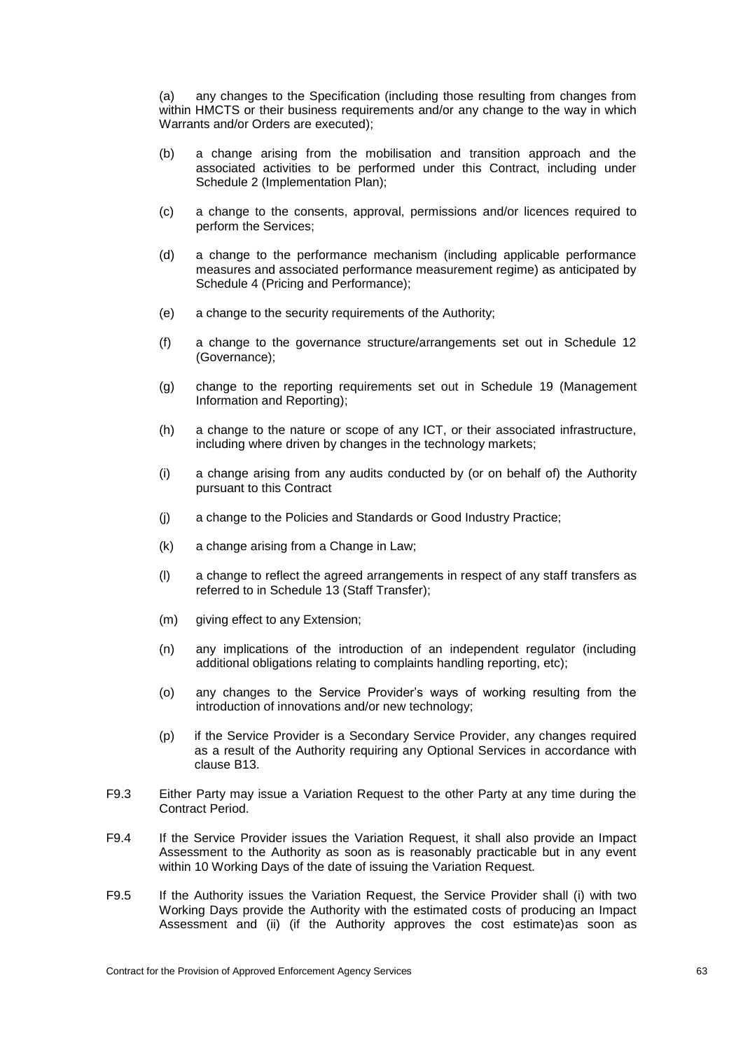(a) any changes to the Specification (including those resulting from changes from within HMCTS or their business requirements and/or any change to the way in which Warrants and/or Orders are executed);

(b) a change arising from the mobilisation and transition approach and the associated activities to be performed under this Contract, including under Schedule 2 (Implementation Plan);

(c) a change to the consents, approval, permissions and/or licences required to perform the Services;

(d) a change to the performance mechanism (including applicable performance measures and associated performance measurement regime) as anticipated by Schedule 4 (Pricing and Performance);

(e) a change to the security requirements of the Authority;

(f) a change to the governance structure/arrangements set out in Schedule 12 (Governance);

(g) change to the reporting requirements set out in Schedule 19 (Management Information and Reporting);

(h) a change to the nature or scope of any ICT, or their associated infrastructure, including where driven by changes in the technology markets;

(i) a change arising from any audits conducted by (or on behalf of) the Authority pursuant to this Contract

(j) a change to the Policies and Standards or Good Industry Practice;

(k) a change arising from a Change in Law;

(l) a change to reflect the agreed arrangements in respect of any staff transfers as referred to in Schedule 13 (Staff Transfer);

(m) giving effect to any Extension;

(n) any implications of the introduction of an independent regulator (including additional obligations relating to complaints handling reporting, etc);

(o) any changes to the Service Provider's ways of working resulting from the introduction of innovations and/or new technology;

(p) if the Service Provider is a Secondary Service Provider, any changes required as a result of the Authority requiring any Optional Services in accordance with clause B13.

F9.3 Either Party may issue a Variation Request to the other Party at any time during the Contract Period.

F9.4 If the Service Provider issues the Variation Request, it shall also provide an Impact Assessment to the Authority as soon as is reasonably practicable but in any event within 10 Working Days of the date of issuing the Variation Request.

F9.5 If the Authority issues the Variation Request, the Service Provider shall (i) with two Working Days provide the Authority with the estimated costs of producing an Impact Assessment and (ii) (if the Authority approves the cost estimate)as soon as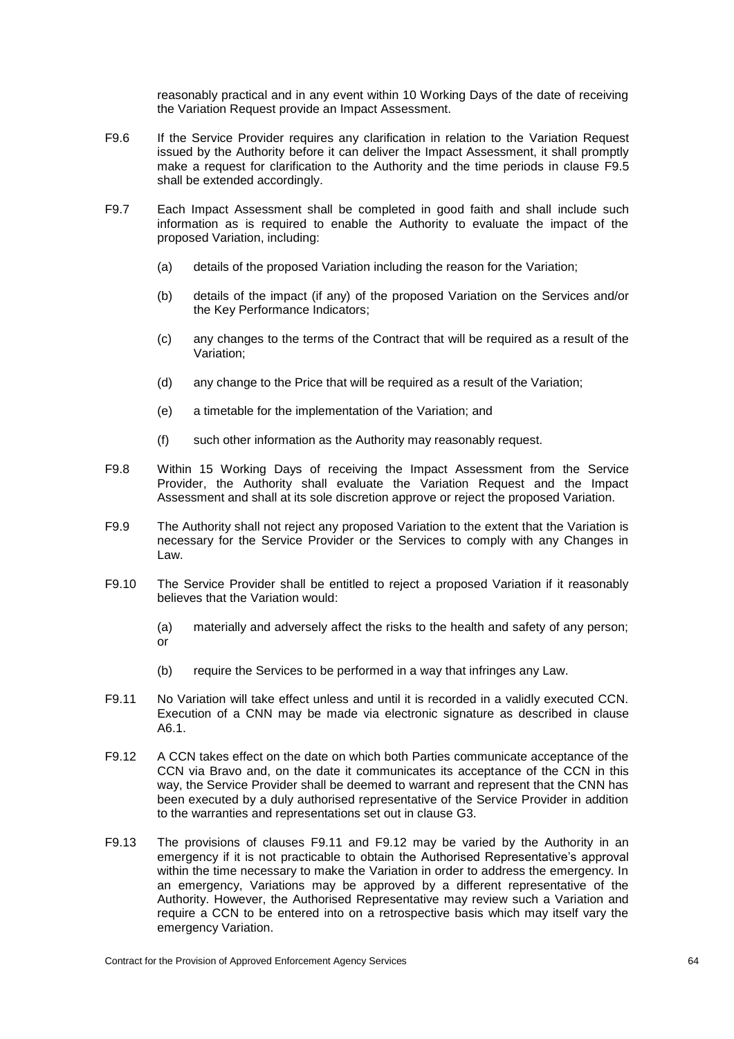reasonably practical and in any event within 10 Working Days of the date of receiving the Variation Request provide an Impact Assessment.

F9.6 If the Service Provider requires any clarification in relation to the Variation Request issued by the Authority before it can deliver the Impact Assessment, it shall promptly make a request for clarification to the Authority and the time periods in clause F9.5 shall be extended accordingly.

F9.7 Each Impact Assessment shall be completed in good faith and shall include such information as is required to enable the Authority to evaluate the impact of the proposed Variation, including:

(a) details of the proposed Variation including the reason for the Variation;

(b) details of the impact (if any) of the proposed Variation on the Services and/or the Key Performance Indicators;

(c) any changes to the terms of the Contract that will be required as a result of the Variation;

(d) any change to the Price that will be required as a result of the Variation;

(e) a timetable for the implementation of the Variation; and

(f) such other information as the Authority may reasonably request.

F9.8 Within 15 Working Days of receiving the Impact Assessment from the Service Provider, the Authority shall evaluate the Variation Request and the Impact Assessment and shall at its sole discretion approve or reject the proposed Variation.

F9.9 The Authority shall not reject any proposed Variation to the extent that the Variation is necessary for the Service Provider or the Services to comply with any Changes in Law.

F9.10 The Service Provider shall be entitled to reject a proposed Variation if it reasonably believes that the Variation would:

(a) materially and adversely affect the risks to the health and safety of any person; or

(b) require the Services to be performed in a way that infringes any Law.

F9.11 No Variation will take effect unless and until it is recorded in a validly executed CCN. Execution of a CNN may be made via electronic signature as described in clause A6.1.

F9.12 A CCN takes effect on the date on which both Parties communicate acceptance of the CCN via Bravo and, on the date it communicates its acceptance of the CCN in this way, the Service Provider shall be deemed to warrant and represent that the CNN has been executed by a duly authorised representative of the Service Provider in addition to the warranties and representations set out in clause G3.

F9.13 The provisions of clauses F9.11 and F9.12 may be varied by the Authority in an emergency if it is not practicable to obtain the Authorised Representative's approval within the time necessary to make the Variation in order to address the emergency. In an emergency, Variations may be approved by a different representative of the Authority. However, the Authorised Representative may review such a Variation and require a CCN to be entered into on a retrospective basis which may itself vary the emergency Variation.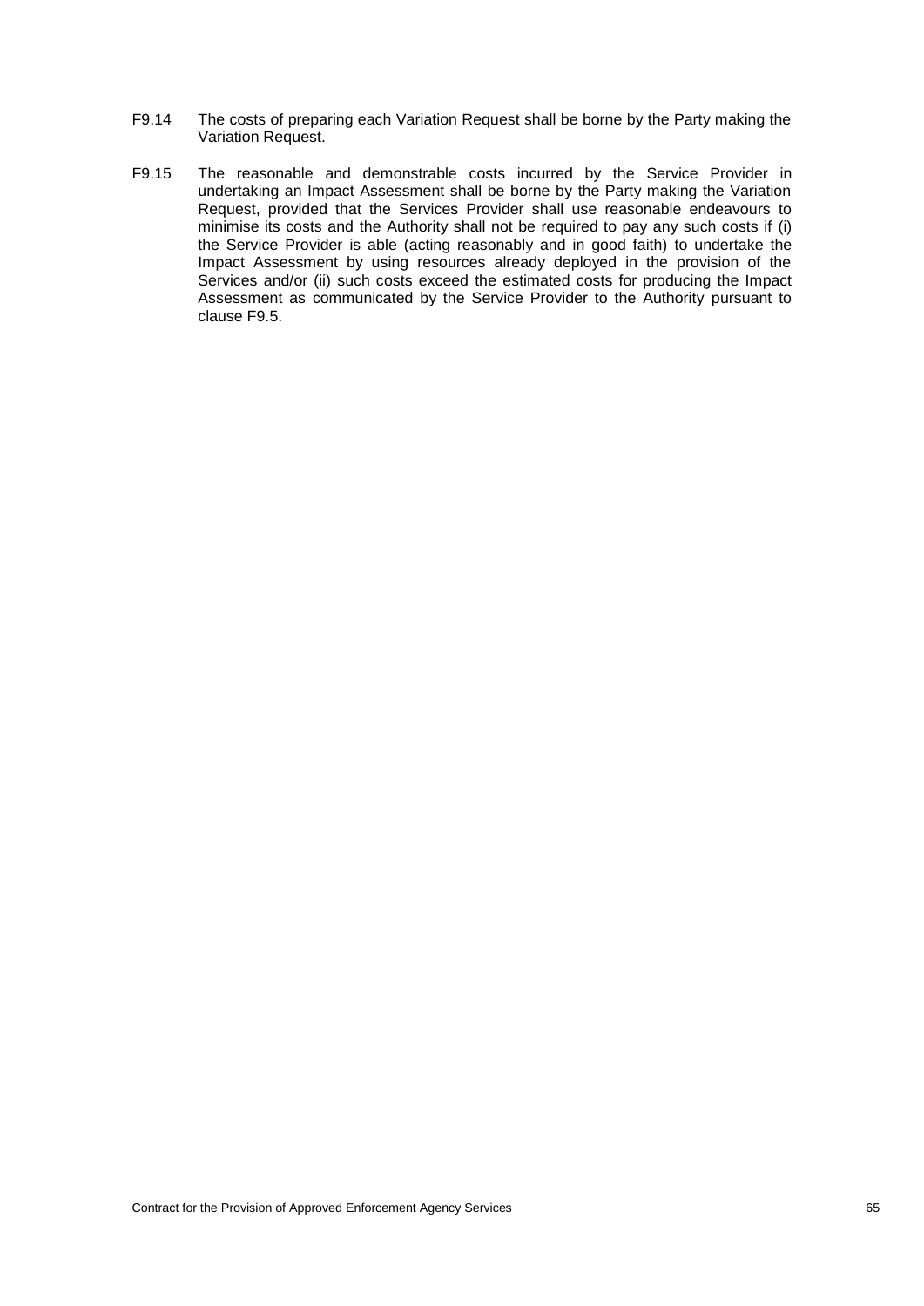F9.14 The costs of preparing each Variation Request shall be borne by the Party making the Variation Request.

F9.15 The reasonable and demonstrable costs incurred by the Service Provider in undertaking an Impact Assessment shall be borne by the Party making the Variation Request, provided that the Services Provider shall use reasonable endeavours to minimise its costs and the Authority shall not be required to pay any such costs if (i) the Service Provider is able (acting reasonably and in good faith) to undertake the Impact Assessment by using resources already deployed in the provision of the Services and/or (ii) such costs exceed the estimated costs for producing the Impact Assessment as communicated by the Service Provider to the Authority pursuant to clause F9.5.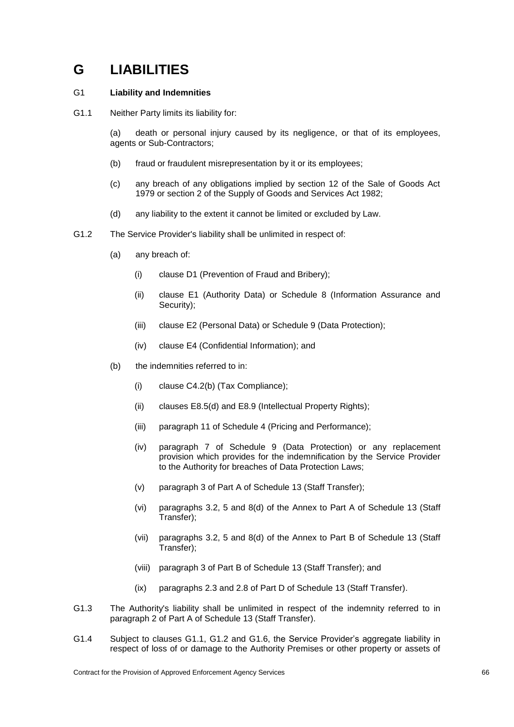# G LIABILITIES

G1 **Liability and Indemnities**

G1.1 Neither Party limits its liability for:

(a) death or personal injury caused by its negligence, or that of its employees, agents or Sub-Contractors;

(b) fraud or fraudulent misrepresentation by it or its employees;

(c) any breach of any obligations implied by section 12 of the Sale of Goods Act 1979 or section 2 of the Supply of Goods and Services Act 1982;

(d) any liability to the extent it cannot be limited or excluded by Law.

G1.2 The Service Provider's liability shall be unlimited in respect of:

(a) any breach of:

(i) clause D1 (Prevention of Fraud and Bribery);

(ii) clause E1 (Authority Data) or Schedule 8 (Information Assurance and Security);

(iii) clause E2 (Personal Data) or Schedule 9 (Data Protection);

(iv) clause E4 (Confidential Information); and

(b) the indemnities referred to in:

(i) clause C4.2(b) (Tax Compliance);

(ii) clauses E8.5(d) and E8.9 (Intellectual Property Rights);

(iii) paragraph 11 of Schedule 4 (Pricing and Performance);

(iv) paragraph 7 of Schedule 9 (Data Protection) or any replacement provision which provides for the indemnification by the Service Provider to the Authority for breaches of Data Protection Laws;

(v) paragraph 3 of Part A of Schedule 13 (Staff Transfer);

(vi) paragraphs 3.2, 5 and 8(d) of the Annex to Part A of Schedule 13 (Staff Transfer);

(vii) paragraphs 3.2, 5 and 8(d) of the Annex to Part B of Schedule 13 (Staff Transfer);

(viii) paragraph 3 of Part B of Schedule 13 (Staff Transfer); and

(ix) paragraphs 2.3 and 2.8 of Part D of Schedule 13 (Staff Transfer).

G1.3 The Authority's liability shall be unlimited in respect of the indemnity referred to in paragraph 2 of Part A of Schedule 13 (Staff Transfer).

G1.4 Subject to clauses G1.1, G1.2 and G1.6, the Service Provider's aggregate liability in respect of loss of or damage to the Authority Premises or other property or assets of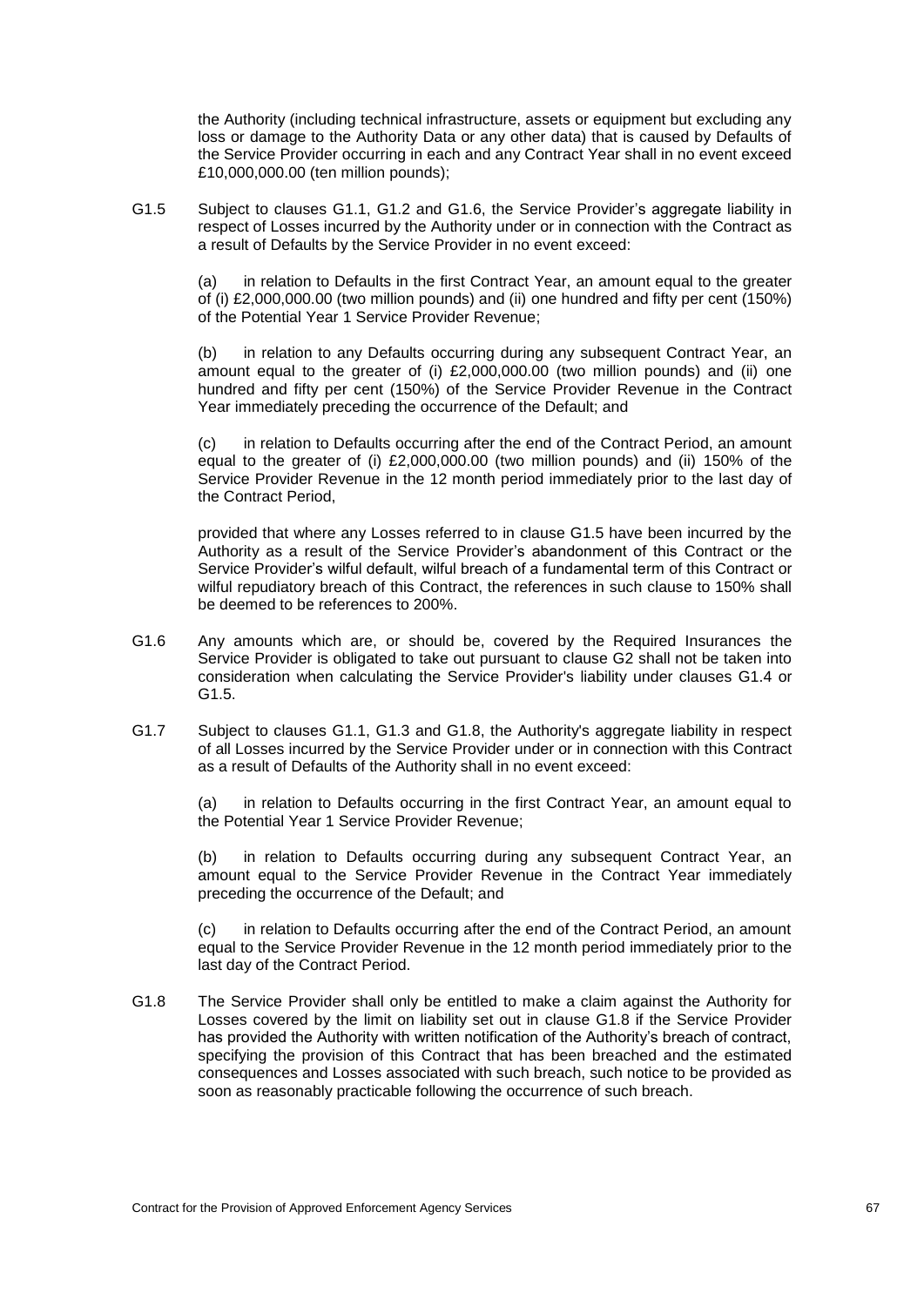the Authority (including technical infrastructure, assets or equipment but excluding any loss or damage to the Authority Data or any other data) that is caused by Defaults of the Service Provider occurring in each and any Contract Year shall in no event exceed £10,000,000.00 (ten million pounds);

G1.5 Subject to clauses G1.1, G1.2 and G1.6, the Service Provider's aggregate liability in respect of Losses incurred by the Authority under or in connection with the Contract as a result of Defaults by the Service Provider in no event exceed:

(a) in relation to Defaults in the first Contract Year, an amount equal to the greater of (i) £2,000,000.00 (two million pounds) and (ii) one hundred and fifty per cent (150%) of the Potential Year 1 Service Provider Revenue;

(b) in relation to any Defaults occurring during any subsequent Contract Year, an amount equal to the greater of (i) £2,000,000.00 (two million pounds) and (ii) one hundred and fifty per cent (150%) of the Service Provider Revenue in the Contract Year immediately preceding the occurrence of the Default; and

(c) in relation to Defaults occurring after the end of the Contract Period, an amount equal to the greater of (i) £2,000,000.00 (two million pounds) and (ii) 150% of the Service Provider Revenue in the 12 month period immediately prior to the last day of the Contract Period,

provided that where any Losses referred to in clause G1.5 have been incurred by the Authority as a result of the Service Provider's abandonment of this Contract or the Service Provider's wilful default, wilful breach of a fundamental term of this Contract or wilful repudiatory breach of this Contract, the references in such clause to 150% shall be deemed to be references to 200%.

G1.6 Any amounts which are, or should be, covered by the Required Insurances the Service Provider is obligated to take out pursuant to clause G2 shall not be taken into consideration when calculating the Service Provider's liability under clauses G1.4 or G1.5.

G1.7 Subject to clauses G1.1, G1.3 and G1.8, the Authority's aggregate liability in respect of all Losses incurred by the Service Provider under or in connection with this Contract as a result of Defaults of the Authority shall in no event exceed:

(a) in relation to Defaults occurring in the first Contract Year, an amount equal to the Potential Year 1 Service Provider Revenue;

(b) in relation to Defaults occurring during any subsequent Contract Year, an amount equal to the Service Provider Revenue in the Contract Year immediately preceding the occurrence of the Default; and

(c) in relation to Defaults occurring after the end of the Contract Period, an amount equal to the Service Provider Revenue in the 12 month period immediately prior to the last day of the Contract Period.

G1.8 The Service Provider shall only be entitled to make a claim against the Authority for Losses covered by the limit on liability set out in clause G1.8 if the Service Provider has provided the Authority with written notification of the Authority's breach of contract, specifying the provision of this Contract that has been breached and the estimated consequences and Losses associated with such breach, such notice to be provided as soon as reasonably practicable following the occurrence of such breach.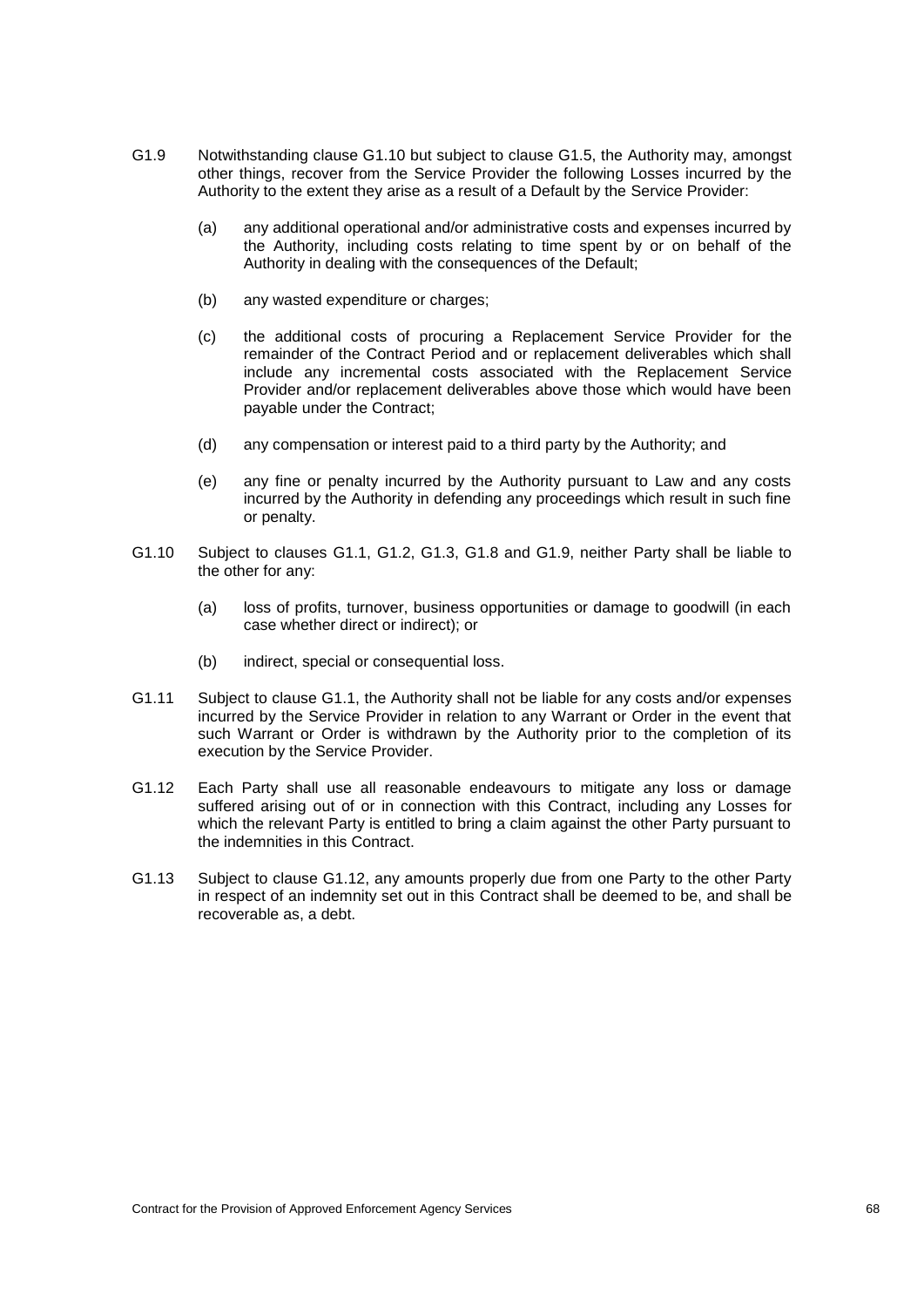G1.9 Notwithstanding clause G1.10 but subject to clause G1.5, the Authority may, amongst other things, recover from the Service Provider the following Losses incurred by the Authority to the extent they arise as a result of a Default by the Service Provider:

(a) any additional operational and/or administrative costs and expenses incurred by the Authority, including costs relating to time spent by or on behalf of the Authority in dealing with the consequences of the Default;

(b) any wasted expenditure or charges;

(c) the additional costs of procuring a Replacement Service Provider for the remainder of the Contract Period and or replacement deliverables which shall include any incremental costs associated with the Replacement Service Provider and/or replacement deliverables above those which would have been payable under the Contract;

(d) any compensation or interest paid to a third party by the Authority; and

(e) any fine or penalty incurred by the Authority pursuant to Law and any costs incurred by the Authority in defending any proceedings which result in such fine or penalty.

G1.10 Subject to clauses G1.1, G1.2, G1.3, G1.8 and G1.9, neither Party shall be liable to the other for any:

(a) loss of profits, turnover, business opportunities or damage to goodwill (in each case whether direct or indirect); or

(b) indirect, special or consequential loss.

G1.11 Subject to clause G1.1, the Authority shall not be liable for any costs and/or expenses incurred by the Service Provider in relation to any Warrant or Order in the event that such Warrant or Order is withdrawn by the Authority prior to the completion of its execution by the Service Provider.

G1.12 Each Party shall use all reasonable endeavours to mitigate any loss or damage suffered arising out of or in connection with this Contract, including any Losses for which the relevant Party is entitled to bring a claim against the other Party pursuant to the indemnities in this Contract.

G1.13 Subject to clause G1.12, any amounts properly due from one Party to the other Party in respect of an indemnity set out in this Contract shall be deemed to be, and shall be recoverable as, a debt.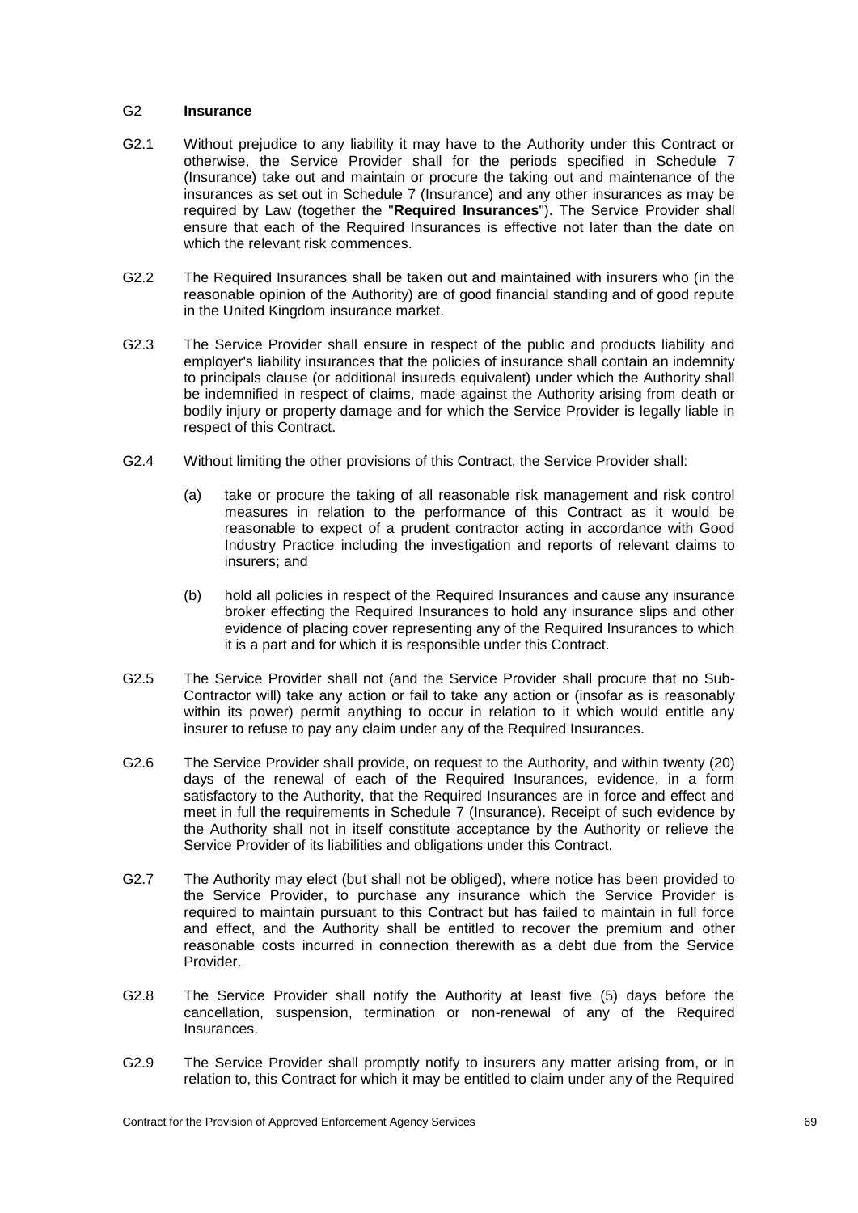## G2 **Insurance**

G2.1 Without prejudice to any liability it may have to the Authority under this Contract or otherwise, the Service Provider shall for the periods specified in Schedule 7 (Insurance) take out and maintain or procure the taking out and maintenance of the insurances as set out in Schedule 7 (Insurance) and any other insurances as may be required by Law (together the "**Required Insurances**"). The Service Provider shall ensure that each of the Required Insurances is effective not later than the date on which the relevant risk commences.

G2.2 The Required Insurances shall be taken out and maintained with insurers who (in the reasonable opinion of the Authority) are of good financial standing and of good repute in the United Kingdom insurance market.

G2.3 The Service Provider shall ensure in respect of the public and products liability and employer's liability insurances that the policies of insurance shall contain an indemnity to principals clause (or additional insureds equivalent) under which the Authority shall be indemnified in respect of claims, made against the Authority arising from death or bodily injury or property damage and for which the Service Provider is legally liable in respect of this Contract.

G2.4 Without limiting the other provisions of this Contract, the Service Provider shall:

(a) take or procure the taking of all reasonable risk management and risk control measures in relation to the performance of this Contract as it would be reasonable to expect of a prudent contractor acting in accordance with Good Industry Practice including the investigation and reports of relevant claims to insurers; and

(b) hold all policies in respect of the Required Insurances and cause any insurance broker effecting the Required Insurances to hold any insurance slips and other evidence of placing cover representing any of the Required Insurances to which it is a part and for which it is responsible under this Contract.

G2.5 The Service Provider shall not (and the Service Provider shall procure that no Sub-Contractor will) take any action or fail to take any action or (insofar as is reasonably within its power) permit anything to occur in relation to it which would entitle any insurer to refuse to pay any claim under any of the Required Insurances.

G2.6 The Service Provider shall provide, on request to the Authority, and within twenty (20) days of the renewal of each of the Required Insurances, evidence, in a form satisfactory to the Authority, that the Required Insurances are in force and effect and meet in full the requirements in Schedule 7 (Insurance). Receipt of such evidence by the Authority shall not in itself constitute acceptance by the Authority or relieve the Service Provider of its liabilities and obligations under this Contract.

G2.7 The Authority may elect (but shall not be obliged), where notice has been provided to the Service Provider, to purchase any insurance which the Service Provider is required to maintain pursuant to this Contract but has failed to maintain in full force and effect, and the Authority shall be entitled to recover the premium and other reasonable costs incurred in connection therewith as a debt due from the Service Provider.

G2.8 The Service Provider shall notify the Authority at least five (5) days before the cancellation, suspension, termination or non-renewal of any of the Required Insurances.

G2.9 The Service Provider shall promptly notify to insurers any matter arising from, or in relation to, this Contract for which it may be entitled to claim under any of the Required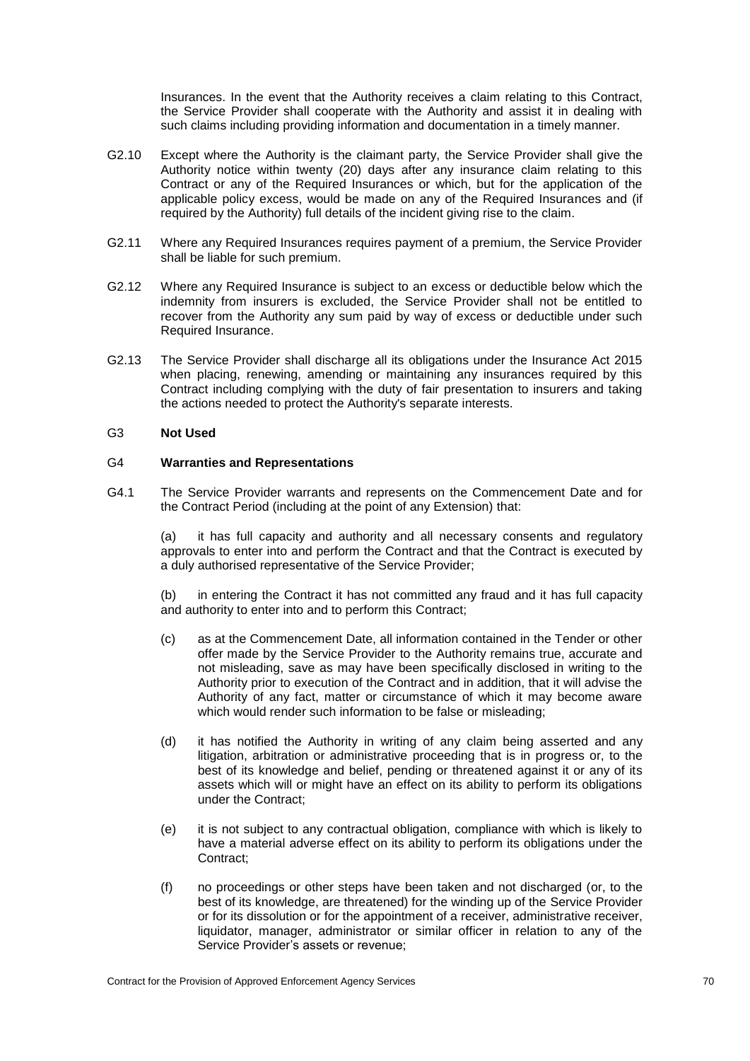Insurances. In the event that the Authority receives a claim relating to this Contract, the Service Provider shall cooperate with the Authority and assist it in dealing with such claims including providing information and documentation in a timely manner.

G2.10 Except where the Authority is the claimant party, the Service Provider shall give the Authority notice within twenty (20) days after any insurance claim relating to this Contract or any of the Required Insurances or which, but for the application of the applicable policy excess, would be made on any of the Required Insurances and (if required by the Authority) full details of the incident giving rise to the claim.

G2.11 Where any Required Insurances requires payment of a premium, the Service Provider shall be liable for such premium.

G2.12 Where any Required Insurance is subject to an excess or deductible below which the indemnity from insurers is excluded, the Service Provider shall not be entitled to recover from the Authority any sum paid by way of excess or deductible under such Required Insurance.

G2.13 The Service Provider shall discharge all its obligations under the Insurance Act 2015 when placing, renewing, amending or maintaining any insurances required by this Contract including complying with the duty of fair presentation to insurers and taking the actions needed to protect the Authority's separate interests.

G3 **Not Used**

G4 **Warranties and Representations**

G4.1 The Service Provider warrants and represents on the Commencement Date and for the Contract Period (including at the point of any Extension) that:

(a) it has full capacity and authority and all necessary consents and regulatory approvals to enter into and perform the Contract and that the Contract is executed by a duly authorised representative of the Service Provider;

(b) in entering the Contract it has not committed any fraud and it has full capacity and authority to enter into and to perform this Contract;

(c) as at the Commencement Date, all information contained in the Tender or other offer made by the Service Provider to the Authority remains true, accurate and not misleading, save as may have been specifically disclosed in writing to the Authority prior to execution of the Contract and in addition, that it will advise the Authority of any fact, matter or circumstance of which it may become aware which would render such information to be false or misleading;

(d) it has notified the Authority in writing of any claim being asserted and any litigation, arbitration or administrative proceeding that is in progress or, to the best of its knowledge and belief, pending or threatened against it or any of its assets which will or might have an effect on its ability to perform its obligations under the Contract;

(e) it is not subject to any contractual obligation, compliance with which is likely to have a material adverse effect on its ability to perform its obligations under the Contract;

(f) no proceedings or other steps have been taken and not discharged (or, to the best of its knowledge, are threatened) for the winding up of the Service Provider or for its dissolution or for the appointment of a receiver, administrative receiver, liquidator, manager, administrator or similar officer in relation to any of the Service Provider's assets or revenue;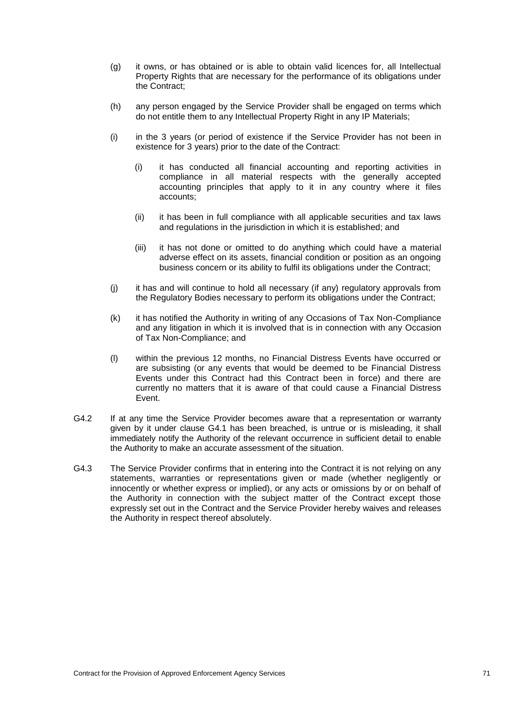(g) it owns, or has obtained or is able to obtain valid licences for, all Intellectual Property Rights that are necessary for the performance of its obligations under the Contract;

(h) any person engaged by the Service Provider shall be engaged on terms which do not entitle them to any Intellectual Property Right in any IP Materials;

(i) in the 3 years (or period of existence if the Service Provider has not been in existence for 3 years) prior to the date of the Contract:

   (i) it has conducted all financial accounting and reporting activities in compliance in all material respects with the generally accepted accounting principles that apply to it in any country where it files accounts;

   (ii) it has been in full compliance with all applicable securities and tax laws and regulations in the jurisdiction in which it is established; and

   (iii) it has not done or omitted to do anything which could have a material adverse effect on its assets, financial condition or position as an ongoing business concern or its ability to fulfil its obligations under the Contract;

(j) it has and will continue to hold all necessary (if any) regulatory approvals from the Regulatory Bodies necessary to perform its obligations under the Contract;

(k) it has notified the Authority in writing of any Occasions of Tax Non-Compliance and any litigation in which it is involved that is in connection with any Occasion of Tax Non-Compliance; and

(l) within the previous 12 months, no Financial Distress Events have occurred or are subsisting (or any events that would be deemed to be Financial Distress Events under this Contract had this Contract been in force) and there are currently no matters that it is aware of that could cause a Financial Distress Event.

G4.2 If at any time the Service Provider becomes aware that a representation or warranty given by it under clause G4.1 has been breached, is untrue or is misleading, it shall immediately notify the Authority of the relevant occurrence in sufficient detail to enable the Authority to make an accurate assessment of the situation.

G4.3 The Service Provider confirms that in entering into the Contract it is not relying on any statements, warranties or representations given or made (whether negligently or innocently or whether express or implied), or any acts or omissions by or on behalf of the Authority in connection with the subject matter of the Contract except those expressly set out in the Contract and the Service Provider hereby waives and releases the Authority in respect thereof absolutely.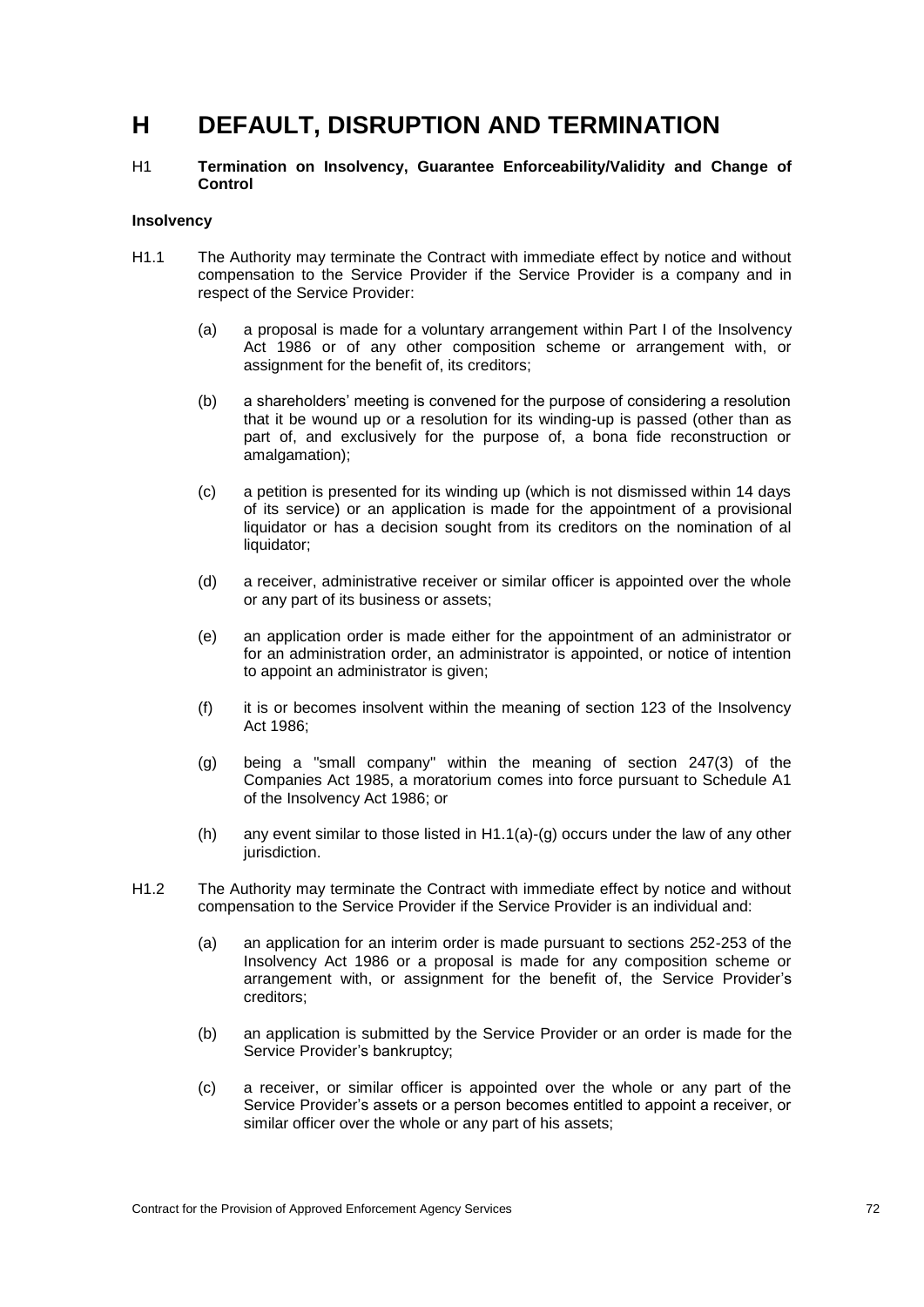# H DEFAULT, DISRUPTION AND TERMINATION

## H1 Termination on Insolvency, Guarantee Enforceability/Validity and Change of Control

### Insolvency

H1.1 The Authority may terminate the Contract with immediate effect by notice and without compensation to the Service Provider if the Service Provider is a company and in respect of the Service Provider:

(a) a proposal is made for a voluntary arrangement within Part I of the Insolvency Act 1986 or of any other composition scheme or arrangement with, or assignment for the benefit of, its creditors;

(b) a shareholders' meeting is convened for the purpose of considering a resolution that it be wound up or a resolution for its winding-up is passed (other than as part of, and exclusively for the purpose of, a bona fide reconstruction or amalgamation);

(c) a petition is presented for its winding up (which is not dismissed within 14 days of its service) or an application is made for the appointment of a provisional liquidator or has a decision sought from its creditors on the nomination of al liquidator;

(d) a receiver, administrative receiver or similar officer is appointed over the whole or any part of its business or assets;

(e) an application order is made either for the appointment of an administrator or for an administration order, an administrator is appointed, or notice of intention to appoint an administrator is given;

(f) it is or becomes insolvent within the meaning of section 123 of the Insolvency Act 1986;

(g) being a "small company" within the meaning of section 247(3) of the Companies Act 1985, a moratorium comes into force pursuant to Schedule A1 of the Insolvency Act 1986; or

(h) any event similar to those listed in H1.1(a)-(g) occurs under the law of any other jurisdiction.

H1.2 The Authority may terminate the Contract with immediate effect by notice and without compensation to the Service Provider if the Service Provider is an individual and:

(a) an application for an interim order is made pursuant to sections 252-253 of the Insolvency Act 1986 or a proposal is made for any composition scheme or arrangement with, or assignment for the benefit of, the Service Provider's creditors;

(b) an application is submitted by the Service Provider or an order is made for the Service Provider's bankruptcy;

(c) a receiver, or similar officer is appointed over the whole or any part of the Service Provider's assets or a person becomes entitled to appoint a receiver, or similar officer over the whole or any part of his assets;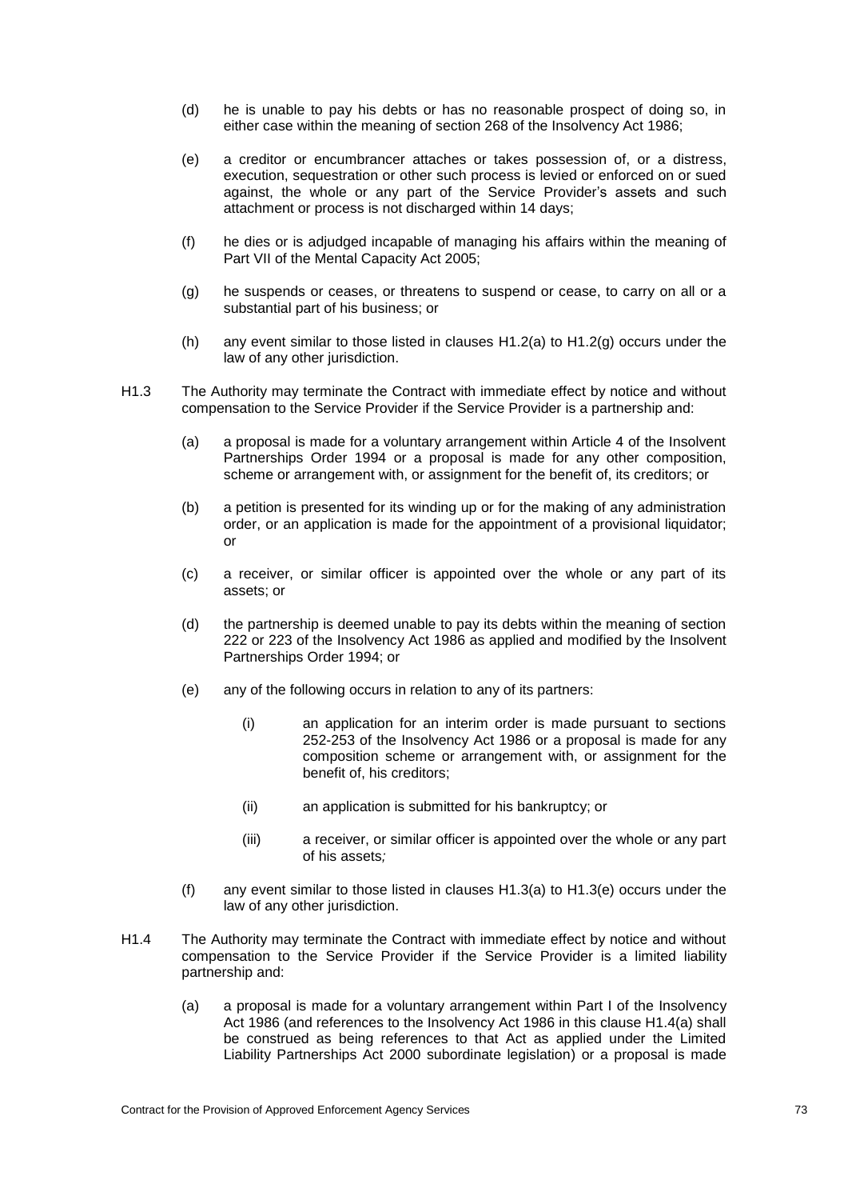(d) he is unable to pay his debts or has no reasonable prospect of doing so, in either case within the meaning of section 268 of the Insolvency Act 1986;

(e) a creditor or encumbrancer attaches or takes possession of, or a distress, execution, sequestration or other such process is levied or enforced on or sued against, the whole or any part of the Service Provider's assets and such attachment or process is not discharged within 14 days;

(f) he dies or is adjudged incapable of managing his affairs within the meaning of Part VII of the Mental Capacity Act 2005;

(g) he suspends or ceases, or threatens to suspend or cease, to carry on all or a substantial part of his business; or

(h) any event similar to those listed in clauses H1.2(a) to H1.2(g) occurs under the law of any other jurisdiction.

H1.3 The Authority may terminate the Contract with immediate effect by notice and without compensation to the Service Provider if the Service Provider is a partnership and:

(a) a proposal is made for a voluntary arrangement within Article 4 of the Insolvent Partnerships Order 1994 or a proposal is made for any other composition, scheme or arrangement with, or assignment for the benefit of, its creditors; or

(b) a petition is presented for its winding up or for the making of any administration order, or an application is made for the appointment of a provisional liquidator; or

(c) a receiver, or similar officer is appointed over the whole or any part of its assets; or

(d) the partnership is deemed unable to pay its debts within the meaning of section 222 or 223 of the Insolvency Act 1986 as applied and modified by the Insolvent Partnerships Order 1994; or

(e) any of the following occurs in relation to any of its partners:

(i) an application for an interim order is made pursuant to sections 252-253 of the Insolvency Act 1986 or a proposal is made for any composition scheme or arrangement with, or assignment for the benefit of, his creditors;

(ii) an application is submitted for his bankruptcy; or

(iii) a receiver, or similar officer is appointed over the whole or any part of his assets*;*

(f) any event similar to those listed in clauses H1.3(a) to H1.3(e) occurs under the law of any other jurisdiction.

H1.4 The Authority may terminate the Contract with immediate effect by notice and without compensation to the Service Provider if the Service Provider is a limited liability partnership and:

(a) a proposal is made for a voluntary arrangement within Part I of the Insolvency Act 1986 (and references to the Insolvency Act 1986 in this clause H1.4(a) shall be construed as being references to that Act as applied under the Limited Liability Partnerships Act 2000 subordinate legislation) or a proposal is made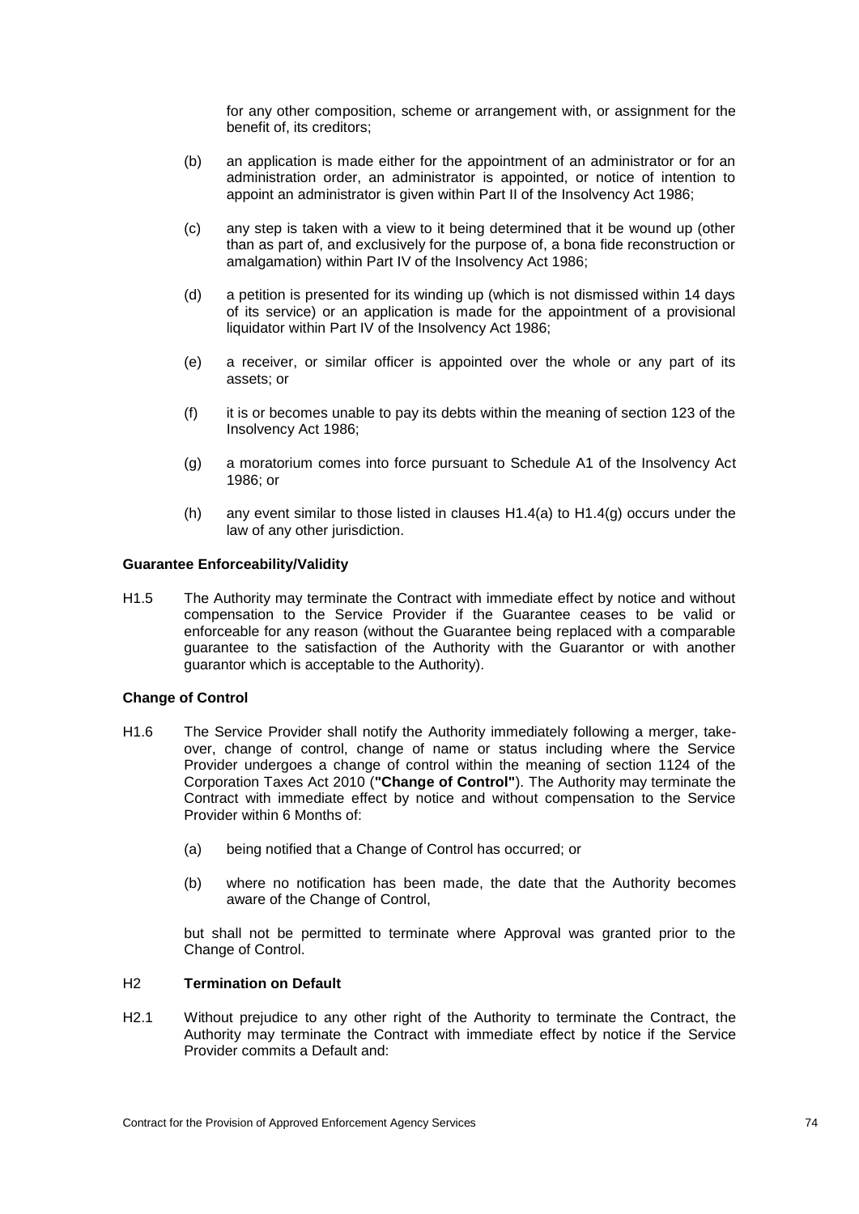for any other composition, scheme or arrangement with, or assignment for the benefit of, its creditors;

(b) an application is made either for the appointment of an administrator or for an administration order, an administrator is appointed, or notice of intention to appoint an administrator is given within Part II of the Insolvency Act 1986;

(c) any step is taken with a view to it being determined that it be wound up (other than as part of, and exclusively for the purpose of, a bona fide reconstruction or amalgamation) within Part IV of the Insolvency Act 1986;

(d) a petition is presented for its winding up (which is not dismissed within 14 days of its service) or an application is made for the appointment of a provisional liquidator within Part IV of the Insolvency Act 1986;

(e) a receiver, or similar officer is appointed over the whole or any part of its assets; or

(f) it is or becomes unable to pay its debts within the meaning of section 123 of the Insolvency Act 1986;

(g) a moratorium comes into force pursuant to Schedule A1 of the Insolvency Act 1986; or

(h) any event similar to those listed in clauses H1.4(a) to H1.4(g) occurs under the law of any other jurisdiction.

**Guarantee Enforceability/Validity**

H1.5 The Authority may terminate the Contract with immediate effect by notice and without compensation to the Service Provider if the Guarantee ceases to be valid or enforceable for any reason (without the Guarantee being replaced with a comparable guarantee to the satisfaction of the Authority with the Guarantor or with another guarantor which is acceptable to the Authority).

**Change of Control**

H1.6 The Service Provider shall notify the Authority immediately following a merger, take-over, change of control, change of name or status including where the Service Provider undergoes a change of control within the meaning of section 1124 of the Corporation Taxes Act 2010 (**"Change of Control"**). The Authority may terminate the Contract with immediate effect by notice and without compensation to the Service Provider within 6 Months of:

(a) being notified that a Change of Control has occurred; or

(b) where no notification has been made, the date that the Authority becomes aware of the Change of Control,

but shall not be permitted to terminate where Approval was granted prior to the Change of Control.

## H2 Termination on Default

H2.1 Without prejudice to any other right of the Authority to terminate the Contract, the Authority may terminate the Contract with immediate effect by notice if the Service Provider commits a Default and: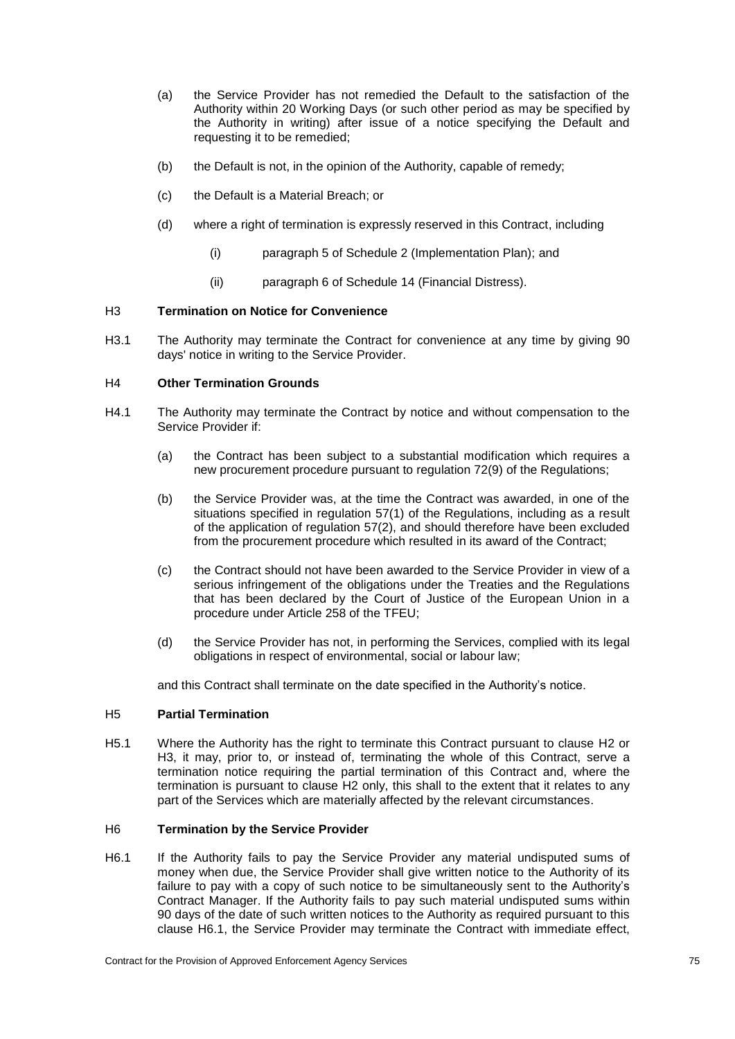(a) the Service Provider has not remedied the Default to the satisfaction of the Authority within 20 Working Days (or such other period as may be specified by the Authority in writing) after issue of a notice specifying the Default and requesting it to be remedied;

(b) the Default is not, in the opinion of the Authority, capable of remedy;

(c) the Default is a Material Breach; or

(d) where a right of termination is expressly reserved in this Contract, including

   (i) paragraph 5 of Schedule 2 (Implementation Plan); and

   (ii) paragraph 6 of Schedule 14 (Financial Distress).

### H3 Termination on Notice for Convenience

H3.1 The Authority may terminate the Contract for convenience at any time by giving 90 days' notice in writing to the Service Provider.

### H4 Other Termination Grounds

H4.1 The Authority may terminate the Contract by notice and without compensation to the Service Provider if:

(a) the Contract has been subject to a substantial modification which requires a new procurement procedure pursuant to regulation 72(9) of the Regulations;

(b) the Service Provider was, at the time the Contract was awarded, in one of the situations specified in regulation 57(1) of the Regulations, including as a result of the application of regulation 57(2), and should therefore have been excluded from the procurement procedure which resulted in its award of the Contract;

(c) the Contract should not have been awarded to the Service Provider in view of a serious infringement of the obligations under the Treaties and the Regulations that has been declared by the Court of Justice of the European Union in a procedure under Article 258 of the TFEU;

(d) the Service Provider has not, in performing the Services, complied with its legal obligations in respect of environmental, social or labour law;

and this Contract shall terminate on the date specified in the Authority's notice.

### H5 Partial Termination

H5.1 Where the Authority has the right to terminate this Contract pursuant to clause H2 or H3, it may, prior to, or instead of, terminating the whole of this Contract, serve a termination notice requiring the partial termination of this Contract and, where the termination is pursuant to clause H2 only, this shall to the extent that it relates to any part of the Services which are materially affected by the relevant circumstances.

### H6 Termination by the Service Provider

H6.1 If the Authority fails to pay the Service Provider any material undisputed sums of money when due, the Service Provider shall give written notice to the Authority of its failure to pay with a copy of such notice to be simultaneously sent to the Authority's Contract Manager. If the Authority fails to pay such material undisputed sums within 90 days of the date of such written notices to the Authority as required pursuant to this clause H6.1, the Service Provider may terminate the Contract with immediate effect,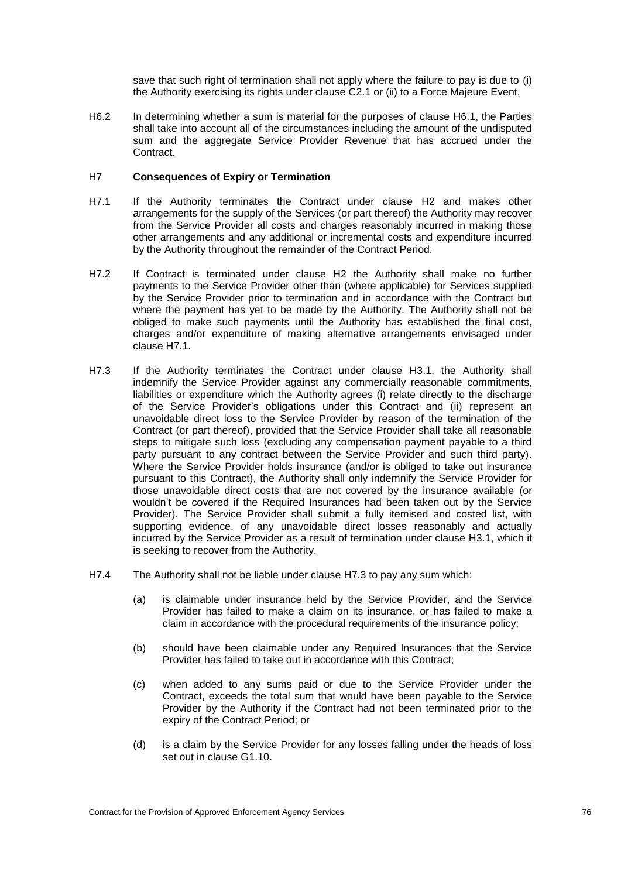save that such right of termination shall not apply where the failure to pay is due to (i) the Authority exercising its rights under clause C2.1 or (ii) to a Force Majeure Event.

H6.2 In determining whether a sum is material for the purposes of clause H6.1, the Parties shall take into account all of the circumstances including the amount of the undisputed sum and the aggregate Service Provider Revenue that has accrued under the Contract.

## H7 **Consequences of Expiry or Termination**

H7.1 If the Authority terminates the Contract under clause H2 and makes other arrangements for the supply of the Services (or part thereof) the Authority may recover from the Service Provider all costs and charges reasonably incurred in making those other arrangements and any additional or incremental costs and expenditure incurred by the Authority throughout the remainder of the Contract Period.

H7.2 If Contract is terminated under clause H2 the Authority shall make no further payments to the Service Provider other than (where applicable) for Services supplied by the Service Provider prior to termination and in accordance with the Contract but where the payment has yet to be made by the Authority. The Authority shall not be obliged to make such payments until the Authority has established the final cost, charges and/or expenditure of making alternative arrangements envisaged under clause H7.1.

H7.3 If the Authority terminates the Contract under clause H3.1, the Authority shall indemnify the Service Provider against any commercially reasonable commitments, liabilities or expenditure which the Authority agrees (i) relate directly to the discharge of the Service Provider's obligations under this Contract and (ii) represent an unavoidable direct loss to the Service Provider by reason of the termination of the Contract (or part thereof), provided that the Service Provider shall take all reasonable steps to mitigate such loss (excluding any compensation payment payable to a third party pursuant to any contract between the Service Provider and such third party). Where the Service Provider holds insurance (and/or is obliged to take out insurance pursuant to this Contract), the Authority shall only indemnify the Service Provider for those unavoidable direct costs that are not covered by the insurance available (or wouldn't be covered if the Required Insurances had been taken out by the Service Provider). The Service Provider shall submit a fully itemised and costed list, with supporting evidence, of any unavoidable direct losses reasonably and actually incurred by the Service Provider as a result of termination under clause H3.1, which it is seeking to recover from the Authority.

H7.4 The Authority shall not be liable under clause H7.3 to pay any sum which:

(a) is claimable under insurance held by the Service Provider, and the Service Provider has failed to make a claim on its insurance, or has failed to make a claim in accordance with the procedural requirements of the insurance policy;

(b) should have been claimable under any Required Insurances that the Service Provider has failed to take out in accordance with this Contract;

(c) when added to any sums paid or due to the Service Provider under the Contract, exceeds the total sum that would have been payable to the Service Provider by the Authority if the Contract had not been terminated prior to the expiry of the Contract Period; or

(d) is a claim by the Service Provider for any losses falling under the heads of loss set out in clause G1.10.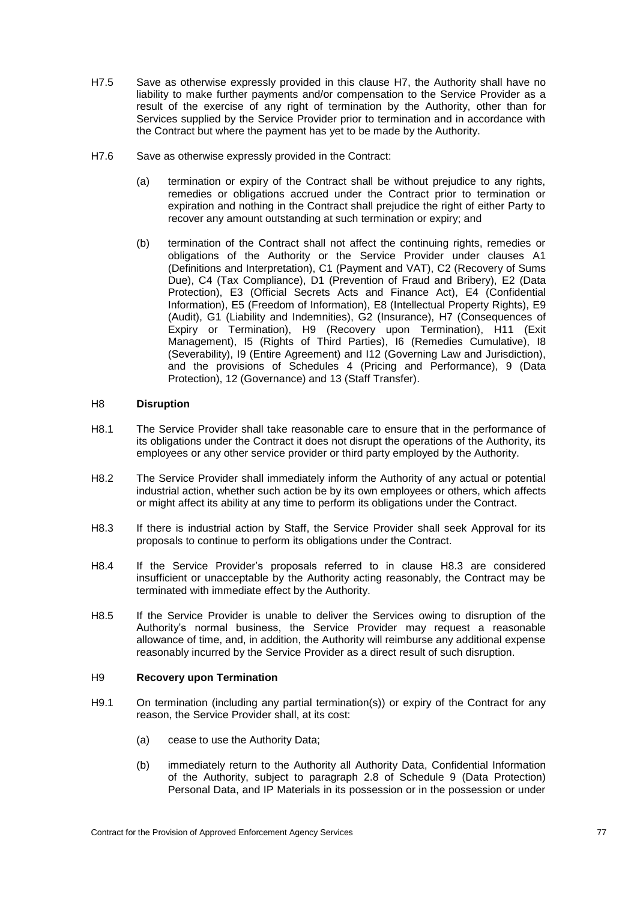H7.5 Save as otherwise expressly provided in this clause H7, the Authority shall have no liability to make further payments and/or compensation to the Service Provider as a result of the exercise of any right of termination by the Authority, other than for Services supplied by the Service Provider prior to termination and in accordance with the Contract but where the payment has yet to be made by the Authority.

H7.6 Save as otherwise expressly provided in the Contract:

(a) termination or expiry of the Contract shall be without prejudice to any rights, remedies or obligations accrued under the Contract prior to termination or expiration and nothing in the Contract shall prejudice the right of either Party to recover any amount outstanding at such termination or expiry; and

(b) termination of the Contract shall not affect the continuing rights, remedies or obligations of the Authority or the Service Provider under clauses A1 (Definitions and Interpretation), C1 (Payment and VAT), C2 (Recovery of Sums Due), C4 (Tax Compliance), D1 (Prevention of Fraud and Bribery), E2 (Data Protection), E3 (Official Secrets Acts and Finance Act), E4 (Confidential Information), E5 (Freedom of Information), E8 (Intellectual Property Rights), E9 (Audit), G1 (Liability and Indemnities), G2 (Insurance), H7 (Consequences of Expiry or Termination), H9 (Recovery upon Termination), H11 (Exit Management), I5 (Rights of Third Parties), I6 (Remedies Cumulative), I8 (Severability), I9 (Entire Agreement) and I12 (Governing Law and Jurisdiction), and the provisions of Schedules 4 (Pricing and Performance), 9 (Data Protection), 12 (Governance) and 13 (Staff Transfer).

## H8 **Disruption**

H8.1 The Service Provider shall take reasonable care to ensure that in the performance of its obligations under the Contract it does not disrupt the operations of the Authority, its employees or any other service provider or third party employed by the Authority.

H8.2 The Service Provider shall immediately inform the Authority of any actual or potential industrial action, whether such action be by its own employees or others, which affects or might affect its ability at any time to perform its obligations under the Contract.

H8.3 If there is industrial action by Staff, the Service Provider shall seek Approval for its proposals to continue to perform its obligations under the Contract.

H8.4 If the Service Provider's proposals referred to in clause H8.3 are considered insufficient or unacceptable by the Authority acting reasonably, the Contract may be terminated with immediate effect by the Authority.

H8.5 If the Service Provider is unable to deliver the Services owing to disruption of the Authority's normal business, the Service Provider may request a reasonable allowance of time, and, in addition, the Authority will reimburse any additional expense reasonably incurred by the Service Provider as a direct result of such disruption.

## H9 **Recovery upon Termination**

H9.1 On termination (including any partial termination(s)) or expiry of the Contract for any reason, the Service Provider shall, at its cost:

(a) cease to use the Authority Data;

(b) immediately return to the Authority all Authority Data, Confidential Information of the Authority, subject to paragraph 2.8 of Schedule 9 (Data Protection) Personal Data, and IP Materials in its possession or in the possession or under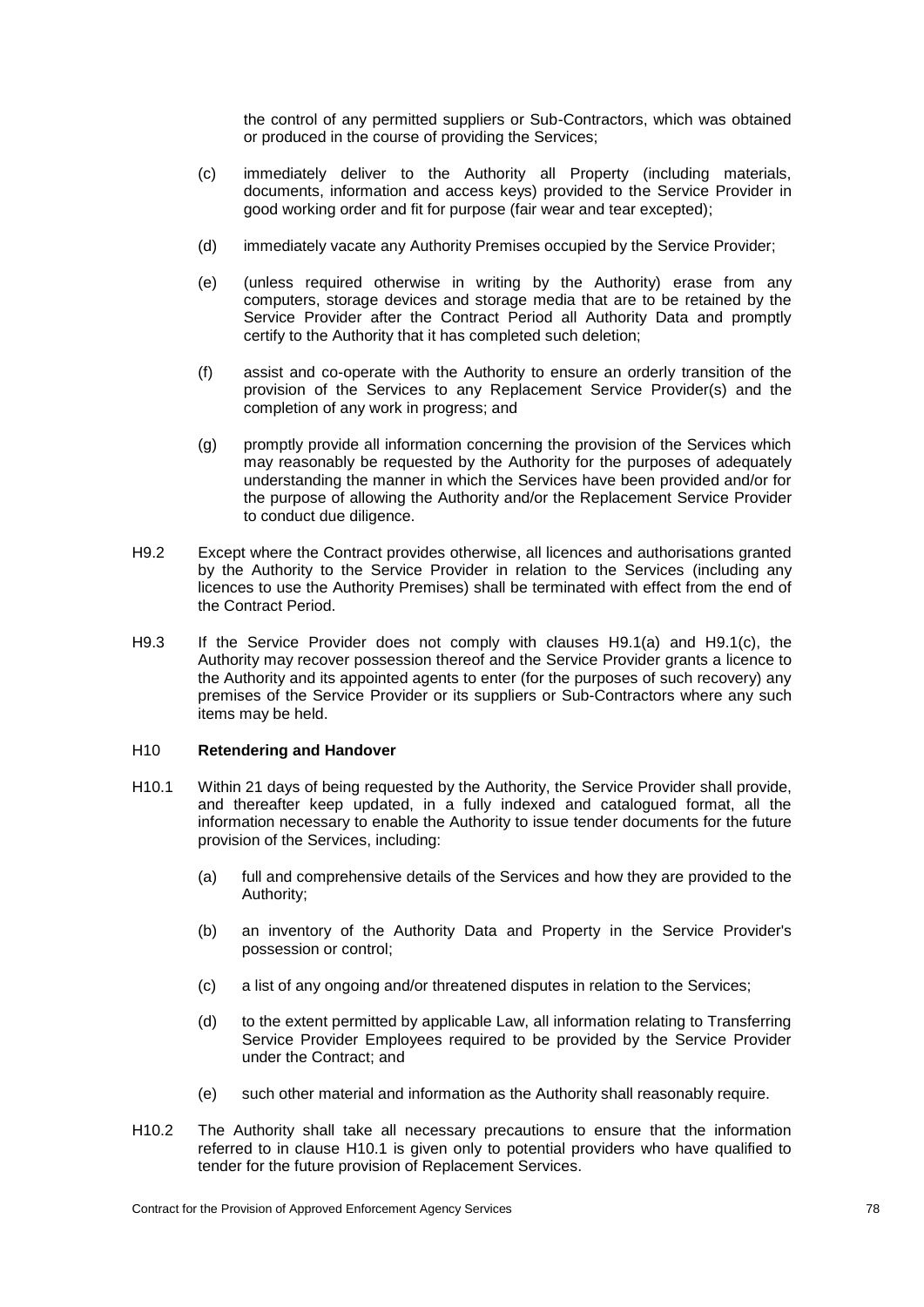the control of any permitted suppliers or Sub-Contractors, which was obtained or produced in the course of providing the Services;

(c) immediately deliver to the Authority all Property (including materials, documents, information and access keys) provided to the Service Provider in good working order and fit for purpose (fair wear and tear excepted);

(d) immediately vacate any Authority Premises occupied by the Service Provider;

(e) (unless required otherwise in writing by the Authority) erase from any computers, storage devices and storage media that are to be retained by the Service Provider after the Contract Period all Authority Data and promptly certify to the Authority that it has completed such deletion;

(f) assist and co-operate with the Authority to ensure an orderly transition of the provision of the Services to any Replacement Service Provider(s) and the completion of any work in progress; and

(g) promptly provide all information concerning the provision of the Services which may reasonably be requested by the Authority for the purposes of adequately understanding the manner in which the Services have been provided and/or for the purpose of allowing the Authority and/or the Replacement Service Provider to conduct due diligence.

H9.2 Except where the Contract provides otherwise, all licences and authorisations granted by the Authority to the Service Provider in relation to the Services (including any licences to use the Authority Premises) shall be terminated with effect from the end of the Contract Period.

H9.3 If the Service Provider does not comply with clauses H9.1(a) and H9.1(c), the Authority may recover possession thereof and the Service Provider grants a licence to the Authority and its appointed agents to enter (for the purposes of such recovery) any premises of the Service Provider or its suppliers or Sub-Contractors where any such items may be held.

H10 **Retendering and Handover**

H10.1 Within 21 days of being requested by the Authority, the Service Provider shall provide, and thereafter keep updated, in a fully indexed and catalogued format, all the information necessary to enable the Authority to issue tender documents for the future provision of the Services, including:

(a) full and comprehensive details of the Services and how they are provided to the Authority;

(b) an inventory of the Authority Data and Property in the Service Provider's possession or control;

(c) a list of any ongoing and/or threatened disputes in relation to the Services;

(d) to the extent permitted by applicable Law, all information relating to Transferring Service Provider Employees required to be provided by the Service Provider under the Contract; and

(e) such other material and information as the Authority shall reasonably require.

H10.2 The Authority shall take all necessary precautions to ensure that the information referred to in clause H10.1 is given only to potential providers who have qualified to tender for the future provision of Replacement Services.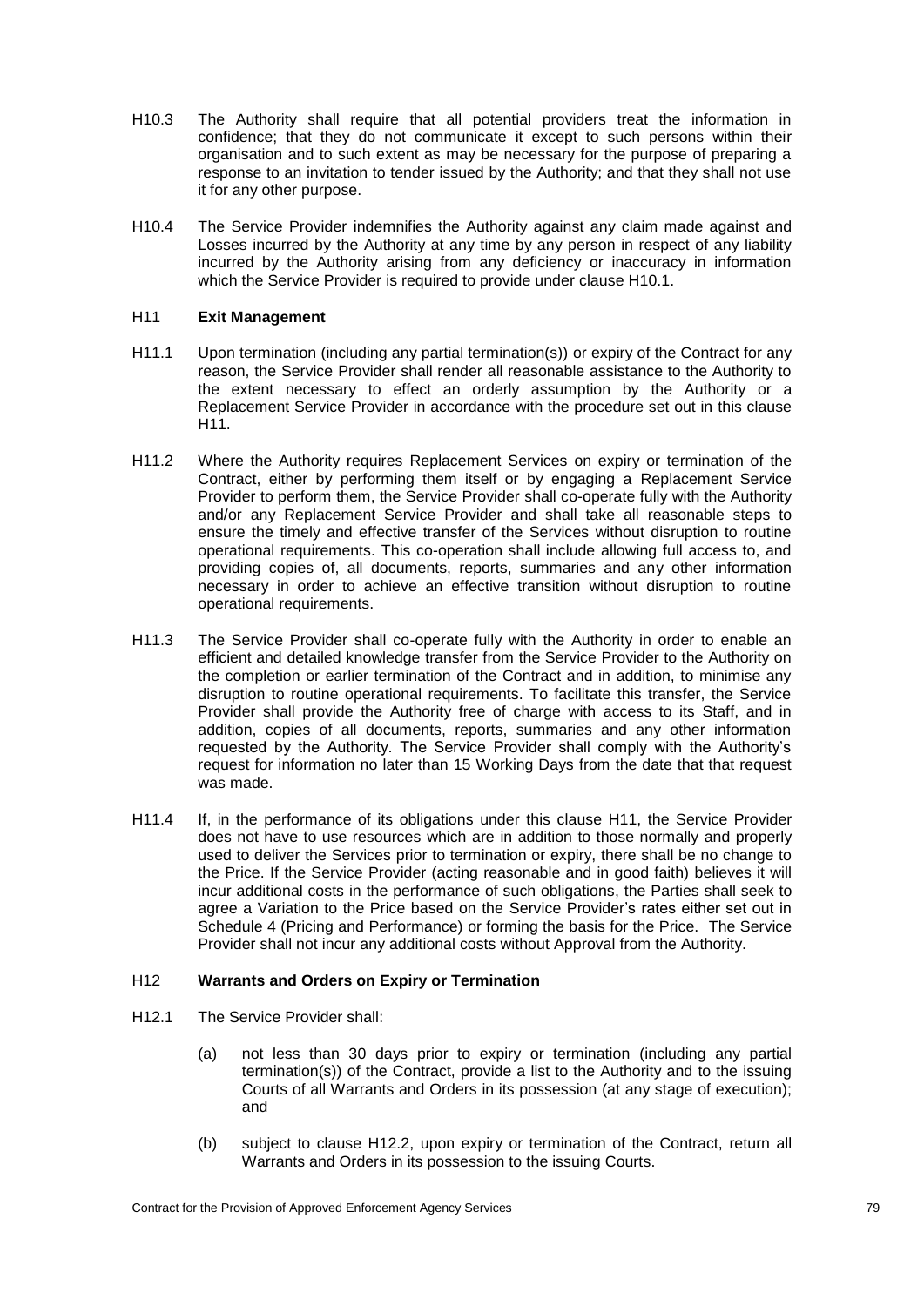H10.3 The Authority shall require that all potential providers treat the information in confidence; that they do not communicate it except to such persons within their organisation and to such extent as may be necessary for the purpose of preparing a response to an invitation to tender issued by the Authority; and that they shall not use it for any other purpose.

H10.4 The Service Provider indemnifies the Authority against any claim made against and Losses incurred by the Authority at any time by any person in respect of any liability incurred by the Authority arising from any deficiency or inaccuracy in information which the Service Provider is required to provide under clause H10.1.

H11 **Exit Management**

H11.1 Upon termination (including any partial termination(s)) or expiry of the Contract for any reason, the Service Provider shall render all reasonable assistance to the Authority to the extent necessary to effect an orderly assumption by the Authority or a Replacement Service Provider in accordance with the procedure set out in this clause H11.

H11.2 Where the Authority requires Replacement Services on expiry or termination of the Contract, either by performing them itself or by engaging a Replacement Service Provider to perform them, the Service Provider shall co-operate fully with the Authority and/or any Replacement Service Provider and shall take all reasonable steps to ensure the timely and effective transfer of the Services without disruption to routine operational requirements. This co-operation shall include allowing full access to, and providing copies of, all documents, reports, summaries and any other information necessary in order to achieve an effective transition without disruption to routine operational requirements.

H11.3 The Service Provider shall co-operate fully with the Authority in order to enable an efficient and detailed knowledge transfer from the Service Provider to the Authority on the completion or earlier termination of the Contract and in addition, to minimise any disruption to routine operational requirements. To facilitate this transfer, the Service Provider shall provide the Authority free of charge with access to its Staff, and in addition, copies of all documents, reports, summaries and any other information requested by the Authority. The Service Provider shall comply with the Authority's request for information no later than 15 Working Days from the date that that request was made.

H11.4 If, in the performance of its obligations under this clause H11, the Service Provider does not have to use resources which are in addition to those normally and properly used to deliver the Services prior to termination or expiry, there shall be no change to the Price. If the Service Provider (acting reasonable and in good faith) believes it will incur additional costs in the performance of such obligations, the Parties shall seek to agree a Variation to the Price based on the Service Provider's rates either set out in Schedule 4 (Pricing and Performance) or forming the basis for the Price. The Service Provider shall not incur any additional costs without Approval from the Authority.

H12 **Warrants and Orders on Expiry or Termination**

H12.1 The Service Provider shall:

(a) not less than 30 days prior to expiry or termination (including any partial termination(s)) of the Contract, provide a list to the Authority and to the issuing Courts of all Warrants and Orders in its possession (at any stage of execution); and

(b) subject to clause H12.2, upon expiry or termination of the Contract, return all Warrants and Orders in its possession to the issuing Courts.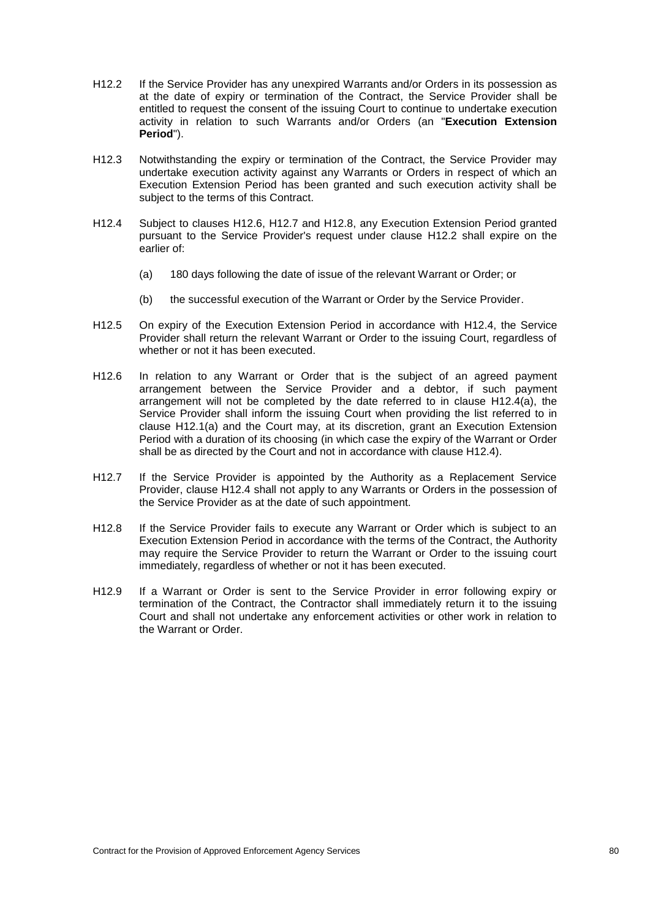H12.2 If the Service Provider has any unexpired Warrants and/or Orders in its possession as at the date of expiry or termination of the Contract, the Service Provider shall be entitled to request the consent of the issuing Court to continue to undertake execution activity in relation to such Warrants and/or Orders (an "**Execution Extension Period**").

H12.3 Notwithstanding the expiry or termination of the Contract, the Service Provider may undertake execution activity against any Warrants or Orders in respect of which an Execution Extension Period has been granted and such execution activity shall be subject to the terms of this Contract.

H12.4 Subject to clauses H12.6, H12.7 and H12.8, any Execution Extension Period granted pursuant to the Service Provider's request under clause H12.2 shall expire on the earlier of:

(a) 180 days following the date of issue of the relevant Warrant or Order; or

(b) the successful execution of the Warrant or Order by the Service Provider.

H12.5 On expiry of the Execution Extension Period in accordance with H12.4, the Service Provider shall return the relevant Warrant or Order to the issuing Court, regardless of whether or not it has been executed.

H12.6 In relation to any Warrant or Order that is the subject of an agreed payment arrangement between the Service Provider and a debtor, if such payment arrangement will not be completed by the date referred to in clause H12.4(a), the Service Provider shall inform the issuing Court when providing the list referred to in clause H12.1(a) and the Court may, at its discretion, grant an Execution Extension Period with a duration of its choosing (in which case the expiry of the Warrant or Order shall be as directed by the Court and not in accordance with clause H12.4).

H12.7 If the Service Provider is appointed by the Authority as a Replacement Service Provider, clause H12.4 shall not apply to any Warrants or Orders in the possession of the Service Provider as at the date of such appointment.

H12.8 If the Service Provider fails to execute any Warrant or Order which is subject to an Execution Extension Period in accordance with the terms of the Contract, the Authority may require the Service Provider to return the Warrant or Order to the issuing court immediately, regardless of whether or not it has been executed.

H12.9 If a Warrant or Order is sent to the Service Provider in error following expiry or termination of the Contract, the Contractor shall immediately return it to the issuing Court and shall not undertake any enforcement activities or other work in relation to the Warrant or Order.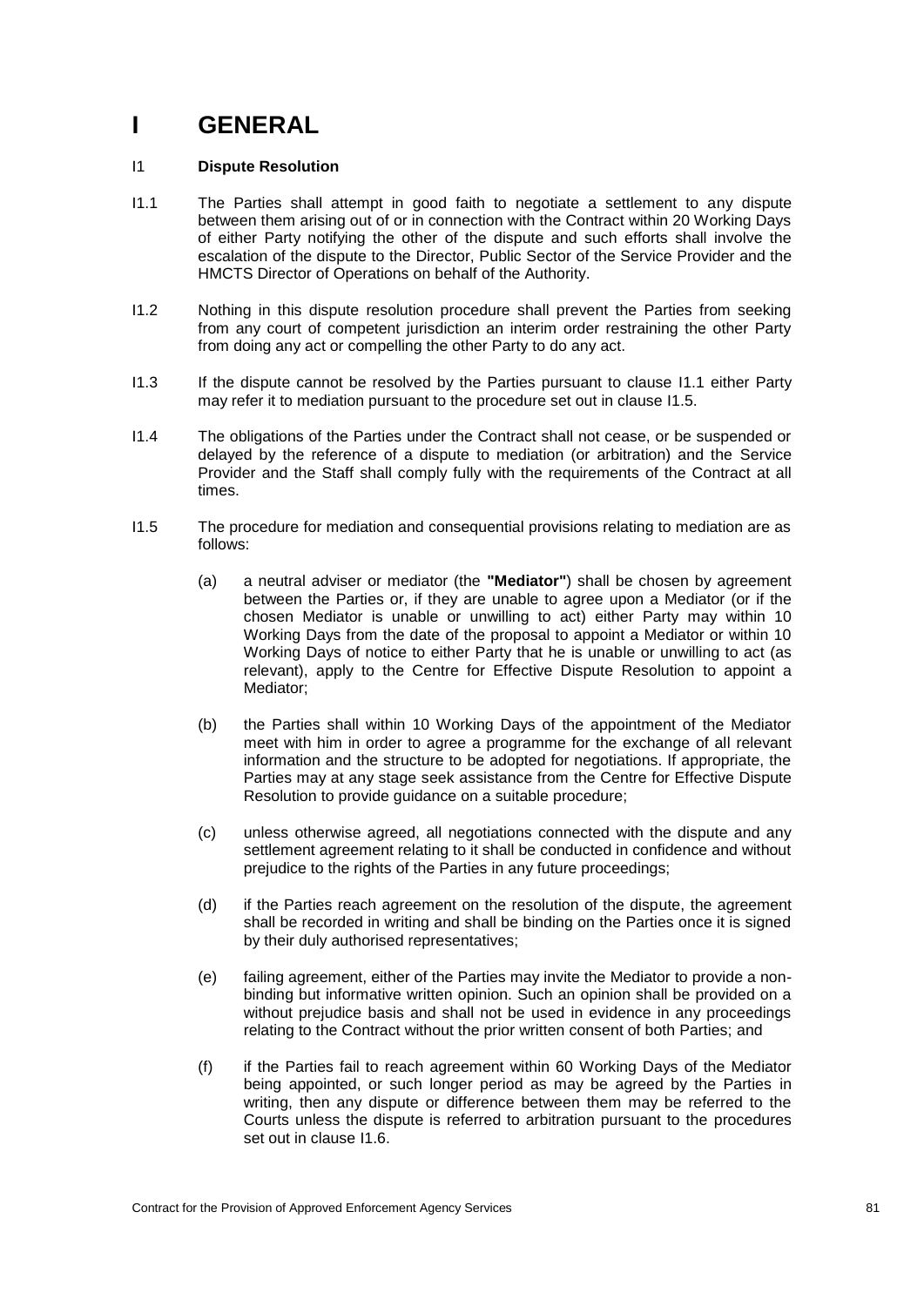# I GENERAL

I1 **Dispute Resolution**

I1.1 The Parties shall attempt in good faith to negotiate a settlement to any dispute between them arising out of or in connection with the Contract within 20 Working Days of either Party notifying the other of the dispute and such efforts shall involve the escalation of the dispute to the Director, Public Sector of the Service Provider and the HMCTS Director of Operations on behalf of the Authority.

I1.2 Nothing in this dispute resolution procedure shall prevent the Parties from seeking from any court of competent jurisdiction an interim order restraining the other Party from doing any act or compelling the other Party to do any act.

I1.3 If the dispute cannot be resolved by the Parties pursuant to clause I1.1 either Party may refer it to mediation pursuant to the procedure set out in clause I1.5.

I1.4 The obligations of the Parties under the Contract shall not cease, or be suspended or delayed by the reference of a dispute to mediation (or arbitration) and the Service Provider and the Staff shall comply fully with the requirements of the Contract at all times.

I1.5 The procedure for mediation and consequential provisions relating to mediation are as follows:

(a) a neutral adviser or mediator (the **"Mediator"**) shall be chosen by agreement between the Parties or, if they are unable to agree upon a Mediator (or if the chosen Mediator is unable or unwilling to act) either Party may within 10 Working Days from the date of the proposal to appoint a Mediator or within 10 Working Days of notice to either Party that he is unable or unwilling to act (as relevant), apply to the Centre for Effective Dispute Resolution to appoint a Mediator;

(b) the Parties shall within 10 Working Days of the appointment of the Mediator meet with him in order to agree a programme for the exchange of all relevant information and the structure to be adopted for negotiations. If appropriate, the Parties may at any stage seek assistance from the Centre for Effective Dispute Resolution to provide guidance on a suitable procedure;

(c) unless otherwise agreed, all negotiations connected with the dispute and any settlement agreement relating to it shall be conducted in confidence and without prejudice to the rights of the Parties in any future proceedings;

(d) if the Parties reach agreement on the resolution of the dispute, the agreement shall be recorded in writing and shall be binding on the Parties once it is signed by their duly authorised representatives;

(e) failing agreement, either of the Parties may invite the Mediator to provide a non-binding but informative written opinion. Such an opinion shall be provided on a without prejudice basis and shall not be used in evidence in any proceedings relating to the Contract without the prior written consent of both Parties; and

(f) if the Parties fail to reach agreement within 60 Working Days of the Mediator being appointed, or such longer period as may be agreed by the Parties in writing, then any dispute or difference between them may be referred to the Courts unless the dispute is referred to arbitration pursuant to the procedures set out in clause I1.6.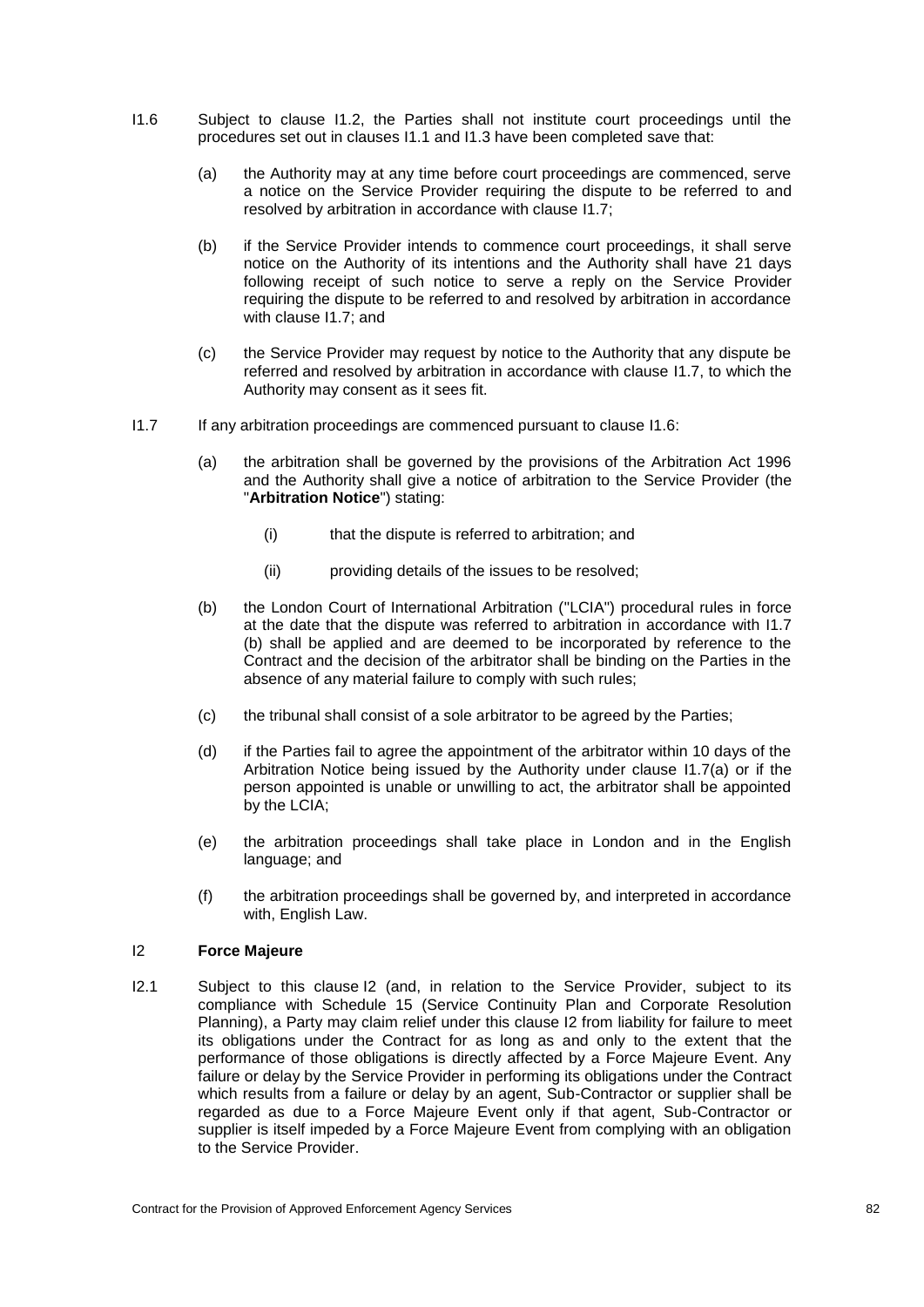I1.6 Subject to clause I1.2, the Parties shall not institute court proceedings until the procedures set out in clauses I1.1 and I1.3 have been completed save that:

(a) the Authority may at any time before court proceedings are commenced, serve a notice on the Service Provider requiring the dispute to be referred to and resolved by arbitration in accordance with clause I1.7;

(b) if the Service Provider intends to commence court proceedings, it shall serve notice on the Authority of its intentions and the Authority shall have 21 days following receipt of such notice to serve a reply on the Service Provider requiring the dispute to be referred to and resolved by arbitration in accordance with clause I1.7; and

(c) the Service Provider may request by notice to the Authority that any dispute be referred and resolved by arbitration in accordance with clause I1.7, to which the Authority may consent as it sees fit.

I1.7 If any arbitration proceedings are commenced pursuant to clause I1.6:

(a) the arbitration shall be governed by the provisions of the Arbitration Act 1996 and the Authority shall give a notice of arbitration to the Service Provider (the "**Arbitration Notice**") stating:

(i) that the dispute is referred to arbitration; and

(ii) providing details of the issues to be resolved;

(b) the London Court of International Arbitration ("LCIA") procedural rules in force at the date that the dispute was referred to arbitration in accordance with I1.7 (b) shall be applied and are deemed to be incorporated by reference to the Contract and the decision of the arbitrator shall be binding on the Parties in the absence of any material failure to comply with such rules;

(c) the tribunal shall consist of a sole arbitrator to be agreed by the Parties;

(d) if the Parties fail to agree the appointment of the arbitrator within 10 days of the Arbitration Notice being issued by the Authority under clause I1.7(a) or if the person appointed is unable or unwilling to act, the arbitrator shall be appointed by the LCIA;

(e) the arbitration proceedings shall take place in London and in the English language; and

(f) the arbitration proceedings shall be governed by, and interpreted in accordance with, English Law.

## I2 Force Majeure

I2.1 Subject to this clause I2 (and, in relation to the Service Provider, subject to its compliance with Schedule 15 (Service Continuity Plan and Corporate Resolution Planning), a Party may claim relief under this clause I2 from liability for failure to meet its obligations under the Contract for as long as and only to the extent that the performance of those obligations is directly affected by a Force Majeure Event. Any failure or delay by the Service Provider in performing its obligations under the Contract which results from a failure or delay by an agent, Sub-Contractor or supplier shall be regarded as due to a Force Majeure Event only if that agent, Sub-Contractor or supplier is itself impeded by a Force Majeure Event from complying with an obligation to the Service Provider.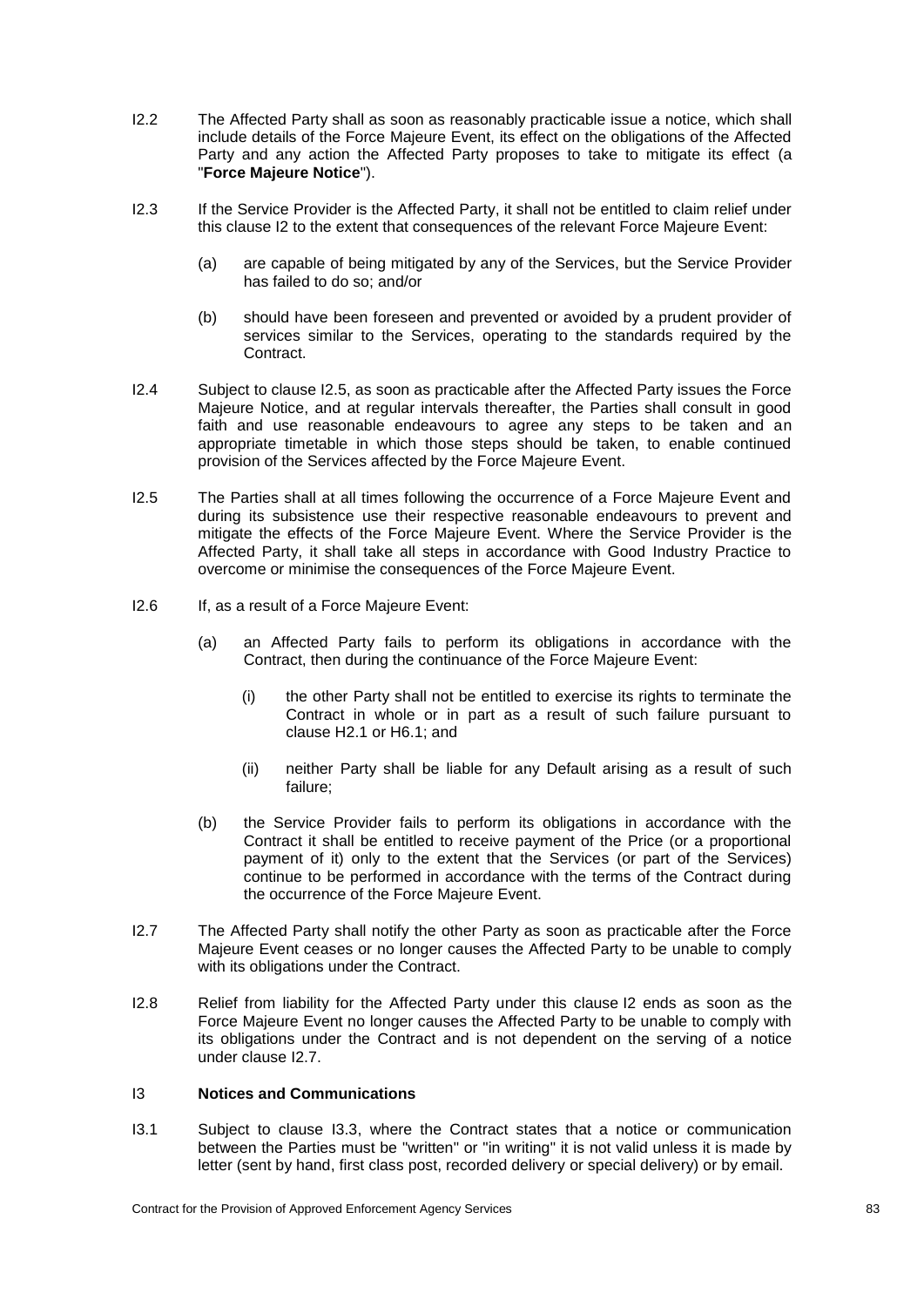I2.2 The Affected Party shall as soon as reasonably practicable issue a notice, which shall include details of the Force Majeure Event, its effect on the obligations of the Affected Party and any action the Affected Party proposes to take to mitigate its effect (a "**Force Majeure Notice**").

I2.3 If the Service Provider is the Affected Party, it shall not be entitled to claim relief under this clause I2 to the extent that consequences of the relevant Force Majeure Event:

(a) are capable of being mitigated by any of the Services, but the Service Provider has failed to do so; and/or

(b) should have been foreseen and prevented or avoided by a prudent provider of services similar to the Services, operating to the standards required by the Contract.

I2.4 Subject to clause I2.5, as soon as practicable after the Affected Party issues the Force Majeure Notice, and at regular intervals thereafter, the Parties shall consult in good faith and use reasonable endeavours to agree any steps to be taken and an appropriate timetable in which those steps should be taken, to enable continued provision of the Services affected by the Force Majeure Event.

I2.5 The Parties shall at all times following the occurrence of a Force Majeure Event and during its subsistence use their respective reasonable endeavours to prevent and mitigate the effects of the Force Majeure Event. Where the Service Provider is the Affected Party, it shall take all steps in accordance with Good Industry Practice to overcome or minimise the consequences of the Force Majeure Event.

I2.6 If, as a result of a Force Majeure Event:

(a) an Affected Party fails to perform its obligations in accordance with the Contract, then during the continuance of the Force Majeure Event:

(i) the other Party shall not be entitled to exercise its rights to terminate the Contract in whole or in part as a result of such failure pursuant to clause H2.1 or H6.1; and

(ii) neither Party shall be liable for any Default arising as a result of such failure;

(b) the Service Provider fails to perform its obligations in accordance with the Contract it shall be entitled to receive payment of the Price (or a proportional payment of it) only to the extent that the Services (or part of the Services) continue to be performed in accordance with the terms of the Contract during the occurrence of the Force Majeure Event.

I2.7 The Affected Party shall notify the other Party as soon as practicable after the Force Majeure Event ceases or no longer causes the Affected Party to be unable to comply with its obligations under the Contract.

I2.8 Relief from liability for the Affected Party under this clause I2 ends as soon as the Force Majeure Event no longer causes the Affected Party to be unable to comply with its obligations under the Contract and is not dependent on the serving of a notice under clause I2.7.

## I3 **Notices and Communications**

I3.1 Subject to clause I3.3, where the Contract states that a notice or communication between the Parties must be "written" or "in writing" it is not valid unless it is made by letter (sent by hand, first class post, recorded delivery or special delivery) or by email.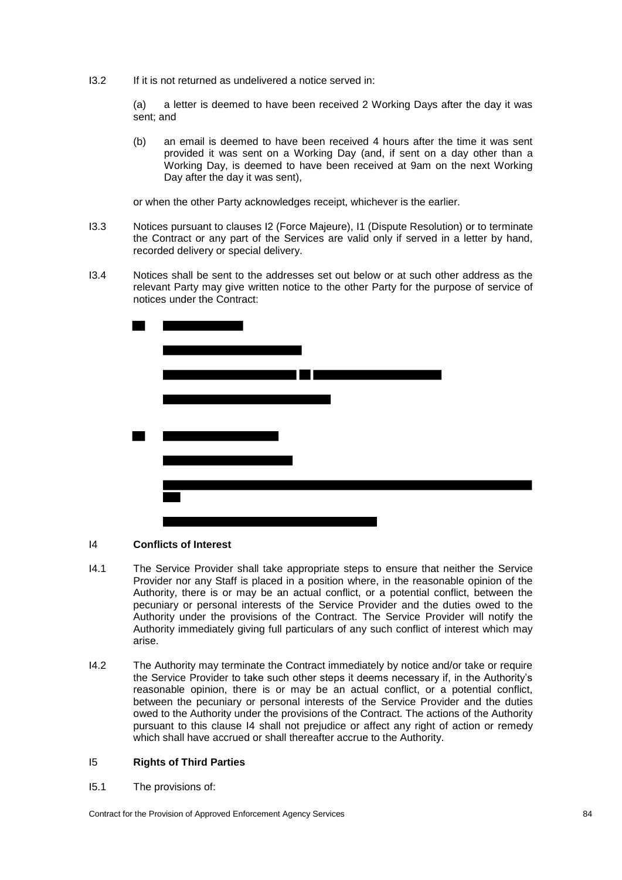I3.2 If it is not returned as undelivered a notice served in:

(a) a letter is deemed to have been received 2 Working Days after the day it was sent; and

(b) an email is deemed to have been received 4 hours after the time it was sent provided it was sent on a Working Day (and, if sent on a day other than a Working Day, is deemed to have been received at 9am on the next Working Day after the day it was sent),

or when the other Party acknowledges receipt, whichever is the earlier.

I3.3 Notices pursuant to clauses I2 (Force Majeure), I1 (Dispute Resolution) or to terminate the Contract or any part of the Services are valid only if served in a letter by hand, recorded delivery or special delivery.

I3.4 Notices shall be sent to the addresses set out below or at such other address as the relevant Party may give written notice to the other Party for the purpose of service of notices under the Contract:

## I4 Conflicts of Interest

I4.1 The Service Provider shall take appropriate steps to ensure that neither the Service Provider nor any Staff is placed in a position where, in the reasonable opinion of the Authority, there is or may be an actual conflict, or a potential conflict, between the pecuniary or personal interests of the Service Provider and the duties owed to the Authority under the provisions of the Contract. The Service Provider will notify the Authority immediately giving full particulars of any such conflict of interest which may arise.

I4.2 The Authority may terminate the Contract immediately by notice and/or take or require the Service Provider to take such other steps it deems necessary if, in the Authority's reasonable opinion, there is or may be an actual conflict, or a potential conflict, between the pecuniary or personal interests of the Service Provider and the duties owed to the Authority under the provisions of the Contract. The actions of the Authority pursuant to this clause I4 shall not prejudice or affect any right of action or remedy which shall have accrued or shall thereafter accrue to the Authority.

## I5 Rights of Third Parties

I5.1 The provisions of: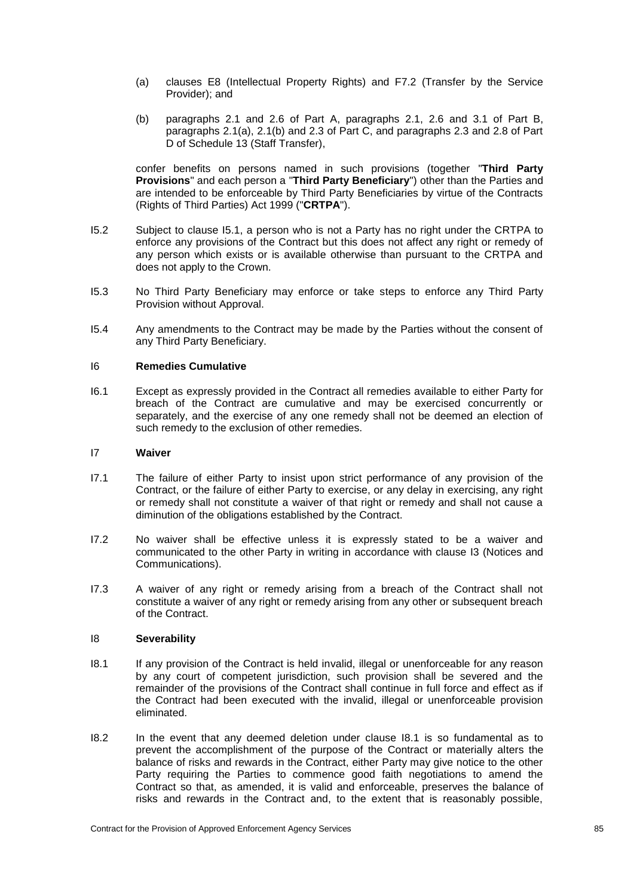(a) clauses E8 (Intellectual Property Rights) and F7.2 (Transfer by the Service Provider); and

(b) paragraphs 2.1 and 2.6 of Part A, paragraphs 2.1, 2.6 and 3.1 of Part B, paragraphs 2.1(a), 2.1(b) and 2.3 of Part C, and paragraphs 2.3 and 2.8 of Part D of Schedule 13 (Staff Transfer),

confer benefits on persons named in such provisions (together "**Third Party Provisions**" and each person a "**Third Party Beneficiary**") other than the Parties and are intended to be enforceable by Third Party Beneficiaries by virtue of the Contracts (Rights of Third Parties) Act 1999 ("**CRTPA**").

I5.2 Subject to clause I5.1, a person who is not a Party has no right under the CRTPA to enforce any provisions of the Contract but this does not affect any right or remedy of any person which exists or is available otherwise than pursuant to the CRTPA and does not apply to the Crown.

I5.3 No Third Party Beneficiary may enforce or take steps to enforce any Third Party Provision without Approval.

I5.4 Any amendments to the Contract may be made by the Parties without the consent of any Third Party Beneficiary.

### I6 Remedies Cumulative

I6.1 Except as expressly provided in the Contract all remedies available to either Party for breach of the Contract are cumulative and may be exercised concurrently or separately, and the exercise of any one remedy shall not be deemed an election of such remedy to the exclusion of other remedies.

### I7 Waiver

I7.1 The failure of either Party to insist upon strict performance of any provision of the Contract, or the failure of either Party to exercise, or any delay in exercising, any right or remedy shall not constitute a waiver of that right or remedy and shall not cause a diminution of the obligations established by the Contract.

I7.2 No waiver shall be effective unless it is expressly stated to be a waiver and communicated to the other Party in writing in accordance with clause I3 (Notices and Communications).

I7.3 A waiver of any right or remedy arising from a breach of the Contract shall not constitute a waiver of any right or remedy arising from any other or subsequent breach of the Contract.

### I8 Severability

I8.1 If any provision of the Contract is held invalid, illegal or unenforceable for any reason by any court of competent jurisdiction, such provision shall be severed and the remainder of the provisions of the Contract shall continue in full force and effect as if the Contract had been executed with the invalid, illegal or unenforceable provision eliminated.

I8.2 In the event that any deemed deletion under clause I8.1 is so fundamental as to prevent the accomplishment of the purpose of the Contract or materially alters the balance of risks and rewards in the Contract, either Party may give notice to the other Party requiring the Parties to commence good faith negotiations to amend the Contract so that, as amended, it is valid and enforceable, preserves the balance of risks and rewards in the Contract and, to the extent that is reasonably possible,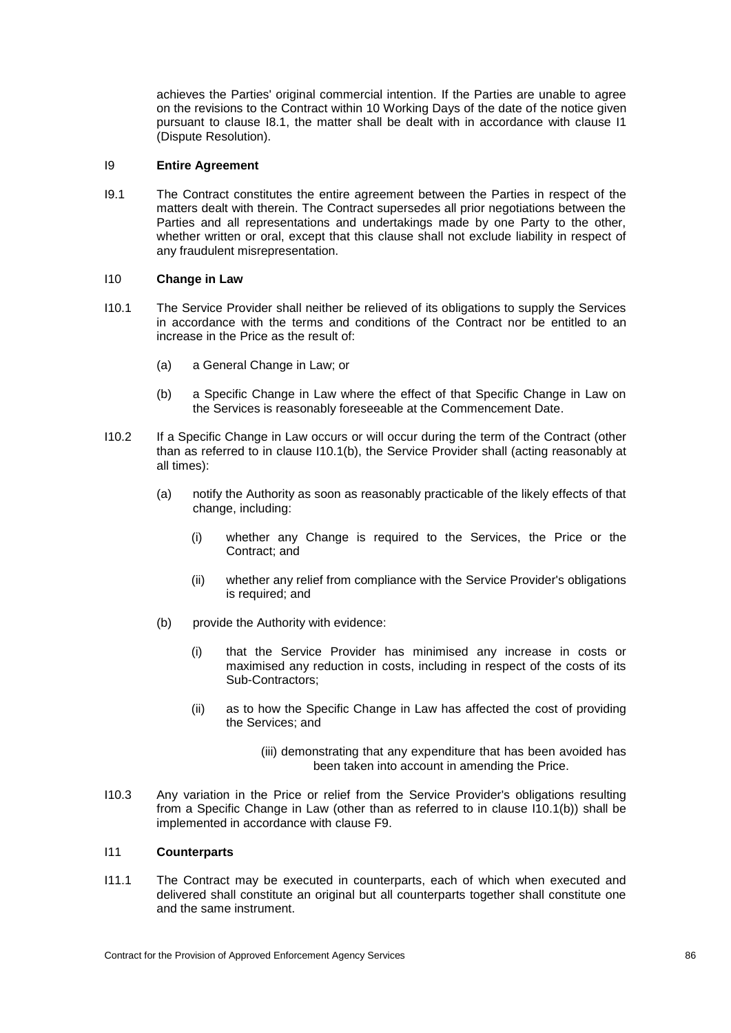achieves the Parties' original commercial intention. If the Parties are unable to agree on the revisions to the Contract within 10 Working Days of the date of the notice given pursuant to clause I8.1, the matter shall be dealt with in accordance with clause I1 (Dispute Resolution).

### I9 **Entire Agreement**

I9.1 The Contract constitutes the entire agreement between the Parties in respect of the matters dealt with therein. The Contract supersedes all prior negotiations between the Parties and all representations and undertakings made by one Party to the other, whether written or oral, except that this clause shall not exclude liability in respect of any fraudulent misrepresentation.

### I10 **Change in Law**

I10.1 The Service Provider shall neither be relieved of its obligations to supply the Services in accordance with the terms and conditions of the Contract nor be entitled to an increase in the Price as the result of:

(a) a General Change in Law; or

(b) a Specific Change in Law where the effect of that Specific Change in Law on the Services is reasonably foreseeable at the Commencement Date.

I10.2 If a Specific Change in Law occurs or will occur during the term of the Contract (other than as referred to in clause I10.1(b), the Service Provider shall (acting reasonably at all times):

(a) notify the Authority as soon as reasonably practicable of the likely effects of that change, including:

(i) whether any Change is required to the Services, the Price or the Contract; and

(ii) whether any relief from compliance with the Service Provider's obligations is required; and

(b) provide the Authority with evidence:

(i) that the Service Provider has minimised any increase in costs or maximised any reduction in costs, including in respect of the costs of its Sub-Contractors;

(ii) as to how the Specific Change in Law has affected the cost of providing the Services; and

(iii) demonstrating that any expenditure that has been avoided has been taken into account in amending the Price.

I10.3 Any variation in the Price or relief from the Service Provider's obligations resulting from a Specific Change in Law (other than as referred to in clause I10.1(b)) shall be implemented in accordance with clause F9.

### I11 **Counterparts**

I11.1 The Contract may be executed in counterparts, each of which when executed and delivered shall constitute an original but all counterparts together shall constitute one and the same instrument.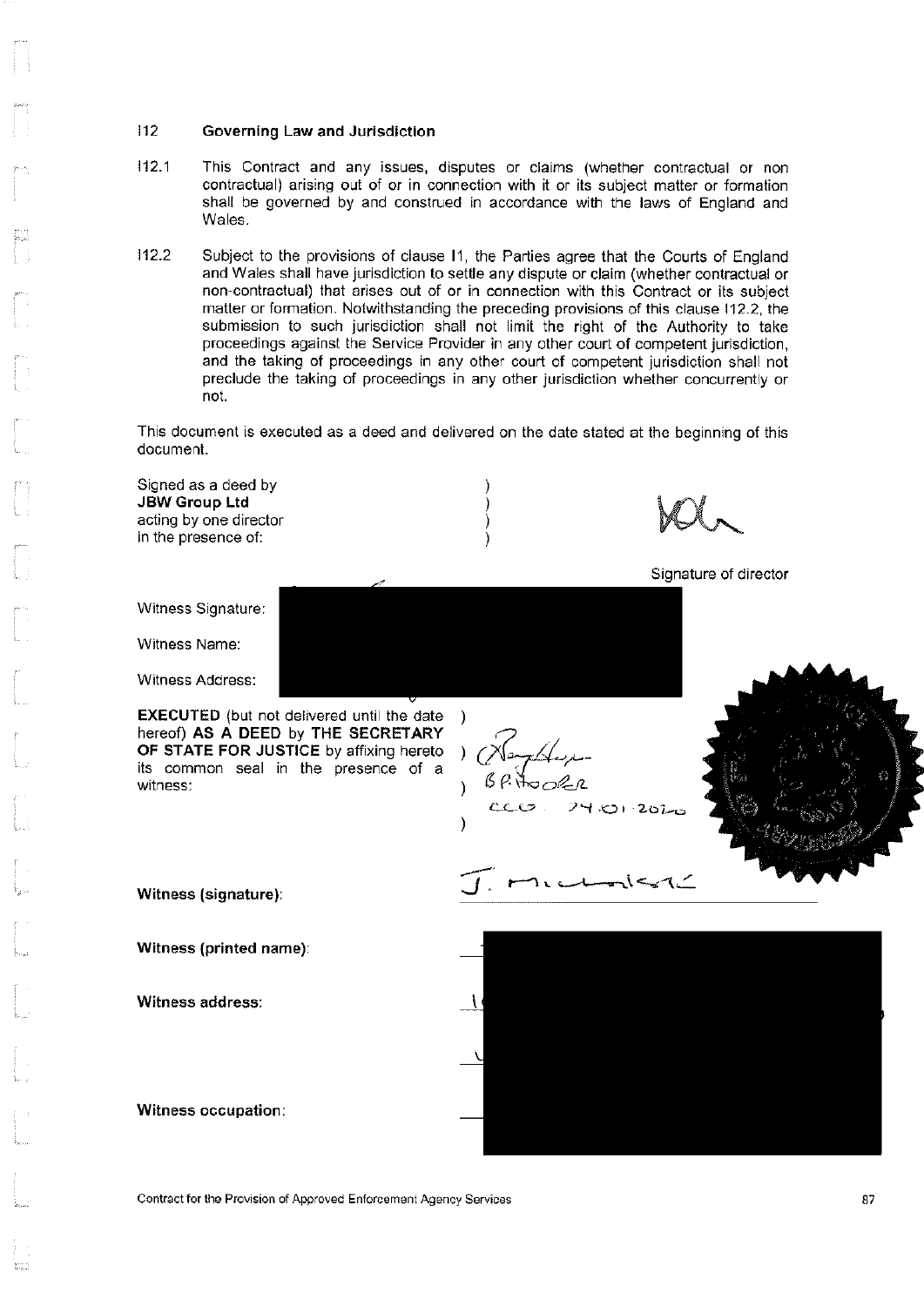## I12 Governing Law and Jurisdiction

I12.1 This Contract and any issues, disputes or claims (whether contractual or non contractual) arising out of or in connection with it or its subject matter or formation shall be governed by and construed in accordance with the laws of England and Wales.

I12.2 Subject to the provisions of clause I1, the Parties agree that the Courts of England and Wales shall have jurisdiction to settle any dispute or claim (whether contractual or non-contractual) that arises out of or in connection with this Contract or its subject matter or formation. Notwithstanding the preceding provisions of this clause I12.2, the submission to such jurisdiction shall not limit the right of the Authority to take proceedings against the Service Provider in any other court of competent jurisdiction, and the taking of proceedings in any other court of competent jurisdiction shall not preclude the taking of proceedings in any other jurisdiction whether concurrently or not.

This document is executed as a deed and delivered on the date stated at the beginning of this document.

Signed as a deed by
**JBW Group Ltd**
acting by one director
in the presence of:

Signature of director

Witness Signature:

Witness Name:

Witness Address:

**EXECUTED** (but not delivered until the date hereof) **AS A DEED** by **THE SECRETARY OF STATE FOR JUSTICE** by affixing hereto its common seal in the presence of a witness:

B P Hooper
CCO 24.01.2020

**Witness (signature):** J. Michalski

**Witness (printed name):**

**Witness address:**

**Witness occupation:**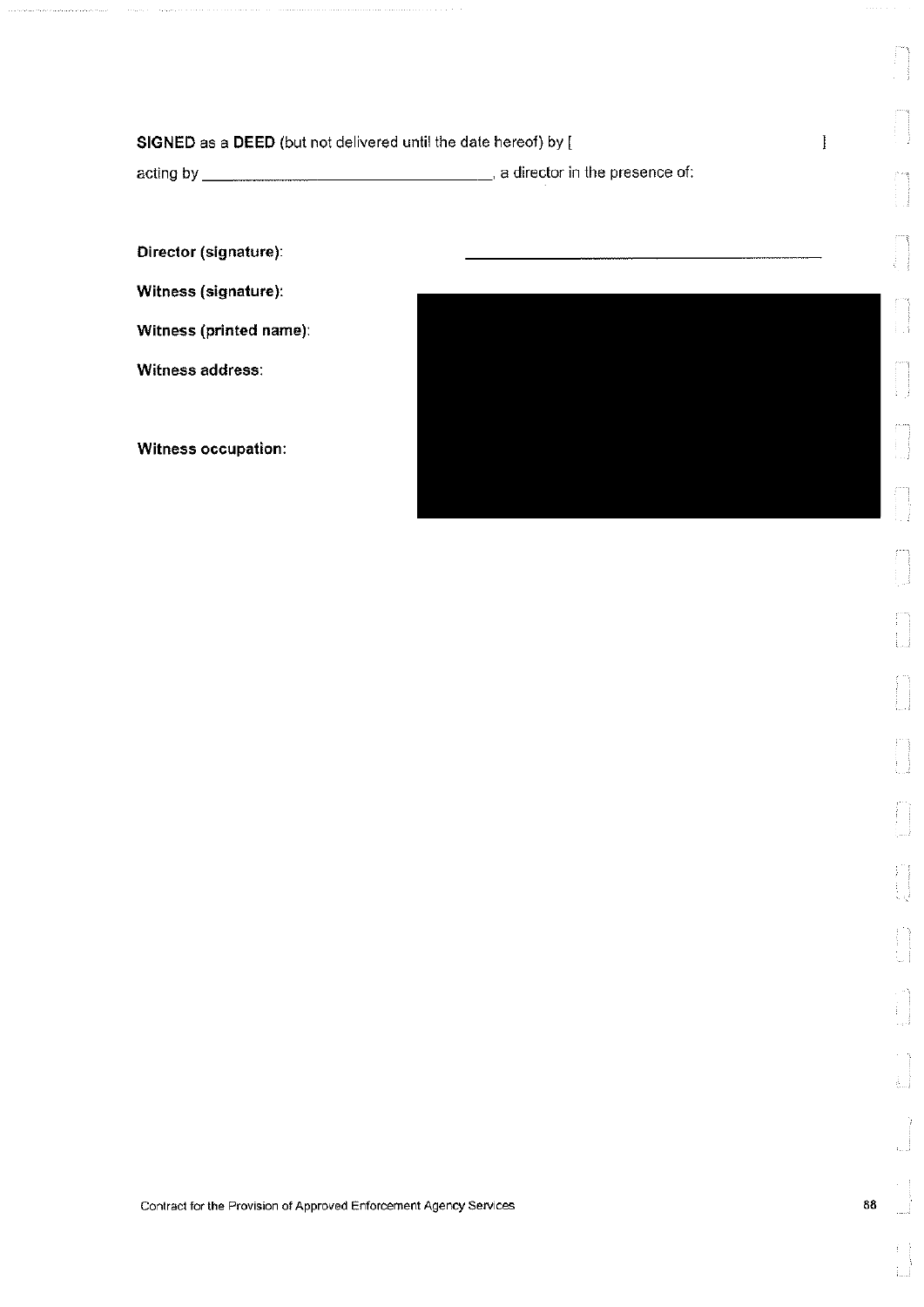**SIGNED** as a **DEED** (but not delivered until the date hereof) by [ ]

acting by \_\_\_\_\_\_\_\_\_\_\_\_\_\_\_\_\_\_\_\_\_\_\_\_\_\_\_\_\_\_\_\_\_\_\_, a director in the presence of:

**Director (signature):** \_\_\_\_\_\_\_\_\_\_\_\_\_\_\_\_\_\_\_\_\_\_\_\_\_\_\_\_\_\_\_\_\_\_\_\_\_\_\_\_

**Witness (signature):**

**Witness (printed name):**

**Witness address:**

**Witness occupation:**